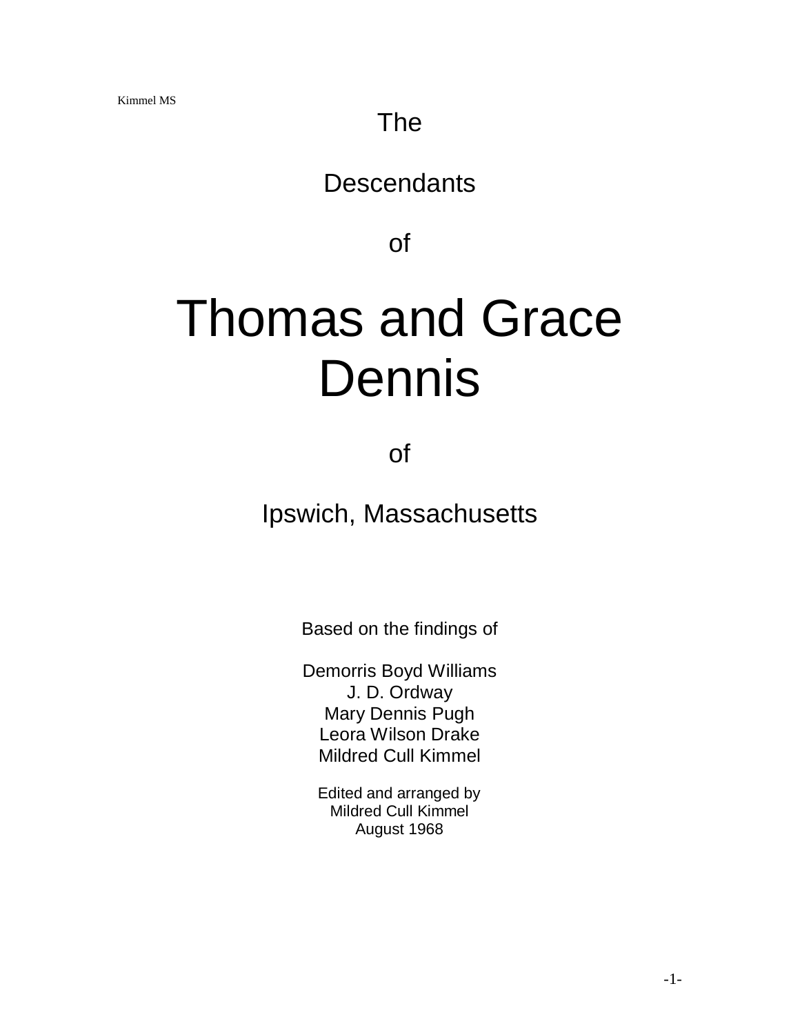Kimmel MS

The

Descendants

of

# Thomas and Grace Dennis

of

Ipswich, Massachusetts

Based on the findings of

Demorris Boyd Williams
J. D. Ordway
Mary Dennis Pugh
Leora Wilson Drake
Mildred Cull Kimmel

Edited and arranged by
Mildred Cull Kimmel
August 1968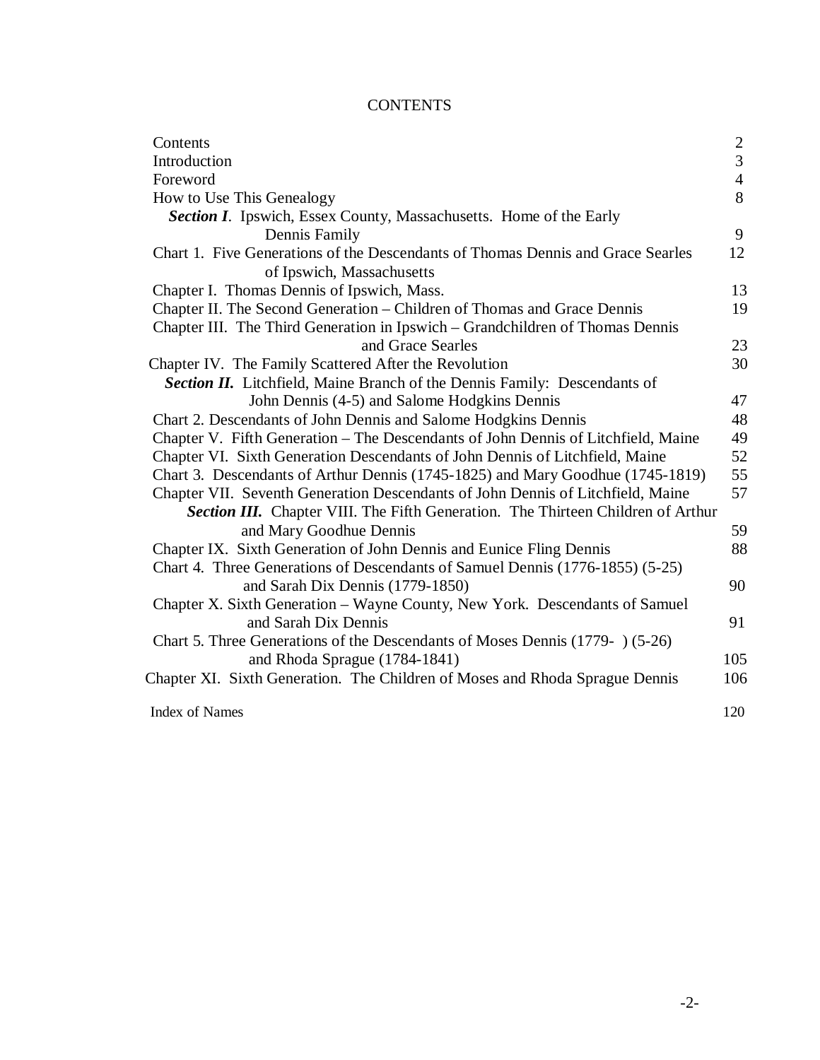# CONTENTS

| | |
|---|---|
| Contents | 2 |
| Introduction | 3 |
| Foreword | 4 |
| How to Use This Genealogy | 8 |
| ***Section I***. Ipswich, Essex County, Massachusetts. Home of the Early Dennis Family | 9 |
| Chart 1. Five Generations of the Descendants of Thomas Dennis and Grace Searles of Ipswich, Massachusetts | 12 |
| Chapter I. Thomas Dennis of Ipswich, Mass. | 13 |
| Chapter II. The Second Generation – Children of Thomas and Grace Dennis | 19 |
| Chapter III. The Third Generation in Ipswich – Grandchildren of Thomas Dennis and Grace Searles | 23 |
| Chapter IV. The Family Scattered After the Revolution | 30 |
| ***Section II.*** Litchfield, Maine Branch of the Dennis Family: Descendants of John Dennis (4-5) and Salome Hodgkins Dennis | 47 |
| Chart 2. Descendants of John Dennis and Salome Hodgkins Dennis | 48 |
| Chapter V. Fifth Generation – The Descendants of John Dennis of Litchfield, Maine | 49 |
| Chapter VI. Sixth Generation Descendants of John Dennis of Litchfield, Maine | 52 |
| Chart 3. Descendants of Arthur Dennis (1745-1825) and Mary Goodhue (1745-1819) | 55 |
| Chapter VII. Seventh Generation Descendants of John Dennis of Litchfield, Maine | 57 |
| ***Section III.*** Chapter VIII. The Fifth Generation. The Thirteen Children of Arthur and Mary Goodhue Dennis | 59 |
| Chapter IX. Sixth Generation of John Dennis and Eunice Fling Dennis | 88 |
| Chart 4. Three Generations of Descendants of Samuel Dennis (1776-1855) (5-25) and Sarah Dix Dennis (1779-1850) | 90 |
| Chapter X. Sixth Generation – Wayne County, New York. Descendants of Samuel and Sarah Dix Dennis | 91 |
| Chart 5. Three Generations of the Descendants of Moses Dennis (1779- ) (5-26) and Rhoda Sprague (1784-1841) | 105 |
| Chapter XI. Sixth Generation. The Children of Moses and Rhoda Sprague Dennis | 106 |
| Index of Names | 120 |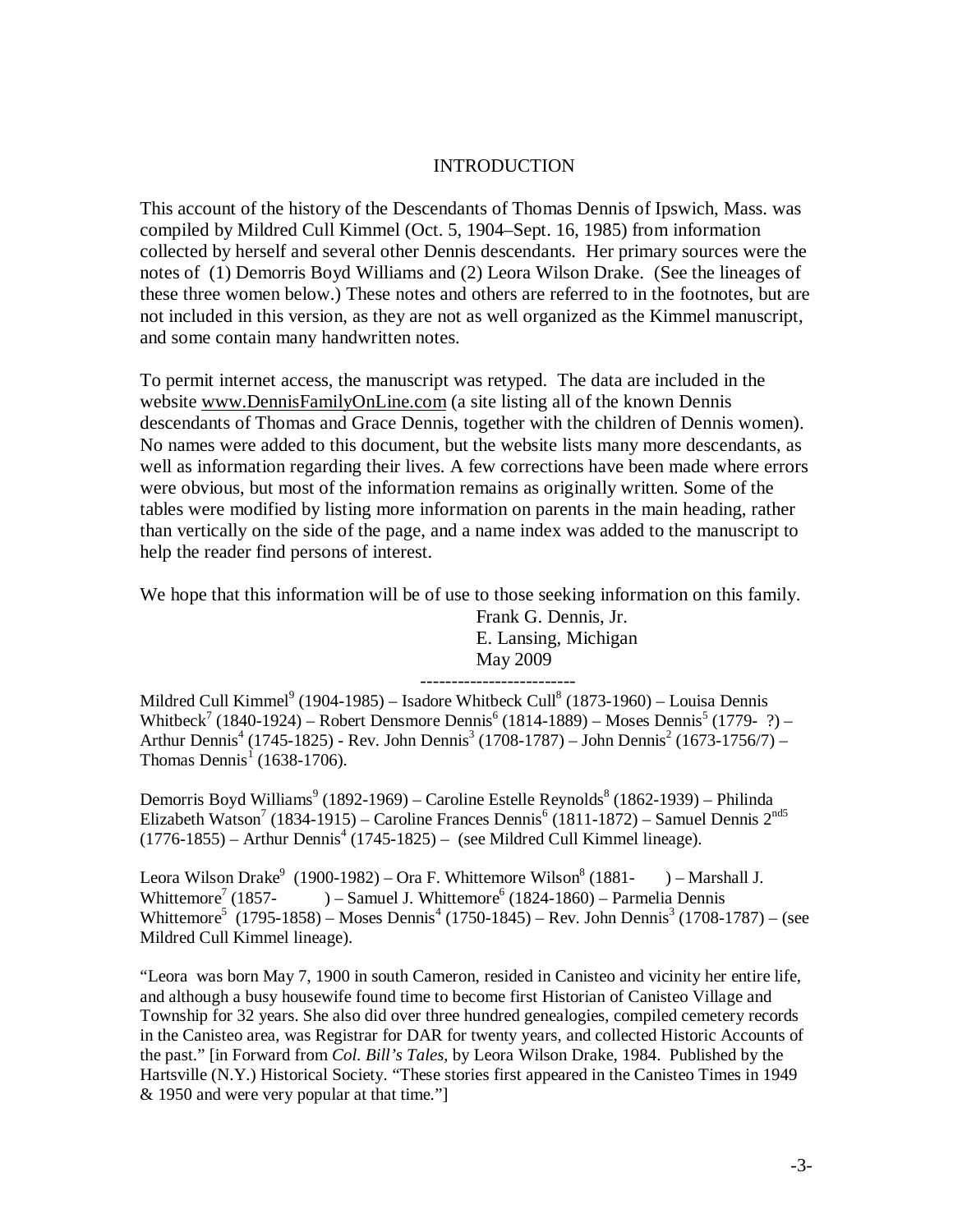# INTRODUCTION

This account of the history of the Descendants of Thomas Dennis of Ipswich, Mass. was compiled by Mildred Cull Kimmel (Oct. 5, 1904–Sept. 16, 1985) from information collected by herself and several other Dennis descendants. Her primary sources were the notes of (1) Demorris Boyd Williams and (2) Leora Wilson Drake. (See the lineages of these three women below.) These notes and others are referred to in the footnotes, but are not included in this version, as they are not as well organized as the Kimmel manuscript, and some contain many handwritten notes.

To permit internet access, the manuscript was retyped. The data are included in the website www.DennisFamilyOnLine.com (a site listing all of the known Dennis descendants of Thomas and Grace Dennis, together with the children of Dennis women). No names were added to this document, but the website lists many more descendants, as well as information regarding their lives. A few corrections have been made where errors were obvious, but most of the information remains as originally written. Some of the tables were modified by listing more information on parents in the main heading, rather than vertically on the side of the page, and a name index was added to the manuscript to help the reader find persons of interest.

We hope that this information will be of use to those seeking information on this family.

Frank G. Dennis, Jr.
E. Lansing, Michigan
May 2009

-------------------------

Mildred Cull Kimmel[9] (1904-1985) – Isadore Whitbeck Cull[8] (1873-1960) – Louisa Dennis Whitbeck[7] (1840-1924) – Robert Densmore Dennis[6] (1814-1889) – Moses Dennis[5] (1779- ?) – Arthur Dennis[4] (1745-1825) - Rev. John Dennis[3] (1708-1787) – John Dennis[2] (1673-1756/7) – Thomas Dennis[1] (1638-1706).

Demorris Boyd Williams[9] (1892-1969) – Caroline Estelle Reynolds[8] (1862-1939) – Philinda Elizabeth Watson[7] (1834-1915) – Caroline Frances Dennis[6] (1811-1872) – Samuel Dennis 2[nd5] (1776-1855) – Arthur Dennis[4] (1745-1825) – (see Mildred Cull Kimmel lineage).

Leora Wilson Drake[9] (1900-1982) – Ora F. Whittemore Wilson[8] (1881- ) – Marshall J. Whittemore[7] (1857- ) – Samuel J. Whittemore[6] (1824-1860) – Parmelia Dennis Whittemore[5] (1795-1858) – Moses Dennis[4] (1750-1845) – Rev. John Dennis[3] (1708-1787) – (see Mildred Cull Kimmel lineage).

"Leora was born May 7, 1900 in south Cameron, resided in Canisteo and vicinity her entire life, and although a busy housewife found time to become first Historian of Canisteo Village and Township for 32 years. She also did over three hundred genealogies, compiled cemetery records in the Canisteo area, was Registrar for DAR for twenty years, and collected Historic Accounts of the past." [in Forward from *Col. Bill's Tales*, by Leora Wilson Drake, 1984. Published by the Hartsville (N.Y.) Historical Society. "These stories first appeared in the Canisteo Times in 1949 & 1950 and were very popular at that time."]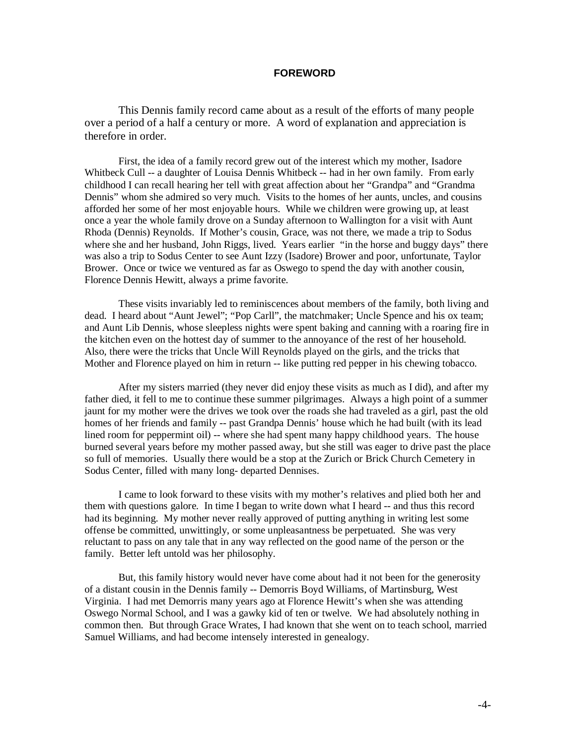## FOREWORD

This Dennis family record came about as a result of the efforts of many people over a period of a half a century or more. A word of explanation and appreciation is therefore in order.

First, the idea of a family record grew out of the interest which my mother, Isadore Whitbeck Cull -- a daughter of Louisa Dennis Whitbeck -- had in her own family. From early childhood I can recall hearing her tell with great affection about her "Grandpa" and "Grandma Dennis" whom she admired so very much. Visits to the homes of her aunts, uncles, and cousins afforded her some of her most enjoyable hours. While we children were growing up, at least once a year the whole family drove on a Sunday afternoon to Wallington for a visit with Aunt Rhoda (Dennis) Reynolds. If Mother's cousin, Grace, was not there, we made a trip to Sodus where she and her husband, John Riggs, lived. Years earlier "in the horse and buggy days" there was also a trip to Sodus Center to see Aunt Izzy (Isadore) Brower and poor, unfortunate, Taylor Brower. Once or twice we ventured as far as Oswego to spend the day with another cousin, Florence Dennis Hewitt, always a prime favorite.

These visits invariably led to reminiscences about members of the family, both living and dead. I heard about "Aunt Jewel"; "Pop Carll", the matchmaker; Uncle Spence and his ox team; and Aunt Lib Dennis, whose sleepless nights were spent baking and canning with a roaring fire in the kitchen even on the hottest day of summer to the annoyance of the rest of her household. Also, there were the tricks that Uncle Will Reynolds played on the girls, and the tricks that Mother and Florence played on him in return -- like putting red pepper in his chewing tobacco.

After my sisters married (they never did enjoy these visits as much as I did), and after my father died, it fell to me to continue these summer pilgrimages. Always a high point of a summer jaunt for my mother were the drives we took over the roads she had traveled as a girl, past the old homes of her friends and family -- past Grandpa Dennis' house which he had built (with its lead lined room for peppermint oil) -- where she had spent many happy childhood years. The house burned several years before my mother passed away, but she still was eager to drive past the place so full of memories. Usually there would be a stop at the Zurich or Brick Church Cemetery in Sodus Center, filled with many long- departed Dennises.

I came to look forward to these visits with my mother's relatives and plied both her and them with questions galore. In time I began to write down what I heard -- and thus this record had its beginning. My mother never really approved of putting anything in writing lest some offense be committed, unwittingly, or some unpleasantness be perpetuated. She was very reluctant to pass on any tale that in any way reflected on the good name of the person or the family. Better left untold was her philosophy.

But, this family history would never have come about had it not been for the generosity of a distant cousin in the Dennis family -- Demorris Boyd Williams, of Martinsburg, West Virginia. I had met Demorris many years ago at Florence Hewitt's when she was attending Oswego Normal School, and I was a gawky kid of ten or twelve. We had absolutely nothing in common then. But through Grace Wrates, I had known that she went on to teach school, married Samuel Williams, and had become intensely interested in genealogy.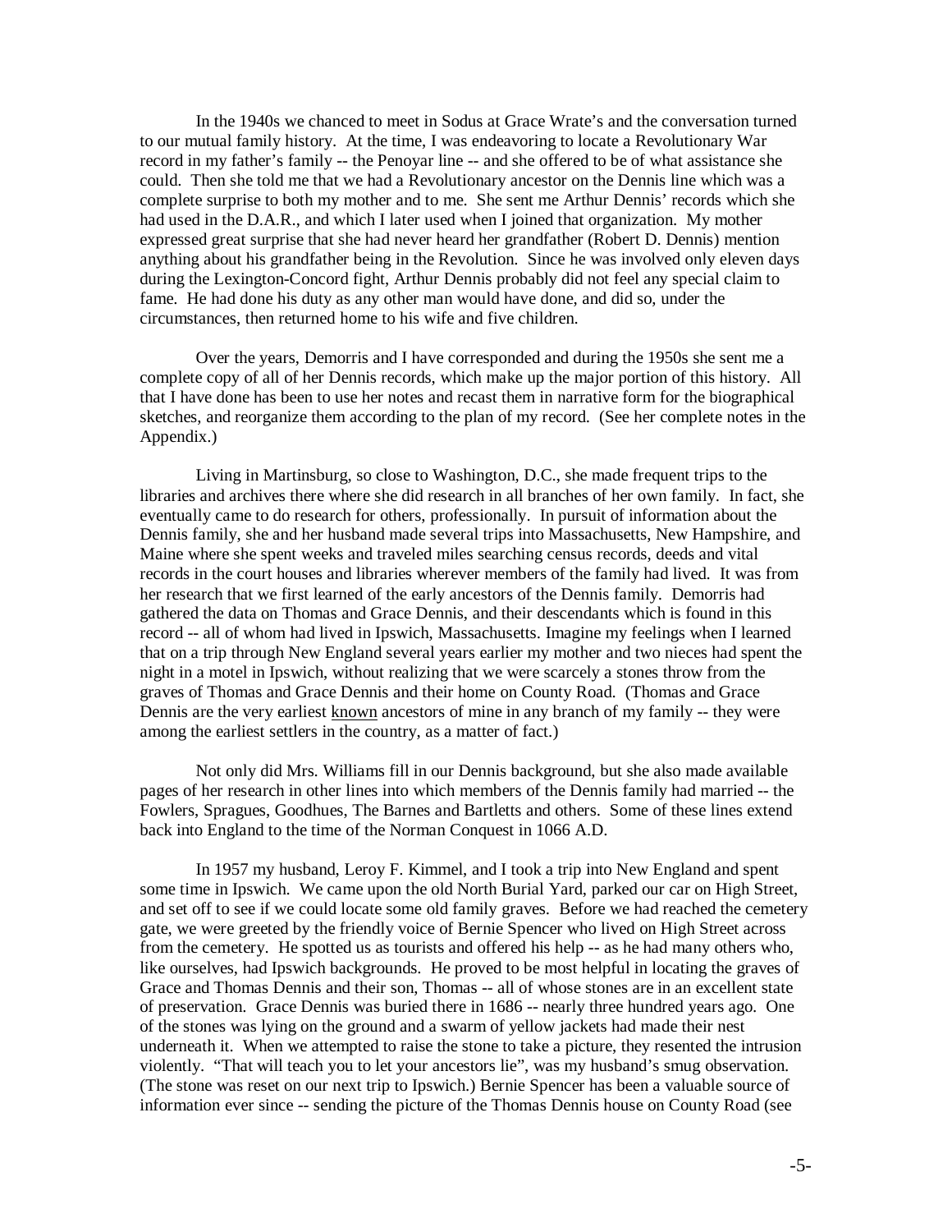In the 1940s we chanced to meet in Sodus at Grace Wrate's and the conversation turned to our mutual family history. At the time, I was endeavoring to locate a Revolutionary War record in my father's family -- the Penoyar line -- and she offered to be of what assistance she could. Then she told me that we had a Revolutionary ancestor on the Dennis line which was a complete surprise to both my mother and to me. She sent me Arthur Dennis' records which she had used in the D.A.R., and which I later used when I joined that organization. My mother expressed great surprise that she had never heard her grandfather (Robert D. Dennis) mention anything about his grandfather being in the Revolution. Since he was involved only eleven days during the Lexington-Concord fight, Arthur Dennis probably did not feel any special claim to fame. He had done his duty as any other man would have done, and did so, under the circumstances, then returned home to his wife and five children.

Over the years, Demorris and I have corresponded and during the 1950s she sent me a complete copy of all of her Dennis records, which make up the major portion of this history. All that I have done has been to use her notes and recast them in narrative form for the biographical sketches, and reorganize them according to the plan of my record. (See her complete notes in the Appendix.)

Living in Martinsburg, so close to Washington, D.C., she made frequent trips to the libraries and archives there where she did research in all branches of her own family. In fact, she eventually came to do research for others, professionally. In pursuit of information about the Dennis family, she and her husband made several trips into Massachusetts, New Hampshire, and Maine where she spent weeks and traveled miles searching census records, deeds and vital records in the court houses and libraries wherever members of the family had lived. It was from her research that we first learned of the early ancestors of the Dennis family. Demorris had gathered the data on Thomas and Grace Dennis, and their descendants which is found in this record -- all of whom had lived in Ipswich, Massachusetts. Imagine my feelings when I learned that on a trip through New England several years earlier my mother and two nieces had spent the night in a motel in Ipswich, without realizing that we were scarcely a stones throw from the graves of Thomas and Grace Dennis and their home on County Road. (Thomas and Grace Dennis are the very earliest known ancestors of mine in any branch of my family -- they were among the earliest settlers in the country, as a matter of fact.)

Not only did Mrs. Williams fill in our Dennis background, but she also made available pages of her research in other lines into which members of the Dennis family had married -- the Fowlers, Spragues, Goodhues, The Barnes and Bartletts and others. Some of these lines extend back into England to the time of the Norman Conquest in 1066 A.D.

In 1957 my husband, Leroy F. Kimmel, and I took a trip into New England and spent some time in Ipswich. We came upon the old North Burial Yard, parked our car on High Street, and set off to see if we could locate some old family graves. Before we had reached the cemetery gate, we were greeted by the friendly voice of Bernie Spencer who lived on High Street across from the cemetery. He spotted us as tourists and offered his help -- as he had many others who, like ourselves, had Ipswich backgrounds. He proved to be most helpful in locating the graves of Grace and Thomas Dennis and their son, Thomas -- all of whose stones are in an excellent state of preservation. Grace Dennis was buried there in 1686 -- nearly three hundred years ago. One of the stones was lying on the ground and a swarm of yellow jackets had made their nest underneath it. When we attempted to raise the stone to take a picture, they resented the intrusion violently. "That will teach you to let your ancestors lie", was my husband's smug observation. (The stone was reset on our next trip to Ipswich.) Bernie Spencer has been a valuable source of information ever since -- sending the picture of the Thomas Dennis house on County Road (see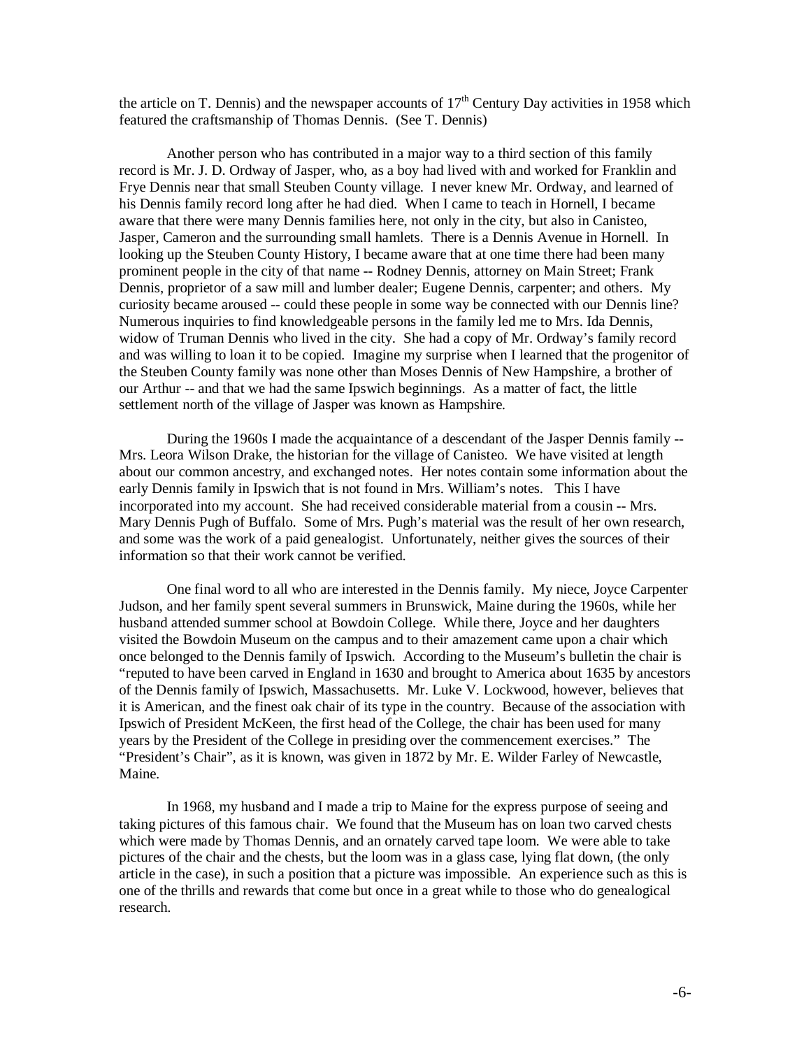the article on T. Dennis) and the newspaper accounts of 17th Century Day activities in 1958 which featured the craftsmanship of Thomas Dennis. (See T. Dennis)

Another person who has contributed in a major way to a third section of this family record is Mr. J. D. Ordway of Jasper, who, as a boy had lived with and worked for Franklin and Frye Dennis near that small Steuben County village. I never knew Mr. Ordway, and learned of his Dennis family record long after he had died. When I came to teach in Hornell, I became aware that there were many Dennis families here, not only in the city, but also in Canisteo, Jasper, Cameron and the surrounding small hamlets. There is a Dennis Avenue in Hornell. In looking up the Steuben County History, I became aware that at one time there had been many prominent people in the city of that name -- Rodney Dennis, attorney on Main Street; Frank Dennis, proprietor of a saw mill and lumber dealer; Eugene Dennis, carpenter; and others. My curiosity became aroused -- could these people in some way be connected with our Dennis line? Numerous inquiries to find knowledgeable persons in the family led me to Mrs. Ida Dennis, widow of Truman Dennis who lived in the city. She had a copy of Mr. Ordway's family record and was willing to loan it to be copied. Imagine my surprise when I learned that the progenitor of the Steuben County family was none other than Moses Dennis of New Hampshire, a brother of our Arthur -- and that we had the same Ipswich beginnings. As a matter of fact, the little settlement north of the village of Jasper was known as Hampshire.

During the 1960s I made the acquaintance of a descendant of the Jasper Dennis family -- Mrs. Leora Wilson Drake, the historian for the village of Canisteo. We have visited at length about our common ancestry, and exchanged notes. Her notes contain some information about the early Dennis family in Ipswich that is not found in Mrs. William's notes. This I have incorporated into my account. She had received considerable material from a cousin -- Mrs. Mary Dennis Pugh of Buffalo. Some of Mrs. Pugh's material was the result of her own research, and some was the work of a paid genealogist. Unfortunately, neither gives the sources of their information so that their work cannot be verified.

One final word to all who are interested in the Dennis family. My niece, Joyce Carpenter Judson, and her family spent several summers in Brunswick, Maine during the 1960s, while her husband attended summer school at Bowdoin College. While there, Joyce and her daughters visited the Bowdoin Museum on the campus and to their amazement came upon a chair which once belonged to the Dennis family of Ipswich. According to the Museum's bulletin the chair is "reputed to have been carved in England in 1630 and brought to America about 1635 by ancestors of the Dennis family of Ipswich, Massachusetts. Mr. Luke V. Lockwood, however, believes that it is American, and the finest oak chair of its type in the country. Because of the association with Ipswich of President McKeen, the first head of the College, the chair has been used for many years by the President of the College in presiding over the commencement exercises." The "President's Chair", as it is known, was given in 1872 by Mr. E. Wilder Farley of Newcastle, Maine.

In 1968, my husband and I made a trip to Maine for the express purpose of seeing and taking pictures of this famous chair. We found that the Museum has on loan two carved chests which were made by Thomas Dennis, and an ornately carved tape loom. We were able to take pictures of the chair and the chests, but the loom was in a glass case, lying flat down, (the only article in the case), in such a position that a picture was impossible. An experience such as this is one of the thrills and rewards that come but once in a great while to those who do genealogical research.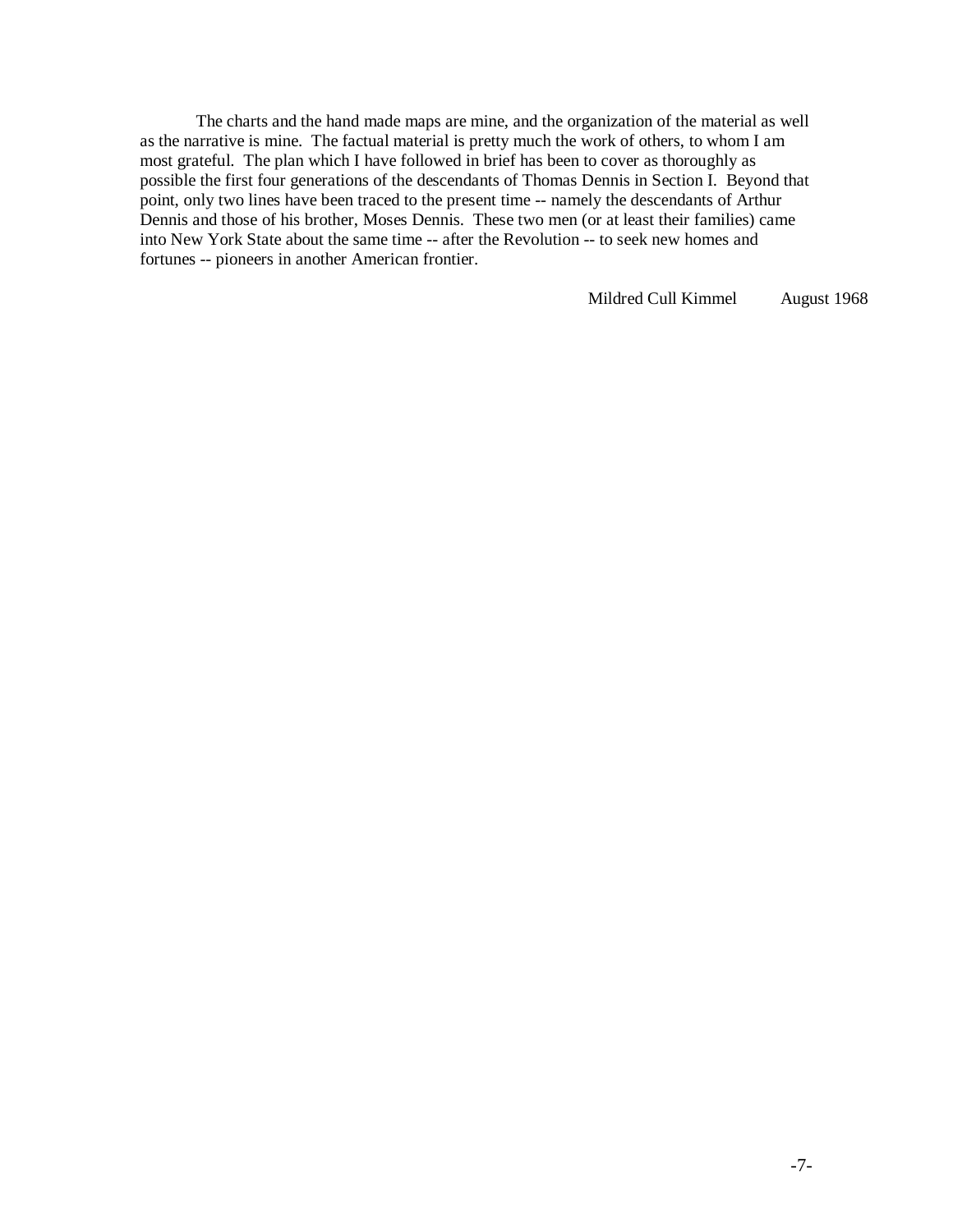The charts and the hand made maps are mine, and the organization of the material as well as the narrative is mine. The factual material is pretty much the work of others, to whom I am most grateful. The plan which I have followed in brief has been to cover as thoroughly as possible the first four generations of the descendants of Thomas Dennis in Section I. Beyond that point, only two lines have been traced to the present time -- namely the descendants of Arthur Dennis and those of his brother, Moses Dennis. These two men (or at least their families) came into New York State about the same time -- after the Revolution -- to seek new homes and fortunes -- pioneers in another American frontier.

Mildred Cull Kimmel     August 1968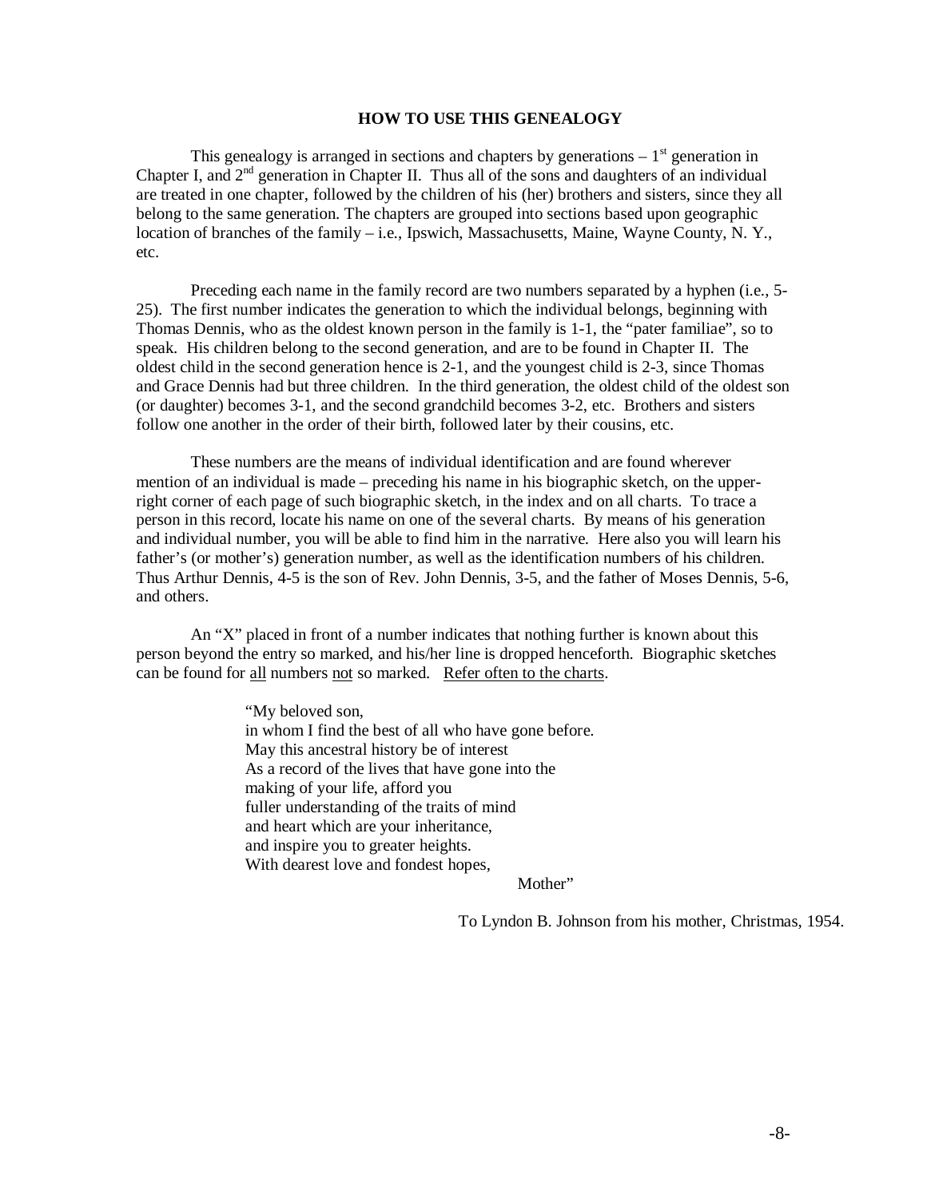## HOW TO USE THIS GENEALOGY

This genealogy is arranged in sections and chapters by generations – 1st generation in Chapter I, and 2nd generation in Chapter II. Thus all of the sons and daughters of an individual are treated in one chapter, followed by the children of his (her) brothers and sisters, since they all belong to the same generation. The chapters are grouped into sections based upon geographic location of branches of the family – i.e., Ipswich, Massachusetts, Maine, Wayne County, N. Y., etc.

Preceding each name in the family record are two numbers separated by a hyphen (i.e., 5-25). The first number indicates the generation to which the individual belongs, beginning with Thomas Dennis, who as the oldest known person in the family is 1-1, the "pater familiae", so to speak. His children belong to the second generation, and are to be found in Chapter II. The oldest child in the second generation hence is 2-1, and the youngest child is 2-3, since Thomas and Grace Dennis had but three children. In the third generation, the oldest child of the oldest son (or daughter) becomes 3-1, and the second grandchild becomes 3-2, etc. Brothers and sisters follow one another in the order of their birth, followed later by their cousins, etc.

These numbers are the means of individual identification and are found wherever mention of an individual is made – preceding his name in his biographic sketch, on the upper-right corner of each page of such biographic sketch, in the index and on all charts. To trace a person in this record, locate his name on one of the several charts. By means of his generation and individual number, you will be able to find him in the narrative. Here also you will learn his father's (or mother's) generation number, as well as the identification numbers of his children. Thus Arthur Dennis, 4-5 is the son of Rev. John Dennis, 3-5, and the father of Moses Dennis, 5-6, and others.

An "X" placed in front of a number indicates that nothing further is known about this person beyond the entry so marked, and his/her line is dropped henceforth. Biographic sketches can be found for <u>all</u> numbers <u>not</u> so marked. <u>Refer often to the charts</u>.

> "My beloved son,
> in whom I find the best of all who have gone before.
> May this ancestral history be of interest
> As a record of the lives that have gone into the
> making of your life, afford you
> fuller understanding of the traits of mind
> and heart which are your inheritance,
> and inspire you to greater heights.
> With dearest love and fondest hopes,
>
> Mother"

To Lyndon B. Johnson from his mother, Christmas, 1954.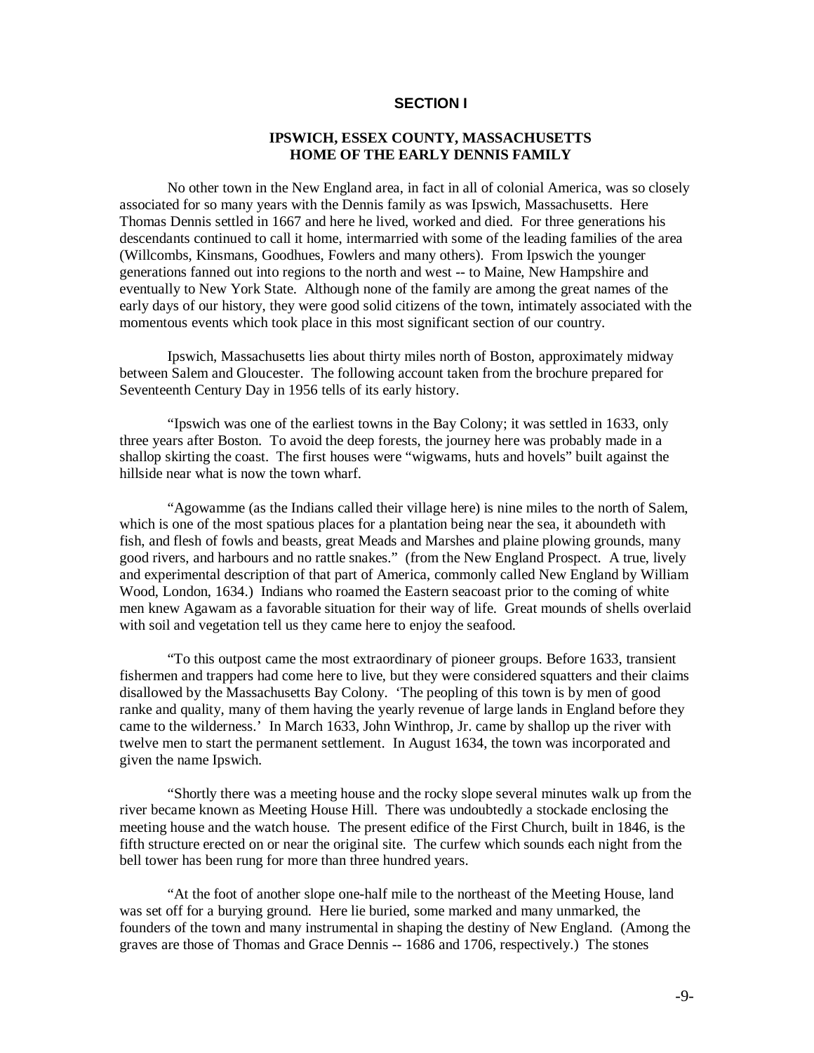## SECTION I

### IPSWICH, ESSEX COUNTY, MASSACHUSETTS
### HOME OF THE EARLY DENNIS FAMILY

No other town in the New England area, in fact in all of colonial America, was so closely associated for so many years with the Dennis family as was Ipswich, Massachusetts. Here Thomas Dennis settled in 1667 and here he lived, worked and died. For three generations his descendants continued to call it home, intermarried with some of the leading families of the area (Willcombs, Kinsmans, Goodhues, Fowlers and many others). From Ipswich the younger generations fanned out into regions to the north and west -- to Maine, New Hampshire and eventually to New York State. Although none of the family are among the great names of the early days of our history, they were good solid citizens of the town, intimately associated with the momentous events which took place in this most significant section of our country.

Ipswich, Massachusetts lies about thirty miles north of Boston, approximately midway between Salem and Gloucester. The following account taken from the brochure prepared for Seventeenth Century Day in 1956 tells of its early history.

"Ipswich was one of the earliest towns in the Bay Colony; it was settled in 1633, only three years after Boston. To avoid the deep forests, the journey here was probably made in a shallop skirting the coast. The first houses were "wigwams, huts and hovels" built against the hillside near what is now the town wharf.

"Agowamme (as the Indians called their village here) is nine miles to the north of Salem, which is one of the most spatious places for a plantation being near the sea, it aboundeth with fish, and flesh of fowls and beasts, great Meads and Marshes and plaine plowing grounds, many good rivers, and harbours and no rattle snakes." (from the New England Prospect. A true, lively and experimental description of that part of America, commonly called New England by William Wood, London, 1634.) Indians who roamed the Eastern seacoast prior to the coming of white men knew Agawam as a favorable situation for their way of life. Great mounds of shells overlaid with soil and vegetation tell us they came here to enjoy the seafood.

"To this outpost came the most extraordinary of pioneer groups. Before 1633, transient fishermen and trappers had come here to live, but they were considered squatters and their claims disallowed by the Massachusetts Bay Colony. 'The peopling of this town is by men of good ranke and quality, many of them having the yearly revenue of large lands in England before they came to the wilderness.' In March 1633, John Winthrop, Jr. came by shallop up the river with twelve men to start the permanent settlement. In August 1634, the town was incorporated and given the name Ipswich.

"Shortly there was a meeting house and the rocky slope several minutes walk up from the river became known as Meeting House Hill. There was undoubtedly a stockade enclosing the meeting house and the watch house. The present edifice of the First Church, built in 1846, is the fifth structure erected on or near the original site. The curfew which sounds each night from the bell tower has been rung for more than three hundred years.

"At the foot of another slope one-half mile to the northeast of the Meeting House, land was set off for a burying ground. Here lie buried, some marked and many unmarked, the founders of the town and many instrumental in shaping the destiny of New England. (Among the graves are those of Thomas and Grace Dennis -- 1686 and 1706, respectively.) The stones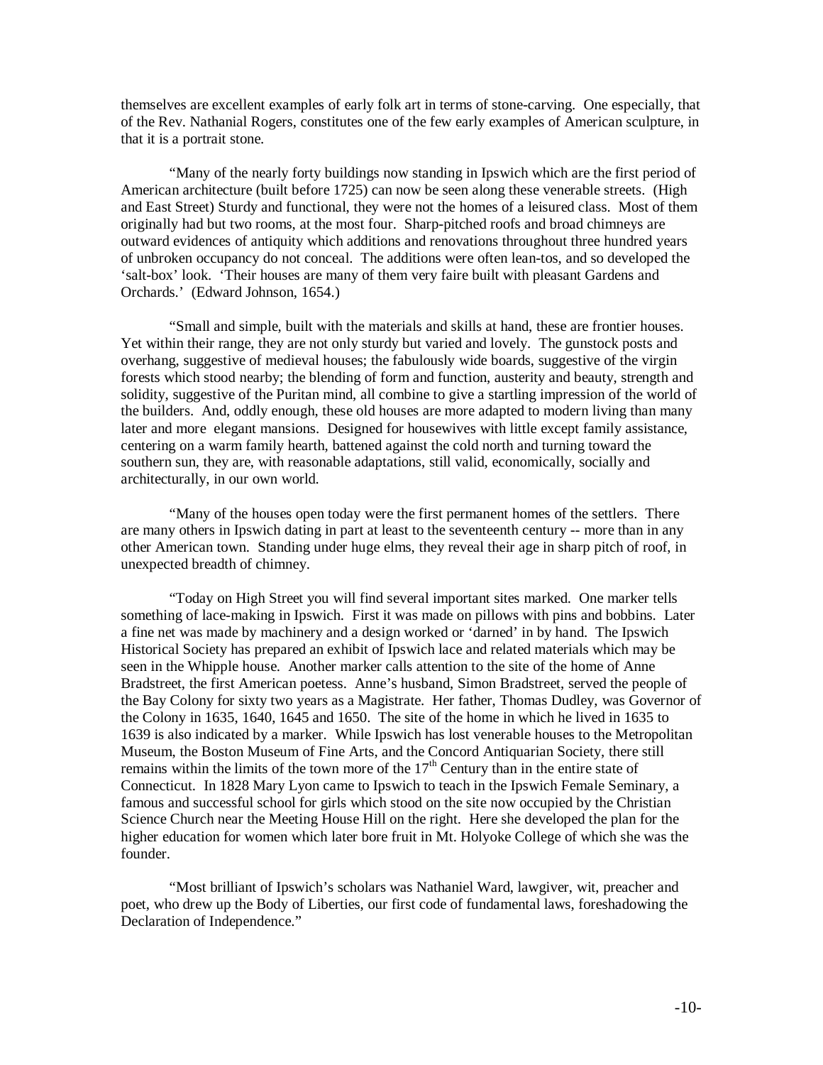themselves are excellent examples of early folk art in terms of stone-carving. One especially, that of the Rev. Nathanial Rogers, constitutes one of the few early examples of American sculpture, in that it is a portrait stone.

"Many of the nearly forty buildings now standing in Ipswich which are the first period of American architecture (built before 1725) can now be seen along these venerable streets. (High and East Street) Sturdy and functional, they were not the homes of a leisured class. Most of them originally had but two rooms, at the most four. Sharp-pitched roofs and broad chimneys are outward evidences of antiquity which additions and renovations throughout three hundred years of unbroken occupancy do not conceal. The additions were often lean-tos, and so developed the 'salt-box' look. 'Their houses are many of them very faire built with pleasant Gardens and Orchards.' (Edward Johnson, 1654.)

"Small and simple, built with the materials and skills at hand, these are frontier houses. Yet within their range, they are not only sturdy but varied and lovely. The gunstock posts and overhang, suggestive of medieval houses; the fabulously wide boards, suggestive of the virgin forests which stood nearby; the blending of form and function, austerity and beauty, strength and solidity, suggestive of the Puritan mind, all combine to give a startling impression of the world of the builders. And, oddly enough, these old houses are more adapted to modern living than many later and more elegant mansions. Designed for housewives with little except family assistance, centering on a warm family hearth, battened against the cold north and turning toward the southern sun, they are, with reasonable adaptations, still valid, economically, socially and architecturally, in our own world.

"Many of the houses open today were the first permanent homes of the settlers. There are many others in Ipswich dating in part at least to the seventeenth century -- more than in any other American town. Standing under huge elms, they reveal their age in sharp pitch of roof, in unexpected breadth of chimney.

"Today on High Street you will find several important sites marked. One marker tells something of lace-making in Ipswich. First it was made on pillows with pins and bobbins. Later a fine net was made by machinery and a design worked or 'darned' in by hand. The Ipswich Historical Society has prepared an exhibit of Ipswich lace and related materials which may be seen in the Whipple house. Another marker calls attention to the site of the home of Anne Bradstreet, the first American poetess. Anne's husband, Simon Bradstreet, served the people of the Bay Colony for sixty two years as a Magistrate. Her father, Thomas Dudley, was Governor of the Colony in 1635, 1640, 1645 and 1650. The site of the home in which he lived in 1635 to 1639 is also indicated by a marker. While Ipswich has lost venerable houses to the Metropolitan Museum, the Boston Museum of Fine Arts, and the Concord Antiquarian Society, there still remains within the limits of the town more of the 17th Century than in the entire state of Connecticut. In 1828 Mary Lyon came to Ipswich to teach in the Ipswich Female Seminary, a famous and successful school for girls which stood on the site now occupied by the Christian Science Church near the Meeting House Hill on the right. Here she developed the plan for the higher education for women which later bore fruit in Mt. Holyoke College of which she was the founder.

"Most brilliant of Ipswich's scholars was Nathaniel Ward, lawgiver, wit, preacher and poet, who drew up the Body of Liberties, our first code of fundamental laws, foreshadowing the Declaration of Independence."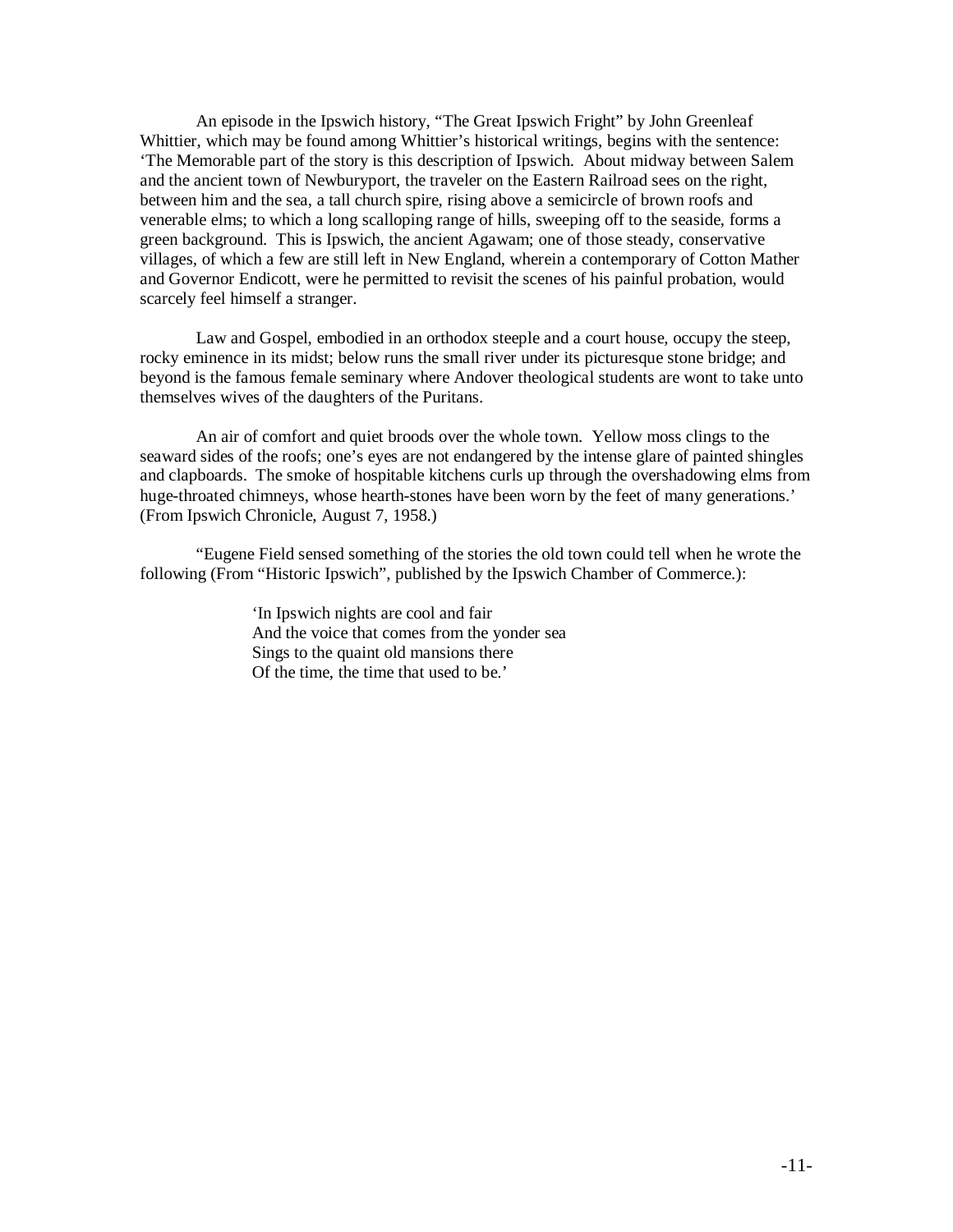An episode in the Ipswich history, "The Great Ipswich Fright" by John Greenleaf Whittier, which may be found among Whittier's historical writings, begins with the sentence: 'The Memorable part of the story is this description of Ipswich. About midway between Salem and the ancient town of Newburyport, the traveler on the Eastern Railroad sees on the right, between him and the sea, a tall church spire, rising above a semicircle of brown roofs and venerable elms; to which a long scalloping range of hills, sweeping off to the seaside, forms a green background. This is Ipswich, the ancient Agawam; one of those steady, conservative villages, of which a few are still left in New England, wherein a contemporary of Cotton Mather and Governor Endicott, were he permitted to revisit the scenes of his painful probation, would scarcely feel himself a stranger.

Law and Gospel, embodied in an orthodox steeple and a court house, occupy the steep, rocky eminence in its midst; below runs the small river under its picturesque stone bridge; and beyond is the famous female seminary where Andover theological students are wont to take unto themselves wives of the daughters of the Puritans.

An air of comfort and quiet broods over the whole town. Yellow moss clings to the seaward sides of the roofs; one's eyes are not endangered by the intense glare of painted shingles and clapboards. The smoke of hospitable kitchens curls up through the overshadowing elms from huge-throated chimneys, whose hearth-stones have been worn by the feet of many generations.' (From Ipswich Chronicle, August 7, 1958.)

"Eugene Field sensed something of the stories the old town could tell when he wrote the following (From "Historic Ipswich", published by the Ipswich Chamber of Commerce.):

> 'In Ipswich nights are cool and fair
> And the voice that comes from the yonder sea
> Sings to the quaint old mansions there
> Of the time, the time that used to be.'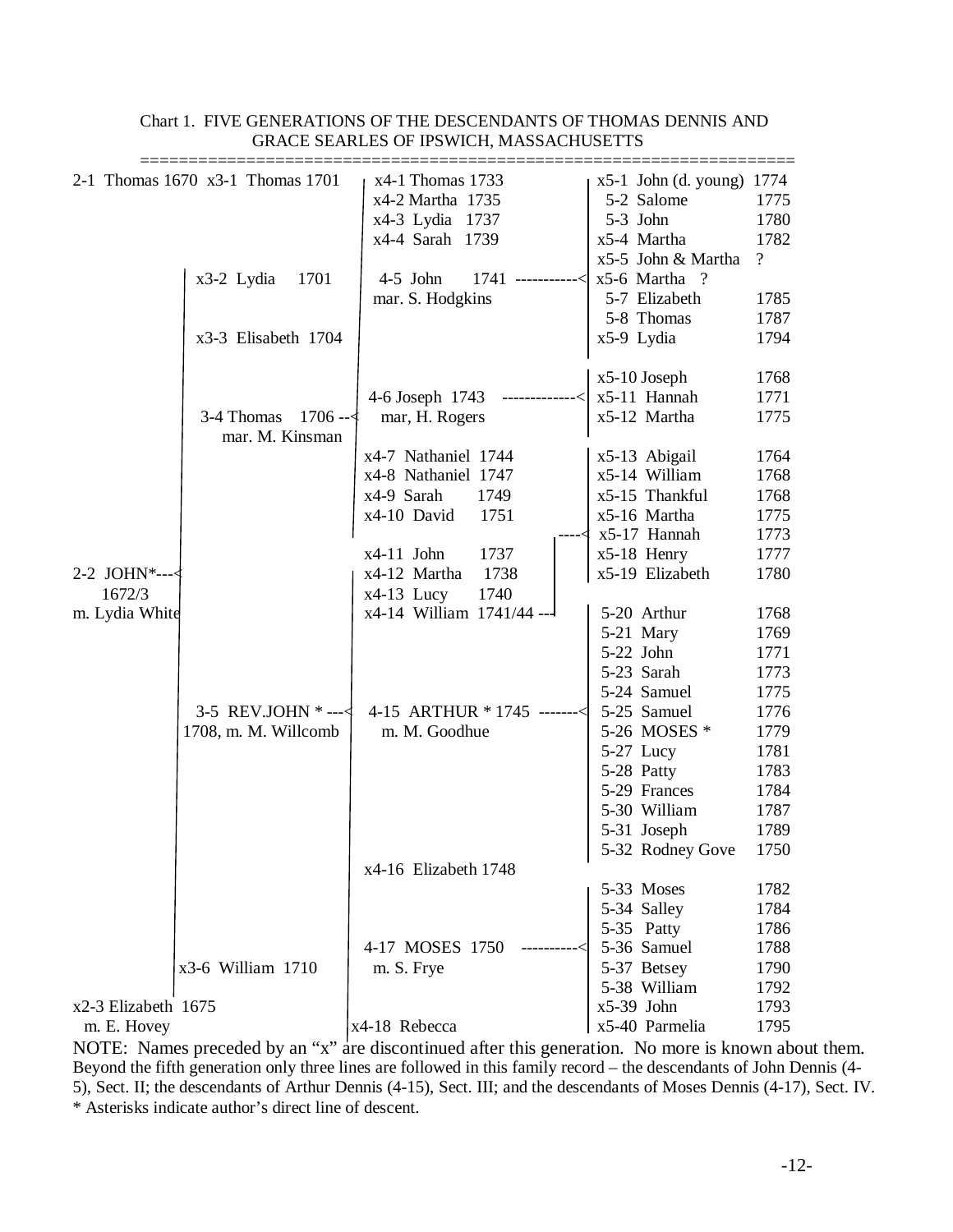Chart 1. FIVE GENERATIONS OF THE DESCENDANTS OF THOMAS DENNIS AND GRACE SEARLES OF IPSWICH, MASSACHUSETTS

```
==================================================================
2-1  Thomas 1670  x3-1  Thomas 1701     x4-1 Thomas 1733          x5-1  John (d. young)  1774
                                        x4-2 Martha  1735           5-2  Salome           1775
                                        x4-3 Lydia   1737           5-3  John             1780
                                        x4-4 Sarah   1739         x5-4  Martha            1782
                                                                  x5-5  John & Martha     ?
                  x3-2  Lydia    1701    4-5 John     1741 -----<  x5-6  Martha  ?
                                        mar. S. Hodgkins            5-7  Elizabeth        1785
                                                                    5-8  Thomas           1787
                  x3-3  Elisabeth 1704                            x5-9  Lydia             1794

                                                                  x5-10 Joseph            1768
                                        4-6 Joseph  1743  ------<  x5-11 Hannah           1771
                   3-4 Thomas   1706 --<  mar, H. Rogers          x5-12 Martha            1775
                     mar. M. Kinsman
                                        x4-7  Nathaniel 1744      x5-13 Abigail           1764
                                        x4-8  Nathaniel 1747      x5-14 William           1768
                                        x4-9  Sarah     1749      x5-15 Thankful          1768
                                        x4-10 David     1751      x5-16 Martha            1775
                                                             ----< x5-17 Hannah           1773
                                        x4-11 John      1737      x5-18 Henry             1777
2-2 JOHN*---<                           x4-12 Martha    1738      x5-19 Elizabeth         1780
   1672/3                               x4-13 Lucy      1740
m. Lydia White                          x4-14 William 1741/44 --
                                                                    5-20 Arthur           1768
                                                                    5-21 Mary             1769
                                                                    5-22 John             1771
                                                                    5-23 Sarah            1773
                                                                    5-24 Samuel           1775
                   3-5 REV.JOHN * ---<  4-15 ARTHUR * 1745 ----<    5-25 Samuel           1776
                  1708, m. M. Willcomb     m. M. Goodhue            5-26 MOSES *          1779
                                                                    5-27 Lucy             1781
                                                                    5-28 Patty            1783
                                                                    5-29 Frances          1784
                                                                    5-30 William          1787
                                                                    5-31 Joseph           1789
                                                                    5-32 Rodney Gove      1750
                                        x4-16 Elizabeth 1748
                                                                    5-33 Moses            1782
                                                                    5-34 Salley           1784
                                                                    5-35 Patty            1786
                                        4-17 MOSES 1750  -------<   5-36 Samuel           1788
                  x3-6 William 1710       m. S. Frye                5-37 Betsey           1790
                                                                    5-38 William          1792
x2-3 Elizabeth 1675                                               x5-39 John              1793
  m. E. Hovey                           x4-18 Rebecca             x5-40 Parmelia          1795
```

NOTE: Names preceded by an "x" are discontinued after this generation. No more is known about them. Beyond the fifth generation only three lines are followed in this family record – the descendants of John Dennis (4-5), Sect. II; the descendants of Arthur Dennis (4-15), Sect. III; and the descendants of Moses Dennis (4-17), Sect. IV.

* Asterisks indicate author's direct line of descent.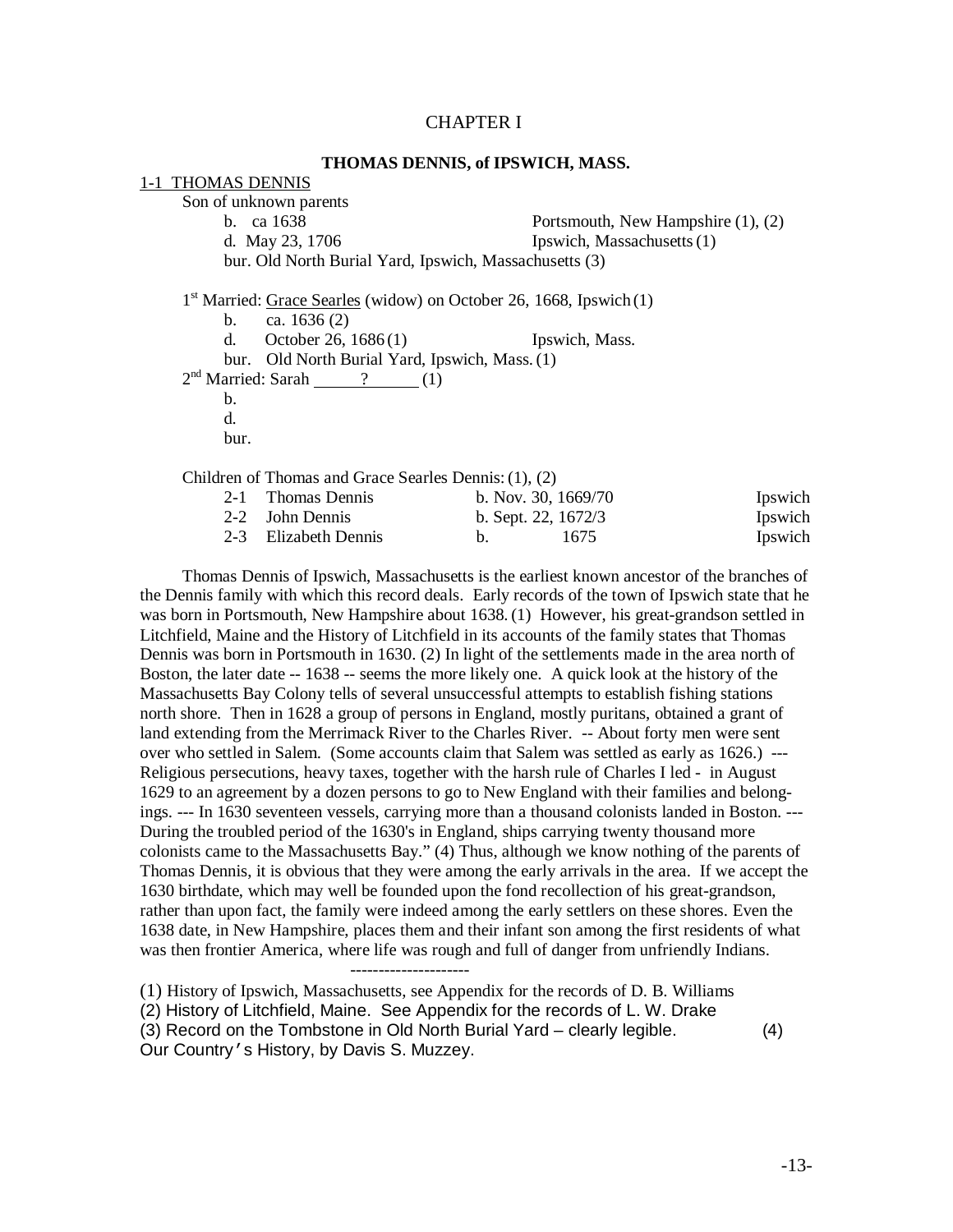# CHAPTER I

## THOMAS DENNIS, of IPSWICH, MASS.

1-1 THOMAS DENNIS

Son of unknown parents

b. ca 1638 — Portsmouth, New Hampshire (1), (2)

d. May 23, 1706 — Ipswich, Massachusetts (1)

bur. Old North Burial Yard, Ipswich, Massachusetts (3)

1st Married: Grace Searles (widow) on October 26, 1668, Ipswich (1)

b. ca. 1636 (2)

d. October 26, 1686 (1) — Ipswich, Mass.

bur. Old North Burial Yard, Ipswich, Mass. (1)

2nd Married: Sarah ? (1)

b.

d.

bur.

Children of Thomas and Grace Searles Dennis: (1), (2)

| | | | |
|---|---|---|---|
| 2-1 | Thomas Dennis | b. Nov. 30, 1669/70 | Ipswich |
| 2-2 | John Dennis | b. Sept. 22, 1672/3 | Ipswich |
| 2-3 | Elizabeth Dennis | b. 1675 | Ipswich |

Thomas Dennis of Ipswich, Massachusetts is the earliest known ancestor of the branches of the Dennis family with which this record deals. Early records of the town of Ipswich state that he was born in Portsmouth, New Hampshire about 1638. (1) However, his great-grandson settled in Litchfield, Maine and the History of Litchfield in its accounts of the family states that Thomas Dennis was born in Portsmouth in 1630. (2) In light of the settlements made in the area north of Boston, the later date -- 1638 -- seems the more likely one. A quick look at the history of the Massachusetts Bay Colony tells of several unsuccessful attempts to establish fishing stations north shore. Then in 1628 a group of persons in England, mostly puritans, obtained a grant of land extending from the Merrimack River to the Charles River. -- About forty men were sent over who settled in Salem. (Some accounts claim that Salem was settled as early as 1626.) --- Religious persecutions, heavy taxes, together with the harsh rule of Charles I led - in August 1629 to an agreement by a dozen persons to go to New England with their families and belongings. --- In 1630 seventeen vessels, carrying more than a thousand colonists landed in Boston. --- During the troubled period of the 1630's in England, ships carrying twenty thousand more colonists came to the Massachusetts Bay." (4) Thus, although we know nothing of the parents of Thomas Dennis, it is obvious that they were among the early arrivals in the area. If we accept the 1630 birthdate, which may well be founded upon the fond recollection of his great-grandson, rather than upon fact, the family were indeed among the early settlers on these shores. Even the 1638 date, in New Hampshire, places them and their infant son among the first residents of what was then frontier America, where life was rough and full of danger from unfriendly Indians.

---

(1) History of Ipswich, Massachusetts, see Appendix for the records of D. B. Williams
(2) History of Litchfield, Maine. See Appendix for the records of L. W. Drake
(3) Record on the Tombstone in Old North Burial Yard – clearly legible.
(4) Our Country's History, by Davis S. Muzzey.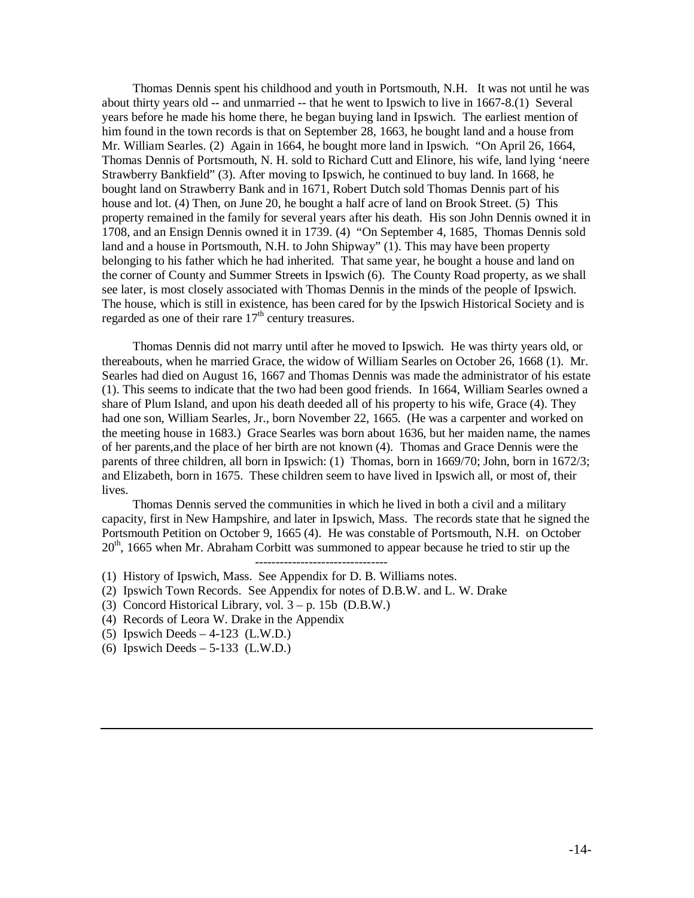Thomas Dennis spent his childhood and youth in Portsmouth, N.H. It was not until he was about thirty years old -- and unmarried -- that he went to Ipswich to live in 1667-8.(1) Several years before he made his home there, he began buying land in Ipswich. The earliest mention of him found in the town records is that on September 28, 1663, he bought land and a house from Mr. William Searles. (2) Again in 1664, he bought more land in Ipswich. "On April 26, 1664, Thomas Dennis of Portsmouth, N. H. sold to Richard Cutt and Elinore, his wife, land lying 'neere Strawberry Bankfield" (3). After moving to Ipswich, he continued to buy land. In 1668, he bought land on Strawberry Bank and in 1671, Robert Dutch sold Thomas Dennis part of his house and lot. (4) Then, on June 20, he bought a half acre of land on Brook Street. (5) This property remained in the family for several years after his death. His son John Dennis owned it in 1708, and an Ensign Dennis owned it in 1739. (4) "On September 4, 1685, Thomas Dennis sold land and a house in Portsmouth, N.H. to John Shipway" (1). This may have been property belonging to his father which he had inherited. That same year, he bought a house and land on the corner of County and Summer Streets in Ipswich (6). The County Road property, as we shall see later, is most closely associated with Thomas Dennis in the minds of the people of Ipswich. The house, which is still in existence, has been cared for by the Ipswich Historical Society and is regarded as one of their rare 17th century treasures.

Thomas Dennis did not marry until after he moved to Ipswich. He was thirty years old, or thereabouts, when he married Grace, the widow of William Searles on October 26, 1668 (1). Mr. Searles had died on August 16, 1667 and Thomas Dennis was made the administrator of his estate (1). This seems to indicate that the two had been good friends. In 1664, William Searles owned a share of Plum Island, and upon his death deeded all of his property to his wife, Grace (4). They had one son, William Searles, Jr., born November 22, 1665. (He was a carpenter and worked on the meeting house in 1683.) Grace Searles was born about 1636, but her maiden name, the names of her parents,and the place of her birth are not known (4). Thomas and Grace Dennis were the parents of three children, all born in Ipswich: (1) Thomas, born in 1669/70; John, born in 1672/3; and Elizabeth, born in 1675. These children seem to have lived in Ipswich all, or most of, their lives.

Thomas Dennis served the communities in which he lived in both a civil and a military capacity, first in New Hampshire, and later in Ipswich, Mass. The records state that he signed the Portsmouth Petition on October 9, 1665 (4). He was constable of Portsmouth, N.H. on October 20th, 1665 when Mr. Abraham Corbitt was summoned to appear because he tried to stir up the

--------------------------------

(1) History of Ipswich, Mass. See Appendix for D. B. Williams notes.
(2) Ipswich Town Records. See Appendix for notes of D.B.W. and L. W. Drake
(3) Concord Historical Library, vol. 3 – p. 15b (D.B.W.)
(4) Records of Leora W. Drake in the Appendix
(5) Ipswich Deeds – 4-123 (L.W.D.)
(6) Ipswich Deeds – 5-133 (L.W.D.)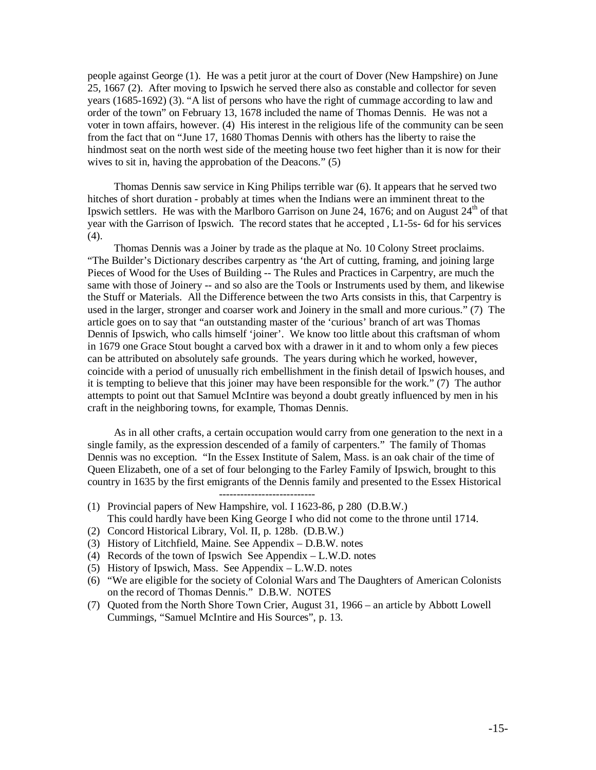people against George (1). He was a petit juror at the court of Dover (New Hampshire) on June 25, 1667 (2). After moving to Ipswich he served there also as constable and collector for seven years (1685-1692) (3). "A list of persons who have the right of cummage according to law and order of the town" on February 13, 1678 included the name of Thomas Dennis. He was not a voter in town affairs, however. (4) His interest in the religious life of the community can be seen from the fact that on "June 17, 1680 Thomas Dennis with others has the liberty to raise the hindmost seat on the north west side of the meeting house two feet higher than it is now for their wives to sit in, having the approbation of the Deacons." (5)

Thomas Dennis saw service in King Philips terrible war (6). It appears that he served two hitches of short duration - probably at times when the Indians were an imminent threat to the Ipswich settlers. He was with the Marlboro Garrison on June 24, 1676; and on August 24th of that year with the Garrison of Ipswich. The record states that he accepted , L1-5s- 6d for his services (4).

Thomas Dennis was a Joiner by trade as the plaque at No. 10 Colony Street proclaims. "The Builder's Dictionary describes carpentry as 'the Art of cutting, framing, and joining large Pieces of Wood for the Uses of Building -- The Rules and Practices in Carpentry, are much the same with those of Joinery -- and so also are the Tools or Instruments used by them, and likewise the Stuff or Materials. All the Difference between the two Arts consists in this, that Carpentry is used in the larger, stronger and coarser work and Joinery in the small and more curious." (7) The article goes on to say that "an outstanding master of the 'curious' branch of art was Thomas Dennis of Ipswich, who calls himself 'joiner'. We know too little about this craftsman of whom in 1679 one Grace Stout bought a carved box with a drawer in it and to whom only a few pieces can be attributed on absolutely safe grounds. The years during which he worked, however, coincide with a period of unusually rich embellishment in the finish detail of Ipswich houses, and it is tempting to believe that this joiner may have been responsible for the work." (7) The author attempts to point out that Samuel McIntire was beyond a doubt greatly influenced by men in his craft in the neighboring towns, for example, Thomas Dennis.

As in all other crafts, a certain occupation would carry from one generation to the next in a single family, as the expression descended of a family of carpenters." The family of Thomas Dennis was no exception. "In the Essex Institute of Salem, Mass. is an oak chair of the time of Queen Elizabeth, one of a set of four belonging to the Farley Family of Ipswich, brought to this country in 1635 by the first emigrants of the Dennis family and presented to the Essex Historical

---------------------------

(1) Provincial papers of New Hampshire, vol. I 1623-86, p 280 (D.B.W.)
    This could hardly have been King George I who did not come to the throne until 1714.
(2) Concord Historical Library, Vol. II, p. 128b. (D.B.W.)
(3) History of Litchfield, Maine. See Appendix – D.B.W. notes
(4) Records of the town of Ipswich See Appendix – L.W.D. notes
(5) History of Ipswich, Mass. See Appendix – L.W.D. notes
(6) "We are eligible for the society of Colonial Wars and The Daughters of American Colonists on the record of Thomas Dennis." D.B.W. NOTES
(7) Quoted from the North Shore Town Crier, August 31, 1966 – an article by Abbott Lowell Cummings, "Samuel McIntire and His Sources", p. 13.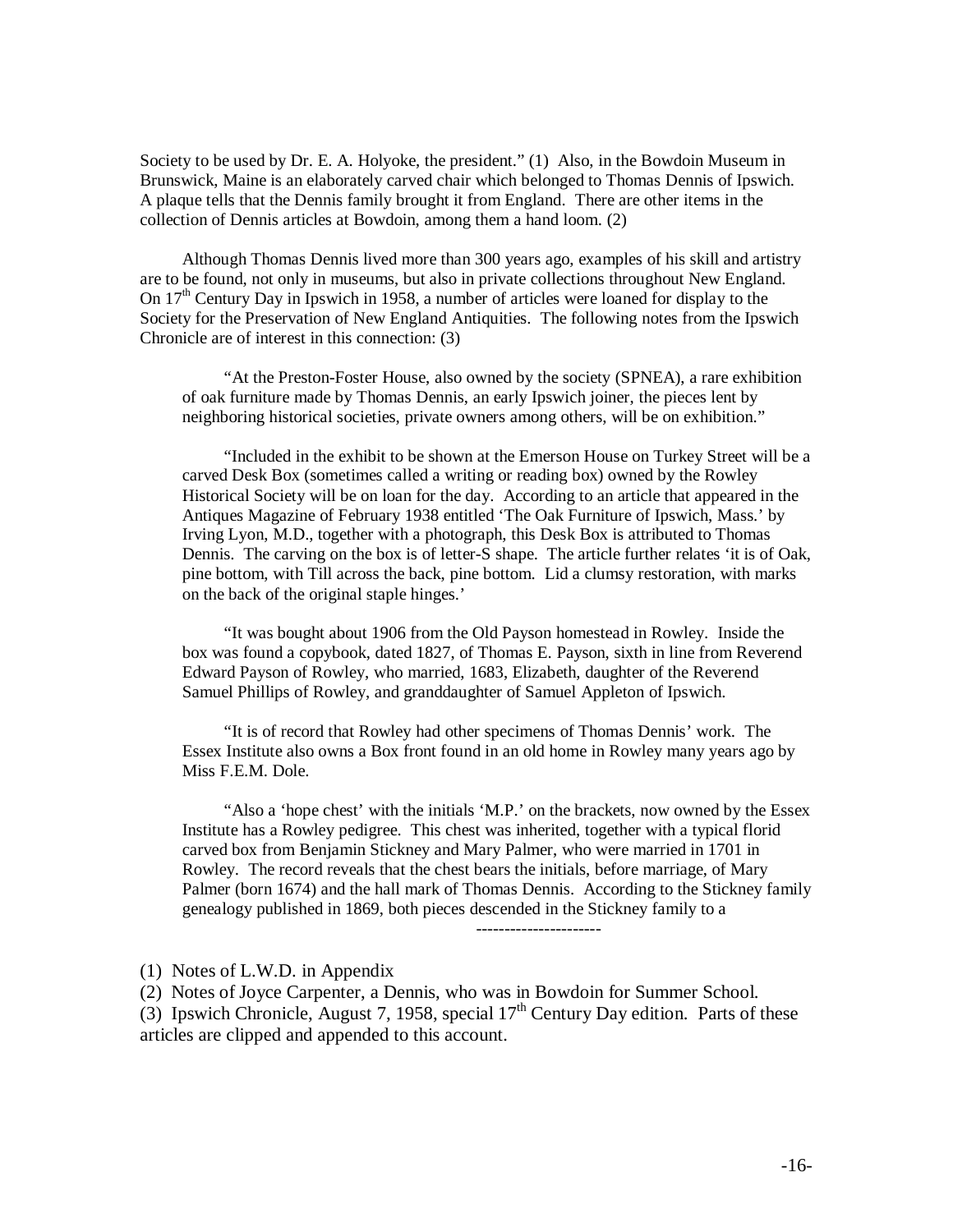Society to be used by Dr. E. A. Holyoke, the president." (1) Also, in the Bowdoin Museum in Brunswick, Maine is an elaborately carved chair which belonged to Thomas Dennis of Ipswich. A plaque tells that the Dennis family brought it from England. There are other items in the collection of Dennis articles at Bowdoin, among them a hand loom. (2)

Although Thomas Dennis lived more than 300 years ago, examples of his skill and artistry are to be found, not only in museums, but also in private collections throughout New England. On 17th Century Day in Ipswich in 1958, a number of articles were loaned for display to the Society for the Preservation of New England Antiquities. The following notes from the Ipswich Chronicle are of interest in this connection: (3)

> "At the Preston-Foster House, also owned by the society (SPNEA), a rare exhibition of oak furniture made by Thomas Dennis, an early Ipswich joiner, the pieces lent by neighboring historical societies, private owners among others, will be on exhibition."
>
> "Included in the exhibit to be shown at the Emerson House on Turkey Street will be a carved Desk Box (sometimes called a writing or reading box) owned by the Rowley Historical Society will be on loan for the day. According to an article that appeared in the Antiques Magazine of February 1938 entitled 'The Oak Furniture of Ipswich, Mass.' by Irving Lyon, M.D., together with a photograph, this Desk Box is attributed to Thomas Dennis. The carving on the box is of letter-S shape. The article further relates 'it is of Oak, pine bottom, with Till across the back, pine bottom. Lid a clumsy restoration, with marks on the back of the original staple hinges.'
>
> "It was bought about 1906 from the Old Payson homestead in Rowley. Inside the box was found a copybook, dated 1827, of Thomas E. Payson, sixth in line from Reverend Edward Payson of Rowley, who married, 1683, Elizabeth, daughter of the Reverend Samuel Phillips of Rowley, and granddaughter of Samuel Appleton of Ipswich.
>
> "It is of record that Rowley had other specimens of Thomas Dennis' work. The Essex Institute also owns a Box front found in an old home in Rowley many years ago by Miss F.E.M. Dole.
>
> "Also a 'hope chest' with the initials 'M.P.' on the brackets, now owned by the Essex Institute has a Rowley pedigree. This chest was inherited, together with a typical florid carved box from Benjamin Stickney and Mary Palmer, who were married in 1701 in Rowley. The record reveals that the chest bears the initials, before marriage, of Mary Palmer (born 1674) and the hall mark of Thomas Dennis. According to the Stickney family genealogy published in 1869, both pieces descended in the Stickney family to a

---------------------

(1) Notes of L.W.D. in Appendix

(2) Notes of Joyce Carpenter, a Dennis, who was in Bowdoin for Summer School.

(3) Ipswich Chronicle, August 7, 1958, special 17th Century Day edition. Parts of these articles are clipped and appended to this account.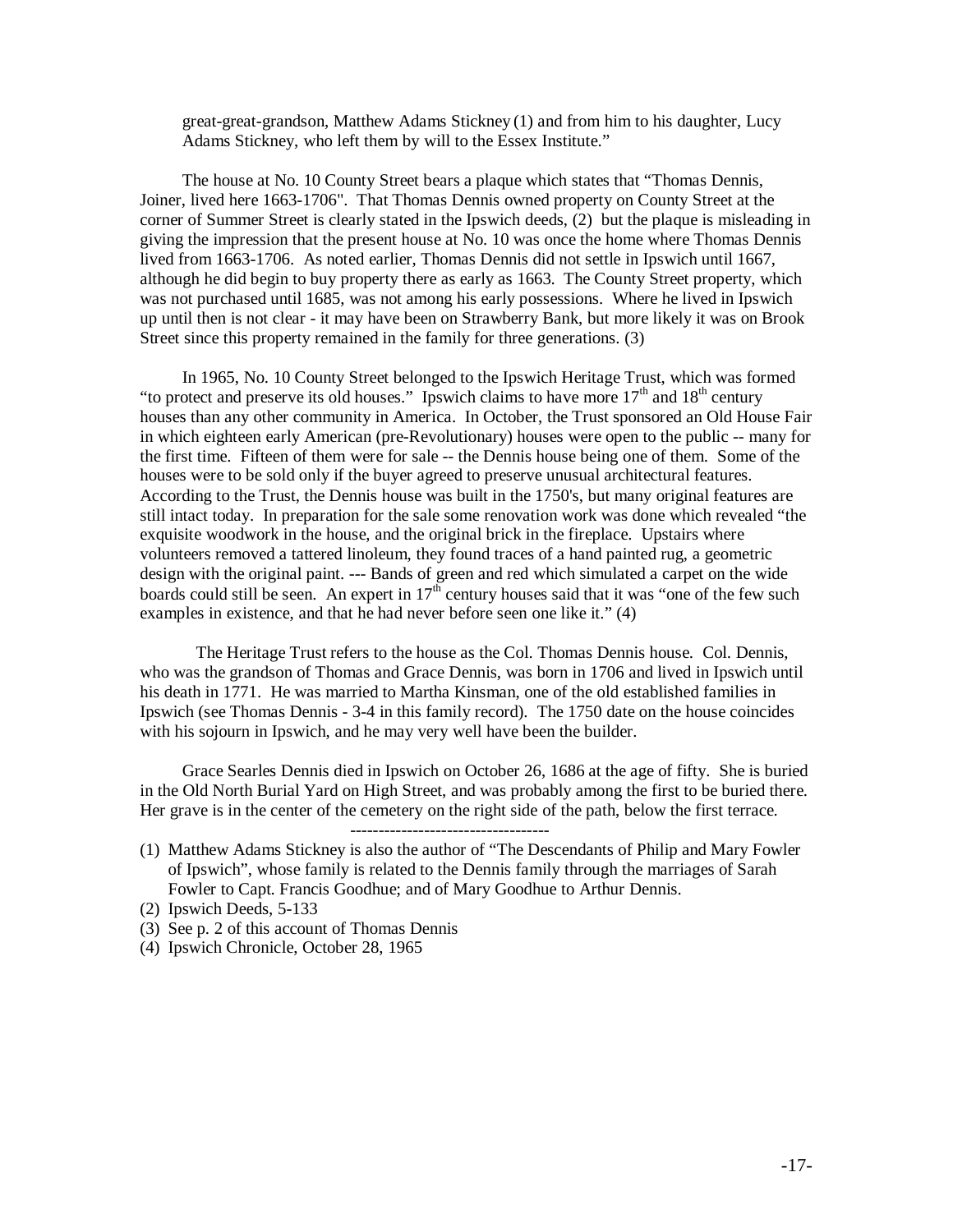great-great-grandson, Matthew Adams Stickney (1) and from him to his daughter, Lucy Adams Stickney, who left them by will to the Essex Institute."

The house at No. 10 County Street bears a plaque which states that "Thomas Dennis, Joiner, lived here 1663-1706". That Thomas Dennis owned property on County Street at the corner of Summer Street is clearly stated in the Ipswich deeds, (2) but the plaque is misleading in giving the impression that the present house at No. 10 was once the home where Thomas Dennis lived from 1663-1706. As noted earlier, Thomas Dennis did not settle in Ipswich until 1667, although he did begin to buy property there as early as 1663. The County Street property, which was not purchased until 1685, was not among his early possessions. Where he lived in Ipswich up until then is not clear - it may have been on Strawberry Bank, but more likely it was on Brook Street since this property remained in the family for three generations. (3)

In 1965, No. 10 County Street belonged to the Ipswich Heritage Trust, which was formed "to protect and preserve its old houses." Ipswich claims to have more 17th and 18th century houses than any other community in America. In October, the Trust sponsored an Old House Fair in which eighteen early American (pre-Revolutionary) houses were open to the public -- many for the first time. Fifteen of them were for sale -- the Dennis house being one of them. Some of the houses were to be sold only if the buyer agreed to preserve unusual architectural features. According to the Trust, the Dennis house was built in the 1750's, but many original features are still intact today. In preparation for the sale some renovation work was done which revealed "the exquisite woodwork in the house, and the original brick in the fireplace. Upstairs where volunteers removed a tattered linoleum, they found traces of a hand painted rug, a geometric design with the original paint. --- Bands of green and red which simulated a carpet on the wide boards could still be seen. An expert in 17th century houses said that it was "one of the few such examples in existence, and that he had never before seen one like it." (4)

The Heritage Trust refers to the house as the Col. Thomas Dennis house. Col. Dennis, who was the grandson of Thomas and Grace Dennis, was born in 1706 and lived in Ipswich until his death in 1771. He was married to Martha Kinsman, one of the old established families in Ipswich (see Thomas Dennis - 3-4 in this family record). The 1750 date on the house coincides with his sojourn in Ipswich, and he may very well have been the builder.

Grace Searles Dennis died in Ipswich on October 26, 1686 at the age of fifty. She is buried in the Old North Burial Yard on High Street, and was probably among the first to be buried there. Her grave is in the center of the cemetery on the right side of the path, below the first terrace.

-----------------------------------

(1) Matthew Adams Stickney is also the author of "The Descendants of Philip and Mary Fowler of Ipswich", whose family is related to the Dennis family through the marriages of Sarah Fowler to Capt. Francis Goodhue; and of Mary Goodhue to Arthur Dennis.

(2) Ipswich Deeds, 5-133

(3) See p. 2 of this account of Thomas Dennis

(4) Ipswich Chronicle, October 28, 1965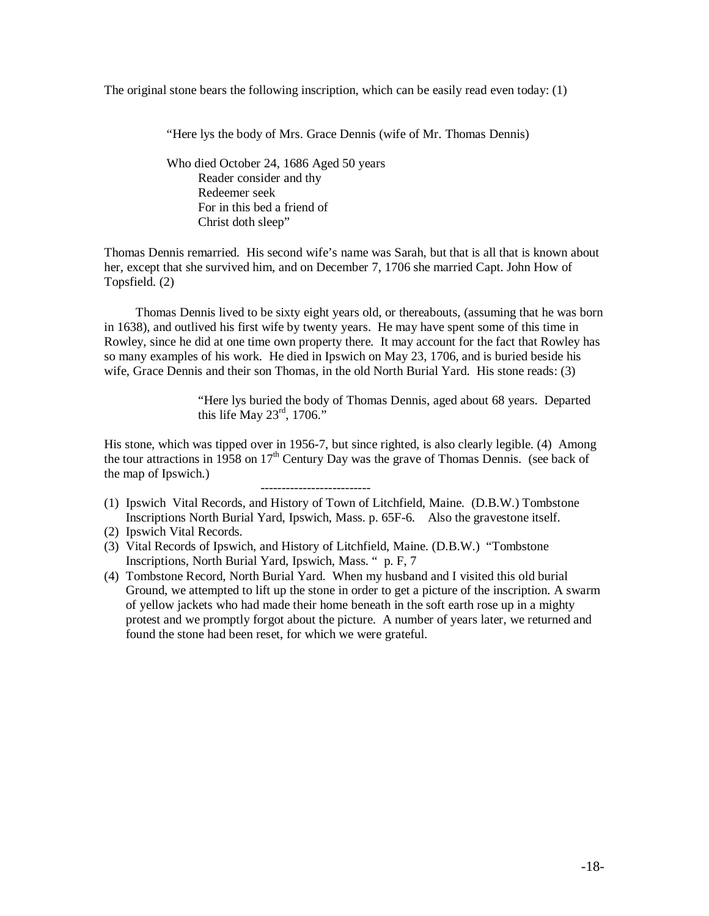The original stone bears the following inscription, which can be easily read even today: (1)

> "Here lys the body of Mrs. Grace Dennis (wife of Mr. Thomas Dennis)
>
> Who died October 24, 1686 Aged 50 years
> Reader consider and thy
> Redeemer seek
> For in this bed a friend of
> Christ doth sleep"

Thomas Dennis remarried. His second wife's name was Sarah, but that is all that is known about her, except that she survived him, and on December 7, 1706 she married Capt. John How of Topsfield. (2)

Thomas Dennis lived to be sixty eight years old, or thereabouts, (assuming that he was born in 1638), and outlived his first wife by twenty years. He may have spent some of this time in Rowley, since he did at one time own property there. It may account for the fact that Rowley has so many examples of his work. He died in Ipswich on May 23, 1706, and is buried beside his wife, Grace Dennis and their son Thomas, in the old North Burial Yard. His stone reads: (3)

> "Here lys buried the body of Thomas Dennis, aged about 68 years. Departed this life May 23rd, 1706."

His stone, which was tipped over in 1956-7, but since righted, is also clearly legible. (4) Among the tour attractions in 1958 on 17th Century Day was the grave of Thomas Dennis. (see back of the map of Ipswich.)

--------------------------

(1) Ipswich Vital Records, and History of Town of Litchfield, Maine. (D.B.W.) Tombstone Inscriptions North Burial Yard, Ipswich, Mass. p. 65F-6. Also the gravestone itself.

(2) Ipswich Vital Records.

(3) Vital Records of Ipswich, and History of Litchfield, Maine. (D.B.W.) "Tombstone Inscriptions, North Burial Yard, Ipswich, Mass. " p. F, 7

(4) Tombstone Record, North Burial Yard. When my husband and I visited this old burial Ground, we attempted to lift up the stone in order to get a picture of the inscription. A swarm of yellow jackets who had made their home beneath in the soft earth rose up in a mighty protest and we promptly forgot about the picture. A number of years later, we returned and found the stone had been reset, for which we were grateful.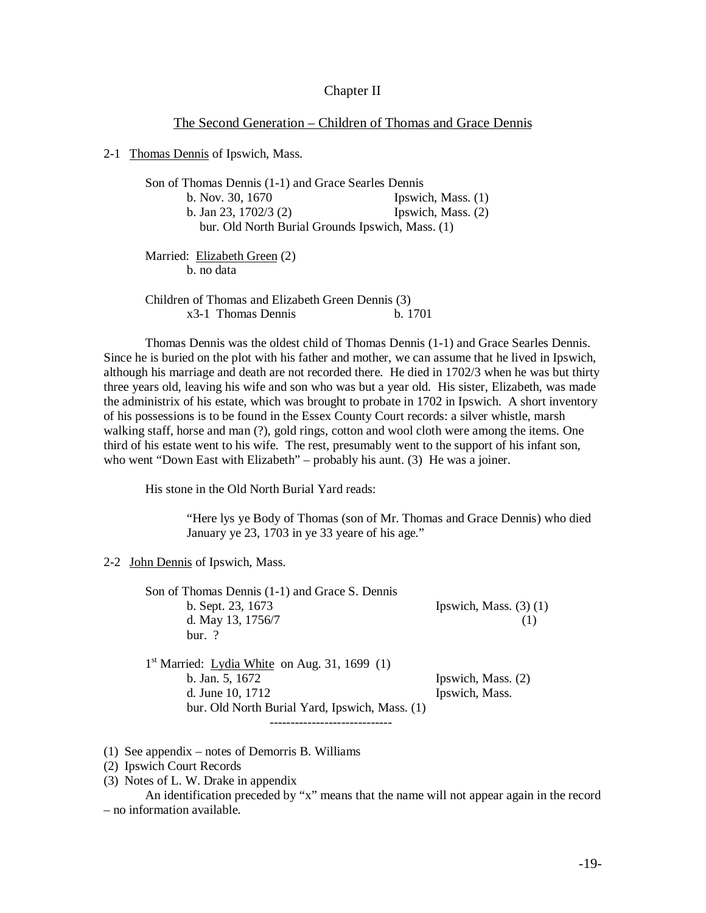## Chapter II

### The Second Generation – Children of Thomas and Grace Dennis

2-1 Thomas Dennis of Ipswich, Mass.

> Son of Thomas Dennis (1-1) and Grace Searles Dennis
> b. Nov. 30, 1670 Ipswich, Mass. (1)
> b. Jan 23, 1702/3 (2) Ipswich, Mass. (2)
> bur. Old North Burial Grounds Ipswich, Mass. (1)
>
> Married: Elizabeth Green (2)
> b. no data
>
> Children of Thomas and Elizabeth Green Dennis (3)
> x3-1 Thomas Dennis b. 1701

Thomas Dennis was the oldest child of Thomas Dennis (1-1) and Grace Searles Dennis. Since he is buried on the plot with his father and mother, we can assume that he lived in Ipswich, although his marriage and death are not recorded there. He died in 1702/3 when he was but thirty three years old, leaving his wife and son who was but a year old. His sister, Elizabeth, was made the administrix of his estate, which was brought to probate in 1702 in Ipswich. A short inventory of his possessions is to be found in the Essex County Court records: a silver whistle, marsh walking staff, horse and man (?), gold rings, cotton and wool cloth were among the items. One third of his estate went to his wife. The rest, presumably went to the support of his infant son, who went "Down East with Elizabeth" – probably his aunt. (3) He was a joiner.

His stone in the Old North Burial Yard reads:

> "Here lys ye Body of Thomas (son of Mr. Thomas and Grace Dennis) who died January ye 23, 1703 in ye 33 yeare of his age."

2-2 John Dennis of Ipswich, Mass.

> Son of Thomas Dennis (1-1) and Grace S. Dennis
> b. Sept. 23, 1673 Ipswich, Mass. (3) (1)
> d. May 13, 1756/7 (1)
> bur. ?
>
> 1st Married: Lydia White on Aug. 31, 1699 (1)
> b. Jan. 5, 1672 Ipswich, Mass. (2)
> d. June 10, 1712 Ipswich, Mass.
> bur. Old North Burial Yard, Ipswich, Mass. (1)

----------------------------

(1) See appendix – notes of Demorris B. Williams
(2) Ipswich Court Records
(3) Notes of L. W. Drake in appendix

An identification preceded by "x" means that the name will not appear again in the record – no information available.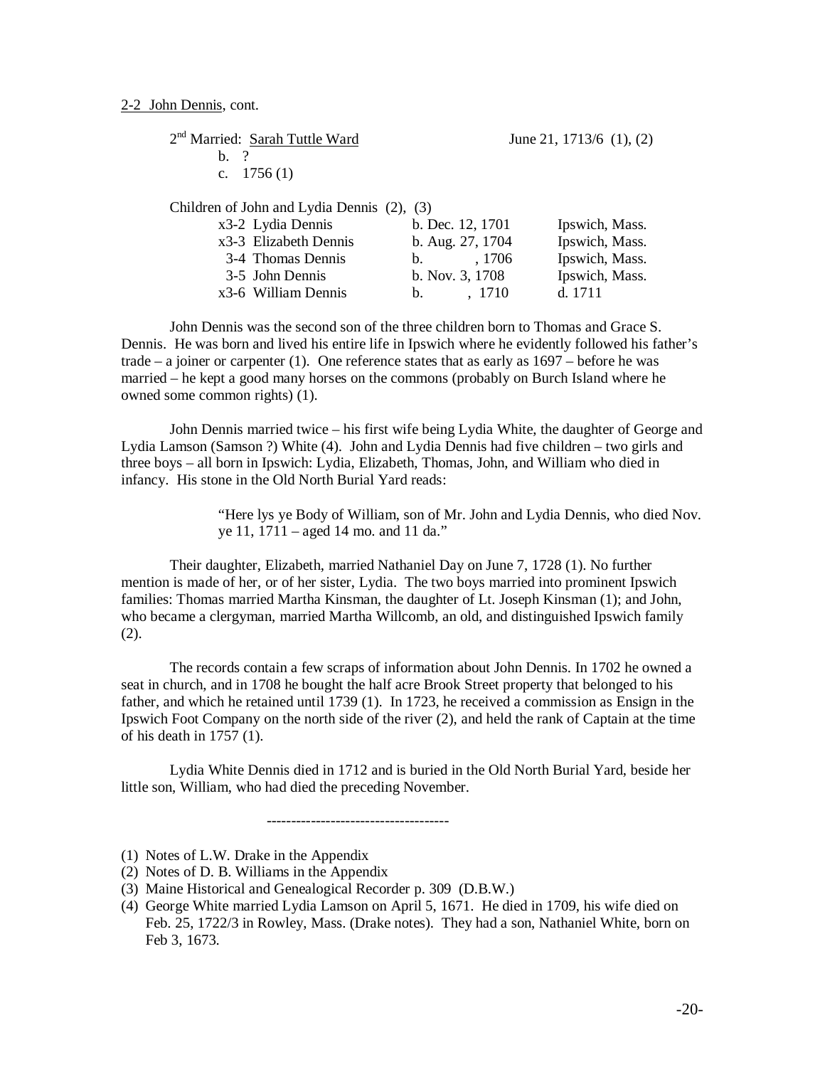2-2 John Dennis, cont.

2nd Married: Sarah Tuttle Ward — June 21, 1713/6 (1), (2)
b. ?
c. 1756 (1)

Children of John and Lydia Dennis (2), (3)

| | | |
|---|---|---|
| x3-2 Lydia Dennis | b. Dec. 12, 1701 | Ipswich, Mass. |
| x3-3 Elizabeth Dennis | b. Aug. 27, 1704 | Ipswich, Mass. |
| 3-4 Thomas Dennis | b. , 1706 | Ipswich, Mass. |
| 3-5 John Dennis | b. Nov. 3, 1708 | Ipswich, Mass. |
| x3-6 William Dennis | b. , 1710 | d. 1711 |

John Dennis was the second son of the three children born to Thomas and Grace S. Dennis. He was born and lived his entire life in Ipswich where he evidently followed his father's trade – a joiner or carpenter (1). One reference states that as early as 1697 – before he was married – he kept a good many horses on the commons (probably on Burch Island where he owned some common rights) (1).

John Dennis married twice – his first wife being Lydia White, the daughter of George and Lydia Lamson (Samson ?) White (4). John and Lydia Dennis had five children – two girls and three boys – all born in Ipswich: Lydia, Elizabeth, Thomas, John, and William who died in infancy. His stone in the Old North Burial Yard reads:

> "Here lys ye Body of William, son of Mr. John and Lydia Dennis, who died Nov. ye 11, 1711 – aged 14 mo. and 11 da."

Their daughter, Elizabeth, married Nathaniel Day on June 7, 1728 (1). No further mention is made of her, or of her sister, Lydia. The two boys married into prominent Ipswich families: Thomas married Martha Kinsman, the daughter of Lt. Joseph Kinsman (1); and John, who became a clergyman, married Martha Willcomb, an old, and distinguished Ipswich family (2).

The records contain a few scraps of information about John Dennis. In 1702 he owned a seat in church, and in 1708 he bought the half acre Brook Street property that belonged to his father, and which he retained until 1739 (1). In 1723, he received a commission as Ensign in the Ipswich Foot Company on the north side of the river (2), and held the rank of Captain at the time of his death in 1757 (1).

Lydia White Dennis died in 1712 and is buried in the Old North Burial Yard, beside her little son, William, who had died the preceding November.

-------------------------------------

(1) Notes of L.W. Drake in the Appendix
(2) Notes of D. B. Williams in the Appendix
(3) Maine Historical and Genealogical Recorder p. 309 (D.B.W.)
(4) George White married Lydia Lamson on April 5, 1671. He died in 1709, his wife died on Feb. 25, 1722/3 in Rowley, Mass. (Drake notes). They had a son, Nathaniel White, born on Feb 3, 1673.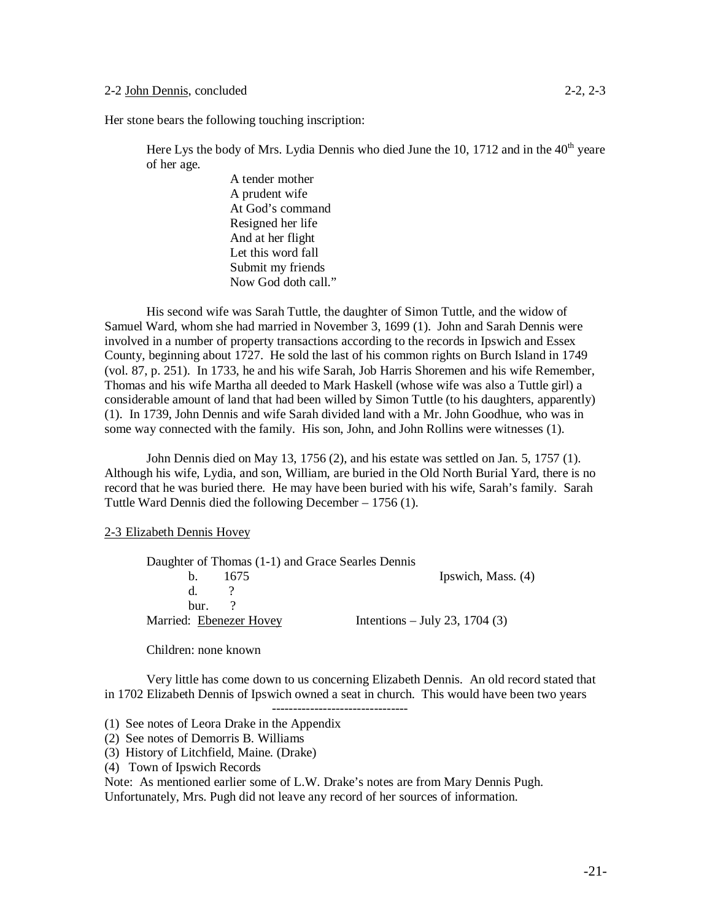2-2 John Dennis, concluded 2-2, 2-3

Her stone bears the following touching inscription:

> Here Lys the body of Mrs. Lydia Dennis who died June the 10, 1712 and in the 40th yeare of her age.
>
> A tender mother
> A prudent wife
> At God's command
> Resigned her life
> And at her flight
> Let this word fall
> Submit my friends
> Now God doth call."

His second wife was Sarah Tuttle, the daughter of Simon Tuttle, and the widow of Samuel Ward, whom she had married in November 3, 1699 (1). John and Sarah Dennis were involved in a number of property transactions according to the records in Ipswich and Essex County, beginning about 1727. He sold the last of his common rights on Burch Island in 1749 (vol. 87, p. 251). In 1733, he and his wife Sarah, Job Harris Shoremen and his wife Remember, Thomas and his wife Martha all deeded to Mark Haskell (whose wife was also a Tuttle girl) a considerable amount of land that had been willed by Simon Tuttle (to his daughters, apparently) (1). In 1739, John Dennis and wife Sarah divided land with a Mr. John Goodhue, who was in some way connected with the family. His son, John, and John Rollins were witnesses (1).

John Dennis died on May 13, 1756 (2), and his estate was settled on Jan. 5, 1757 (1). Although his wife, Lydia, and son, William, are buried in the Old North Burial Yard, there is no record that he was buried there. He may have been buried with his wife, Sarah's family. Sarah Tuttle Ward Dennis died the following December – 1756 (1).

## 2-3 Elizabeth Dennis Hovey

Daughter of Thomas (1-1) and Grace Searles Dennis

- b. 1675 — Ipswich, Mass. (4)
- d. ?
- bur. ?

Married: Ebenezer Hovey — Intentions – July 23, 1704 (3)

Children: none known

Very little has come down to us concerning Elizabeth Dennis. An old record stated that in 1702 Elizabeth Dennis of Ipswich owned a seat in church. This would have been two years

--------------------------------

(1) See notes of Leora Drake in the Appendix
(2) See notes of Demorris B. Williams
(3) History of Litchfield, Maine. (Drake)
(4) Town of Ipswich Records

Note: As mentioned earlier some of L.W. Drake's notes are from Mary Dennis Pugh. Unfortunately, Mrs. Pugh did not leave any record of her sources of information.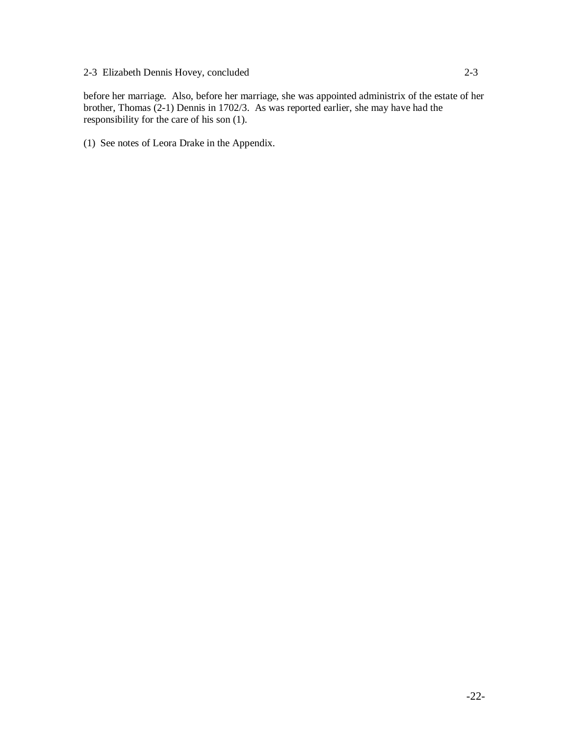2-3 Elizabeth Dennis Hovey, concluded 2-3

before her marriage. Also, before her marriage, she was appointed administrix of the estate of her brother, Thomas (2-1) Dennis in 1702/3. As was reported earlier, she may have had the responsibility for the care of his son (1).

(1) See notes of Leora Drake in the Appendix.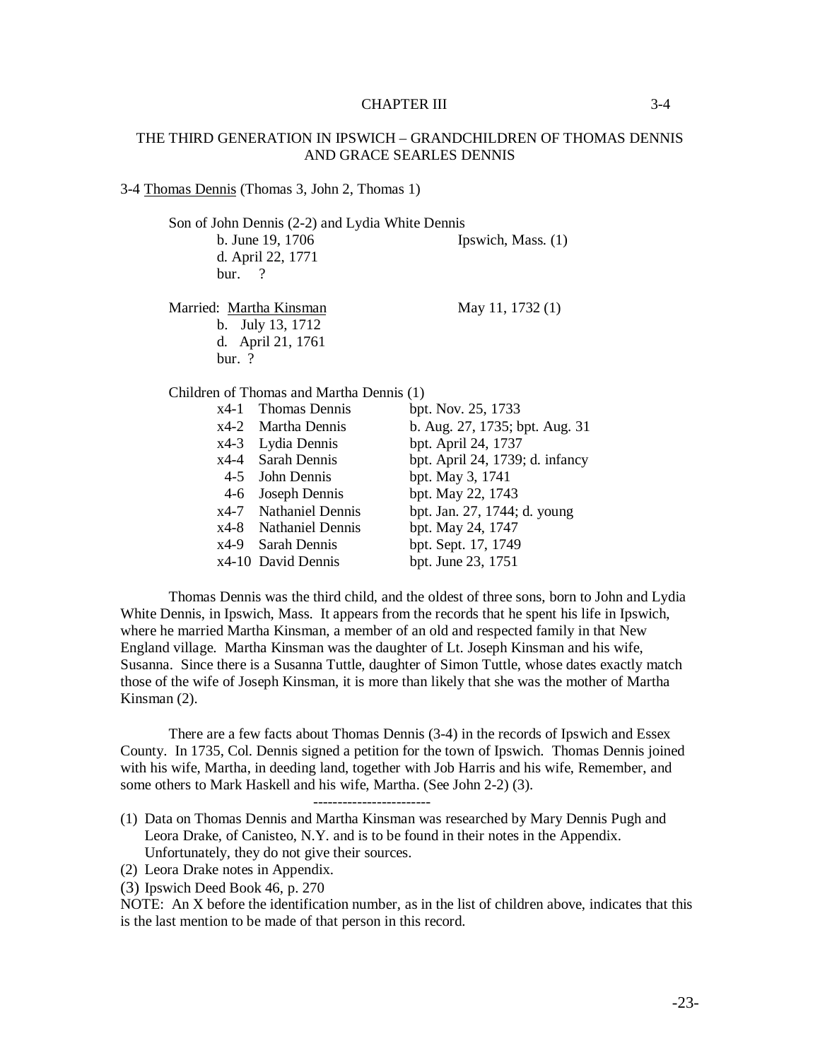# CHAPTER III

## THE THIRD GENERATION IN IPSWICH – GRANDCHILDREN OF THOMAS DENNIS AND GRACE SEARLES DENNIS

3-4 Thomas Dennis (Thomas 3, John 2, Thomas 1)

Son of John Dennis (2-2) and Lydia White Dennis
b. June 19, 1706 Ipswich, Mass. (1)
d. April 22, 1771
bur. ?

Married: Martha Kinsman May 11, 1732 (1)
b. July 13, 1712
d. April 21, 1761
bur. ?

Children of Thomas and Martha Dennis (1)

| | | |
|---|---|---|
| x4-1 | Thomas Dennis | bpt. Nov. 25, 1733 |
| x4-2 | Martha Dennis | b. Aug. 27, 1735; bpt. Aug. 31 |
| x4-3 | Lydia Dennis | bpt. April 24, 1737 |
| x4-4 | Sarah Dennis | bpt. April 24, 1739; d. infancy |
| 4-5 | John Dennis | bpt. May 3, 1741 |
| 4-6 | Joseph Dennis | bpt. May 22, 1743 |
| x4-7 | Nathaniel Dennis | bpt. Jan. 27, 1744; d. young |
| x4-8 | Nathaniel Dennis | bpt. May 24, 1747 |
| x4-9 | Sarah Dennis | bpt. Sept. 17, 1749 |
| x4-10 | David Dennis | bpt. June 23, 1751 |

Thomas Dennis was the third child, and the oldest of three sons, born to John and Lydia White Dennis, in Ipswich, Mass. It appears from the records that he spent his life in Ipswich, where he married Martha Kinsman, a member of an old and respected family in that New England village. Martha Kinsman was the daughter of Lt. Joseph Kinsman and his wife, Susanna. Since there is a Susanna Tuttle, daughter of Simon Tuttle, whose dates exactly match those of the wife of Joseph Kinsman, it is more than likely that she was the mother of Martha Kinsman (2).

There are a few facts about Thomas Dennis (3-4) in the records of Ipswich and Essex County. In 1735, Col. Dennis signed a petition for the town of Ipswich. Thomas Dennis joined with his wife, Martha, in deeding land, together with Job Harris and his wife, Remember, and some others to Mark Haskell and his wife, Martha. (See John 2-2) (3).

------------------------

(1) Data on Thomas Dennis and Martha Kinsman was researched by Mary Dennis Pugh and Leora Drake, of Canisteo, N.Y. and is to be found in their notes in the Appendix. Unfortunately, they do not give their sources.

(2) Leora Drake notes in Appendix.

(3) Ipswich Deed Book 46, p. 270

NOTE: An X before the identification number, as in the list of children above, indicates that this is the last mention to be made of that person in this record.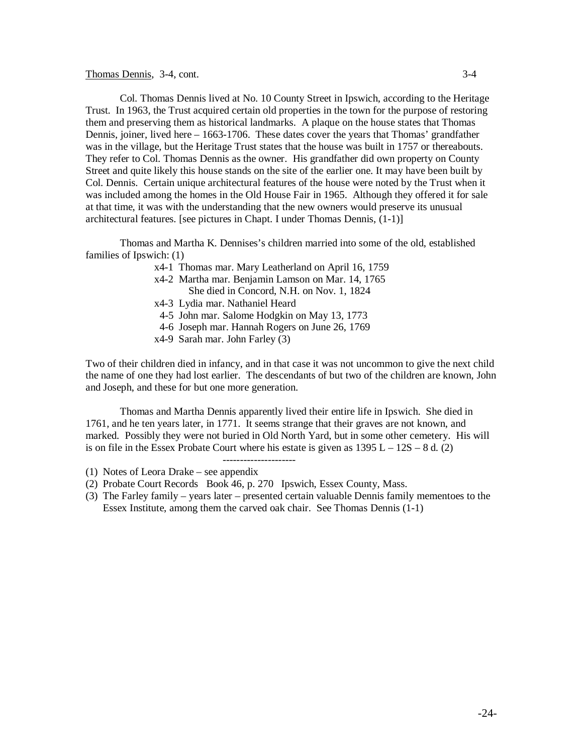Thomas Dennis, 3-4, cont.

Col. Thomas Dennis lived at No. 10 County Street in Ipswich, according to the Heritage Trust. In 1963, the Trust acquired certain old properties in the town for the purpose of restoring them and preserving them as historical landmarks. A plaque on the house states that Thomas Dennis, joiner, lived here – 1663-1706. These dates cover the years that Thomas' grandfather was in the village, but the Heritage Trust states that the house was built in 1757 or thereabouts. They refer to Col. Thomas Dennis as the owner. His grandfather did own property on County Street and quite likely this house stands on the site of the earlier one. It may have been built by Col. Dennis. Certain unique architectural features of the house were noted by the Trust when it was included among the homes in the Old House Fair in 1965. Although they offered it for sale at that time, it was with the understanding that the new owners would preserve its unusual architectural features. [see pictures in Chapt. I under Thomas Dennis, (1-1)]

Thomas and Martha K. Dennises's children married into some of the old, established families of Ipswich: (1)

- x4-1 Thomas mar. Mary Leatherland on April 16, 1759
- x4-2 Martha mar. Benjamin Lamson on Mar. 14, 1765
  She died in Concord, N.H. on Nov. 1, 1824
- x4-3 Lydia mar. Nathaniel Heard
- 4-5 John mar. Salome Hodgkin on May 13, 1773
- 4-6 Joseph mar. Hannah Rogers on June 26, 1769
- x4-9 Sarah mar. John Farley (3)

Two of their children died in infancy, and in that case it was not uncommon to give the next child the name of one they had lost earlier. The descendants of but two of the children are known, John and Joseph, and these for but one more generation.

Thomas and Martha Dennis apparently lived their entire life in Ipswich. She died in 1761, and he ten years later, in 1771. It seems strange that their graves are not known, and marked. Possibly they were not buried in Old North Yard, but in some other cemetery. His will is on file in the Essex Probate Court where his estate is given as 1395 L – 12S – 8 d. (2)

---

(1) Notes of Leora Drake – see appendix

(2) Probate Court Records Book 46, p. 270 Ipswich, Essex County, Mass.

(3) The Farley family – years later – presented certain valuable Dennis family mementoes to the Essex Institute, among them the carved oak chair. See Thomas Dennis (1-1)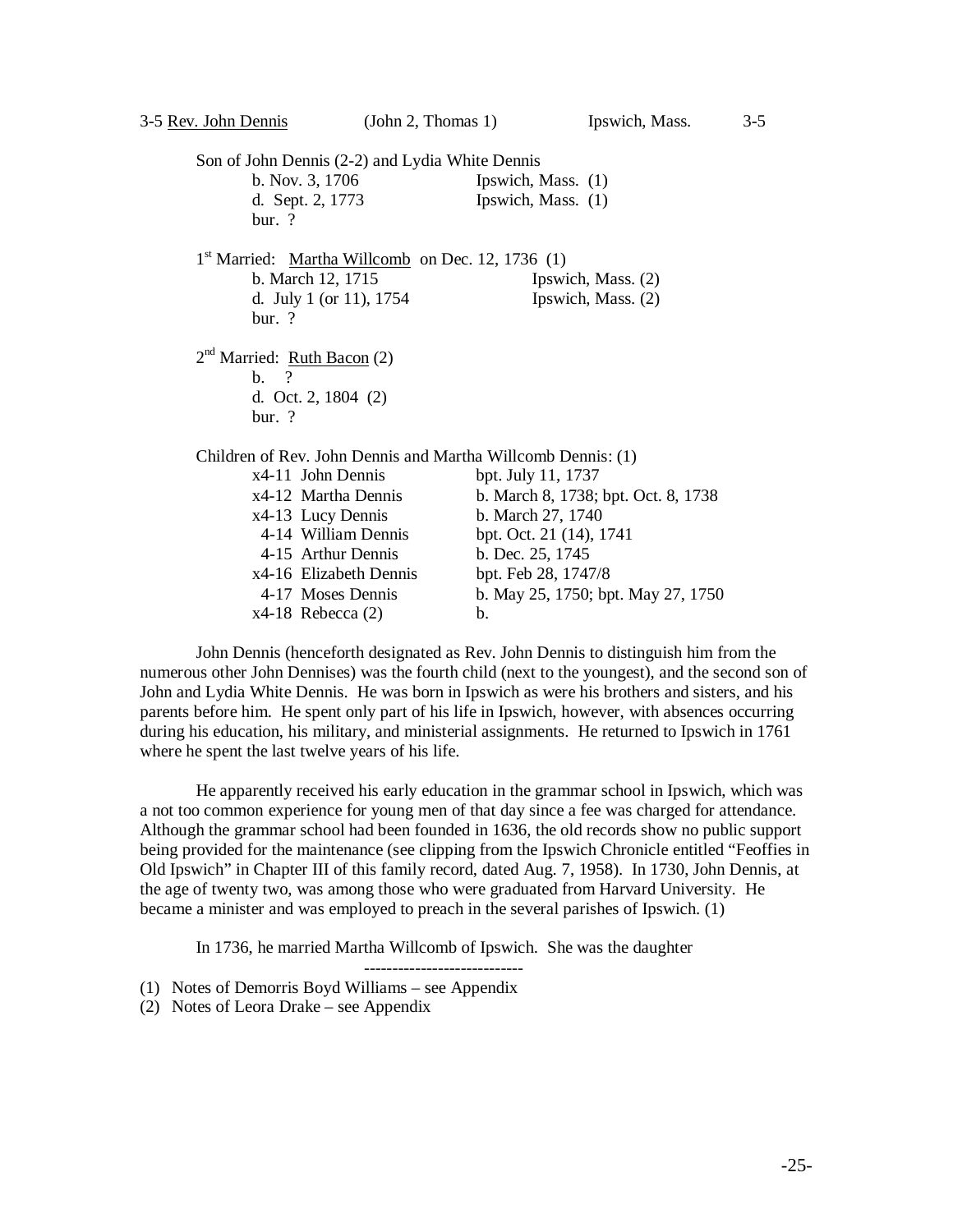3-5 Rev. John Dennis (John 2, Thomas 1) Ipswich, Mass. 3-5

Son of John Dennis (2-2) and Lydia White Dennis

b. Nov. 3, 1706 Ipswich, Mass. (1)
d. Sept. 2, 1773 Ipswich, Mass. (1)
bur. ?

1st Married: Martha Willcomb on Dec. 12, 1736 (1)

b. March 12, 1715 Ipswich, Mass. (2)
d. July 1 (or 11), 1754 Ipswich, Mass. (2)
bur. ?

2nd Married: Ruth Bacon (2)

b. ?
d. Oct. 2, 1804 (2)
bur. ?

Children of Rev. John Dennis and Martha Willcomb Dennis: (1)

| | |
|---|---|
| x4-11 John Dennis | bpt. July 11, 1737 |
| x4-12 Martha Dennis | b. March 8, 1738; bpt. Oct. 8, 1738 |
| x4-13 Lucy Dennis | b. March 27, 1740 |
| 4-14 William Dennis | bpt. Oct. 21 (14), 1741 |
| 4-15 Arthur Dennis | b. Dec. 25, 1745 |
| x4-16 Elizabeth Dennis | bpt. Feb 28, 1747/8 |
| 4-17 Moses Dennis | b. May 25, 1750; bpt. May 27, 1750 |
| x4-18 Rebecca (2) | b. |

John Dennis (henceforth designated as Rev. John Dennis to distinguish him from the numerous other John Dennises) was the fourth child (next to the youngest), and the second son of John and Lydia White Dennis. He was born in Ipswich as were his brothers and sisters, and his parents before him. He spent only part of his life in Ipswich, however, with absences occurring during his education, his military, and ministerial assignments. He returned to Ipswich in 1761 where he spent the last twelve years of his life.

He apparently received his early education in the grammar school in Ipswich, which was a not too common experience for young men of that day since a fee was charged for attendance. Although the grammar school had been founded in 1636, the old records show no public support being provided for the maintenance (see clipping from the Ipswich Chronicle entitled "Feoffies in Old Ipswich" in Chapter III of this family record, dated Aug. 7, 1958). In 1730, John Dennis, at the age of twenty two, was among those who were graduated from Harvard University. He became a minister and was employed to preach in the several parishes of Ipswich. (1)

In 1736, he married Martha Willcomb of Ipswich. She was the daughter

---

(1) Notes of Demorris Boyd Williams – see Appendix
(2) Notes of Leora Drake – see Appendix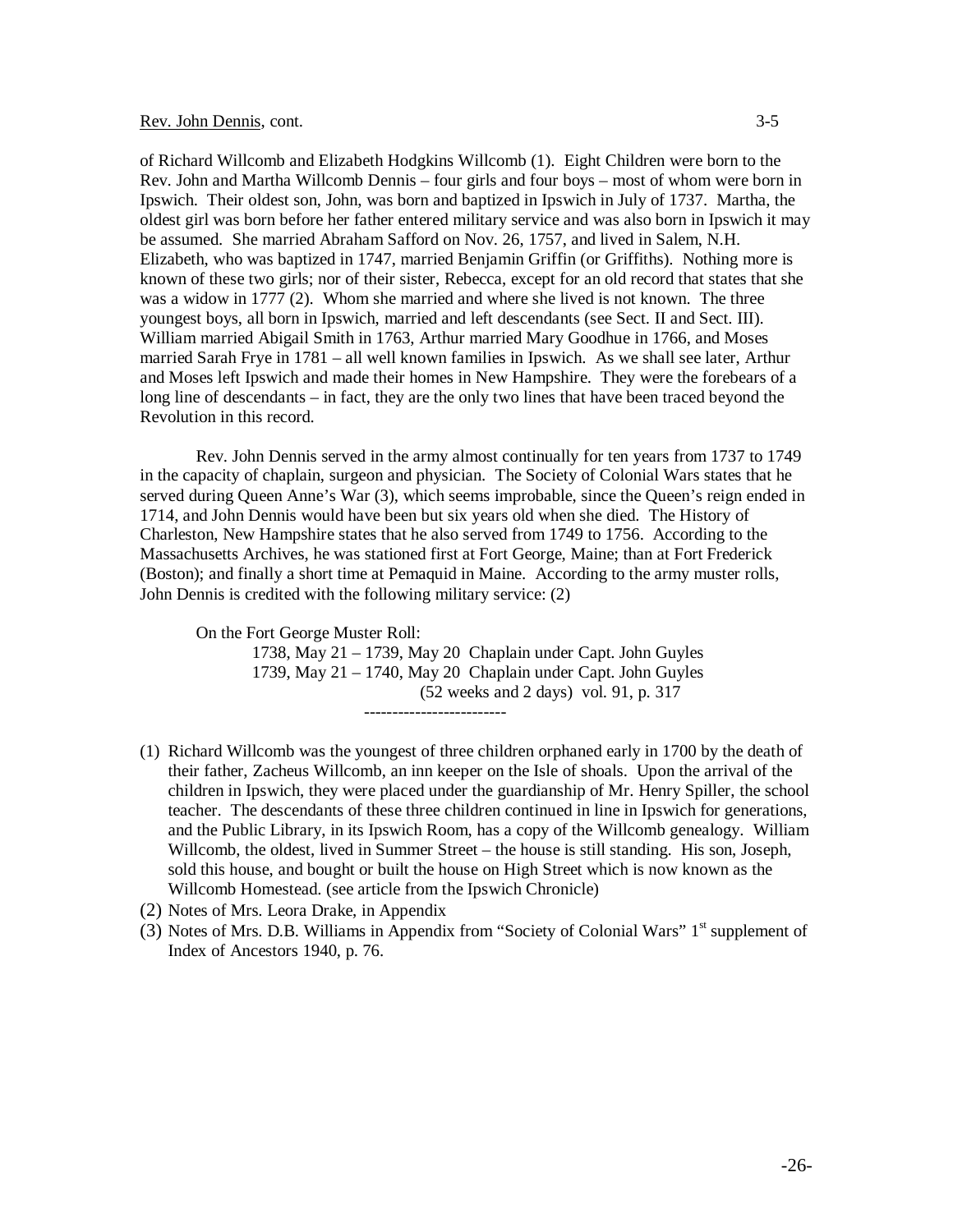of Richard Willcomb and Elizabeth Hodgkins Willcomb (1). Eight Children were born to the Rev. John and Martha Willcomb Dennis – four girls and four boys – most of whom were born in Ipswich. Their oldest son, John, was born and baptized in Ipswich in July of 1737. Martha, the oldest girl was born before her father entered military service and was also born in Ipswich it may be assumed. She married Abraham Safford on Nov. 26, 1757, and lived in Salem, N.H. Elizabeth, who was baptized in 1747, married Benjamin Griffin (or Griffiths). Nothing more is known of these two girls; nor of their sister, Rebecca, except for an old record that states that she was a widow in 1777 (2). Whom she married and where she lived is not known. The three youngest boys, all born in Ipswich, married and left descendants (see Sect. II and Sect. III). William married Abigail Smith in 1763, Arthur married Mary Goodhue in 1766, and Moses married Sarah Frye in 1781 – all well known families in Ipswich. As we shall see later, Arthur and Moses left Ipswich and made their homes in New Hampshire. They were the forebears of a long line of descendants – in fact, they are the only two lines that have been traced beyond the Revolution in this record.

Rev. John Dennis served in the army almost continually for ten years from 1737 to 1749 in the capacity of chaplain, surgeon and physician. The Society of Colonial Wars states that he served during Queen Anne's War (3), which seems improbable, since the Queen's reign ended in 1714, and John Dennis would have been but six years old when she died. The History of Charleston, New Hampshire states that he also served from 1749 to 1756. According to the Massachusetts Archives, he was stationed first at Fort George, Maine; than at Fort Frederick (Boston); and finally a short time at Pemaquid in Maine. According to the army muster rolls, John Dennis is credited with the following military service: (2)

On the Fort George Muster Roll:

1738, May 21 – 1739, May 20 Chaplain under Capt. John Guyles
1739, May 21 – 1740, May 20 Chaplain under Capt. John Guyles
(52 weeks and 2 days) vol. 91, p. 317

-------------------------

(1) Richard Willcomb was the youngest of three children orphaned early in 1700 by the death of their father, Zacheus Willcomb, an inn keeper on the Isle of shoals. Upon the arrival of the children in Ipswich, they were placed under the guardianship of Mr. Henry Spiller, the school teacher. The descendants of these three children continued in line in Ipswich for generations, and the Public Library, in its Ipswich Room, has a copy of the Willcomb genealogy. William Willcomb, the oldest, lived in Summer Street – the house is still standing. His son, Joseph, sold this house, and bought or built the house on High Street which is now known as the Willcomb Homestead. (see article from the Ipswich Chronicle)

(2) Notes of Mrs. Leora Drake, in Appendix

(3) Notes of Mrs. D.B. Williams in Appendix from "Society of Colonial Wars" 1st supplement of Index of Ancestors 1940, p. 76.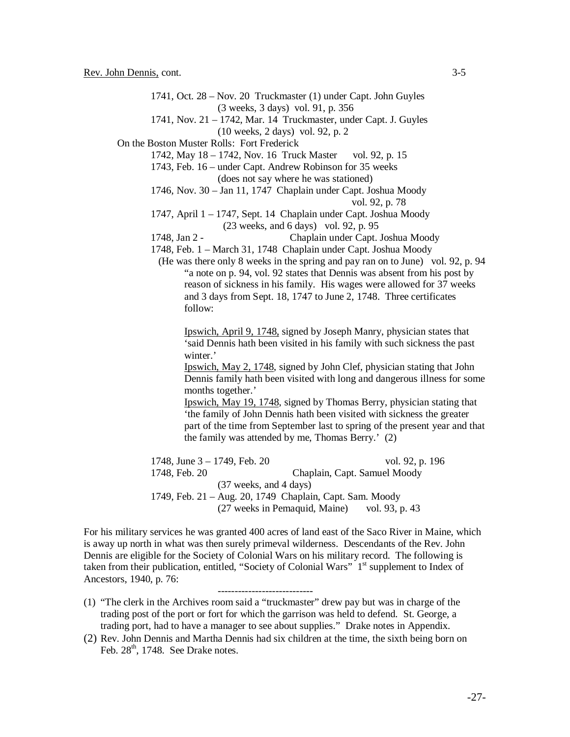Rev. John Dennis, cont. 3-5

1741, Oct. 28 – Nov. 20 Truckmaster (1) under Capt. John Guyles
(3 weeks, 3 days) vol. 91, p. 356

1741, Nov. 21 – 1742, Mar. 14 Truckmaster, under Capt. J. Guyles
(10 weeks, 2 days) vol. 92, p. 2

On the Boston Muster Rolls: Fort Frederick

1742, May 18 – 1742, Nov. 16 Truck Master vol. 92, p. 15

1743, Feb. 16 – under Capt. Andrew Robinson for 35 weeks
(does not say where he was stationed)

1746, Nov. 30 – Jan 11, 1747 Chaplain under Capt. Joshua Moody
vol. 92, p. 78

1747, April 1 – 1747, Sept. 14 Chaplain under Capt. Joshua Moody
(23 weeks, and 6 days) vol. 92, p. 95

1748, Jan 2 - Chaplain under Capt. Joshua Moody

1748, Feb. 1 – March 31, 1748 Chaplain under Capt. Joshua Moody
(He was there only 8 weeks in the spring and pay ran on to June) vol. 92, p. 94

"a note on p. 94, vol. 92 states that Dennis was absent from his post by reason of sickness in his family. His wages were allowed for 37 weeks and 3 days from Sept. 18, 1747 to June 2, 1748. Three certificates follow:

Ipswich, April 9, 1748, signed by Joseph Manry, physician states that 'said Dennis hath been visited in his family with such sickness the past winter.'

Ipswich, May 2, 1748, signed by John Clef, physician stating that John Dennis family hath been visited with long and dangerous illness for some months together.'

Ipswich, May 19, 1748, signed by Thomas Berry, physician stating that 'the family of John Dennis hath been visited with sickness the greater part of the time from September last to spring of the present year and that the family was attended by me, Thomas Berry.' (2)

1748, June 3 – 1749, Feb. 20 vol. 92, p. 196

1748, Feb. 20 Chaplain, Capt. Samuel Moody
(37 weeks, and 4 days)

1749, Feb. 21 – Aug. 20, 1749 Chaplain, Capt. Sam. Moody
(27 weeks in Pemaquid, Maine) vol. 93, p. 43

For his military services he was granted 400 acres of land east of the Saco River in Maine, which is away up north in what was then surely primeval wilderness. Descendants of the Rev. John Dennis are eligible for the Society of Colonial Wars on his military record. The following is taken from their publication, entitled, "Society of Colonial Wars" 1st supplement to Index of Ancestors, 1940, p. 76:

----------------------------

(1) "The clerk in the Archives room said a "truckmaster" drew pay but was in charge of the trading post of the port or fort for which the garrison was held to defend. St. George, a trading port, had to have a manager to see about supplies." Drake notes in Appendix.

(2) Rev. John Dennis and Martha Dennis had six children at the time, the sixth being born on Feb. 28th, 1748. See Drake notes.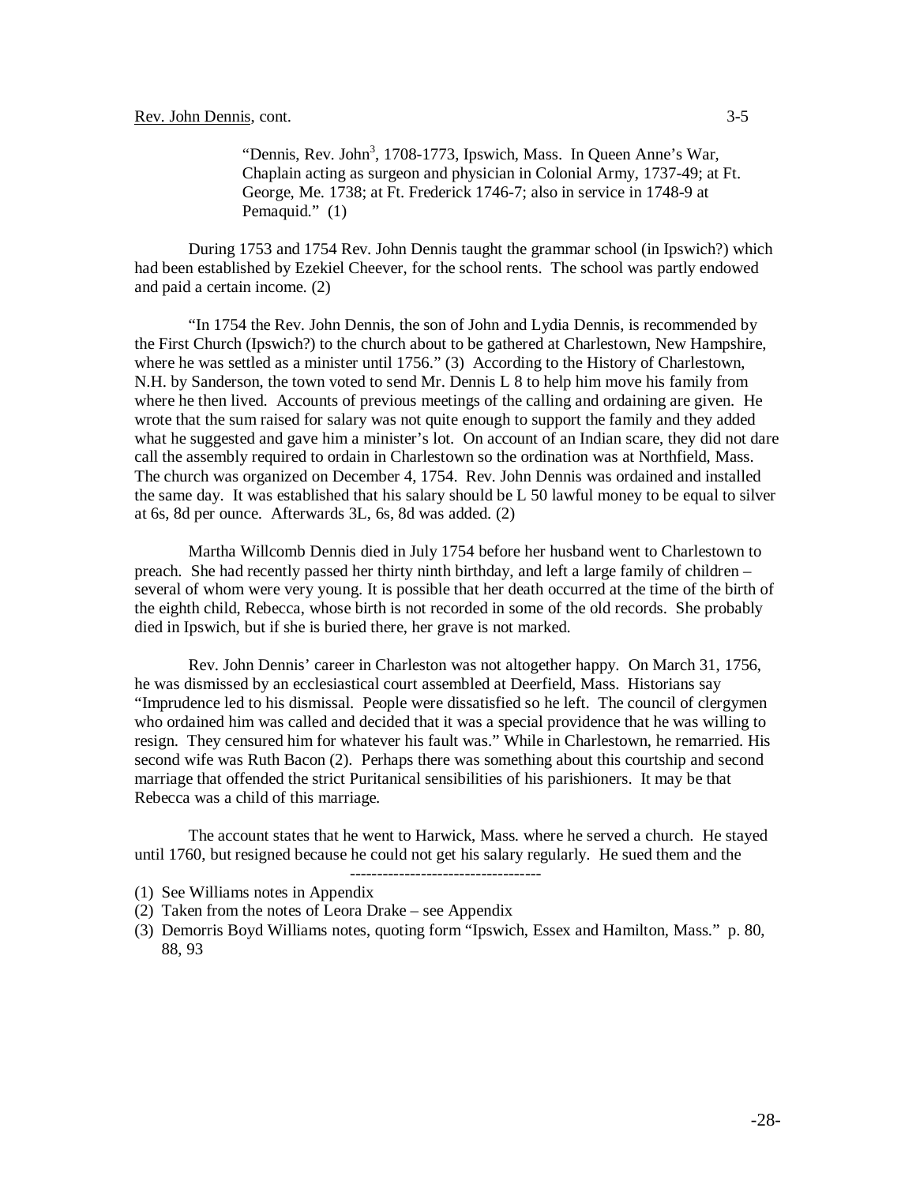Rev. John Dennis, cont. 3-5

> "Dennis, Rev. John[3], 1708-1773, Ipswich, Mass. In Queen Anne's War, Chaplain acting as surgeon and physician in Colonial Army, 1737-49; at Ft. George, Me. 1738; at Ft. Frederick 1746-7; also in service in 1748-9 at Pemaquid." (1)

During 1753 and 1754 Rev. John Dennis taught the grammar school (in Ipswich?) which had been established by Ezekiel Cheever, for the school rents. The school was partly endowed and paid a certain income. (2)

"In 1754 the Rev. John Dennis, the son of John and Lydia Dennis, is recommended by the First Church (Ipswich?) to the church about to be gathered at Charlestown, New Hampshire, where he was settled as a minister until 1756." (3) According to the History of Charlestown, N.H. by Sanderson, the town voted to send Mr. Dennis L 8 to help him move his family from where he then lived. Accounts of previous meetings of the calling and ordaining are given. He wrote that the sum raised for salary was not quite enough to support the family and they added what he suggested and gave him a minister's lot. On account of an Indian scare, they did not dare call the assembly required to ordain in Charlestown so the ordination was at Northfield, Mass. The church was organized on December 4, 1754. Rev. John Dennis was ordained and installed the same day. It was established that his salary should be L 50 lawful money to be equal to silver at 6s, 8d per ounce. Afterwards 3L, 6s, 8d was added. (2)

Martha Willcomb Dennis died in July 1754 before her husband went to Charlestown to preach. She had recently passed her thirty ninth birthday, and left a large family of children – several of whom were very young. It is possible that her death occurred at the time of the birth of the eighth child, Rebecca, whose birth is not recorded in some of the old records. She probably died in Ipswich, but if she is buried there, her grave is not marked.

Rev. John Dennis' career in Charleston was not altogether happy. On March 31, 1756, he was dismissed by an ecclesiastical court assembled at Deerfield, Mass. Historians say "Imprudence led to his dismissal. People were dissatisfied so he left. The council of clergymen who ordained him was called and decided that it was a special providence that he was willing to resign. They censured him for whatever his fault was." While in Charlestown, he remarried. His second wife was Ruth Bacon (2). Perhaps there was something about this courtship and second marriage that offended the strict Puritanical sensibilities of his parishioners. It may be that Rebecca was a child of this marriage.

The account states that he went to Harwick, Mass. where he served a church. He stayed until 1760, but resigned because he could not get his salary regularly. He sued them and the

---

(1) See Williams notes in Appendix
(2) Taken from the notes of Leora Drake – see Appendix
(3) Demorris Boyd Williams notes, quoting form "Ipswich, Essex and Hamilton, Mass." p. 80, 88, 93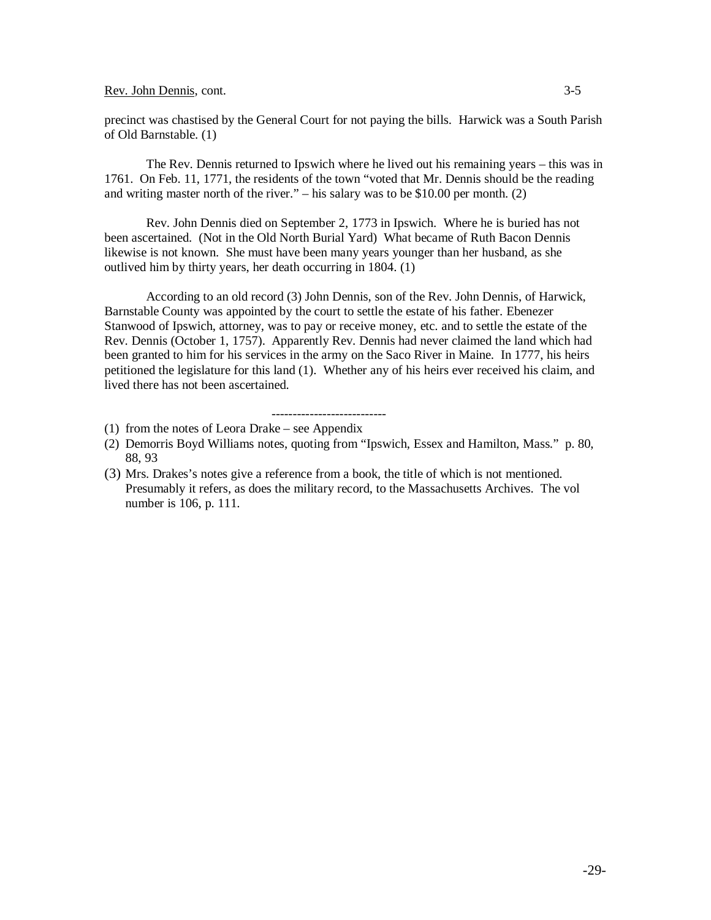precinct was chastised by the General Court for not paying the bills. Harwick was a South Parish of Old Barnstable. (1)

The Rev. Dennis returned to Ipswich where he lived out his remaining years – this was in 1761. On Feb. 11, 1771, the residents of the town "voted that Mr. Dennis should be the reading and writing master north of the river." – his salary was to be $10.00 per month. (2)

Rev. John Dennis died on September 2, 1773 in Ipswich. Where he is buried has not been ascertained. (Not in the Old North Burial Yard) What became of Ruth Bacon Dennis likewise is not known. She must have been many years younger than her husband, as she outlived him by thirty years, her death occurring in 1804. (1)

According to an old record (3) John Dennis, son of the Rev. John Dennis, of Harwick, Barnstable County was appointed by the court to settle the estate of his father. Ebenezer Stanwood of Ipswich, attorney, was to pay or receive money, etc. and to settle the estate of the Rev. Dennis (October 1, 1757). Apparently Rev. Dennis had never claimed the land which had been granted to him for his services in the army on the Saco River in Maine. In 1777, his heirs petitioned the legislature for this land (1). Whether any of his heirs ever received his claim, and lived there has not been ascertained.

---------------------------

(1) from the notes of Leora Drake – see Appendix

(2) Demorris Boyd Williams notes, quoting from "Ipswich, Essex and Hamilton, Mass." p. 80, 88, 93

(3) Mrs. Drakes's notes give a reference from a book, the title of which is not mentioned. Presumably it refers, as does the military record, to the Massachusetts Archives. The vol number is 106, p. 111.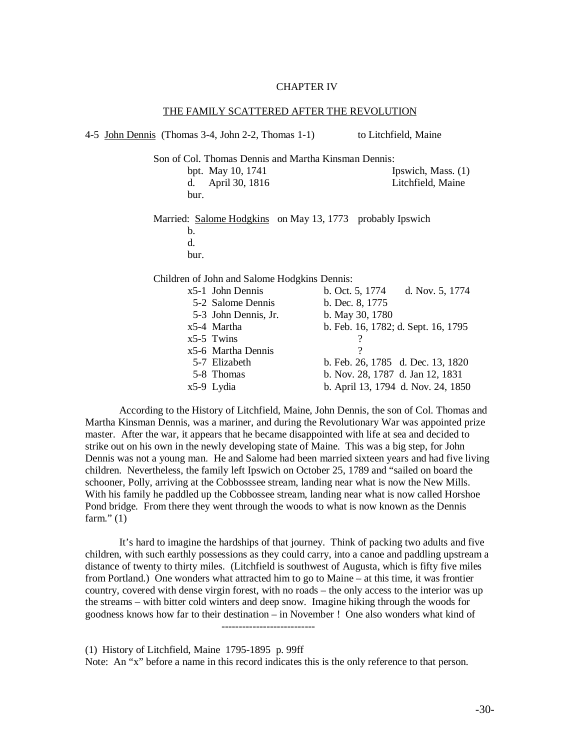# CHAPTER IV

## THE FAMILY SCATTERED AFTER THE REVOLUTION

4-5 John Dennis (Thomas 3-4, John 2-2, Thomas 1-1) to Litchfield, Maine

Son of Col. Thomas Dennis and Martha Kinsman Dennis:

- bpt. May 10, 1741 — Ipswich, Mass. (1)
- d. April 30, 1816 — Litchfield, Maine
- bur.

Married: Salome Hodgkins on May 13, 1773 probably Ipswich

- b.
- d.
- bur.

Children of John and Salome Hodgkins Dennis:

| | |
|---|---|
| x5-1 John Dennis | b. Oct. 5, 1774 d. Nov. 5, 1774 |
| 5-2 Salome Dennis | b. Dec. 8, 1775 |
| 5-3 John Dennis, Jr. | b. May 30, 1780 |
| x5-4 Martha | b. Feb. 16, 1782; d. Sept. 16, 1795 |
| x5-5 Twins | ? |
| x5-6 Martha Dennis | ? |
| 5-7 Elizabeth | b. Feb. 26, 1785 d. Dec. 13, 1820 |
| 5-8 Thomas | b. Nov. 28, 1787 d. Jan 12, 1831 |
| x5-9 Lydia | b. April 13, 1794 d. Nov. 24, 1850 |

According to the History of Litchfield, Maine, John Dennis, the son of Col. Thomas and Martha Kinsman Dennis, was a mariner, and during the Revolutionary War was appointed prize master. After the war, it appears that he became disappointed with life at sea and decided to strike out on his own in the newly developing state of Maine. This was a big step, for John Dennis was not a young man. He and Salome had been married sixteen years and had five living children. Nevertheless, the family left Ipswich on October 25, 1789 and "sailed on board the schooner, Polly, arriving at the Cobbosssee stream, landing near what is now the New Mills. With his family he paddled up the Cobbossee stream, landing near what is now called Horshoe Pond bridge. From there they went through the woods to what is now known as the Dennis farm." (1)

It's hard to imagine the hardships of that journey. Think of packing two adults and five children, with such earthly possessions as they could carry, into a canoe and paddling upstream a distance of twenty to thirty miles. (Litchfield is southwest of Augusta, which is fifty five miles from Portland.) One wonders what attracted him to go to Maine – at this time, it was frontier country, covered with dense virgin forest, with no roads – the only access to the interior was up the streams – with bitter cold winters and deep snow. Imagine hiking through the woods for goodness knows how far to their destination – in November ! One also wonders what kind of

---------------------------

(1) History of Litchfield, Maine 1795-1895 p. 99ff

Note: An "x" before a name in this record indicates this is the only reference to that person.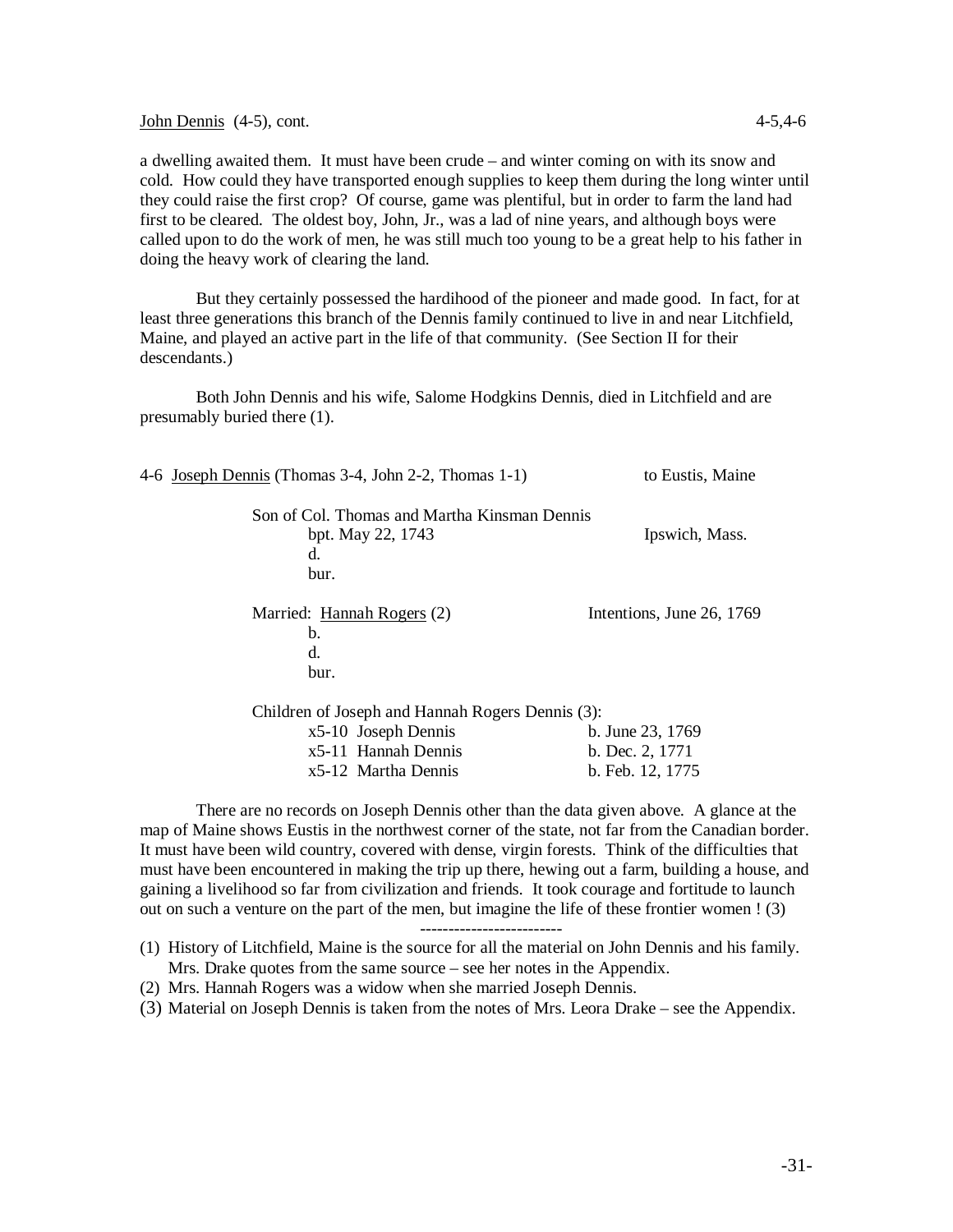John Dennis (4-5), cont. 4-5,4-6

a dwelling awaited them. It must have been crude – and winter coming on with its snow and cold. How could they have transported enough supplies to keep them during the long winter until they could raise the first crop? Of course, game was plentiful, but in order to farm the land had first to be cleared. The oldest boy, John, Jr., was a lad of nine years, and although boys were called upon to do the work of men, he was still much too young to be a great help to his father in doing the heavy work of clearing the land.

But they certainly possessed the hardihood of the pioneer and made good. In fact, for at least three generations this branch of the Dennis family continued to live in and near Litchfield, Maine, and played an active part in the life of that community. (See Section II for their descendants.)

Both John Dennis and his wife, Salome Hodgkins Dennis, died in Litchfield and are presumably buried there (1).

4-6 Joseph Dennis (Thomas 3-4, John 2-2, Thomas 1-1) to Eustis, Maine

Son of Col. Thomas and Martha Kinsman Dennis
bpt. May 22, 1743 Ipswich, Mass.
d.
bur.

Married: Hannah Rogers (2) Intentions, June 26, 1769
b.
d.
bur.

Children of Joseph and Hannah Rogers Dennis (3):

| | |
|---|---|
| x5-10 Joseph Dennis | b. June 23, 1769 |
| x5-11 Hannah Dennis | b. Dec. 2, 1771 |
| x5-12 Martha Dennis | b. Feb. 12, 1775 |

There are no records on Joseph Dennis other than the data given above. A glance at the map of Maine shows Eustis in the northwest corner of the state, not far from the Canadian border. It must have been wild country, covered with dense, virgin forests. Think of the difficulties that must have been encountered in making the trip up there, hewing out a farm, building a house, and gaining a livelihood so far from civilization and friends. It took courage and fortitude to launch out on such a venture on the part of the men, but imagine the life of these frontier women ! (3)

-------------------------

(1) History of Litchfield, Maine is the source for all the material on John Dennis and his family. Mrs. Drake quotes from the same source – see her notes in the Appendix.
(2) Mrs. Hannah Rogers was a widow when she married Joseph Dennis.
(3) Material on Joseph Dennis is taken from the notes of Mrs. Leora Drake – see the Appendix.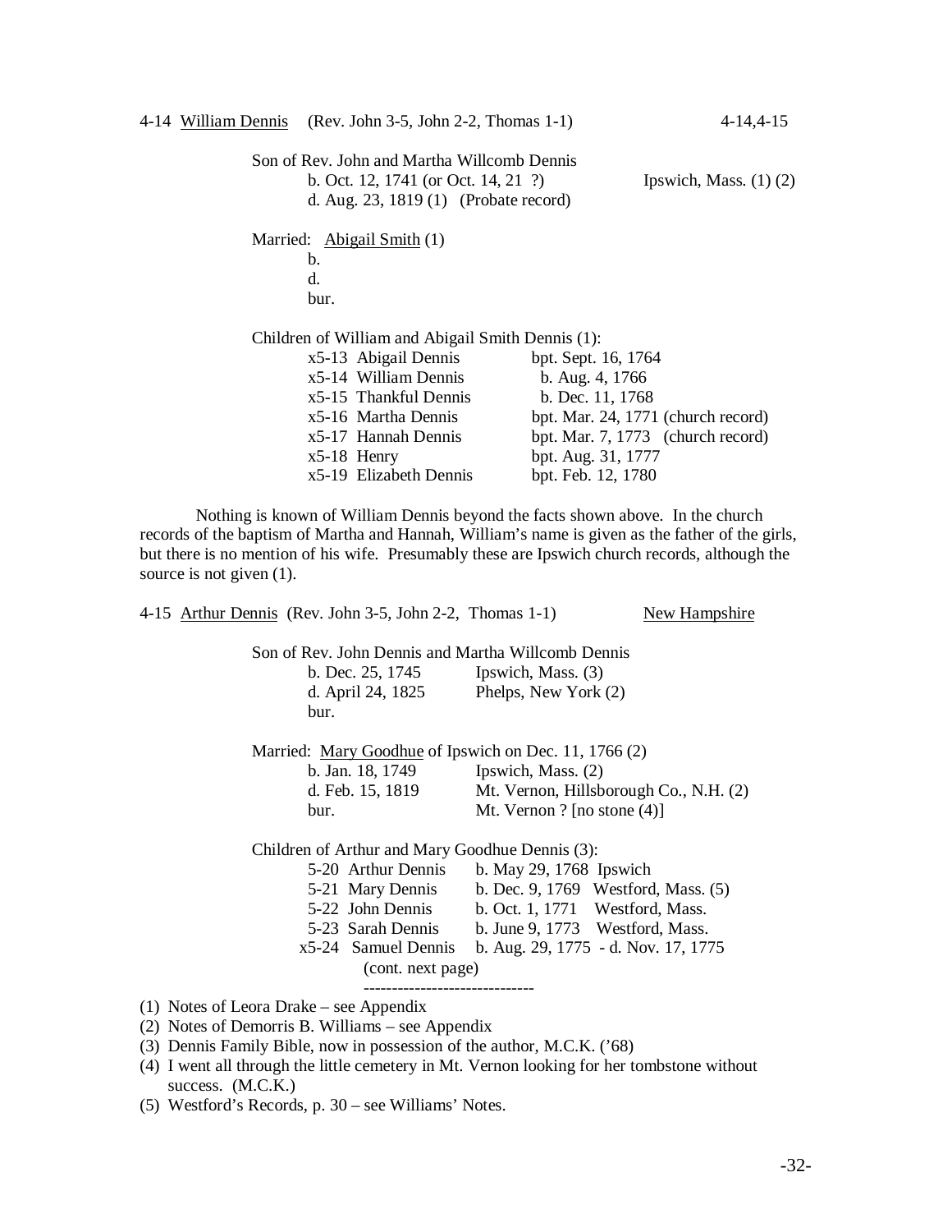4-14 <u>William Dennis</u> (Rev. John 3-5, John 2-2, Thomas 1-1) 4-14,4-15

Son of Rev. John and Martha Willcomb Dennis
b. Oct. 12, 1741 (or Oct. 14, 21 ?) Ipswich, Mass. (1) (2)
d. Aug. 23, 1819 (1) (Probate record)

Married: <u>Abigail Smith</u> (1)
b.
d.
bur.

Children of William and Abigail Smith Dennis (1):

| | |
|---|---|
| x5-13 Abigail Dennis | bpt. Sept. 16, 1764 |
| x5-14 William Dennis | b. Aug. 4, 1766 |
| x5-15 Thankful Dennis | b. Dec. 11, 1768 |
| x5-16 Martha Dennis | bpt. Mar. 24, 1771 (church record) |
| x5-17 Hannah Dennis | bpt. Mar. 7, 1773 (church record) |
| x5-18 Henry | bpt. Aug. 31, 1777 |
| x5-19 Elizabeth Dennis | bpt. Feb. 12, 1780 |

Nothing is known of William Dennis beyond the facts shown above. In the church records of the baptism of Martha and Hannah, William's name is given as the father of the girls, but there is no mention of his wife. Presumably these are Ipswich church records, although the source is not given (1).

4-15 <u>Arthur Dennis</u> (Rev. John 3-5, John 2-2, Thomas 1-1) <u>New Hampshire</u>

Son of Rev. John Dennis and Martha Willcomb Dennis
b. Dec. 25, 1745 Ipswich, Mass. (3)
d. April 24, 1825 Phelps, New York (2)
bur.

Married: <u>Mary Goodhue</u> of Ipswich on Dec. 11, 1766 (2)
b. Jan. 18, 1749 Ipswich, Mass. (2)
d. Feb. 15, 1819 Mt. Vernon, Hillsborough Co., N.H. (2)
bur. Mt. Vernon ? [no stone (4)]

Children of Arthur and Mary Goodhue Dennis (3):

| | |
|---|---|
| 5-20 Arthur Dennis | b. May 29, 1768 Ipswich |
| 5-21 Mary Dennis | b. Dec. 9, 1769 Westford, Mass. (5) |
| 5-22 John Dennis | b. Oct. 1, 1771 Westford, Mass. |
| 5-23 Sarah Dennis | b. June 9, 1773 Westford, Mass. |
| x5-24 Samuel Dennis | b. Aug. 29, 1775 - d. Nov. 17, 1775 |

(cont. next page)

------------------------------

(1) Notes of Leora Drake – see Appendix
(2) Notes of Demorris B. Williams – see Appendix
(3) Dennis Family Bible, now in possession of the author, M.C.K. ('68)
(4) I went all through the little cemetery in Mt. Vernon looking for her tombstone without success. (M.C.K.)
(5) Westford's Records, p. 30 – see Williams' Notes.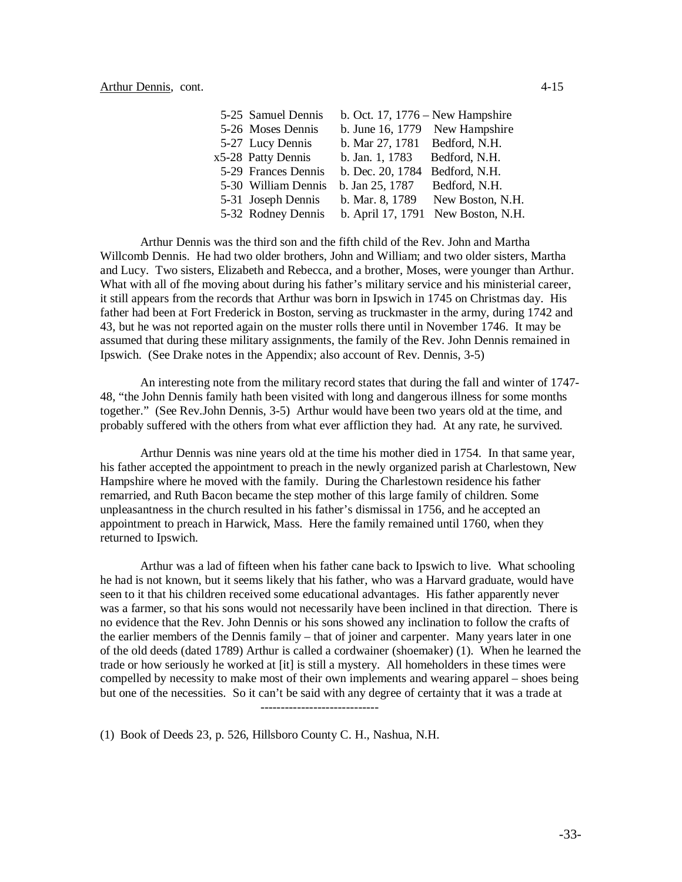Arthur Dennis, cont.

| | | |
|---|---|---|
| 5-25 Samuel Dennis | b. Oct. 17, 1776 – New Hampshire | |
| 5-26 Moses Dennis | b. June 16, 1779 | New Hampshire |
| 5-27 Lucy Dennis | b. Mar 27, 1781 | Bedford, N.H. |
| x5-28 Patty Dennis | b. Jan. 1, 1783 | Bedford, N.H. |
| 5-29 Frances Dennis | b. Dec. 20, 1784 | Bedford, N.H. |
| 5-30 William Dennis | b. Jan 25, 1787 | Bedford, N.H. |
| 5-31 Joseph Dennis | b. Mar. 8, 1789 | New Boston, N.H. |
| 5-32 Rodney Dennis | b. April 17, 1791 | New Boston, N.H. |

Arthur Dennis was the third son and the fifth child of the Rev. John and Martha Willcomb Dennis. He had two older brothers, John and William; and two older sisters, Martha and Lucy. Two sisters, Elizabeth and Rebecca, and a brother, Moses, were younger than Arthur. What with all of the moving about during his father's military service and his ministerial career, it still appears from the records that Arthur was born in Ipswich in 1745 on Christmas day. His father had been at Fort Frederick in Boston, serving as truckmaster in the army, during 1742 and 43, but he was not reported again on the muster rolls there until in November 1746. It may be assumed that during these military assignments, the family of the Rev. John Dennis remained in Ipswich. (See Drake notes in the Appendix; also account of Rev. Dennis, 3-5)

An interesting note from the military record states that during the fall and winter of 1747-48, "the John Dennis family hath been visited with long and dangerous illness for some months together." (See Rev.John Dennis, 3-5) Arthur would have been two years old at the time, and probably suffered with the others from what ever affliction they had. At any rate, he survived.

Arthur Dennis was nine years old at the time his mother died in 1754. In that same year, his father accepted the appointment to preach in the newly organized parish at Charlestown, New Hampshire where he moved with the family. During the Charlestown residence his father remarried, and Ruth Bacon became the step mother of this large family of children. Some unpleasantness in the church resulted in his father's dismissal in 1756, and he accepted an appointment to preach in Harwick, Mass. Here the family remained until 1760, when they returned to Ipswich.

Arthur was a lad of fifteen when his father cane back to Ipswich to live. What schooling he had is not known, but it seems likely that his father, who was a Harvard graduate, would have seen to it that his children received some educational advantages. His father apparently never was a farmer, so that his sons would not necessarily have been inclined in that direction. There is no evidence that the Rev. John Dennis or his sons showed any inclination to follow the crafts of the earlier members of the Dennis family – that of joiner and carpenter. Many years later in one of the old deeds (dated 1789) Arthur is called a cordwainer (shoemaker) (1). When he learned the trade or how seriously he worked at [it] is still a mystery. All homeholders in these times were compelled by necessity to make most of their own implements and wearing apparel – shoes being but one of the necessities. So it can't be said with any degree of certainty that it was a trade at

-----------------------------

(1) Book of Deeds 23, p. 526, Hillsboro County C. H., Nashua, N.H.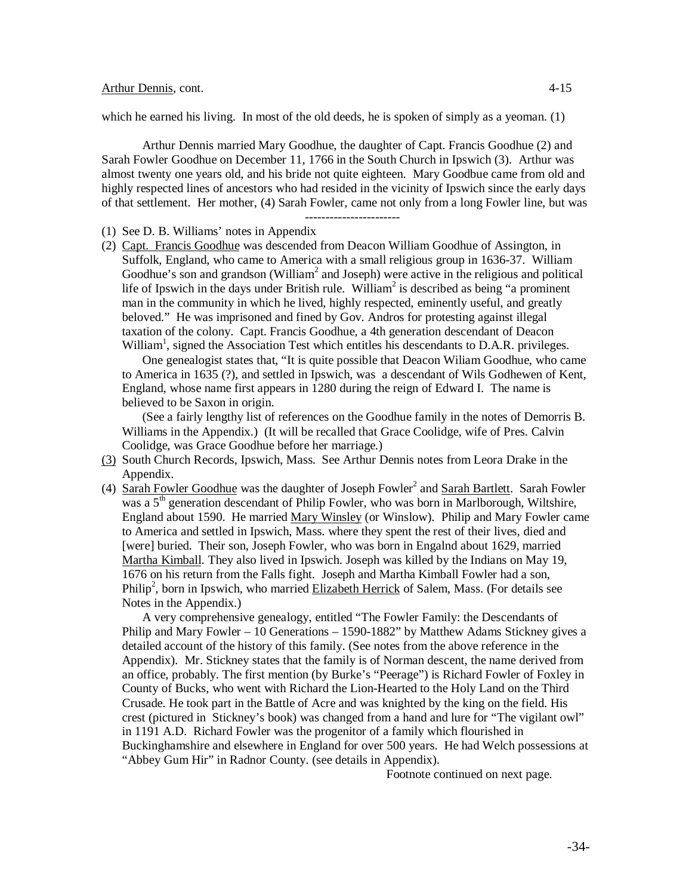which he earned his living. In most of the old deeds, he is spoken of simply as a yeoman. (1)

Arthur Dennis married Mary Goodhue, the daughter of Capt. Francis Goodhue (2) and Sarah Fowler Goodhue on December 11, 1766 in the South Church in Ipswich (3). Arthur was almost twenty one years old, and his bride not quite eighteen. Mary Goodbue came from old and highly respected lines of ancestors who had resided in the vicinity of Ipswich since the early days of that settlement. Her mother, (4) Sarah Fowler, came not only from a long Fowler line, but was

----------------------

(1) See D. B. Williams' notes in Appendix

(2) Capt. Francis Goodhue was descended from Deacon William Goodhue of Assington, in Suffolk, England, who came to America with a small religious group in 1636-37. William Goodhue's son and grandson (William[2] and Joseph) were active in the religious and political life of Ipswich in the days under British rule. William[2] is described as being "a prominent man in the community in which he lived, highly respected, eminently useful, and greatly beloved." He was imprisoned and fined by Gov. Andros for protesting against illegal taxation of the colony. Capt. Francis Goodhue, a 4th generation descendant of Deacon William[1], signed the Association Test which entitles his descendants to D.A.R. privileges.

One genealogist states that, "It is quite possible that Deacon Wiliam Goodhue, who came to America in 1635 (?), and settled in Ipswich, was a descendant of Wils Godhewen of Kent, England, whose name first appears in 1280 during the reign of Edward I. The name is believed to be Saxon in origin.

(See a fairly lengthy list of references on the Goodhue family in the notes of Demorris B. Williams in the Appendix.) (It will be recalled that Grace Coolidge, wife of Pres. Calvin Coolidge, was Grace Goodhue before her marriage.)

(3) South Church Records, Ipswich, Mass. See Arthur Dennis notes from Leora Drake in the Appendix.

(4) Sarah Fowler Goodhue was the daughter of Joseph Fowler[2] and Sarah Bartlett. Sarah Fowler was a 5[th] generation descendant of Philip Fowler, who was born in Marlborough, Wiltshire, England about 1590. He married Mary Winsley (or Winslow). Philip and Mary Fowler came to America and settled in Ipswich, Mass. where they spent the rest of their lives, died and [were] buried. Their son, Joseph Fowler, who was born in Engalnd about 1629, married Martha Kimball. They also lived in Ipswich. Joseph was killed by the Indians on May 19, 1676 on his return from the Falls fight. Joseph and Martha Kimball Fowler had a son, Philip[2], born in Ipswich, who married Elizabeth Herrick of Salem, Mass. (For details see Notes in the Appendix.)

A very comprehensive genealogy, entitled "The Fowler Family: the Descendants of Philip and Mary Fowler – 10 Generations – 1590-1882" by Matthew Adams Stickney gives a detailed account of the history of this family. (See notes from the above reference in the Appendix). Mr. Stickney states that the family is of Norman descent, the name derived from an office, probably. The first mention (by Burke's "Peerage") is Richard Fowler of Foxley in County of Bucks, who went with Richard the Lion-Hearted to the Holy Land on the Third Crusade. He took part in the Battle of Acre and was knighted by the king on the field. His crest (pictured in Stickney's book) was changed from a hand and lure for "The vigilant owl" in 1191 A.D. Richard Fowler was the progenitor of a family which flourished in Buckinghamshire and elsewhere in England for over 500 years. He had Welch possessions at "Abbey Gum Hir" in Radnor County. (see details in Appendix).

Footnote continued on next page.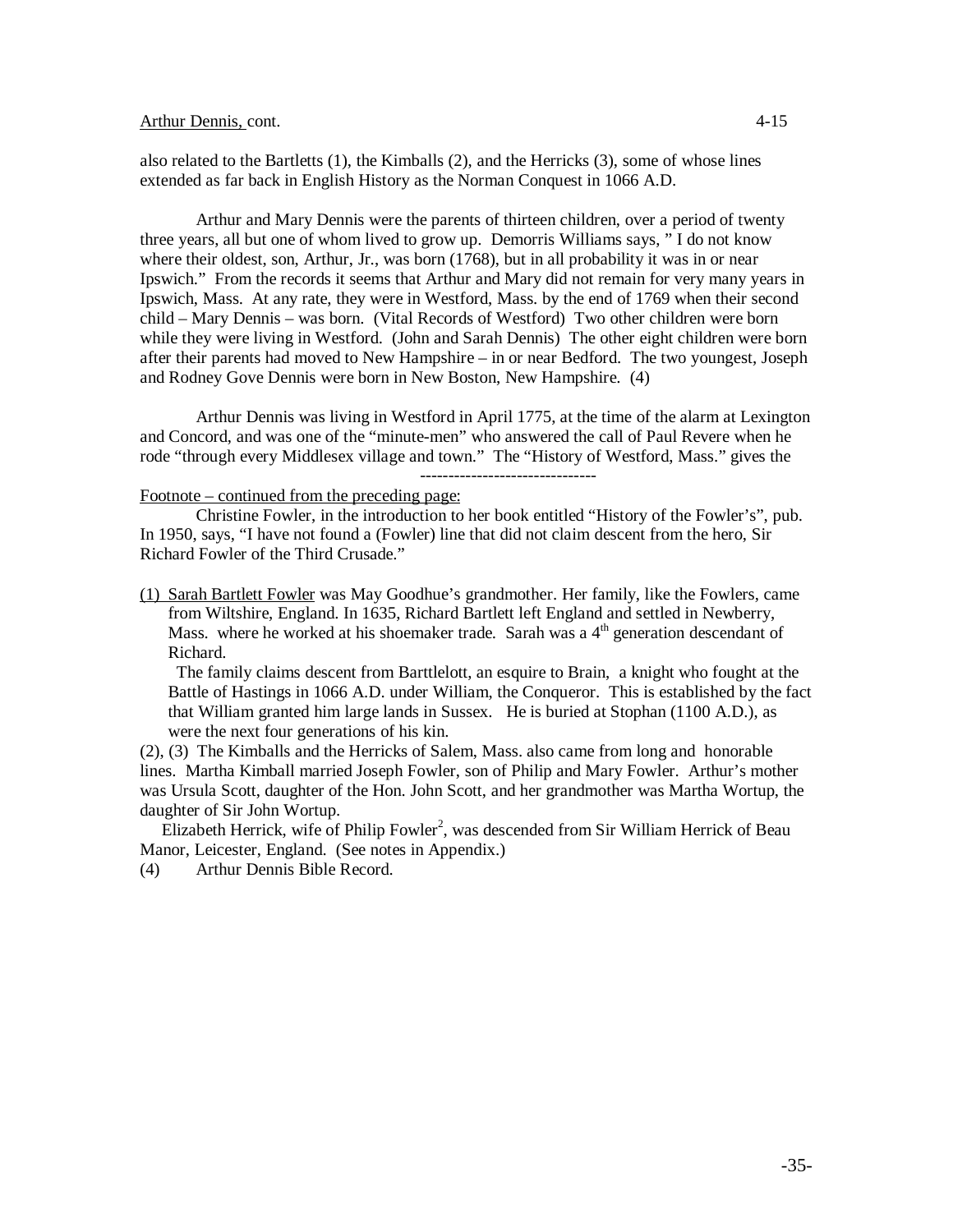also related to the Bartletts (1), the Kimballs (2), and the Herricks (3), some of whose lines extended as far back in English History as the Norman Conquest in 1066 A.D.

Arthur and Mary Dennis were the parents of thirteen children, over a period of twenty three years, all but one of whom lived to grow up. Demorris Williams says, " I do not know where their oldest, son, Arthur, Jr., was born (1768), but in all probability it was in or near Ipswich." From the records it seems that Arthur and Mary did not remain for very many years in Ipswich, Mass. At any rate, they were in Westford, Mass. by the end of 1769 when their second child – Mary Dennis – was born. (Vital Records of Westford) Two other children were born while they were living in Westford. (John and Sarah Dennis) The other eight children were born after their parents had moved to New Hampshire – in or near Bedford. The two youngest, Joseph and Rodney Gove Dennis were born in New Boston, New Hampshire. (4)

Arthur Dennis was living in Westford in April 1775, at the time of the alarm at Lexington and Concord, and was one of the "minute-men" who answered the call of Paul Revere when he rode "through every Middlesex village and town." The "History of Westford, Mass." gives the

-------------------------------

Footnote – continued from the preceding page:

Christine Fowler, in the introduction to her book entitled "History of the Fowler's", pub. In 1950, says, "I have not found a (Fowler) line that did not claim descent from the hero, Sir Richard Fowler of the Third Crusade."

(1) Sarah Bartlett Fowler was May Goodhue's grandmother. Her family, like the Fowlers, came from Wiltshire, England. In 1635, Richard Bartlett left England and settled in Newberry, Mass. where he worked at his shoemaker trade. Sarah was a 4th generation descendant of Richard.

The family claims descent from Barttlelott, an esquire to Brain, a knight who fought at the Battle of Hastings in 1066 A.D. under William, the Conqueror. This is established by the fact that William granted him large lands in Sussex. He is buried at Stophan (1100 A.D.), as were the next four generations of his kin.

(2), (3) The Kimballs and the Herricks of Salem, Mass. also came from long and honorable lines. Martha Kimball married Joseph Fowler, son of Philip and Mary Fowler. Arthur's mother was Ursula Scott, daughter of the Hon. John Scott, and her grandmother was Martha Wortup, the daughter of Sir John Wortup.

Elizabeth Herrick, wife of Philip Fowler[2], was descended from Sir William Herrick of Beau Manor, Leicester, England. (See notes in Appendix.)

(4) Arthur Dennis Bible Record.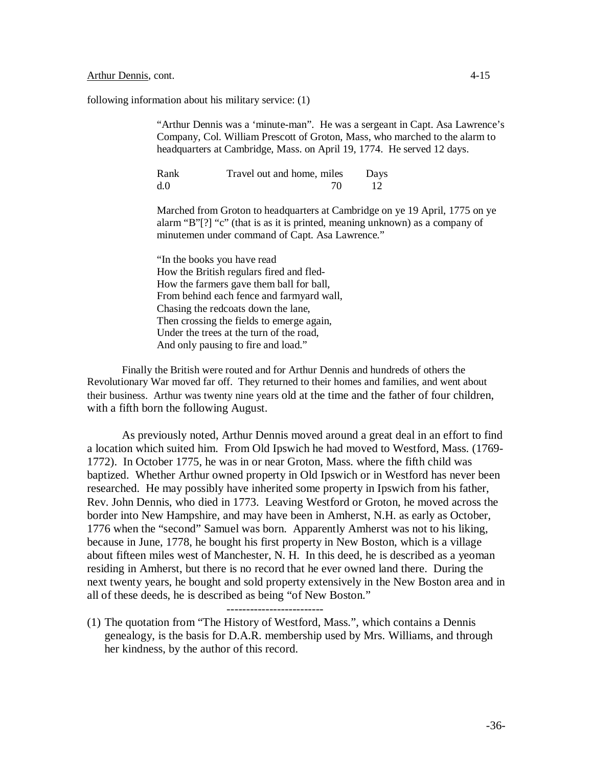following information about his military service: (1)

> "Arthur Dennis was a 'minute-man". He was a sergeant in Capt. Asa Lawrence's Company, Col. William Prescott of Groton, Mass, who marched to the alarm to headquarters at Cambridge, Mass. on April 19, 1774. He served 12 days.
>
> | Rank | Travel out and home, miles | Days |
> |---|---|---|
> | d.0 | 70 | 12 |
>
> Marched from Groton to headquarters at Cambridge on ye 19 April, 1775 on ye alarm "B"[?] "c" (that is as it is printed, meaning unknown) as a company of minutemen under command of Capt. Asa Lawrence."
>
> "In the books you have read
> How the British regulars fired and fled-
> How the farmers gave them ball for ball,
> From behind each fence and farmyard wall,
> Chasing the redcoats down the lane,
> Then crossing the fields to emerge again,
> Under the trees at the turn of the road,
> And only pausing to fire and load."

Finally the British were routed and for Arthur Dennis and hundreds of others the Revolutionary War moved far off. They returned to their homes and families, and went about their business. Arthur was twenty nine years old at the time and the father of four children, with a fifth born the following August.

As previously noted, Arthur Dennis moved around a great deal in an effort to find a location which suited him. From Old Ipswich he had moved to Westford, Mass. (1769-1772). In October 1775, he was in or near Groton, Mass. where the fifth child was baptized. Whether Arthur owned property in Old Ipswich or in Westford has never been researched. He may possibly have inherited some property in Ipswich from his father, Rev. John Dennis, who died in 1773. Leaving Westford or Groton, he moved across the border into New Hampshire, and may have been in Amherst, N.H. as early as October, 1776 when the "second" Samuel was born. Apparently Amherst was not to his liking, because in June, 1778, he bought his first property in New Boston, which is a village about fifteen miles west of Manchester, N. H. In this deed, he is described as a yeoman residing in Amherst, but there is no record that he ever owned land there. During the next twenty years, he bought and sold property extensively in the New Boston area and in all of these deeds, he is described as being "of New Boston."

------------------------

(1) The quotation from "The History of Westford, Mass.", which contains a Dennis genealogy, is the basis for D.A.R. membership used by Mrs. Williams, and through her kindness, by the author of this record.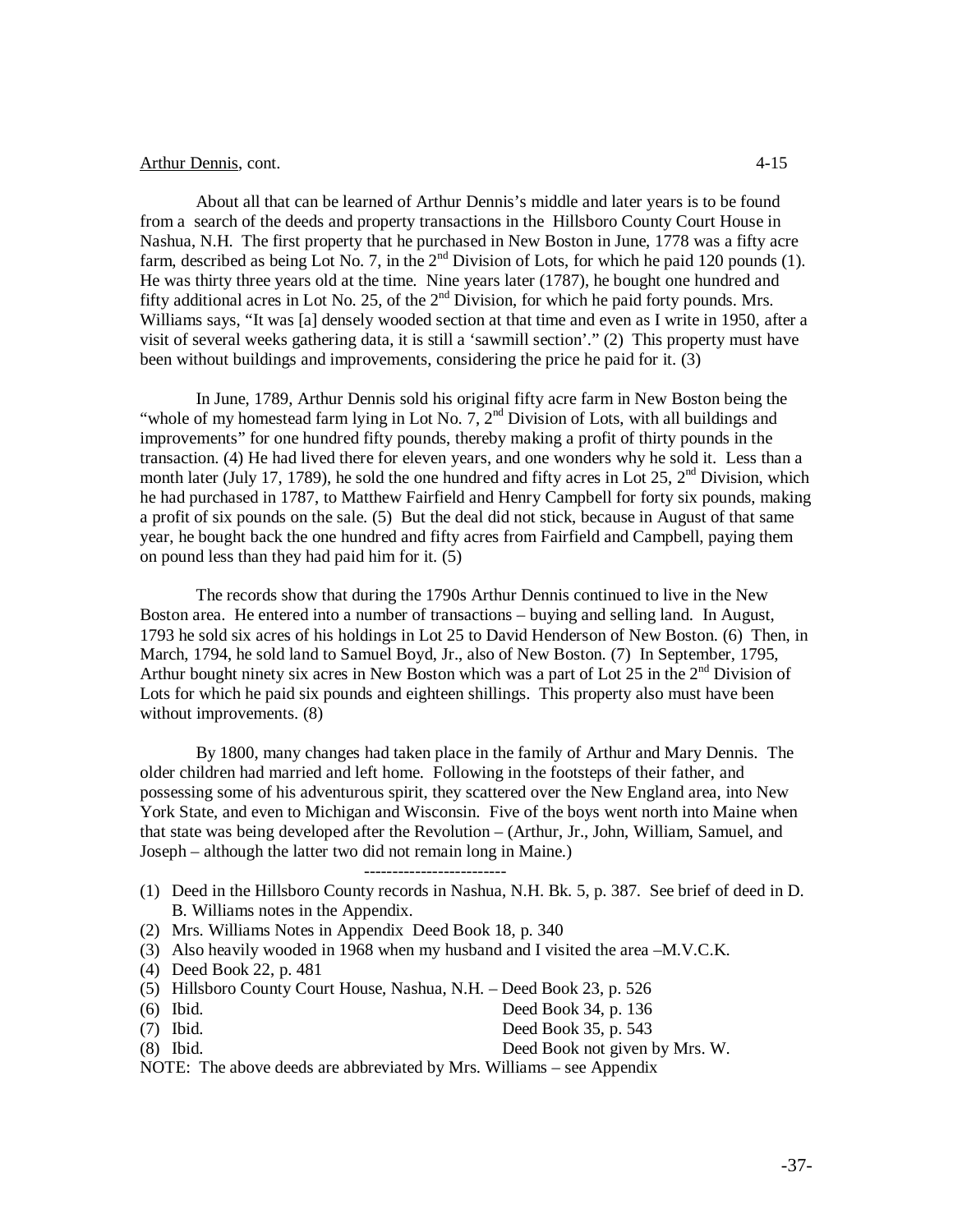Arthur Dennis, cont. 4-15

About all that can be learned of Arthur Dennis's middle and later years is to be found from a search of the deeds and property transactions in the Hillsboro County Court House in Nashua, N.H. The first property that he purchased in New Boston in June, 1778 was a fifty acre farm, described as being Lot No. 7, in the 2nd Division of Lots, for which he paid 120 pounds (1). He was thirty three years old at the time. Nine years later (1787), he bought one hundred and fifty additional acres in Lot No. 25, of the 2nd Division, for which he paid forty pounds. Mrs. Williams says, "It was [a] densely wooded section at that time and even as I write in 1950, after a visit of several weeks gathering data, it is still a 'sawmill section'." (2) This property must have been without buildings and improvements, considering the price he paid for it. (3)

In June, 1789, Arthur Dennis sold his original fifty acre farm in New Boston being the "whole of my homestead farm lying in Lot No. 7, 2nd Division of Lots, with all buildings and improvements" for one hundred fifty pounds, thereby making a profit of thirty pounds in the transaction. (4) He had lived there for eleven years, and one wonders why he sold it. Less than a month later (July 17, 1789), he sold the one hundred and fifty acres in Lot 25, 2nd Division, which he had purchased in 1787, to Matthew Fairfield and Henry Campbell for forty six pounds, making a profit of six pounds on the sale. (5) But the deal did not stick, because in August of that same year, he bought back the one hundred and fifty acres from Fairfield and Campbell, paying them on pound less than they had paid him for it. (5)

The records show that during the 1790s Arthur Dennis continued to live in the New Boston area. He entered into a number of transactions – buying and selling land. In August, 1793 he sold six acres of his holdings in Lot 25 to David Henderson of New Boston. (6) Then, in March, 1794, he sold land to Samuel Boyd, Jr., also of New Boston. (7) In September, 1795, Arthur bought ninety six acres in New Boston which was a part of Lot 25 in the 2nd Division of Lots for which he paid six pounds and eighteen shillings. This property also must have been without improvements. (8)

By 1800, many changes had taken place in the family of Arthur and Mary Dennis. The older children had married and left home. Following in the footsteps of their father, and possessing some of his adventurous spirit, they scattered over the New England area, into New York State, and even to Michigan and Wisconsin. Five of the boys went north into Maine when that state was being developed after the Revolution – (Arthur, Jr., John, William, Samuel, and Joseph – although the latter two did not remain long in Maine.)

------------------------

(1) Deed in the Hillsboro County records in Nashua, N.H. Bk. 5, p. 387. See brief of deed in D. B. Williams notes in the Appendix.
(2) Mrs. Williams Notes in Appendix Deed Book 18, p. 340
(3) Also heavily wooded in 1968 when my husband and I visited the area –M.V.C.K.
(4) Deed Book 22, p. 481
(5) Hillsboro County Court House, Nashua, N.H. – Deed Book 23, p. 526
(6) Ibid. Deed Book 34, p. 136
(7) Ibid. Deed Book 35, p. 543
(8) Ibid. Deed Book not given by Mrs. W.

NOTE: The above deeds are abbreviated by Mrs. Williams – see Appendix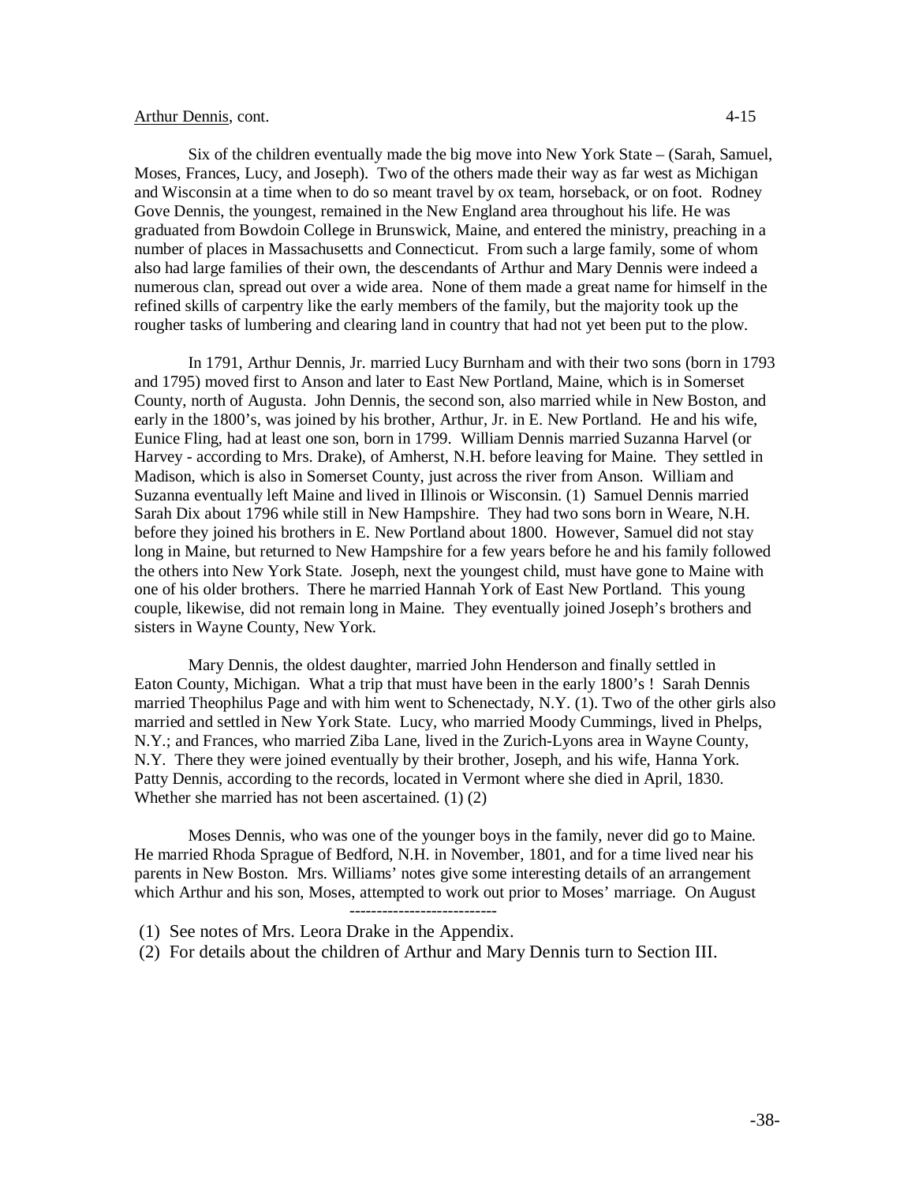Arthur Dennis, cont. 4-15

Six of the children eventually made the big move into New York State – (Sarah, Samuel, Moses, Frances, Lucy, and Joseph). Two of the others made their way as far west as Michigan and Wisconsin at a time when to do so meant travel by ox team, horseback, or on foot. Rodney Gove Dennis, the youngest, remained in the New England area throughout his life. He was graduated from Bowdoin College in Brunswick, Maine, and entered the ministry, preaching in a number of places in Massachusetts and Connecticut. From such a large family, some of whom also had large families of their own, the descendants of Arthur and Mary Dennis were indeed a numerous clan, spread out over a wide area. None of them made a great name for himself in the refined skills of carpentry like the early members of the family, but the majority took up the rougher tasks of lumbering and clearing land in country that had not yet been put to the plow.

In 1791, Arthur Dennis, Jr. married Lucy Burnham and with their two sons (born in 1793 and 1795) moved first to Anson and later to East New Portland, Maine, which is in Somerset County, north of Augusta. John Dennis, the second son, also married while in New Boston, and early in the 1800's, was joined by his brother, Arthur, Jr. in E. New Portland. He and his wife, Eunice Fling, had at least one son, born in 1799. William Dennis married Suzanna Harvel (or Harvey - according to Mrs. Drake), of Amherst, N.H. before leaving for Maine. They settled in Madison, which is also in Somerset County, just across the river from Anson. William and Suzanna eventually left Maine and lived in Illinois or Wisconsin. (1) Samuel Dennis married Sarah Dix about 1796 while still in New Hampshire. They had two sons born in Weare, N.H. before they joined his brothers in E. New Portland about 1800. However, Samuel did not stay long in Maine, but returned to New Hampshire for a few years before he and his family followed the others into New York State. Joseph, next the youngest child, must have gone to Maine with one of his older brothers. There he married Hannah York of East New Portland. This young couple, likewise, did not remain long in Maine. They eventually joined Joseph's brothers and sisters in Wayne County, New York.

Mary Dennis, the oldest daughter, married John Henderson and finally settled in Eaton County, Michigan. What a trip that must have been in the early 1800's ! Sarah Dennis married Theophilus Page and with him went to Schenectady, N.Y. (1). Two of the other girls also married and settled in New York State. Lucy, who married Moody Cummings, lived in Phelps, N.Y.; and Frances, who married Ziba Lane, lived in the Zurich-Lyons area in Wayne County, N.Y. There they were joined eventually by their brother, Joseph, and his wife, Hanna York. Patty Dennis, according to the records, located in Vermont where she died in April, 1830. Whether she married has not been ascertained. (1) (2)

Moses Dennis, who was one of the younger boys in the family, never did go to Maine. He married Rhoda Sprague of Bedford, N.H. in November, 1801, and for a time lived near his parents in New Boston. Mrs. Williams' notes give some interesting details of an arrangement which Arthur and his son, Moses, attempted to work out prior to Moses' marriage. On August

---

(1) See notes of Mrs. Leora Drake in the Appendix.

(2) For details about the children of Arthur and Mary Dennis turn to Section III.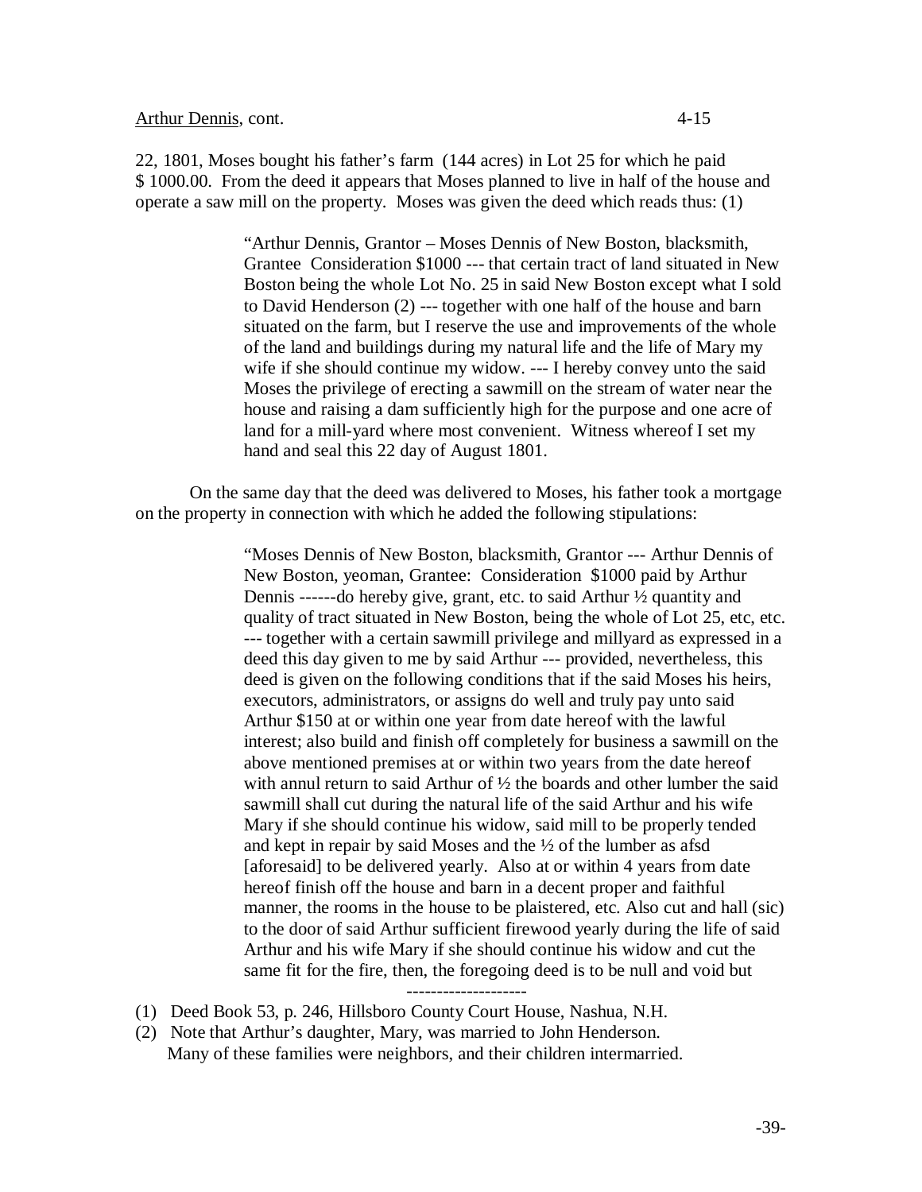22, 1801, Moses bought his father's farm (144 acres) in Lot 25 for which he paid $ 1000.00. From the deed it appears that Moses planned to live in half of the house and operate a saw mill on the property. Moses was given the deed which reads thus: (1)

> "Arthur Dennis, Grantor – Moses Dennis of New Boston, blacksmith, Grantee Consideration $1000 --- that certain tract of land situated in New Boston being the whole Lot No. 25 in said New Boston except what I sold to David Henderson (2) --- together with one half of the house and barn situated on the farm, but I reserve the use and improvements of the whole of the land and buildings during my natural life and the life of Mary my wife if she should continue my widow. --- I hereby convey unto the said Moses the privilege of erecting a sawmill on the stream of water near the house and raising a dam sufficiently high for the purpose and one acre of land for a mill-yard where most convenient. Witness whereof I set my hand and seal this 22 day of August 1801.

On the same day that the deed was delivered to Moses, his father took a mortgage on the property in connection with which he added the following stipulations:

> "Moses Dennis of New Boston, blacksmith, Grantor --- Arthur Dennis of New Boston, yeoman, Grantee: Consideration $1000 paid by Arthur Dennis ------do hereby give, grant, etc. to said Arthur ½ quantity and quality of tract situated in New Boston, being the whole of Lot 25, etc, etc. --- together with a certain sawmill privilege and millyard as expressed in a deed this day given to me by said Arthur --- provided, nevertheless, this deed is given on the following conditions that if the said Moses his heirs, executors, administrators, or assigns do well and truly pay unto said Arthur $150 at or within one year from date hereof with the lawful interest; also build and finish off completely for business a sawmill on the above mentioned premises at or within two years from the date hereof with annul return to said Arthur of ½ the boards and other lumber the said sawmill shall cut during the natural life of the said Arthur and his wife Mary if she should continue his widow, said mill to be properly tended and kept in repair by said Moses and the ½ of the lumber as afsd [aforesaid] to be delivered yearly. Also at or within 4 years from date hereof finish off the house and barn in a decent proper and faithful manner, the rooms in the house to be plaistered, etc. Also cut and hall (sic) to the door of said Arthur sufficient firewood yearly during the life of said Arthur and his wife Mary if she should continue his widow and cut the same fit for the fire, then, the foregoing deed is to be null and void but

--------------------

(1) Deed Book 53, p. 246, Hillsboro County Court House, Nashua, N.H.
(2) Note that Arthur's daughter, Mary, was married to John Henderson. Many of these families were neighbors, and their children intermarried.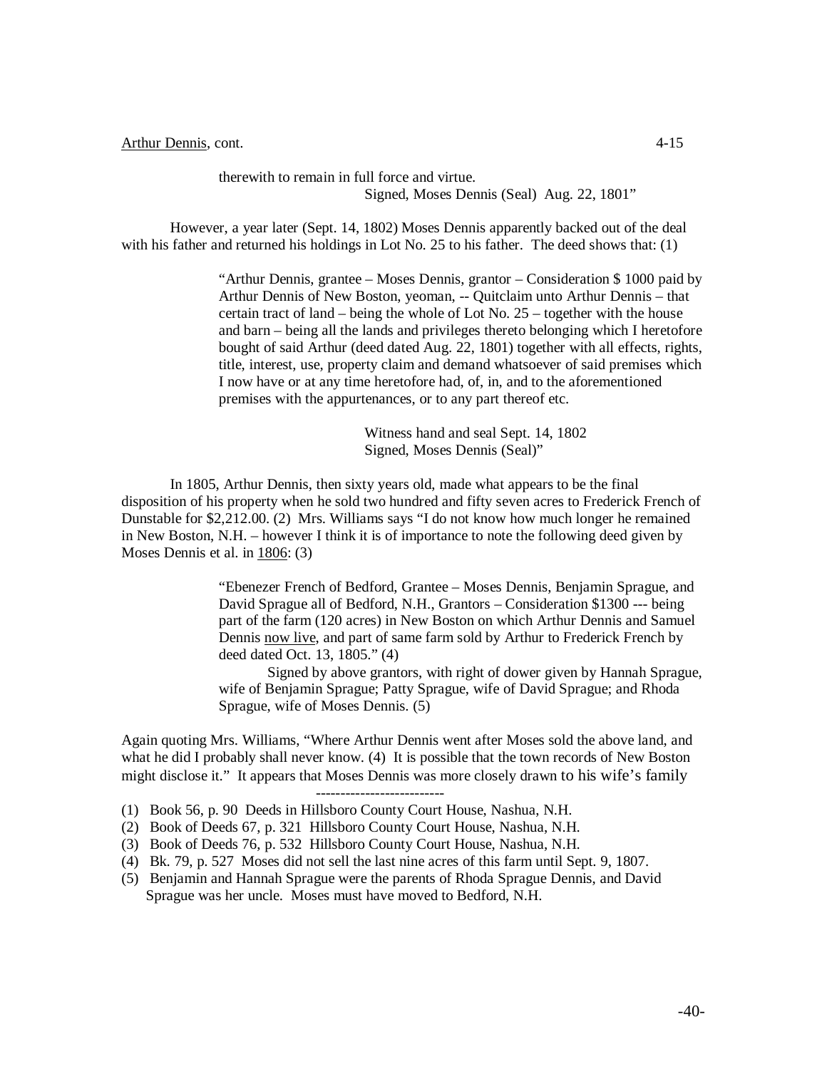therewith to remain in full force and virtue.

Signed, Moses Dennis (Seal) Aug. 22, 1801"

However, a year later (Sept. 14, 1802) Moses Dennis apparently backed out of the deal with his father and returned his holdings in Lot No. 25 to his father. The deed shows that: (1)

> "Arthur Dennis, grantee – Moses Dennis, grantor – Consideration $ 1000 paid by Arthur Dennis of New Boston, yeoman, -- Quitclaim unto Arthur Dennis – that certain tract of land – being the whole of Lot No. 25 – together with the house and barn – being all the lands and privileges thereto belonging which I heretofore bought of said Arthur (deed dated Aug. 22, 1801) together with all effects, rights, title, interest, use, property claim and demand whatsoever of said premises which I now have or at any time heretofore had, of, in, and to the aforementioned premises with the appurtenances, or to any part thereof etc.
>
> Witness hand and seal Sept. 14, 1802
> Signed, Moses Dennis (Seal)"

In 1805, Arthur Dennis, then sixty years old, made what appears to be the final disposition of his property when he sold two hundred and fifty seven acres to Frederick French of Dunstable for $2,212.00. (2) Mrs. Williams says "I do not know how much longer he remained in New Boston, N.H. – however I think it is of importance to note the following deed given by Moses Dennis et al. in 1806: (3)

> "Ebenezer French of Bedford, Grantee – Moses Dennis, Benjamin Sprague, and David Sprague all of Bedford, N.H., Grantors – Consideration $1300 --- being part of the farm (120 acres) in New Boston on which Arthur Dennis and Samuel Dennis now live, and part of same farm sold by Arthur to Frederick French by deed dated Oct. 13, 1805." (4)
>
> Signed by above grantors, with right of dower given by Hannah Sprague, wife of Benjamin Sprague; Patty Sprague, wife of David Sprague; and Rhoda Sprague, wife of Moses Dennis. (5)

Again quoting Mrs. Williams, "Where Arthur Dennis went after Moses sold the above land, and what he did I probably shall never know. (4) It is possible that the town records of New Boston might disclose it." It appears that Moses Dennis was more closely drawn to his wife's family

---

(1) Book 56, p. 90 Deeds in Hillsboro County Court House, Nashua, N.H.

(2) Book of Deeds 67, p. 321 Hillsboro County Court House, Nashua, N.H.

(3) Book of Deeds 76, p. 532 Hillsboro County Court House, Nashua, N.H.

(4) Bk. 79, p. 527 Moses did not sell the last nine acres of this farm until Sept. 9, 1807.

(5) Benjamin and Hannah Sprague were the parents of Rhoda Sprague Dennis, and David Sprague was her uncle. Moses must have moved to Bedford, N.H.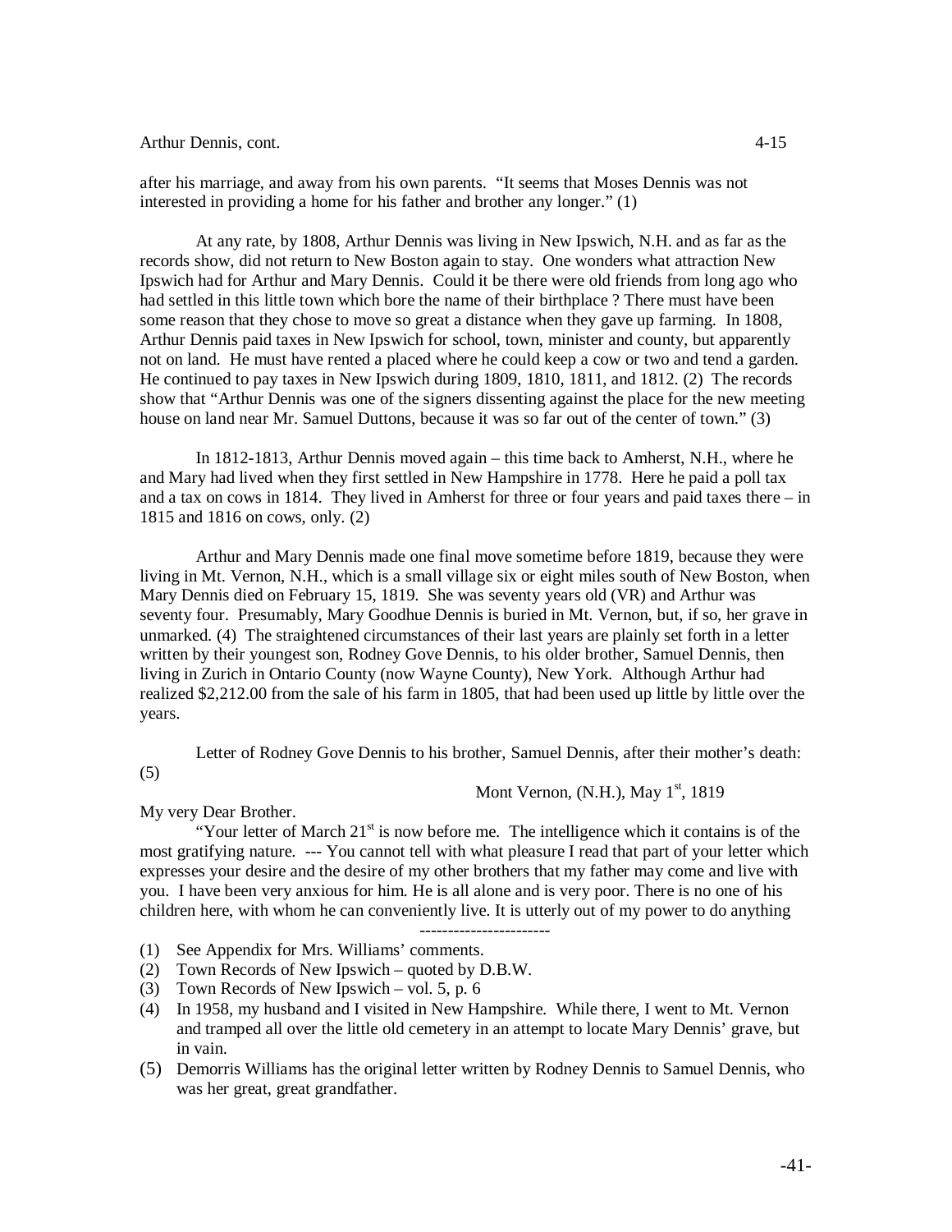after his marriage, and away from his own parents. "It seems that Moses Dennis was not interested in providing a home for his father and brother any longer." (1)

At any rate, by 1808, Arthur Dennis was living in New Ipswich, N.H. and as far as the records show, did not return to New Boston again to stay. One wonders what attraction New Ipswich had for Arthur and Mary Dennis. Could it be there were old friends from long ago who had settled in this little town which bore the name of their birthplace ? There must have been some reason that they chose to move so great a distance when they gave up farming. In 1808, Arthur Dennis paid taxes in New Ipswich for school, town, minister and county, but apparently not on land. He must have rented a placed where he could keep a cow or two and tend a garden. He continued to pay taxes in New Ipswich during 1809, 1810, 1811, and 1812. (2) The records show that "Arthur Dennis was one of the signers dissenting against the place for the new meeting house on land near Mr. Samuel Duttons, because it was so far out of the center of town." (3)

In 1812-1813, Arthur Dennis moved again – this time back to Amherst, N.H., where he and Mary had lived when they first settled in New Hampshire in 1778. Here he paid a poll tax and a tax on cows in 1814. They lived in Amherst for three or four years and paid taxes there – in 1815 and 1816 on cows, only. (2)

Arthur and Mary Dennis made one final move sometime before 1819, because they were living in Mt. Vernon, N.H., which is a small village six or eight miles south of New Boston, when Mary Dennis died on February 15, 1819. She was seventy years old (VR) and Arthur was seventy four. Presumably, Mary Goodhue Dennis is buried in Mt. Vernon, but, if so, her grave in unmarked. (4) The straightened circumstances of their last years are plainly set forth in a letter written by their youngest son, Rodney Gove Dennis, to his older brother, Samuel Dennis, then living in Zurich in Ontario County (now Wayne County), New York. Although Arthur had realized $2,212.00 from the sale of his farm in 1805, that had been used up little by little over the years.

Letter of Rodney Gove Dennis to his brother, Samuel Dennis, after their mother's death: (5)

Mont Vernon, (N.H.), May 1st, 1819

My very Dear Brother.

"Your letter of March 21st is now before me. The intelligence which it contains is of the most gratifying nature. --- You cannot tell with what pleasure I read that part of your letter which expresses your desire and the desire of my other brothers that my father may come and live with you. I have been very anxious for him. He is all alone and is very poor. There is no one of his children here, with whom he can conveniently live. It is utterly out of my power to do anything

-----------------------

(1) See Appendix for Mrs. Williams' comments.
(2) Town Records of New Ipswich – quoted by D.B.W.
(3) Town Records of New Ipswich – vol. 5, p. 6
(4) In 1958, my husband and I visited in New Hampshire. While there, I went to Mt. Vernon and tramped all over the little old cemetery in an attempt to locate Mary Dennis' grave, but in vain.
(5) Demorris Williams has the original letter written by Rodney Dennis to Samuel Dennis, who was her great, great grandfather.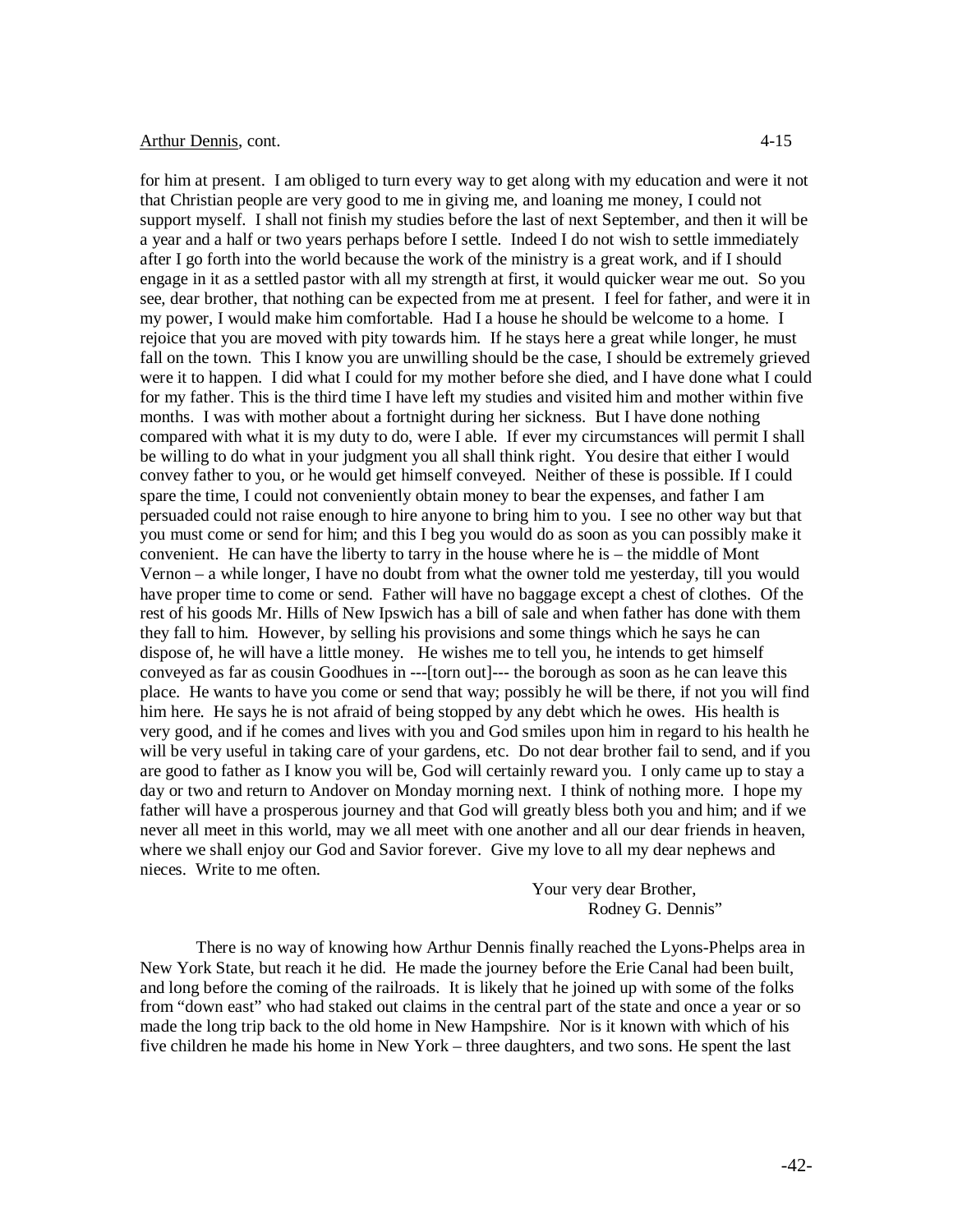for him at present. I am obliged to turn every way to get along with my education and were it not that Christian people are very good to me in giving me, and loaning me money, I could not support myself. I shall not finish my studies before the last of next September, and then it will be a year and a half or two years perhaps before I settle. Indeed I do not wish to settle immediately after I go forth into the world because the work of the ministry is a great work, and if I should engage in it as a settled pastor with all my strength at first, it would quicker wear me out. So you see, dear brother, that nothing can be expected from me at present. I feel for father, and were it in my power, I would make him comfortable. Had I a house he should be welcome to a home. I rejoice that you are moved with pity towards him. If he stays here a great while longer, he must fall on the town. This I know you are unwilling should be the case, I should be extremely grieved were it to happen. I did what I could for my mother before she died, and I have done what I could for my father. This is the third time I have left my studies and visited him and mother within five months. I was with mother about a fortnight during her sickness. But I have done nothing compared with what it is my duty to do, were I able. If ever my circumstances will permit I shall be willing to do what in your judgment you all shall think right. You desire that either I would convey father to you, or he would get himself conveyed. Neither of these is possible. If I could spare the time, I could not conveniently obtain money to bear the expenses, and father I am persuaded could not raise enough to hire anyone to bring him to you. I see no other way but that you must come or send for him; and this I beg you would do as soon as you can possibly make it convenient. He can have the liberty to tarry in the house where he is – the middle of Mont Vernon – a while longer, I have no doubt from what the owner told me yesterday, till you would have proper time to come or send. Father will have no baggage except a chest of clothes. Of the rest of his goods Mr. Hills of New Ipswich has a bill of sale and when father has done with them they fall to him. However, by selling his provisions and some things which he says he can dispose of, he will have a little money. He wishes me to tell you, he intends to get himself conveyed as far as cousin Goodhues in ---[torn out]--- the borough as soon as he can leave this place. He wants to have you come or send that way; possibly he will be there, if not you will find him here. He says he is not afraid of being stopped by any debt which he owes. His health is very good, and if he comes and lives with you and God smiles upon him in regard to his health he will be very useful in taking care of your gardens, etc. Do not dear brother fail to send, and if you are good to father as I know you will be, God will certainly reward you. I only came up to stay a day or two and return to Andover on Monday morning next. I think of nothing more. I hope my father will have a prosperous journey and that God will greatly bless both you and him; and if we never all meet in this world, may we all meet with one another and all our dear friends in heaven, where we shall enjoy our God and Savior forever. Give my love to all my dear nephews and nieces. Write to me often.

Your very dear Brother,
Rodney G. Dennis"

There is no way of knowing how Arthur Dennis finally reached the Lyons-Phelps area in New York State, but reach it he did. He made the journey before the Erie Canal had been built, and long before the coming of the railroads. It is likely that he joined up with some of the folks from "down east" who had staked out claims in the central part of the state and once a year or so made the long trip back to the old home in New Hampshire. Nor is it known with which of his five children he made his home in New York – three daughters, and two sons. He spent the last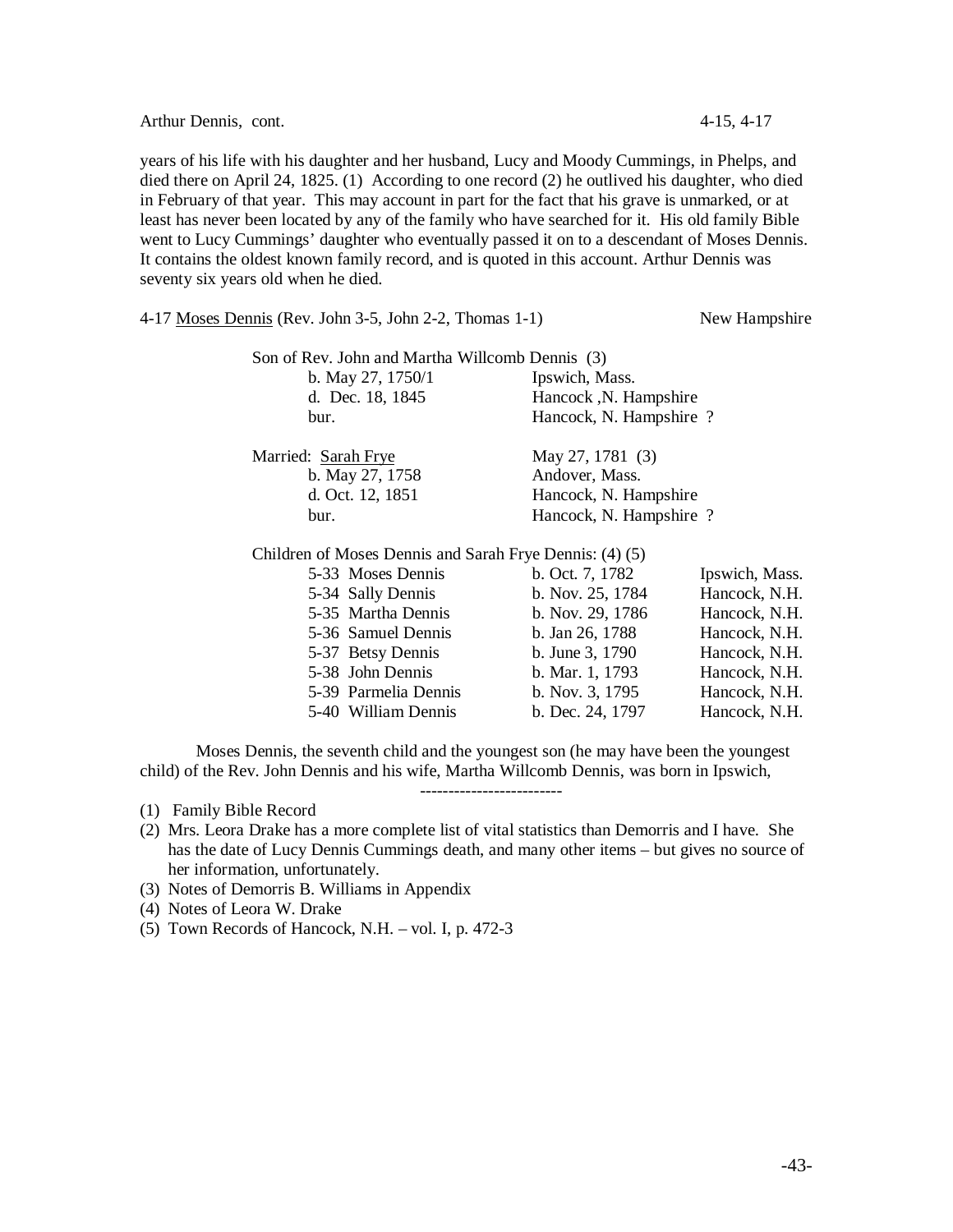years of his life with his daughter and her husband, Lucy and Moody Cummings, in Phelps, and died there on April 24, 1825. (1) According to one record (2) he outlived his daughter, who died in February of that year. This may account in part for the fact that his grave is unmarked, or at least has never been located by any of the family who have searched for it. His old family Bible went to Lucy Cummings' daughter who eventually passed it on to a descendant of Moses Dennis. It contains the oldest known family record, and is quoted in this account. Arthur Dennis was seventy six years old when he died.

4-17 <u>Moses Dennis</u> (Rev. John 3-5, John 2-2, Thomas 1-1) New Hampshire

Son of Rev. John and Martha Willcomb Dennis (3)

| | |
|---|---|
| b. May 27, 1750/1 | Ipswich, Mass. |
| d. Dec. 18, 1845 | Hancock ,N. Hampshire |
| bur. | Hancock, N. Hampshire ? |

| | |
|---|---|
| Married: <u>Sarah Frye</u> | May 27, 1781 (3) |
| b. May 27, 1758 | Andover, Mass. |
| d. Oct. 12, 1851 | Hancock, N. Hampshire |
| bur. | Hancock, N. Hampshire ? |

Children of Moses Dennis and Sarah Frye Dennis: (4) (5)

| | | |
|---|---|---|
| 5-33 Moses Dennis | b. Oct. 7, 1782 | Ipswich, Mass. |
| 5-34 Sally Dennis | b. Nov. 25, 1784 | Hancock, N.H. |
| 5-35 Martha Dennis | b. Nov. 29, 1786 | Hancock, N.H. |
| 5-36 Samuel Dennis | b. Jan 26, 1788 | Hancock, N.H. |
| 5-37 Betsy Dennis | b. June 3, 1790 | Hancock, N.H. |
| 5-38 John Dennis | b. Mar. 1, 1793 | Hancock, N.H. |
| 5-39 Parmelia Dennis | b. Nov. 3, 1795 | Hancock, N.H. |
| 5-40 William Dennis | b. Dec. 24, 1797 | Hancock, N.H. |

Moses Dennis, the seventh child and the youngest son (he may have been the youngest child) of the Rev. John Dennis and his wife, Martha Willcomb Dennis, was born in Ipswich,

-------------------------

(1) Family Bible Record
(2) Mrs. Leora Drake has a more complete list of vital statistics than Demorris and I have. She has the date of Lucy Dennis Cummings death, and many other items – but gives no source of her information, unfortunately.
(3) Notes of Demorris B. Williams in Appendix
(4) Notes of Leora W. Drake
(5) Town Records of Hancock, N.H. – vol. I, p. 472-3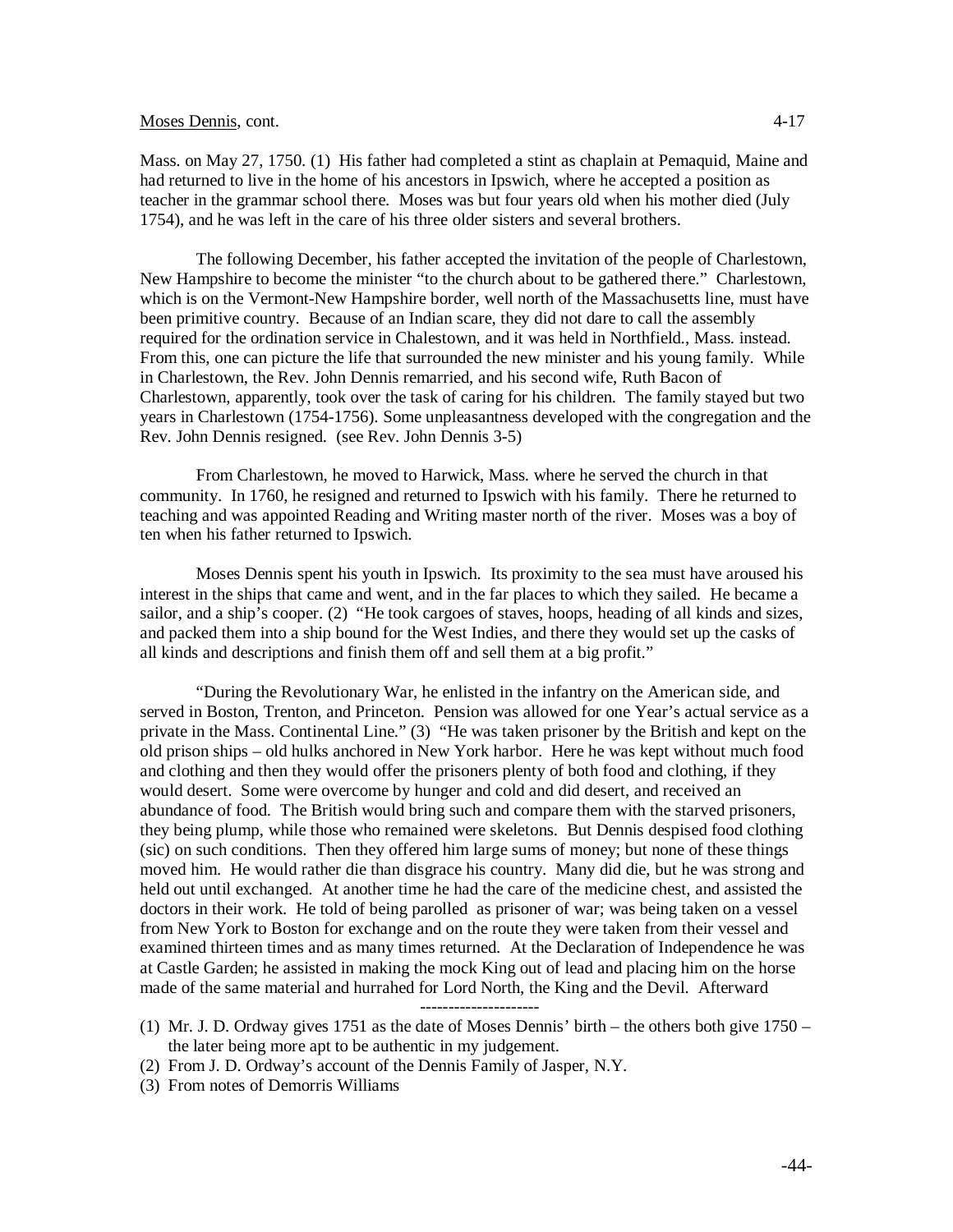Moses Dennis, cont.

Mass. on May 27, 1750. (1) His father had completed a stint as chaplain at Pemaquid, Maine and had returned to live in the home of his ancestors in Ipswich, where he accepted a position as teacher in the grammar school there. Moses was but four years old when his mother died (July 1754), and he was left in the care of his three older sisters and several brothers.

The following December, his father accepted the invitation of the people of Charlestown, New Hampshire to become the minister "to the church about to be gathered there." Charlestown, which is on the Vermont-New Hampshire border, well north of the Massachusetts line, must have been primitive country. Because of an Indian scare, they did not dare to call the assembly required for the ordination service in Chalestown, and it was held in Northfield., Mass. instead. From this, one can picture the life that surrounded the new minister and his young family. While in Charlestown, the Rev. John Dennis remarried, and his second wife, Ruth Bacon of Charlestown, apparently, took over the task of caring for his children. The family stayed but two years in Charlestown (1754-1756). Some unpleasantness developed with the congregation and the Rev. John Dennis resigned. (see Rev. John Dennis 3-5)

From Charlestown, he moved to Harwick, Mass. where he served the church in that community. In 1760, he resigned and returned to Ipswich with his family. There he returned to teaching and was appointed Reading and Writing master north of the river. Moses was a boy of ten when his father returned to Ipswich.

Moses Dennis spent his youth in Ipswich. Its proximity to the sea must have aroused his interest in the ships that came and went, and in the far places to which they sailed. He became a sailor, and a ship's cooper. (2) "He took cargoes of staves, hoops, heading of all kinds and sizes, and packed them into a ship bound for the West Indies, and there they would set up the casks of all kinds and descriptions and finish them off and sell them at a big profit."

"During the Revolutionary War, he enlisted in the infantry on the American side, and served in Boston, Trenton, and Princeton. Pension was allowed for one Year's actual service as a private in the Mass. Continental Line." (3) "He was taken prisoner by the British and kept on the old prison ships – old hulks anchored in New York harbor. Here he was kept without much food and clothing and then they would offer the prisoners plenty of both food and clothing, if they would desert. Some were overcome by hunger and cold and did desert, and received an abundance of food. The British would bring such and compare them with the starved prisoners, they being plump, while those who remained were skeletons. But Dennis despised food clothing (sic) on such conditions. Then they offered him large sums of money; but none of these things moved him. He would rather die than disgrace his country. Many did die, but he was strong and held out until exchanged. At another time he had the care of the medicine chest, and assisted the doctors in their work. He told of being parolled as prisoner of war; was being taken on a vessel from New York to Boston for exchange and on the route they were taken from their vessel and examined thirteen times and as many times returned. At the Declaration of Independence he was at Castle Garden; he assisted in making the mock King out of lead and placing him on the horse made of the same material and hurrahed for Lord North, the King and the Devil. Afterward

---------------------

(1) Mr. J. D. Ordway gives 1751 as the date of Moses Dennis' birth – the others both give 1750 – the later being more apt to be authentic in my judgement.
(2) From J. D. Ordway's account of the Dennis Family of Jasper, N.Y.
(3) From notes of Demorris Williams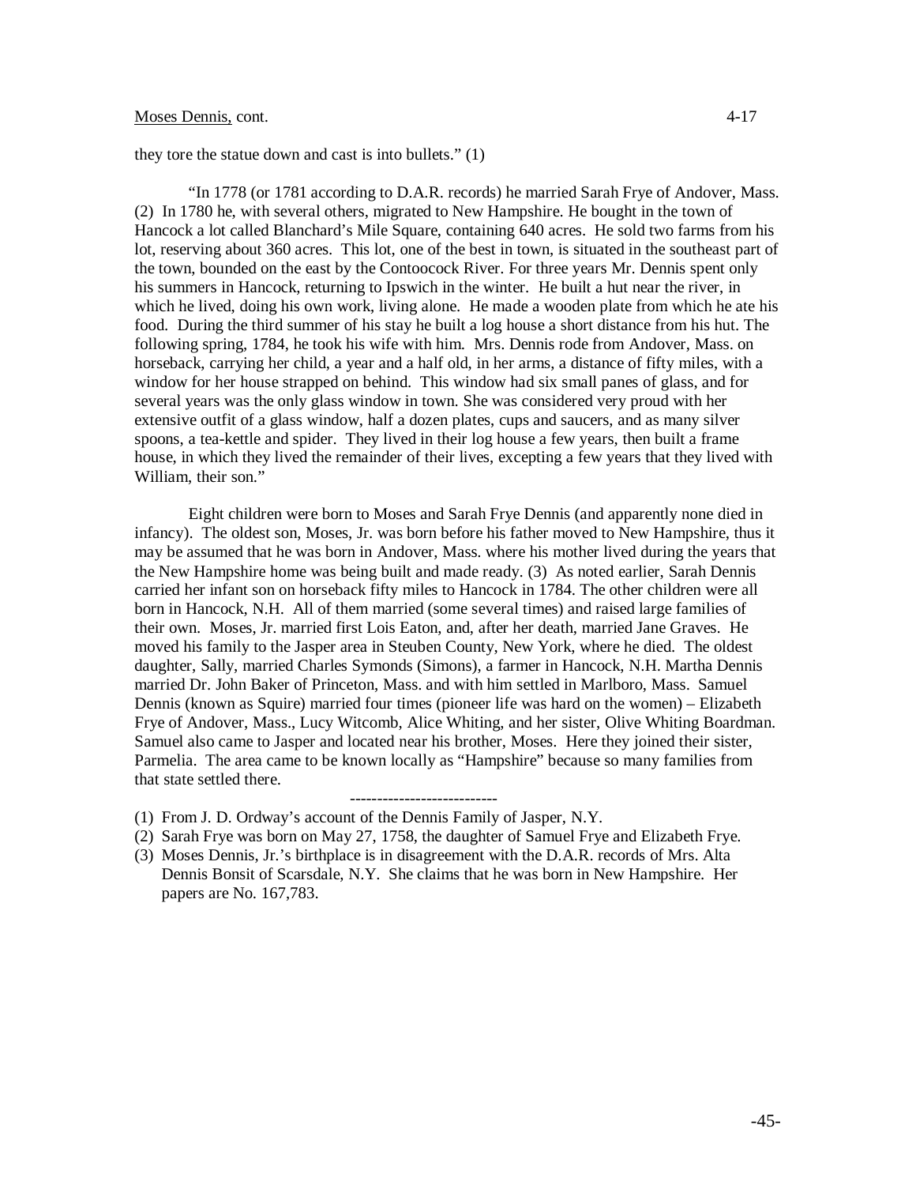they tore the statue down and cast is into bullets." (1)

"In 1778 (or 1781 according to D.A.R. records) he married Sarah Frye of Andover, Mass. (2) In 1780 he, with several others, migrated to New Hampshire. He bought in the town of Hancock a lot called Blanchard's Mile Square, containing 640 acres. He sold two farms from his lot, reserving about 360 acres. This lot, one of the best in town, is situated in the southeast part of the town, bounded on the east by the Contoocock River. For three years Mr. Dennis spent only his summers in Hancock, returning to Ipswich in the winter. He built a hut near the river, in which he lived, doing his own work, living alone. He made a wooden plate from which he ate his food. During the third summer of his stay he built a log house a short distance from his hut. The following spring, 1784, he took his wife with him. Mrs. Dennis rode from Andover, Mass. on horseback, carrying her child, a year and a half old, in her arms, a distance of fifty miles, with a window for her house strapped on behind. This window had six small panes of glass, and for several years was the only glass window in town. She was considered very proud with her extensive outfit of a glass window, half a dozen plates, cups and saucers, and as many silver spoons, a tea-kettle and spider. They lived in their log house a few years, then built a frame house, in which they lived the remainder of their lives, excepting a few years that they lived with William, their son."

Eight children were born to Moses and Sarah Frye Dennis (and apparently none died in infancy). The oldest son, Moses, Jr. was born before his father moved to New Hampshire, thus it may be assumed that he was born in Andover, Mass. where his mother lived during the years that the New Hampshire home was being built and made ready. (3) As noted earlier, Sarah Dennis carried her infant son on horseback fifty miles to Hancock in 1784. The other children were all born in Hancock, N.H. All of them married (some several times) and raised large families of their own. Moses, Jr. married first Lois Eaton, and, after her death, married Jane Graves. He moved his family to the Jasper area in Steuben County, New York, where he died. The oldest daughter, Sally, married Charles Symonds (Simons), a farmer in Hancock, N.H. Martha Dennis married Dr. John Baker of Princeton, Mass. and with him settled in Marlboro, Mass. Samuel Dennis (known as Squire) married four times (pioneer life was hard on the women) – Elizabeth Frye of Andover, Mass., Lucy Witcomb, Alice Whiting, and her sister, Olive Whiting Boardman. Samuel also came to Jasper and located near his brother, Moses. Here they joined their sister, Parmelia. The area came to be known locally as "Hampshire" because so many families from that state settled there.

---------------------------

(1) From J. D. Ordway's account of the Dennis Family of Jasper, N.Y.
(2) Sarah Frye was born on May 27, 1758, the daughter of Samuel Frye and Elizabeth Frye.
(3) Moses Dennis, Jr.'s birthplace is in disagreement with the D.A.R. records of Mrs. Alta Dennis Bonsit of Scarsdale, N.Y. She claims that he was born in New Hampshire. Her papers are No. 167,783.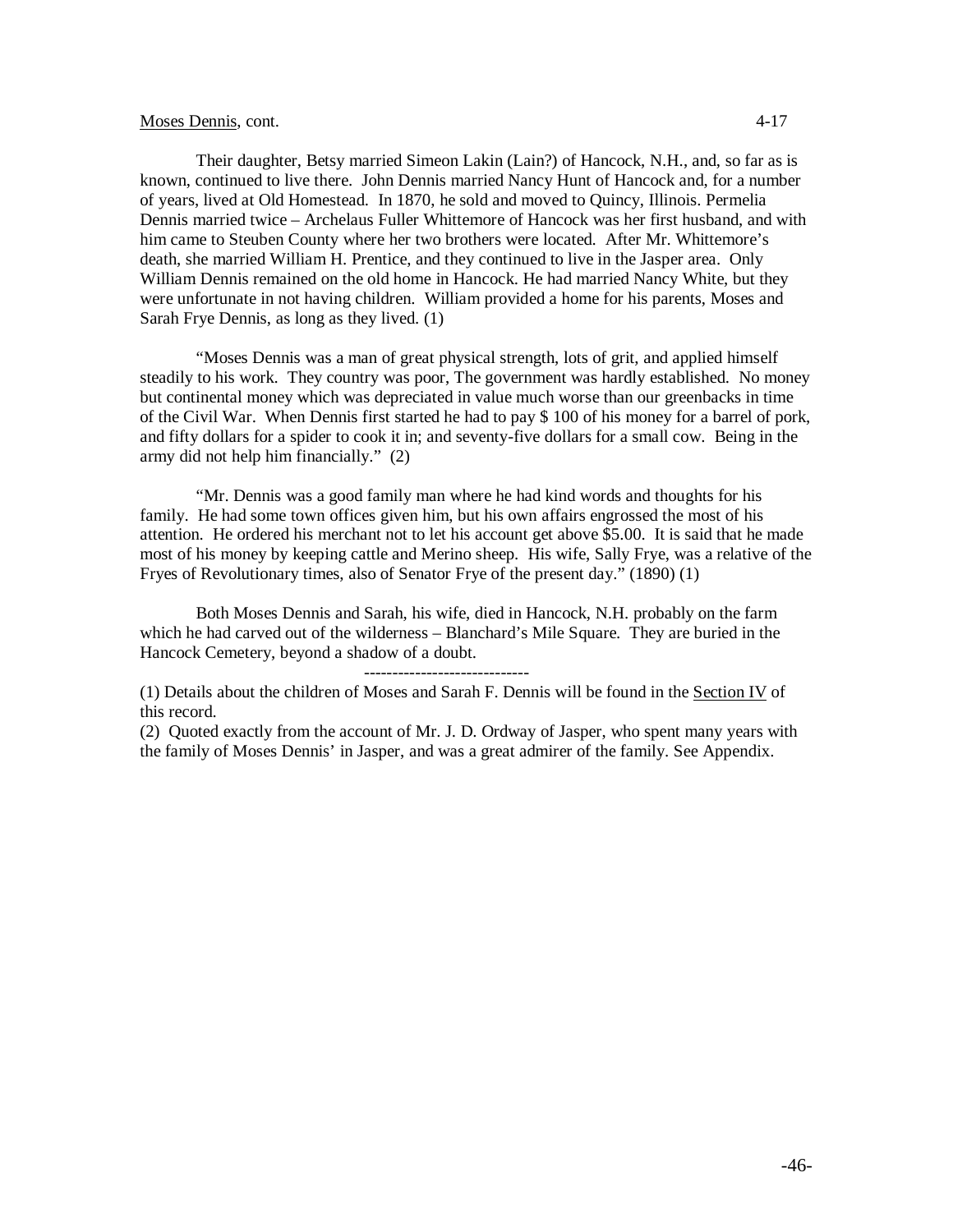Moses Dennis, cont.

Their daughter, Betsy married Simeon Lakin (Lain?) of Hancock, N.H., and, so far as is known, continued to live there. John Dennis married Nancy Hunt of Hancock and, for a number of years, lived at Old Homestead. In 1870, he sold and moved to Quincy, Illinois. Permelia Dennis married twice – Archelaus Fuller Whittemore of Hancock was her first husband, and with him came to Steuben County where her two brothers were located. After Mr. Whittemore's death, she married William H. Prentice, and they continued to live in the Jasper area. Only William Dennis remained on the old home in Hancock. He had married Nancy White, but they were unfortunate in not having children. William provided a home for his parents, Moses and Sarah Frye Dennis, as long as they lived. (1)

"Moses Dennis was a man of great physical strength, lots of grit, and applied himself steadily to his work. They country was poor, The government was hardly established. No money but continental money which was depreciated in value much worse than our greenbacks in time of the Civil War. When Dennis first started he had to pay $ 100 of his money for a barrel of pork, and fifty dollars for a spider to cook it in; and seventy-five dollars for a small cow. Being in the army did not help him financially." (2)

"Mr. Dennis was a good family man where he had kind words and thoughts for his family. He had some town offices given him, but his own affairs engrossed the most of his attention. He ordered his merchant not to let his account get above $5.00. It is said that he made most of his money by keeping cattle and Merino sheep. His wife, Sally Frye, was a relative of the Fryes of Revolutionary times, also of Senator Frye of the present day." (1890) (1)

Both Moses Dennis and Sarah, his wife, died in Hancock, N.H. probably on the farm which he had carved out of the wilderness – Blanchard's Mile Square. They are buried in the Hancock Cemetery, beyond a shadow of a doubt.

----------------------------

(1) Details about the children of Moses and Sarah F. Dennis will be found in the Section IV of this record.

(2) Quoted exactly from the account of Mr. J. D. Ordway of Jasper, who spent many years with the family of Moses Dennis' in Jasper, and was a great admirer of the family. See Appendix.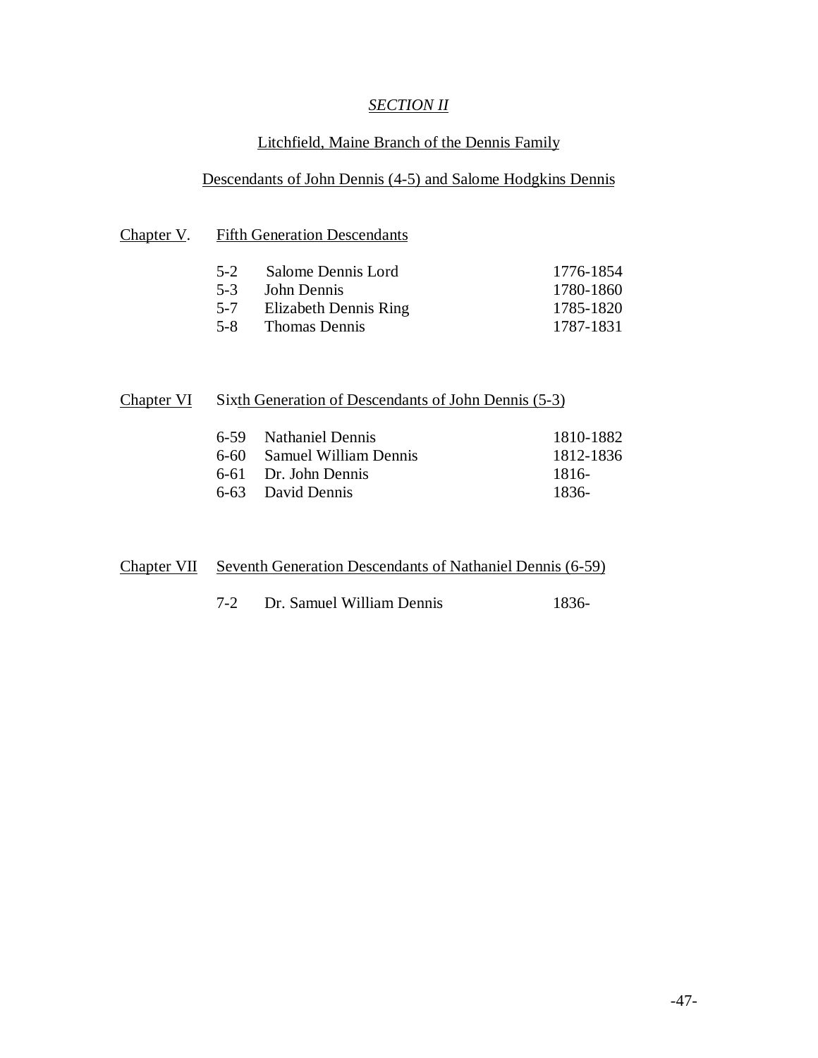# *SECTION II*

## Litchfield, Maine Branch of the Dennis Family

## Descendants of John Dennis (4-5) and Salome Hodgkins Dennis

### Chapter V. Fifth Generation Descendants

| | | |
|---|---|---|
| 5-2 | Salome Dennis Lord | 1776-1854 |
| 5-3 | John Dennis | 1780-1860 |
| 5-7 | Elizabeth Dennis Ring | 1785-1820 |
| 5-8 | Thomas Dennis | 1787-1831 |

### Chapter VI Sixth Generation of Descendants of John Dennis (5-3)

| | | |
|---|---|---|
| 6-59 | Nathaniel Dennis | 1810-1882 |
| 6-60 | Samuel William Dennis | 1812-1836 |
| 6-61 | Dr. John Dennis | 1816- |
| 6-63 | David Dennis | 1836- |

### Chapter VII Seventh Generation Descendants of Nathaniel Dennis (6-59)

| | | |
|---|---|---|
| 7-2 | Dr. Samuel William Dennis | 1836- |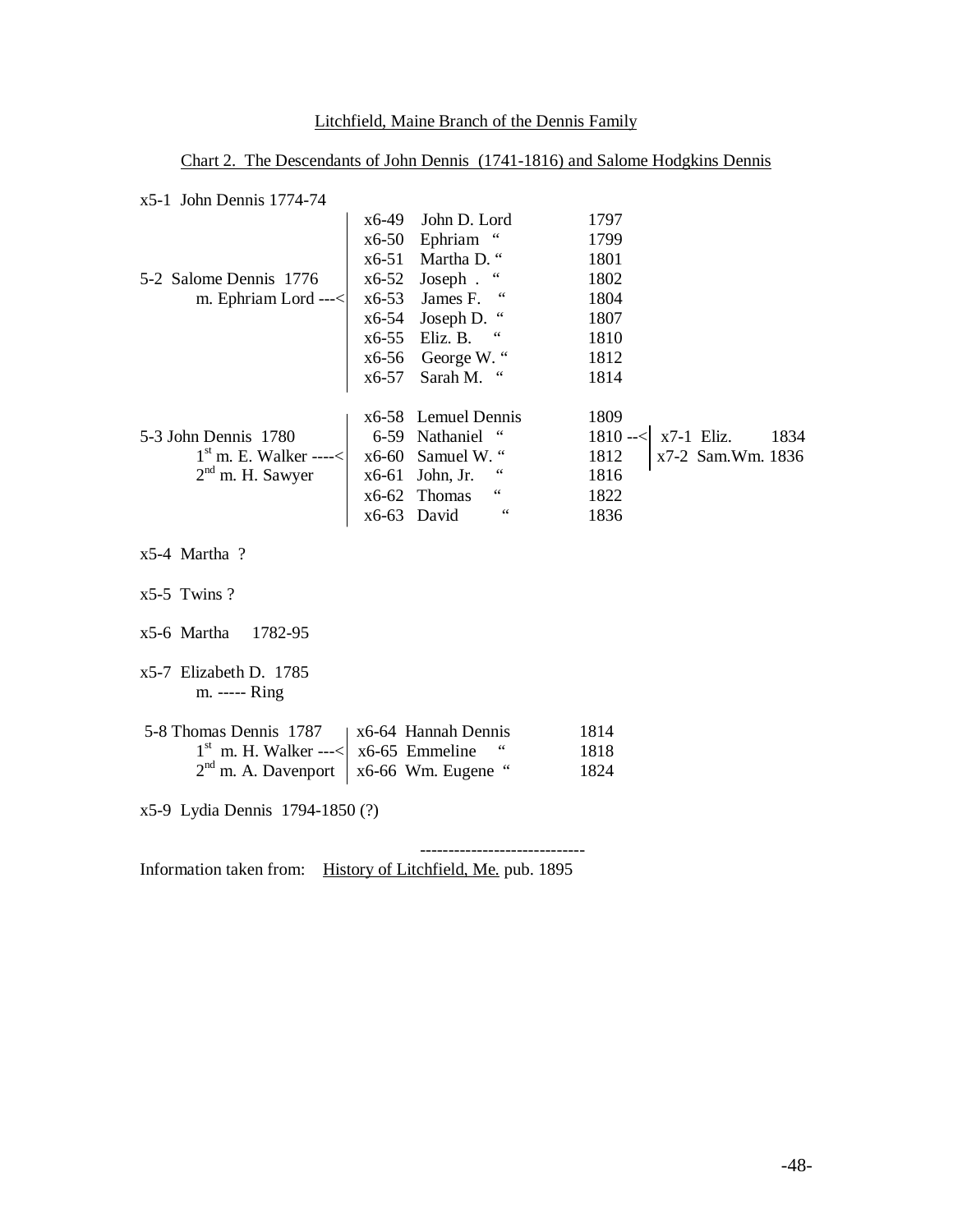Litchfield, Maine Branch of the Dennis Family

Chart 2. The Descendants of John Dennis (1741-1816) and Salome Hodgkins Dennis

```
x5-1  John Dennis 1774-74
                              | x6-49   John D. Lord        1797
                              | x6-50   Ephriam  "          1799
                              | x6-51   Martha D. "         1801
5-2  Salome Dennis  1776      | x6-52   Joseph .  "         1802
     m. Ephriam Lord ---<     | x6-53   James F.  "         1804
                              | x6-54   Joseph D. "         1807
                              | x6-55   Eliz. B.  "         1810
                              | x6-56   George W. "         1812
                              | x6-57   Sarah M.  "         1814

                              | x6-58  Lemuel Dennis        1809
5-3 John Dennis  1780         |  6-59  Nathaniel  "         1810 --<| x7-1  Eliz.       1834
     1st m. E. Walker ----<   | x6-60  Samuel W. "          1812    | x7-2  Sam.Wm. 1836
     2nd m. H. Sawyer         | x6-61  John, Jr.  "         1816
                              | x6-62  Thomas     "         1822
                              | x6-63  David      "         1836

x5-4  Martha  ?

x5-5  Twins ?

x5-6  Martha     1782-95

x5-7  Elizabeth D.  1785
      m. ----- Ring

5-8 Thomas Dennis  1787       | x6-64  Hannah Dennis        1814
     1st  m. H. Walker ---<   | x6-65  Emmeline    "        1818
     2nd m. A. Davenport      | x6-66  Wm. Eugene  "        1824

x5-9  Lydia Dennis  1794-1850 (?)
```

-----------------------------

Information taken from: History of Litchfield, Me. pub. 1895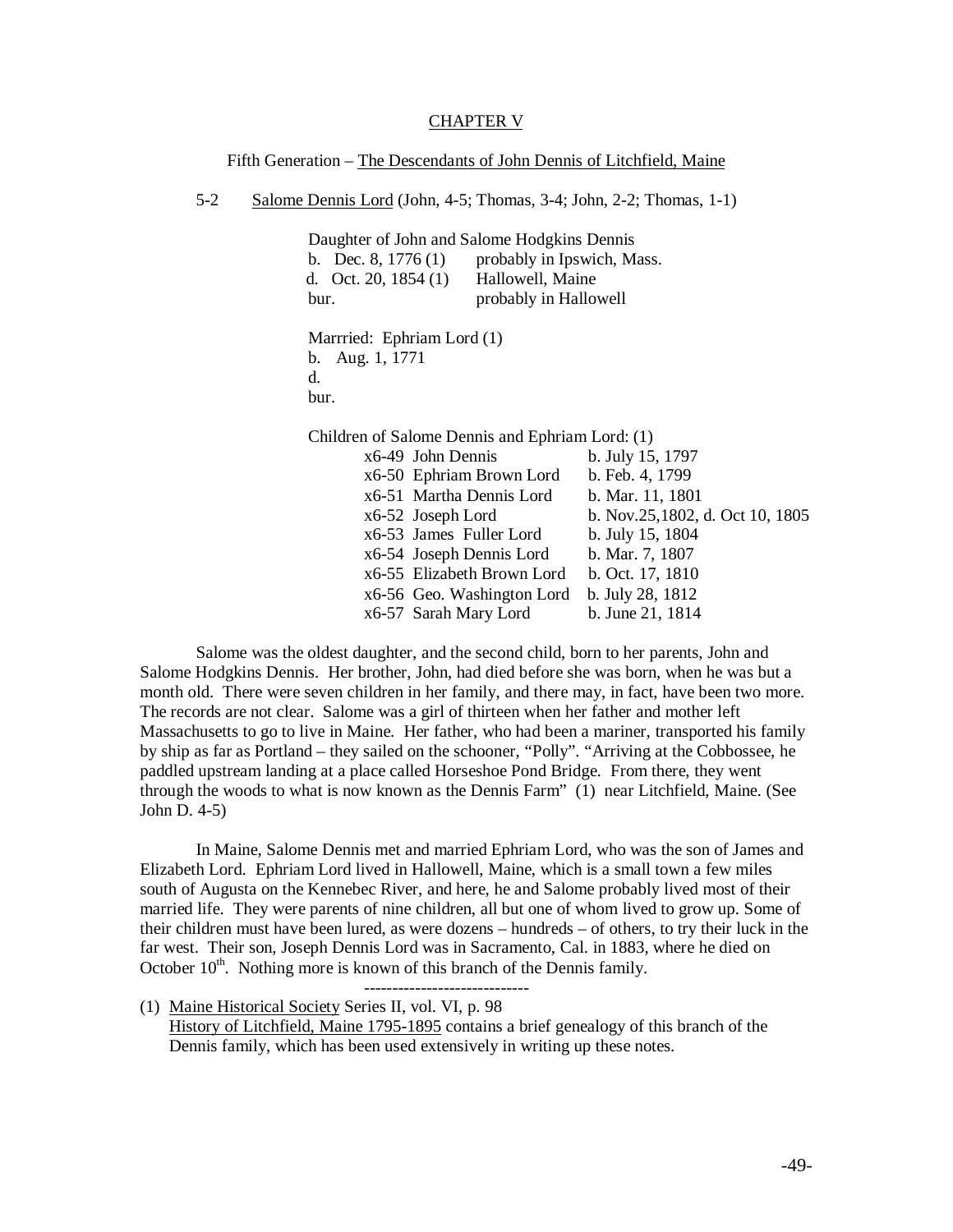## CHAPTER V

Fifth Generation – The Descendants of John Dennis of Litchfield, Maine

5-2 Salome Dennis Lord (John, 4-5; Thomas, 3-4; John, 2-2; Thomas, 1-1)

Daughter of John and Salome Hodgkins Dennis
b. Dec. 8, 1776 (1) probably in Ipswich, Mass.
d. Oct. 20, 1854 (1) Hallowell, Maine
bur. probably in Hallowell

Marrried: Ephriam Lord (1)
b. Aug. 1, 1771
d.
bur.

Children of Salome Dennis and Ephriam Lord: (1)

| | |
|---|---|
| x6-49 John Dennis | b. July 15, 1797 |
| x6-50 Ephriam Brown Lord | b. Feb. 4, 1799 |
| x6-51 Martha Dennis Lord | b. Mar. 11, 1801 |
| x6-52 Joseph Lord | b. Nov.25,1802, d. Oct 10, 1805 |
| x6-53 James Fuller Lord | b. July 15, 1804 |
| x6-54 Joseph Dennis Lord | b. Mar. 7, 1807 |
| x6-55 Elizabeth Brown Lord | b. Oct. 17, 1810 |
| x6-56 Geo. Washington Lord | b. July 28, 1812 |
| x6-57 Sarah Mary Lord | b. June 21, 1814 |

Salome was the oldest daughter, and the second child, born to her parents, John and Salome Hodgkins Dennis. Her brother, John, had died before she was born, when he was but a month old. There were seven children in her family, and there may, in fact, have been two more. The records are not clear. Salome was a girl of thirteen when her father and mother left Massachusetts to go to live in Maine. Her father, who had been a mariner, transported his family by ship as far as Portland – they sailed on the schooner, "Polly". "Arriving at the Cobbossee, he paddled upstream landing at a place called Horseshoe Pond Bridge. From there, they went through the woods to what is now known as the Dennis Farm" (1) near Litchfield, Maine. (See John D. 4-5)

In Maine, Salome Dennis met and married Ephriam Lord, who was the son of James and Elizabeth Lord. Ephriam Lord lived in Hallowell, Maine, which is a small town a few miles south of Augusta on the Kennebec River, and here, he and Salome probably lived most of their married life. They were parents of nine children, all but one of whom lived to grow up. Some of their children must have been lured, as were dozens – hundreds – of others, to try their luck in the far west. Their son, Joseph Dennis Lord was in Sacramento, Cal. in 1883, where he died on October 10th. Nothing more is known of this branch of the Dennis family.

-----------------------------

(1) Maine Historical Society Series II, vol. VI, p. 98
History of Litchfield, Maine 1795-1895 contains a brief genealogy of this branch of the Dennis family, which has been used extensively in writing up these notes.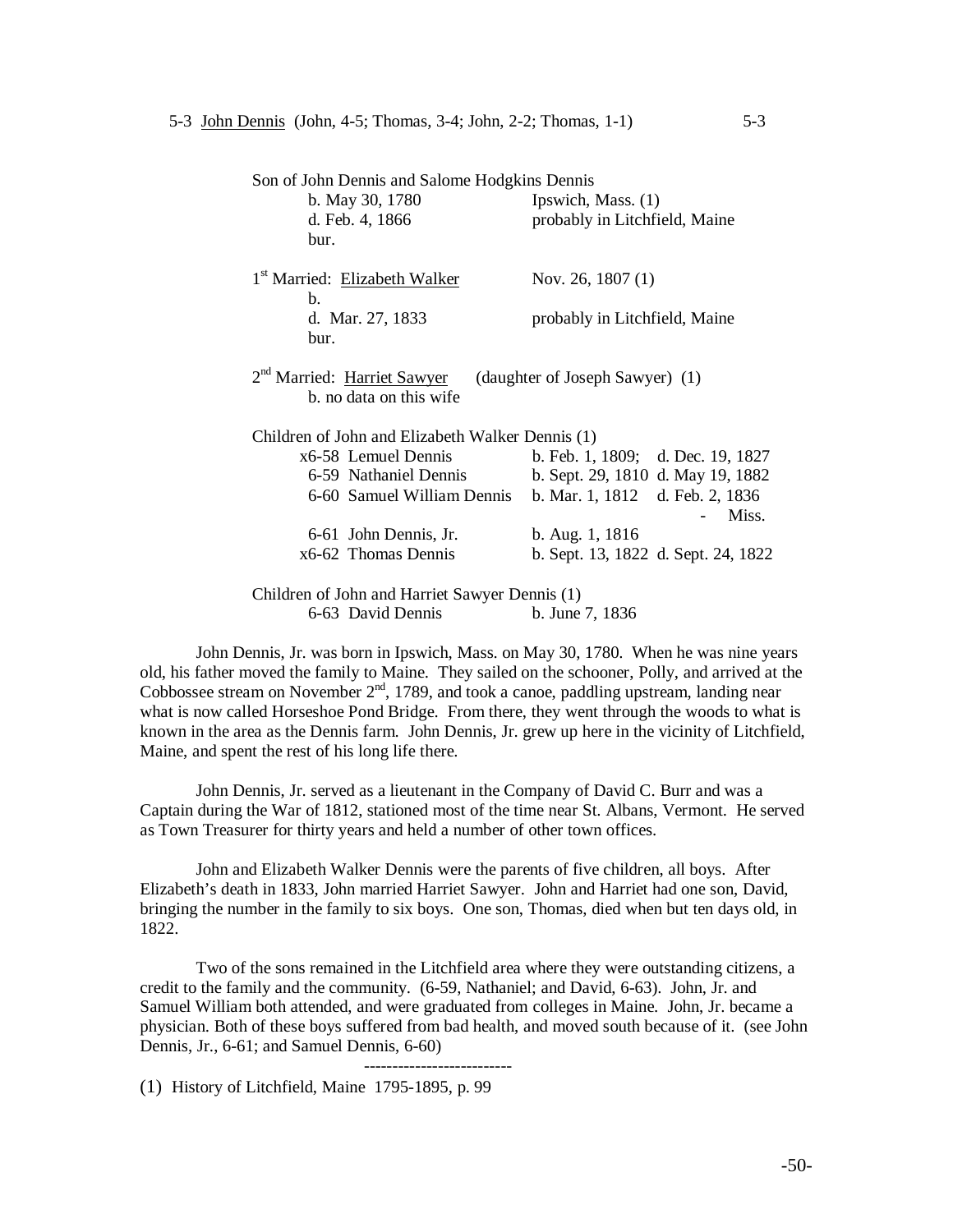5-3 <u>John Dennis</u> (John, 4-5; Thomas, 3-4; John, 2-2; Thomas, 1-1) 5-3

Son of John Dennis and Salome Hodgkins Dennis

b. May 30, 1780 — Ipswich, Mass. (1)
d. Feb. 4, 1866 — probably in Litchfield, Maine
bur.

1st Married: <u>Elizabeth Walker</u> — Nov. 26, 1807 (1)
b.
d. Mar. 27, 1833 — probably in Litchfield, Maine
bur.

2nd Married: <u>Harriet Sawyer</u> (daughter of Joseph Sawyer) (1)
b. no data on this wife

Children of John and Elizabeth Walker Dennis (1)

| | | |
|---|---|---|
| x6-58 | Lemuel Dennis | b. Feb. 1, 1809; d. Dec. 19, 1827 |
| 6-59 | Nathaniel Dennis | b. Sept. 29, 1810 d. May 19, 1882 |
| 6-60 | Samuel William Dennis | b. Mar. 1, 1812 d. Feb. 2, 1836 - Miss. |
| 6-61 | John Dennis, Jr. | b. Aug. 1, 1816 |
| x6-62 | Thomas Dennis | b. Sept. 13, 1822 d. Sept. 24, 1822 |

Children of John and Harriet Sawyer Dennis (1)

| | | |
|---|---|---|
| 6-63 | David Dennis | b. June 7, 1836 |

John Dennis, Jr. was born in Ipswich, Mass. on May 30, 1780. When he was nine years old, his father moved the family to Maine. They sailed on the schooner, Polly, and arrived at the Cobbossee stream on November 2nd, 1789, and took a canoe, paddling upstream, landing near what is now called Horseshoe Pond Bridge. From there, they went through the woods to what is known in the area as the Dennis farm. John Dennis, Jr. grew up here in the vicinity of Litchfield, Maine, and spent the rest of his long life there.

John Dennis, Jr. served as a lieutenant in the Company of David C. Burr and was a Captain during the War of 1812, stationed most of the time near St. Albans, Vermont. He served as Town Treasurer for thirty years and held a number of other town offices.

John and Elizabeth Walker Dennis were the parents of five children, all boys. After Elizabeth's death in 1833, John married Harriet Sawyer. John and Harriet had one son, David, bringing the number in the family to six boys. One son, Thomas, died when but ten days old, in 1822.

Two of the sons remained in the Litchfield area where they were outstanding citizens, a credit to the family and the community. (6-59, Nathaniel; and David, 6-63). John, Jr. and Samuel William both attended, and were graduated from colleges in Maine. John, Jr. became a physician. Both of these boys suffered from bad health, and moved south because of it. (see John Dennis, Jr., 6-61; and Samuel Dennis, 6-60)

-------------------------

(1) History of Litchfield, Maine 1795-1895, p. 99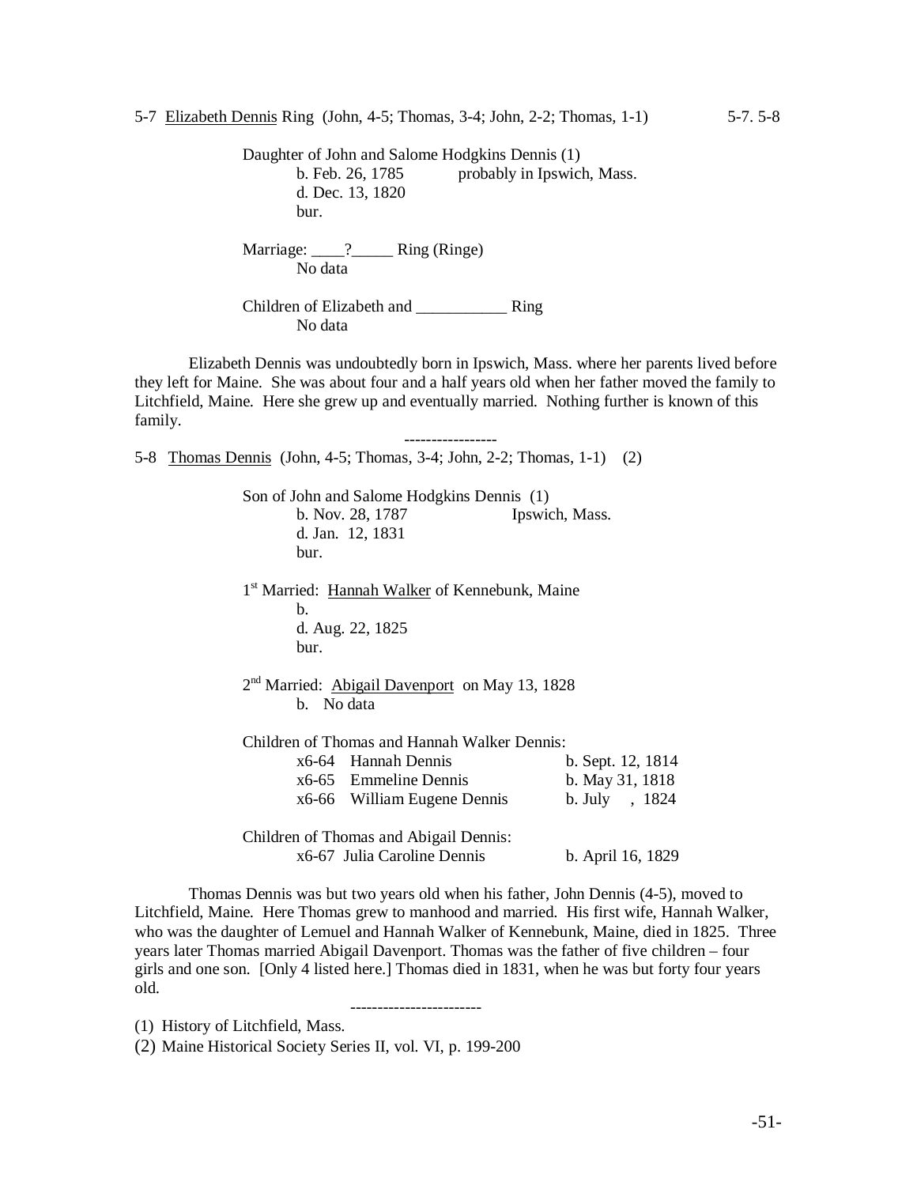5-7 Elizabeth Dennis Ring (John, 4-5; Thomas, 3-4; John, 2-2; Thomas, 1-1) 5-7. 5-8

Daughter of John and Salome Hodgkins Dennis (1)
b. Feb. 26, 1785 probably in Ipswich, Mass.
d. Dec. 13, 1820
bur.

Marriage: ____?_____ Ring (Ringe)
No data

Children of Elizabeth and ___________ Ring
No data

Elizabeth Dennis was undoubtedly born in Ipswich, Mass. where her parents lived before they left for Maine. She was about four and a half years old when her father moved the family to Litchfield, Maine. Here she grew up and eventually married. Nothing further is known of this family.

-----------------

5-8 Thomas Dennis (John, 4-5; Thomas, 3-4; John, 2-2; Thomas, 1-1) (2)

Son of John and Salome Hodgkins Dennis (1)
b. Nov. 28, 1787 Ipswich, Mass.
d. Jan. 12, 1831
bur.

1st Married: Hannah Walker of Kennebunk, Maine
b.
d. Aug. 22, 1825
bur.

2nd Married: Abigail Davenport on May 13, 1828
b. No data

Children of Thomas and Hannah Walker Dennis:

| | | |
|---|---|---|
| x6-64 | Hannah Dennis | b. Sept. 12, 1814 |
| x6-65 | Emmeline Dennis | b. May 31, 1818 |
| x6-66 | William Eugene Dennis | b. July , 1824 |

Children of Thomas and Abigail Dennis:

| | | |
|---|---|---|
| x6-67 | Julia Caroline Dennis | b. April 16, 1829 |

Thomas Dennis was but two years old when his father, John Dennis (4-5), moved to Litchfield, Maine. Here Thomas grew to manhood and married. His first wife, Hannah Walker, who was the daughter of Lemuel and Hannah Walker of Kennebunk, Maine, died in 1825. Three years later Thomas married Abigail Davenport. Thomas was the father of five children – four girls and one son. [Only 4 listed here.] Thomas died in 1831, when he was but forty four years old.

-----------------------

(1) History of Litchfield, Mass.

(2) Maine Historical Society Series II, vol. VI, p. 199-200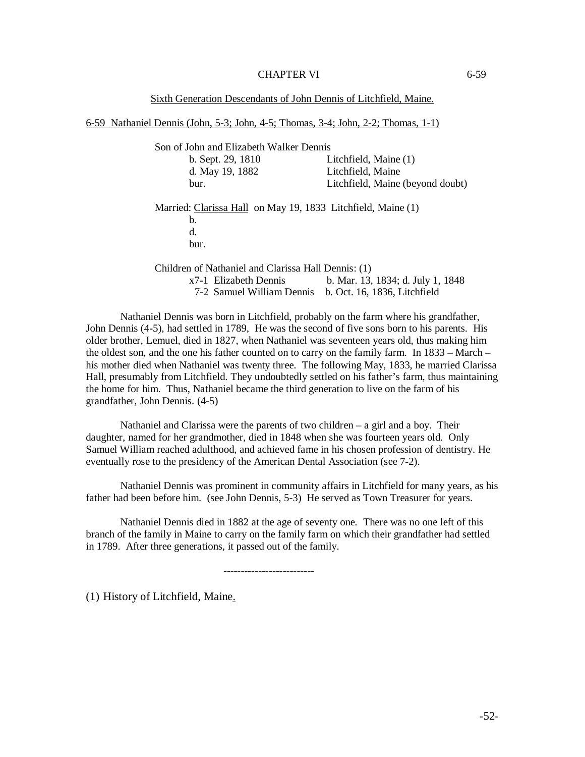# CHAPTER VI

## Sixth Generation Descendants of John Dennis of Litchfield, Maine.

### 6-59 Nathaniel Dennis (John, 5-3; John, 4-5; Thomas, 3-4; John, 2-2; Thomas, 1-1)

Son of John and Elizabeth Walker Dennis

| | |
|---|---|
| b. Sept. 29, 1810 | Litchfield, Maine (1) |
| d. May 19, 1882 | Litchfield, Maine |
| bur. | Litchfield, Maine (beyond doubt) |

Married: Clarissa Hall on May 19, 1833 Litchfield, Maine (1)

b.
d.
bur.

Children of Nathaniel and Clarissa Hall Dennis: (1)

| | |
|---|---|
| x7-1 Elizabeth Dennis | b. Mar. 13, 1834; d. July 1, 1848 |
| 7-2 Samuel William Dennis | b. Oct. 16, 1836, Litchfield |

Nathaniel Dennis was born in Litchfield, probably on the farm where his grandfather, John Dennis (4-5), had settled in 1789, He was the second of five sons born to his parents. His older brother, Lemuel, died in 1827, when Nathaniel was seventeen years old, thus making him the oldest son, and the one his father counted on to carry on the family farm. In 1833 – March – his mother died when Nathaniel was twenty three. The following May, 1833, he married Clarissa Hall, presumably from Litchfield. They undoubtedly settled on his father's farm, thus maintaining the home for him. Thus, Nathaniel became the third generation to live on the farm of his grandfather, John Dennis. (4-5)

Nathaniel and Clarissa were the parents of two children – a girl and a boy. Their daughter, named for her grandmother, died in 1848 when she was fourteen years old. Only Samuel William reached adulthood, and achieved fame in his chosen profession of dentistry. He eventually rose to the presidency of the American Dental Association (see 7-2).

Nathaniel Dennis was prominent in community affairs in Litchfield for many years, as his father had been before him. (see John Dennis, 5-3) He served as Town Treasurer for years.

Nathaniel Dennis died in 1882 at the age of seventy one. There was no one left of this branch of the family in Maine to carry on the family farm on which their grandfather had settled in 1789. After three generations, it passed out of the family.

-------------------------

(1) History of Litchfield, Maine.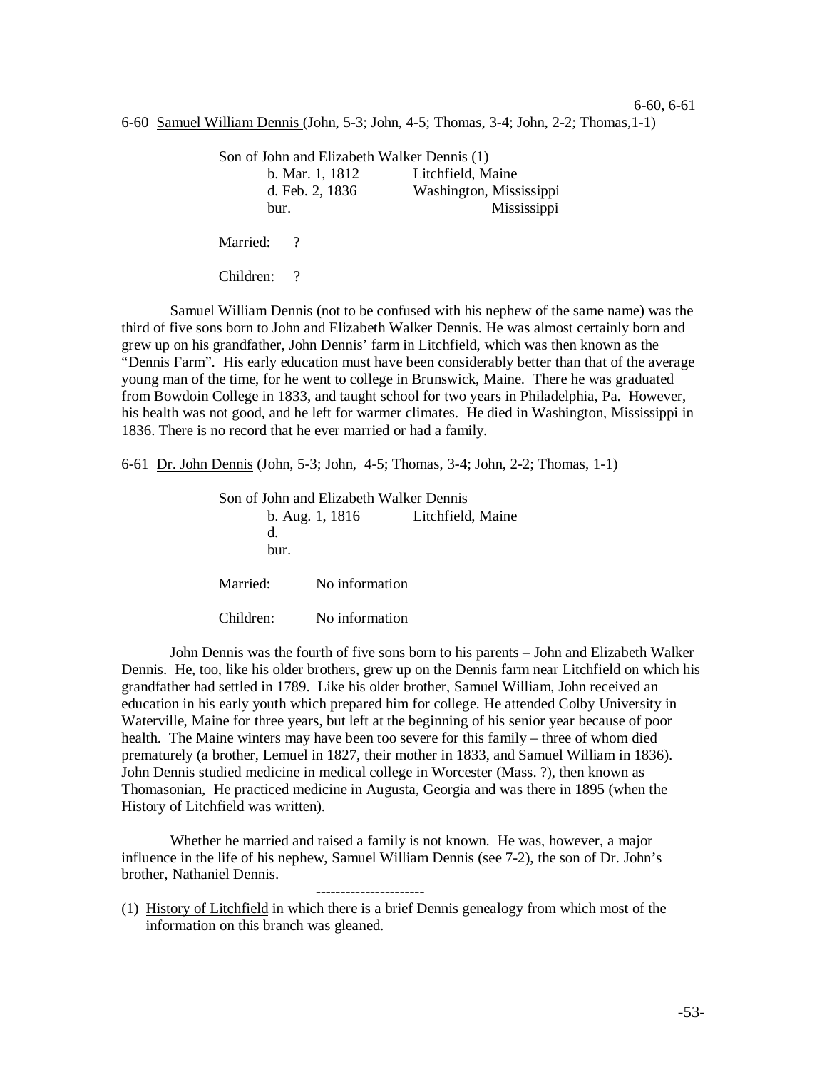6-60 Samuel William Dennis (John, 5-3; John, 4-5; Thomas, 3-4; John, 2-2; Thomas,1-1)

Son of John and Elizabeth Walker Dennis (1)

| | |
|---|---|
| b. Mar. 1, 1812 | Litchfield, Maine |
| d. Feb. 2, 1836 | Washington, Mississippi |
| bur. | Mississippi |

Married: ?

Children: ?

Samuel William Dennis (not to be confused with his nephew of the same name) was the third of five sons born to John and Elizabeth Walker Dennis. He was almost certainly born and grew up on his grandfather, John Dennis' farm in Litchfield, which was then known as the "Dennis Farm". His early education must have been considerably better than that of the average young man of the time, for he went to college in Brunswick, Maine. There he was graduated from Bowdoin College in 1833, and taught school for two years in Philadelphia, Pa. However, his health was not good, and he left for warmer climates. He died in Washington, Mississippi in 1836. There is no record that he ever married or had a family.

6-61 Dr. John Dennis (John, 5-3; John, 4-5; Thomas, 3-4; John, 2-2; Thomas, 1-1)

Son of John and Elizabeth Walker Dennis

| | |
|---|---|
| b. Aug. 1, 1816 | Litchfield, Maine |
| d. | |
| bur. | |

Married: No information

Children: No information

John Dennis was the fourth of five sons born to his parents – John and Elizabeth Walker Dennis. He, too, like his older brothers, grew up on the Dennis farm near Litchfield on which his grandfather had settled in 1789. Like his older brother, Samuel William, John received an education in his early youth which prepared him for college. He attended Colby University in Waterville, Maine for three years, but left at the beginning of his senior year because of poor health. The Maine winters may have been too severe for this family – three of whom died prematurely (a brother, Lemuel in 1827, their mother in 1833, and Samuel William in 1836). John Dennis studied medicine in medical college in Worcester (Mass. ?), then known as Thomasonian, He practiced medicine in Augusta, Georgia and was there in 1895 (when the History of Litchfield was written).

Whether he married and raised a family is not known. He was, however, a major influence in the life of his nephew, Samuel William Dennis (see 7-2), the son of Dr. John's brother, Nathaniel Dennis.

---

(1) History of Litchfield in which there is a brief Dennis genealogy from which most of the information on this branch was gleaned.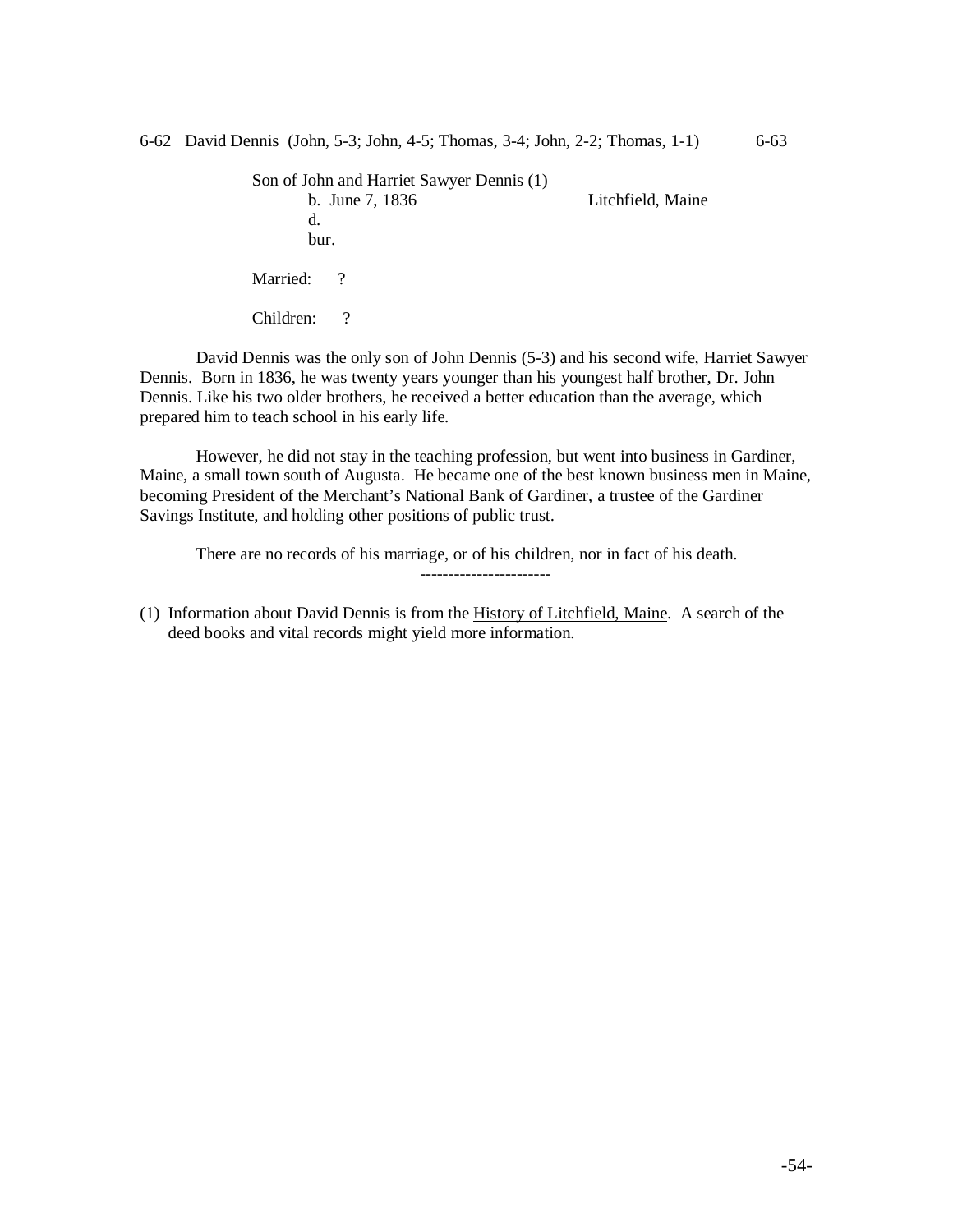6-62 David Dennis (John, 5-3; John, 4-5; Thomas, 3-4; John, 2-2; Thomas, 1-1) 6-63

Son of John and Harriet Sawyer Dennis (1)

b. June 7, 1836 Litchfield, Maine

d.

bur.

Married: ?

Children: ?

David Dennis was the only son of John Dennis (5-3) and his second wife, Harriet Sawyer Dennis. Born in 1836, he was twenty years younger than his youngest half brother, Dr. John Dennis. Like his two older brothers, he received a better education than the average, which prepared him to teach school in his early life.

However, he did not stay in the teaching profession, but went into business in Gardiner, Maine, a small town south of Augusta. He became one of the best known business men in Maine, becoming President of the Merchant's National Bank of Gardiner, a trustee of the Gardiner Savings Institute, and holding other positions of public trust.

There are no records of his marriage, or of his children, nor in fact of his death.

-----------------------

(1) Information about David Dennis is from the History of Litchfield, Maine. A search of the deed books and vital records might yield more information.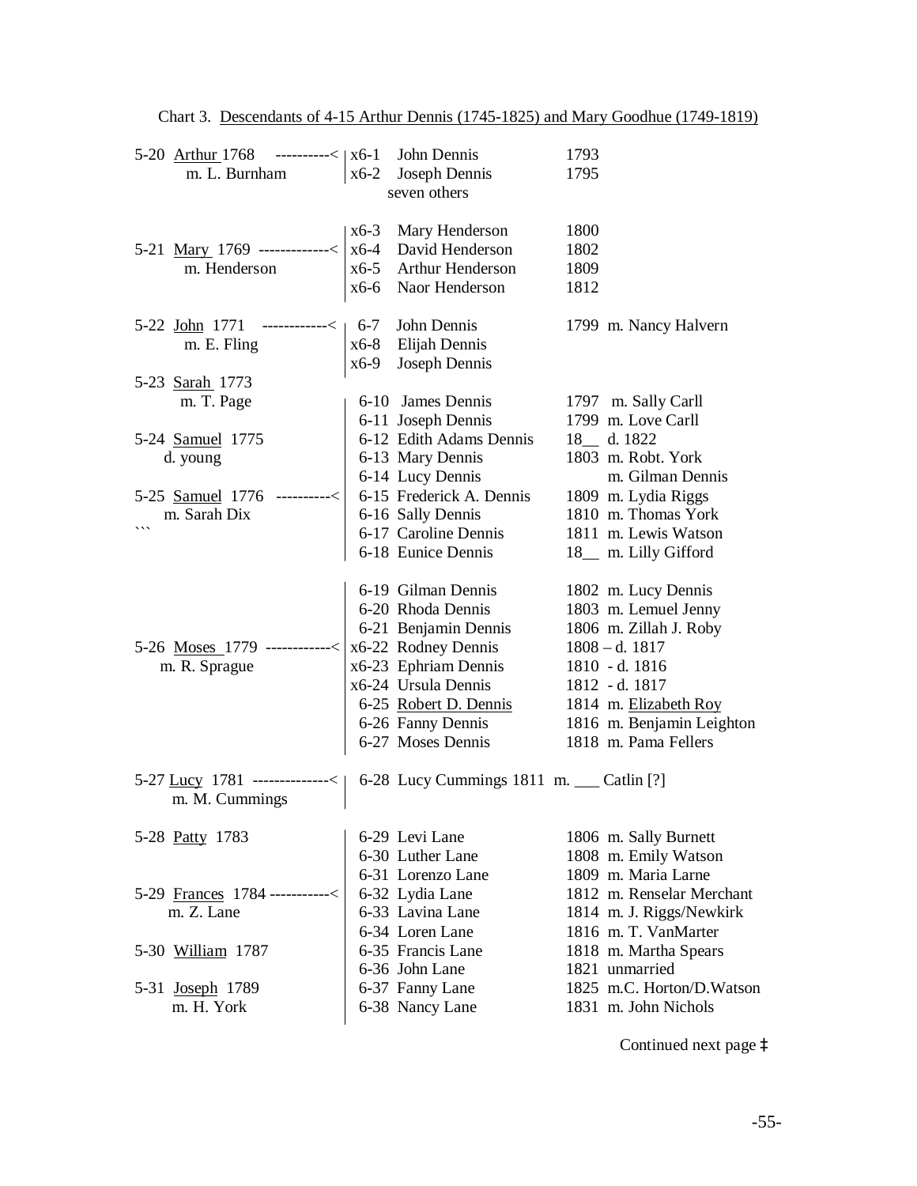Chart 3. <u>Descendants of 4-15 Arthur Dennis (1745-1825) and Mary Goodhue (1749-1819)</u>

```
5-20 Arthur 1768   ----------<  x6-1  John Dennis              1793
     m. L. Burnham              x6-2  Joseph Dennis            1795
                                      seven others

                                x6-3  Mary Henderson           1800
5-21 Mary 1769 -------------<   x6-4  David Henderson          1802
     m. Henderson               x6-5  Arthur Henderson         1809
                                x6-6  Naor Henderson           1812

5-22 John 1771   ------------<  6-7   John Dennis              1799 m. Nancy Halvern
     m. E. Fling                x6-8  Elijah Dennis
                                x6-9  Joseph Dennis
5-23 Sarah 1773
     m. T. Page                 6-10  James Dennis             1797 m. Sally Carll
                                6-11  Joseph Dennis            1799 m. Love Carll
5-24 Samuel 1775                6-12  Edith Adams Dennis       18__ d. 1822
     d. young                   6-13  Mary Dennis              1803 m. Robt. York
                                6-14  Lucy Dennis                   m. Gilman Dennis
5-25 Samuel 1776 ----------<    6-15  Frederick A. Dennis      1809 m. Lydia Riggs
     m. Sarah Dix               6-16  Sally Dennis             1810 m. Thomas York
```                             6-17  Caroline Dennis          1811 m. Lewis Watson
                                6-18  Eunice Dennis            18__ m. Lilly Gifford

                                6-19  Gilman Dennis            1802 m. Lucy Dennis
                                6-20  Rhoda Dennis             1803 m. Lemuel Jenny
                                6-21  Benjamin Dennis          1806 m. Zillah J. Roby
5-26 Moses 1779 ------------<   x6-22 Rodney Dennis            1808 – d. 1817
     m. R. Sprague              x6-23 Ephriam Dennis           1810 - d. 1816
                                x6-24 Ursula Dennis            1812 - d. 1817
                                6-25  Robert D. Dennis         1814 m. Elizabeth Roy
                                6-26  Fanny Dennis             1816 m. Benjamin Leighton
                                6-27  Moses Dennis             1818 m. Pama Fellers

5-27 Lucy 1781 --------------<  6-28  Lucy Cummings 1811 m. ___ Catlin [?]
     m. M. Cummings

5-28 Patty 1783                 6-29  Levi Lane                1806 m. Sally Burnett
                                6-30  Luther Lane              1808 m. Emily Watson
                                6-31  Lorenzo Lane             1809 m. Maria Larne
5-29 Frances 1784 -----------<  6-32  Lydia Lane               1812 m. Renselar Merchant
     m. Z. Lane                 6-33  Lavina Lane              1814 m. J. Riggs/Newkirk
                                6-34  Loren Lane               1816 m. T. VanMarter
5-30 William 1787               6-35  Francis Lane             1818 m. Martha Spears
                                6-36  John Lane                1821 unmarried
5-31 Joseph 1789                6-37  Fanny Lane               1825 m.C. Horton/D.Watson
     m. H. York                 6-38  Nancy Lane               1831 m. John Nichols
```

Continued next page ‡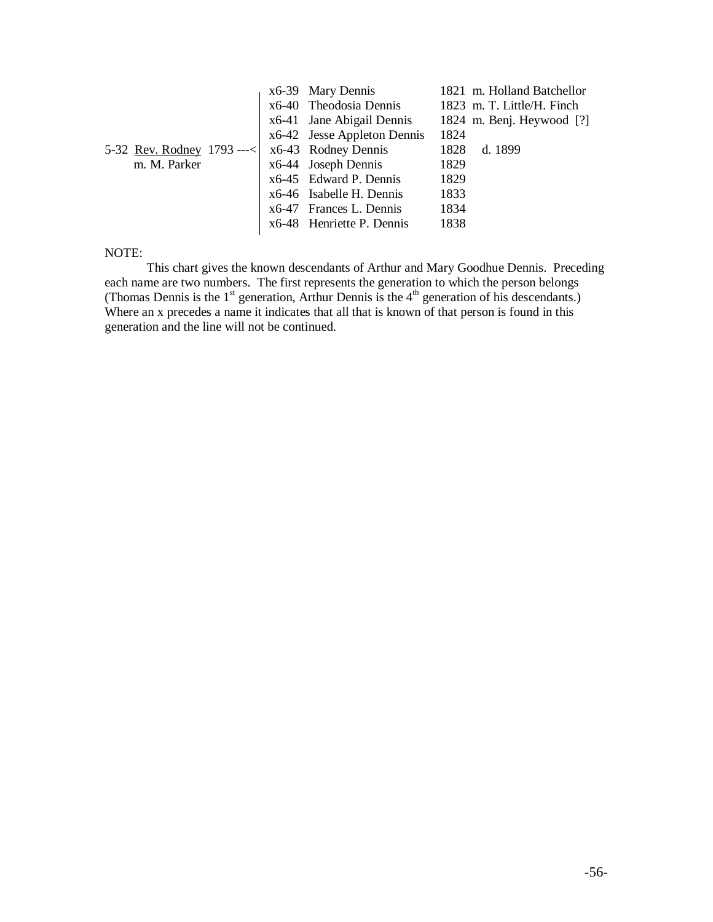| Parent | No. | Name | Born | Notes |
|---|---|---|---|---|
| 5-32 Rev. Rodney 1793 ---< m. M. Parker | x6-39 | Mary Dennis | 1821 | m. Holland Batchellor |
| | x6-40 | Theodosia Dennis | 1823 | m. T. Little/H. Finch |
| | x6-41 | Jane Abigail Dennis | 1824 | m. Benj. Heywood [?] |
| | x6-42 | Jesse Appleton Dennis | 1824 | |
| | x6-43 | Rodney Dennis | 1828 | d. 1899 |
| | x6-44 | Joseph Dennis | 1829 | |
| | x6-45 | Edward P. Dennis | 1829 | |
| | x6-46 | Isabelle H. Dennis | 1833 | |
| | x6-47 | Frances L. Dennis | 1834 | |
| | x6-48 | Henriette P. Dennis | 1838 | |

NOTE:

This chart gives the known descendants of Arthur and Mary Goodhue Dennis. Preceding each name are two numbers. The first represents the generation to which the person belongs (Thomas Dennis is the 1st generation, Arthur Dennis is the 4th generation of his descendants.) Where an x precedes a name it indicates that all that is known of that person is found in this generation and the line will not be continued.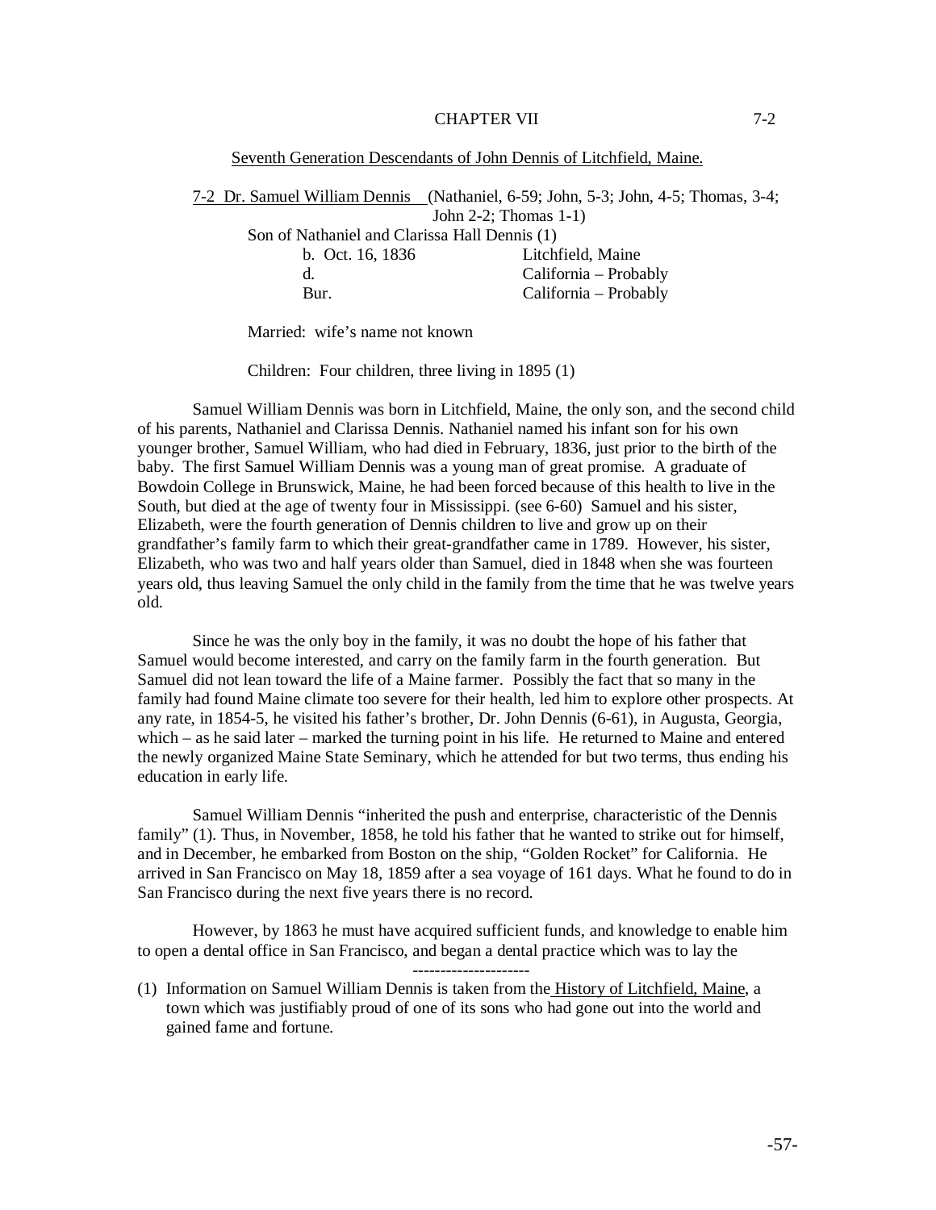# CHAPTER VII

## Seventh Generation Descendants of John Dennis of Litchfield, Maine.

7-2 Dr. Samuel William Dennis (Nathaniel, 6-59; John, 5-3; John, 4-5; Thomas, 3-4; John 2-2; Thomas 1-1)

Son of Nathaniel and Clarissa Hall Dennis (1)

| | |
|---|---|
| b. Oct. 16, 1836 | Litchfield, Maine |
| d. | California – Probably |
| Bur. | California – Probably |

Married: wife's name not known

Children: Four children, three living in 1895 (1)

Samuel William Dennis was born in Litchfield, Maine, the only son, and the second child of his parents, Nathaniel and Clarissa Dennis. Nathaniel named his infant son for his own younger brother, Samuel William, who had died in February, 1836, just prior to the birth of the baby. The first Samuel William Dennis was a young man of great promise. A graduate of Bowdoin College in Brunswick, Maine, he had been forced because of this health to live in the South, but died at the age of twenty four in Mississippi. (see 6-60) Samuel and his sister, Elizabeth, were the fourth generation of Dennis children to live and grow up on their grandfather's family farm to which their great-grandfather came in 1789. However, his sister, Elizabeth, who was two and half years older than Samuel, died in 1848 when she was fourteen years old, thus leaving Samuel the only child in the family from the time that he was twelve years old.

Since he was the only boy in the family, it was no doubt the hope of his father that Samuel would become interested, and carry on the family farm in the fourth generation. But Samuel did not lean toward the life of a Maine farmer. Possibly the fact that so many in the family had found Maine climate too severe for their health, led him to explore other prospects. At any rate, in 1854-5, he visited his father's brother, Dr. John Dennis (6-61), in Augusta, Georgia, which – as he said later – marked the turning point in his life. He returned to Maine and entered the newly organized Maine State Seminary, which he attended for but two terms, thus ending his education in early life.

Samuel William Dennis "inherited the push and enterprise, characteristic of the Dennis family" (1). Thus, in November, 1858, he told his father that he wanted to strike out for himself, and in December, he embarked from Boston on the ship, "Golden Rocket" for California. He arrived in San Francisco on May 18, 1859 after a sea voyage of 161 days. What he found to do in San Francisco during the next five years there is no record.

However, by 1863 he must have acquired sufficient funds, and knowledge to enable him to open a dental office in San Francisco, and began a dental practice which was to lay the

---------------------

(1) Information on Samuel William Dennis is taken from the History of Litchfield, Maine, a town which was justifiably proud of one of its sons who had gone out into the world and gained fame and fortune.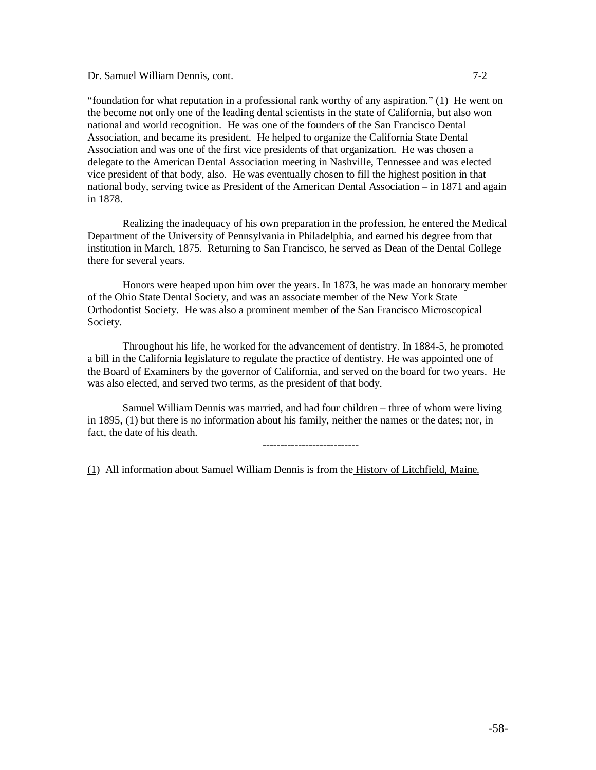Dr. Samuel William Dennis, cont. 7-2

"foundation for what reputation in a professional rank worthy of any aspiration." (1) He went on the become not only one of the leading dental scientists in the state of California, but also won national and world recognition. He was one of the founders of the San Francisco Dental Association, and became its president. He helped to organize the California State Dental Association and was one of the first vice presidents of that organization. He was chosen a delegate to the American Dental Association meeting in Nashville, Tennessee and was elected vice president of that body, also. He was eventually chosen to fill the highest position in that national body, serving twice as President of the American Dental Association – in 1871 and again in 1878.

Realizing the inadequacy of his own preparation in the profession, he entered the Medical Department of the University of Pennsylvania in Philadelphia, and earned his degree from that institution in March, 1875. Returning to San Francisco, he served as Dean of the Dental College there for several years.

Honors were heaped upon him over the years. In 1873, he was made an honorary member of the Ohio State Dental Society, and was an associate member of the New York State Orthodontist Society. He was also a prominent member of the San Francisco Microscopical Society.

Throughout his life, he worked for the advancement of dentistry. In 1884-5, he promoted a bill in the California legislature to regulate the practice of dentistry. He was appointed one of the Board of Examiners by the governor of California, and served on the board for two years. He was also elected, and served two terms, as the president of that body.

Samuel William Dennis was married, and had four children – three of whom were living in 1895, (1) but there is no information about his family, neither the names or the dates; nor, in fact, the date of his death.

---------------------------

(1) All information about Samuel William Dennis is from the History of Litchfield, Maine.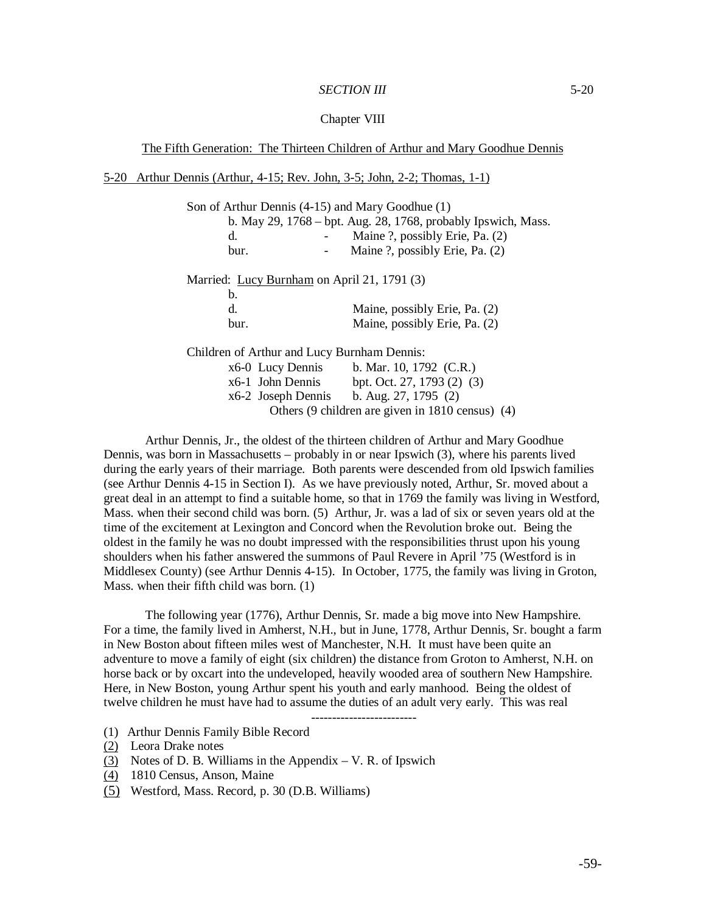*SECTION III* 5-20

Chapter VIII

The Fifth Generation: The Thirteen Children of Arthur and Mary Goodhue Dennis

5-20 Arthur Dennis (Arthur, 4-15; Rev. John, 3-5; John, 2-2; Thomas, 1-1)

Son of Arthur Dennis (4-15) and Mary Goodhue (1)
b. May 29, 1768 – bpt. Aug. 28, 1768, probably Ipswich, Mass.
d. - Maine ?, possibly Erie, Pa. (2)
bur. - Maine ?, possibly Erie, Pa. (2)

Married: Lucy Burnham on April 21, 1791 (3)
b.
d. Maine, possibly Erie, Pa. (2)
bur. Maine, possibly Erie, Pa. (2)

Children of Arthur and Lucy Burnham Dennis:

| | |
|---|---|
| x6-0 Lucy Dennis | b. Mar. 10, 1792 (C.R.) |
| x6-1 John Dennis | bpt. Oct. 27, 1793 (2) (3) |
| x6-2 Joseph Dennis | b. Aug. 27, 1795 (2) |

Others (9 children are given in 1810 census) (4)

Arthur Dennis, Jr., the oldest of the thirteen children of Arthur and Mary Goodhue Dennis, was born in Massachusetts – probably in or near Ipswich (3), where his parents lived during the early years of their marriage. Both parents were descended from old Ipswich families (see Arthur Dennis 4-15 in Section I). As we have previously noted, Arthur, Sr. moved about a great deal in an attempt to find a suitable home, so that in 1769 the family was living in Westford, Mass. when their second child was born. (5) Arthur, Jr. was a lad of six or seven years old at the time of the excitement at Lexington and Concord when the Revolution broke out. Being the oldest in the family he was no doubt impressed with the responsibilities thrust upon his young shoulders when his father answered the summons of Paul Revere in April '75 (Westford is in Middlesex County) (see Arthur Dennis 4-15). In October, 1775, the family was living in Groton, Mass. when their fifth child was born. (1)

The following year (1776), Arthur Dennis, Sr. made a big move into New Hampshire. For a time, the family lived in Amherst, N.H., but in June, 1778, Arthur Dennis, Sr. bought a farm in New Boston about fifteen miles west of Manchester, N.H. It must have been quite an adventure to move a family of eight (six children) the distance from Groton to Amherst, N.H. on horse back or by oxcart into the undeveloped, heavily wooded area of southern New Hampshire. Here, in New Boston, young Arthur spent his youth and early manhood. Being the oldest of twelve children he must have had to assume the duties of an adult very early. This was real

------------------------

(1) Arthur Dennis Family Bible Record
(2) Leora Drake notes
(3) Notes of D. B. Williams in the Appendix – V. R. of Ipswich
(4) 1810 Census, Anson, Maine
(5) Westford, Mass. Record, p. 30 (D.B. Williams)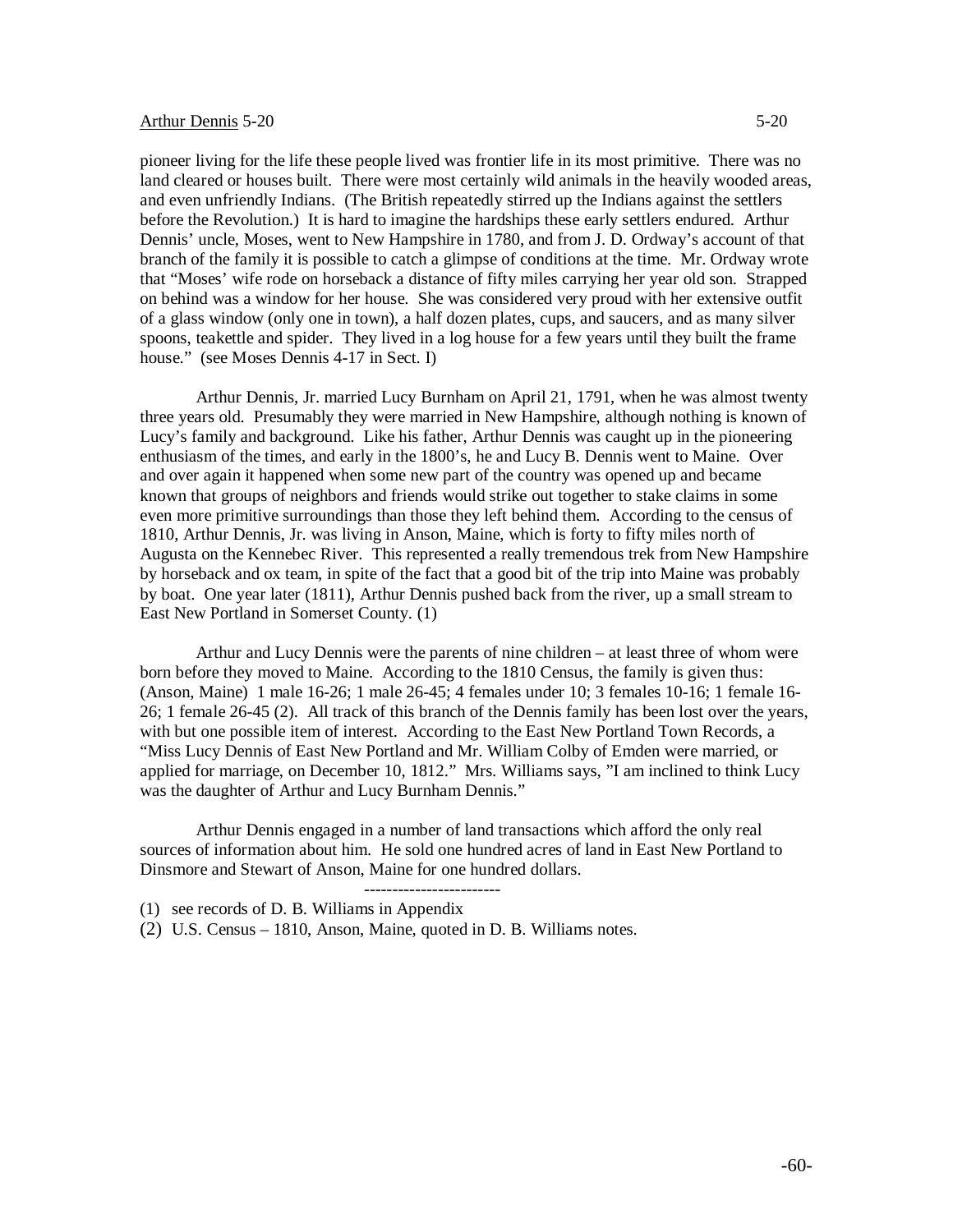pioneer living for the life these people lived was frontier life in its most primitive. There was no land cleared or houses built. There were most certainly wild animals in the heavily wooded areas, and even unfriendly Indians. (The British repeatedly stirred up the Indians against the settlers before the Revolution.) It is hard to imagine the hardships these early settlers endured. Arthur Dennis' uncle, Moses, went to New Hampshire in 1780, and from J. D. Ordway's account of that branch of the family it is possible to catch a glimpse of conditions at the time. Mr. Ordway wrote that "Moses' wife rode on horseback a distance of fifty miles carrying her year old son. Strapped on behind was a window for her house. She was considered very proud with her extensive outfit of a glass window (only one in town), a half dozen plates, cups, and saucers, and as many silver spoons, teakettle and spider. They lived in a log house for a few years until they built the frame house." (see Moses Dennis 4-17 in Sect. I)

Arthur Dennis, Jr. married Lucy Burnham on April 21, 1791, when he was almost twenty three years old. Presumably they were married in New Hampshire, although nothing is known of Lucy's family and background. Like his father, Arthur Dennis was caught up in the pioneering enthusiasm of the times, and early in the 1800's, he and Lucy B. Dennis went to Maine. Over and over again it happened when some new part of the country was opened up and became known that groups of neighbors and friends would strike out together to stake claims in some even more primitive surroundings than those they left behind them. According to the census of 1810, Arthur Dennis, Jr. was living in Anson, Maine, which is forty to fifty miles north of Augusta on the Kennebec River. This represented a really tremendous trek from New Hampshire by horseback and ox team, in spite of the fact that a good bit of the trip into Maine was probably by boat. One year later (1811), Arthur Dennis pushed back from the river, up a small stream to East New Portland in Somerset County. (1)

Arthur and Lucy Dennis were the parents of nine children – at least three of whom were born before they moved to Maine. According to the 1810 Census, the family is given thus: (Anson, Maine) 1 male 16-26; 1 male 26-45; 4 females under 10; 3 females 10-16; 1 female 16-26; 1 female 26-45 (2). All track of this branch of the Dennis family has been lost over the years, with but one possible item of interest. According to the East New Portland Town Records, a "Miss Lucy Dennis of East New Portland and Mr. William Colby of Emden were married, or applied for marriage, on December 10, 1812." Mrs. Williams says, "I am inclined to think Lucy was the daughter of Arthur and Lucy Burnham Dennis."

Arthur Dennis engaged in a number of land transactions which afford the only real sources of information about him. He sold one hundred acres of land in East New Portland to Dinsmore and Stewart of Anson, Maine for one hundred dollars.

-----------------------

(1) see records of D. B. Williams in Appendix

(2) U.S. Census – 1810, Anson, Maine, quoted in D. B. Williams notes.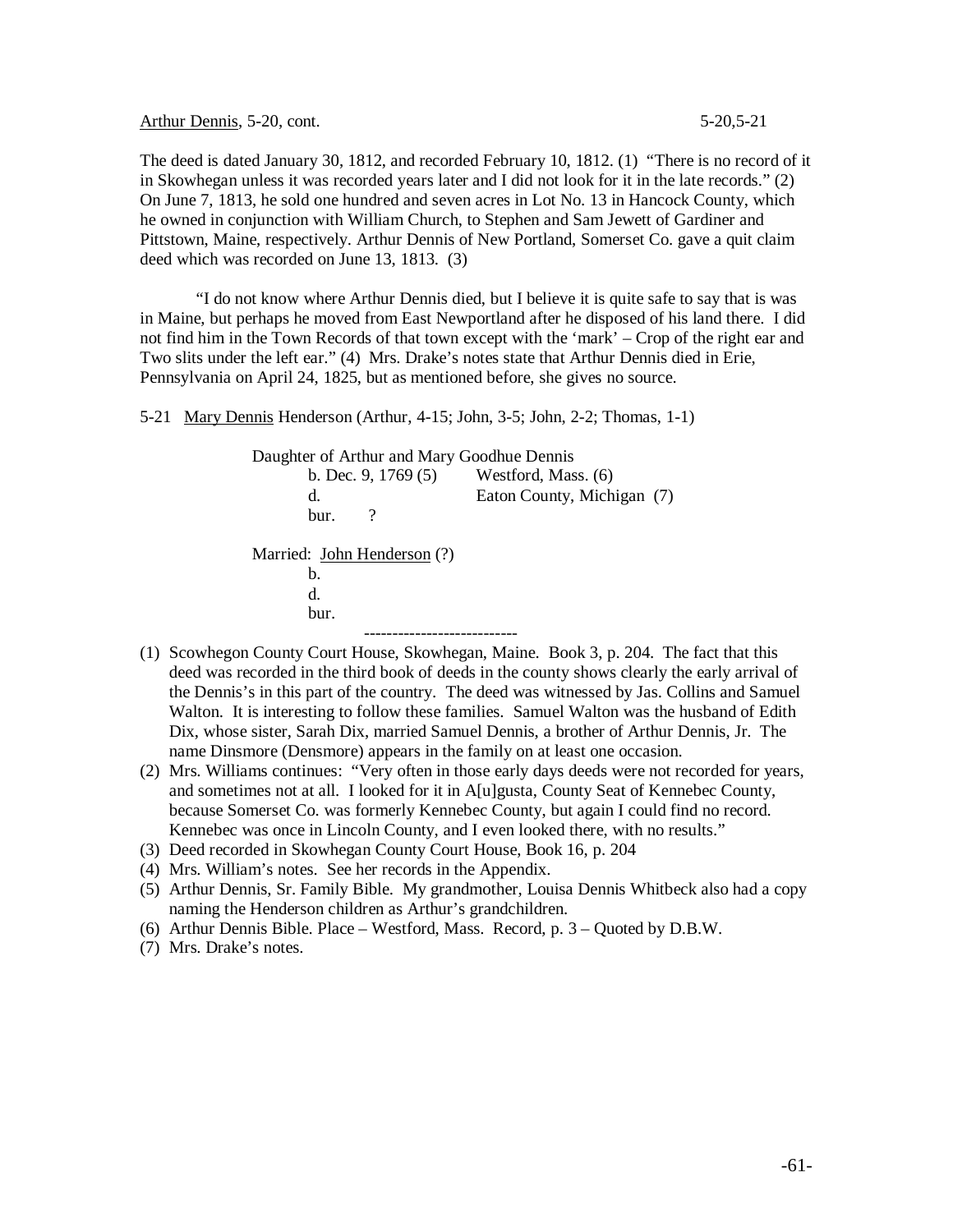Arthur Dennis, 5-20, cont.

The deed is dated January 30, 1812, and recorded February 10, 1812. (1) "There is no record of it in Skowhegan unless it was recorded years later and I did not look for it in the late records." (2) On June 7, 1813, he sold one hundred and seven acres in Lot No. 13 in Hancock County, which he owned in conjunction with William Church, to Stephen and Sam Jewett of Gardiner and Pittstown, Maine, respectively. Arthur Dennis of New Portland, Somerset Co. gave a quit claim deed which was recorded on June 13, 1813. (3)

"I do not know where Arthur Dennis died, but I believe it is quite safe to say that is was in Maine, but perhaps he moved from East Newportland after he disposed of his land there. I did not find him in the Town Records of that town except with the 'mark' – Crop of the right ear and Two slits under the left ear." (4) Mrs. Drake's notes state that Arthur Dennis died in Erie, Pennsylvania on April 24, 1825, but as mentioned before, she gives no source.

5-21 Mary Dennis Henderson (Arthur, 4-15; John, 3-5; John, 2-2; Thomas, 1-1)

Daughter of Arthur and Mary Goodhue Dennis

b. Dec. 9, 1769 (5) — Westford, Mass. (6)
d. — Eaton County, Michigan (7)
bur. ?

Married: John Henderson (?)

b.
d.
bur.

---------------------------

(1) Scowhegon County Court House, Skowhegan, Maine. Book 3, p. 204. The fact that this deed was recorded in the third book of deeds in the county shows clearly the early arrival of the Dennis's in this part of the country. The deed was witnessed by Jas. Collins and Samuel Walton. It is interesting to follow these families. Samuel Walton was the husband of Edith Dix, whose sister, Sarah Dix, married Samuel Dennis, a brother of Arthur Dennis, Jr. The name Dinsmore (Densmore) appears in the family on at least one occasion.
(2) Mrs. Williams continues: "Very often in those early days deeds were not recorded for years, and sometimes not at all. I looked for it in A[u]gusta, County Seat of Kennebec County, because Somerset Co. was formerly Kennebec County, but again I could find no record. Kennebec was once in Lincoln County, and I even looked there, with no results."
(3) Deed recorded in Skowhegan County Court House, Book 16, p. 204
(4) Mrs. William's notes. See her records in the Appendix.
(5) Arthur Dennis, Sr. Family Bible. My grandmother, Louisa Dennis Whitbeck also had a copy naming the Henderson children as Arthur's grandchildren.
(6) Arthur Dennis Bible. Place – Westford, Mass. Record, p. 3 – Quoted by D.B.W.
(7) Mrs. Drake's notes.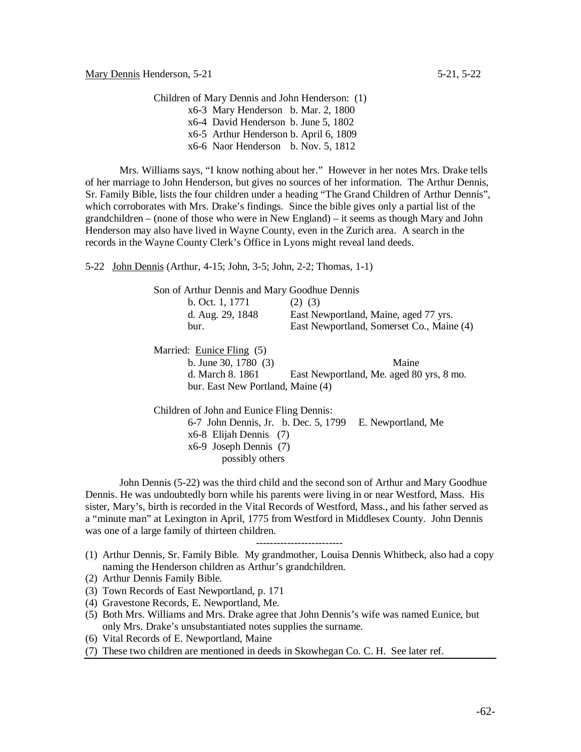<u>Mary Dennis</u> Henderson, 5-21

Children of Mary Dennis and John Henderson: (1)

- x6-3 Mary Henderson b. Mar. 2, 1800
- x6-4 David Henderson b. June 5, 1802
- x6-5 Arthur Henderson b. April 6, 1809
- x6-6 Naor Henderson b. Nov. 5, 1812

Mrs. Williams says, "I know nothing about her." However in her notes Mrs. Drake tells of her marriage to John Henderson, but gives no sources of her information. The Arthur Dennis, Sr. Family Bible, lists the four children under a heading "The Grand Children of Arthur Dennis", which corroborates with Mrs. Drake's findings. Since the bible gives only a partial list of the grandchildren – (none of those who were in New England) – it seems as though Mary and John Henderson may also have lived in Wayne County, even in the Zurich area. A search in the records in the Wayne County Clerk's Office in Lyons might reveal land deeds.

5-22 <u>John Dennis</u> (Arthur, 4-15; John, 3-5; John, 2-2; Thomas, 1-1)

Son of Arthur Dennis and Mary Goodhue Dennis

| | |
|---|---|
| b. Oct. 1, 1771 | (2) (3) |
| d. Aug. 29, 1848 | East Newportland, Maine, aged 77 yrs. |
| bur. | East Newportland, Somerset Co., Maine (4) |

Married: <u>Eunice Fling</u> (5)

| | |
|---|---|
| b. June 30, 1780 (3) | Maine |
| d. March 8. 1861 | East Newportland, Me. aged 80 yrs, 8 mo. |
| bur. East New Portland, Maine (4) | |

Children of John and Eunice Fling Dennis:

- 6-7 John Dennis, Jr. b. Dec. 5, 1799 E. Newportland, Me
- x6-8 Elijah Dennis (7)
- x6-9 Joseph Dennis (7)
- possibly others

John Dennis (5-22) was the third child and the second son of Arthur and Mary Goodhue Dennis. He was undoubtedly born while his parents were living in or near Westford, Mass. His sister, Mary's, birth is recorded in the Vital Records of Westford, Mass., and his father served as a "minute man" at Lexington in April, 1775 from Westford in Middlesex County. John Dennis was one of a large family of thirteen children.

-------------------------

(1) Arthur Dennis, Sr. Family Bible. My grandmother, Louisa Dennis Whitbeck, also had a copy naming the Henderson children as Arthur's grandchildren.
(2) Arthur Dennis Family Bible.
(3) Town Records of East Newportland, p. 171
(4) Gravestone Records, E. Newportland, Me.
(5) Both Mrs. Williams and Mrs. Drake agree that John Dennis's wife was named Eunice, but only Mrs. Drake's unsubstantiated notes supplies the surname.
(6) Vital Records of E. Newportland, Maine
(7) These two children are mentioned in deeds in Skowhegan Co. C. H. See later ref.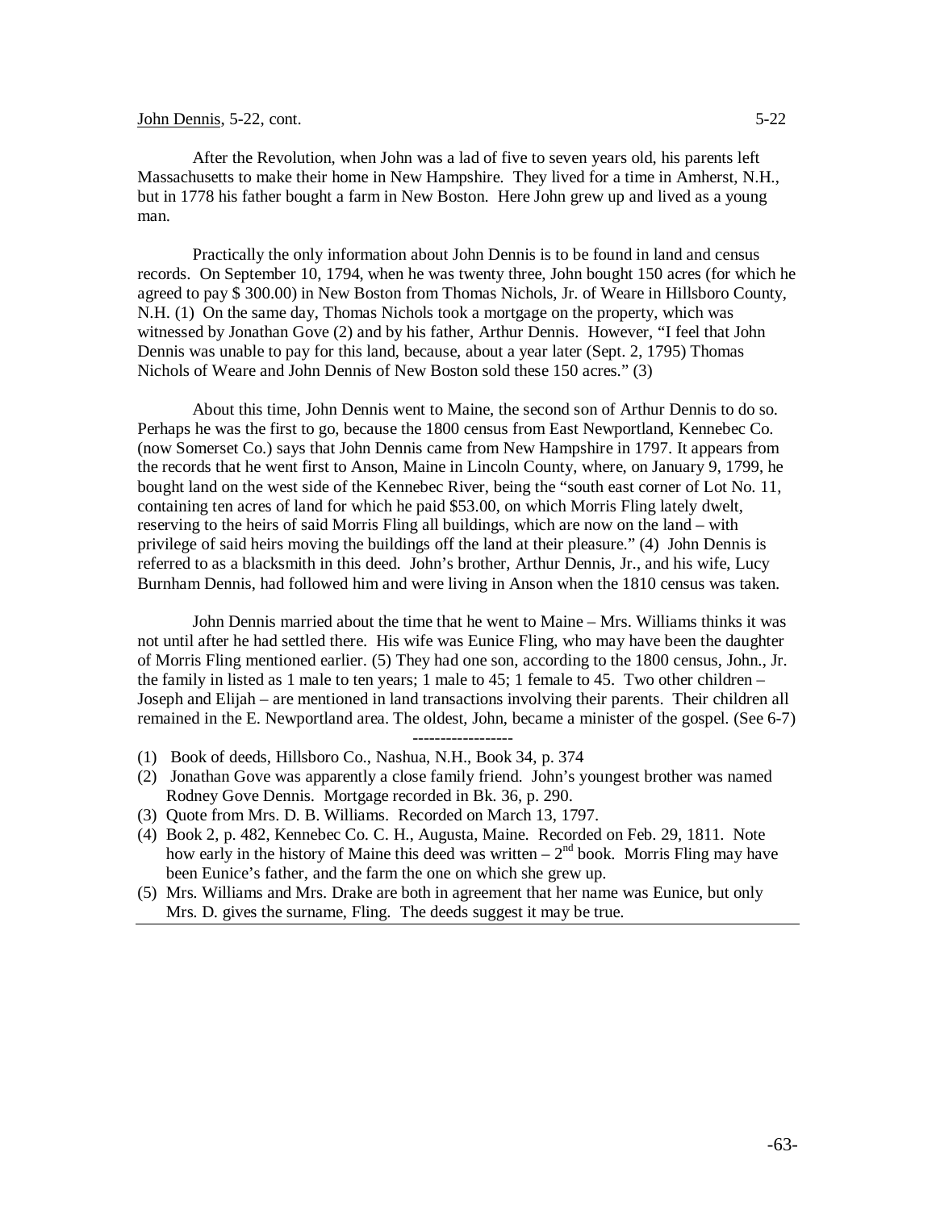John Dennis, 5-22, cont.

After the Revolution, when John was a lad of five to seven years old, his parents left Massachusetts to make their home in New Hampshire. They lived for a time in Amherst, N.H., but in 1778 his father bought a farm in New Boston. Here John grew up and lived as a young man.

Practically the only information about John Dennis is to be found in land and census records. On September 10, 1794, when he was twenty three, John bought 150 acres (for which he agreed to pay $ 300.00) in New Boston from Thomas Nichols, Jr. of Weare in Hillsboro County, N.H. (1) On the same day, Thomas Nichols took a mortgage on the property, which was witnessed by Jonathan Gove (2) and by his father, Arthur Dennis. However, "I feel that John Dennis was unable to pay for this land, because, about a year later (Sept. 2, 1795) Thomas Nichols of Weare and John Dennis of New Boston sold these 150 acres." (3)

About this time, John Dennis went to Maine, the second son of Arthur Dennis to do so. Perhaps he was the first to go, because the 1800 census from East Newportland, Kennebec Co. (now Somerset Co.) says that John Dennis came from New Hampshire in 1797. It appears from the records that he went first to Anson, Maine in Lincoln County, where, on January 9, 1799, he bought land on the west side of the Kennebec River, being the "south east corner of Lot No. 11, containing ten acres of land for which he paid $53.00, on which Morris Fling lately dwelt, reserving to the heirs of said Morris Fling all buildings, which are now on the land – with privilege of said heirs moving the buildings off the land at their pleasure." (4) John Dennis is referred to as a blacksmith in this deed. John's brother, Arthur Dennis, Jr., and his wife, Lucy Burnham Dennis, had followed him and were living in Anson when the 1810 census was taken.

John Dennis married about the time that he went to Maine – Mrs. Williams thinks it was not until after he had settled there. His wife was Eunice Fling, who may have been the daughter of Morris Fling mentioned earlier. (5) They had one son, according to the 1800 census, John., Jr. the family in listed as 1 male to ten years; 1 male to 45; 1 female to 45. Two other children – Joseph and Elijah – are mentioned in land transactions involving their parents. Their children all remained in the E. Newportland area. The oldest, John, became a minister of the gospel. (See 6-7)

------------------

(1) Book of deeds, Hillsboro Co., Nashua, N.H., Book 34, p. 374

(2) Jonathan Gove was apparently a close family friend. John's youngest brother was named Rodney Gove Dennis. Mortgage recorded in Bk. 36, p. 290.

(3) Quote from Mrs. D. B. Williams. Recorded on March 13, 1797.

(4) Book 2, p. 482, Kennebec Co. C. H., Augusta, Maine. Recorded on Feb. 29, 1811. Note how early in the history of Maine this deed was written – 2nd book. Morris Fling may have been Eunice's father, and the farm the one on which she grew up.

(5) Mrs. Williams and Mrs. Drake are both in agreement that her name was Eunice, but only Mrs. D. gives the surname, Fling. The deeds suggest it may be true.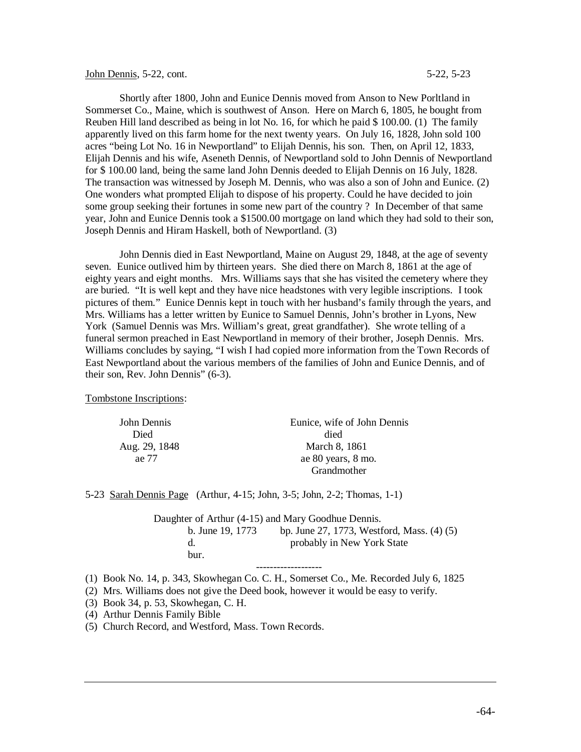John Dennis, 5-22, cont. 5-22, 5-23

Shortly after 1800, John and Eunice Dennis moved from Anson to New Porltland in Sommerset Co., Maine, which is southwest of Anson. Here on March 6, 1805, he bought from Reuben Hill land described as being in lot No. 16, for which he paid $ 100.00. (1) The family apparently lived on this farm home for the next twenty years. On July 16, 1828, John sold 100 acres "being Lot No. 16 in Newportland" to Elijah Dennis, his son. Then, on April 12, 1833, Elijah Dennis and his wife, Aseneth Dennis, of Newportland sold to John Dennis of Newportland for $ 100.00 land, being the same land John Dennis deeded to Elijah Dennis on 16 July, 1828. The transaction was witnessed by Joseph M. Dennis, who was also a son of John and Eunice. (2) One wonders what prompted Elijah to dispose of his property. Could he have decided to join some group seeking their fortunes in some new part of the country ? In December of that same year, John and Eunice Dennis took a $1500.00 mortgage on land which they had sold to their son, Joseph Dennis and Hiram Haskell, both of Newportland. (3)

John Dennis died in East Newportland, Maine on August 29, 1848, at the age of seventy seven. Eunice outlived him by thirteen years. She died there on March 8, 1861 at the age of eighty years and eight months. Mrs. Williams says that she has visited the cemetery where they are buried. "It is well kept and they have nice headstones with very legible inscriptions. I took pictures of them." Eunice Dennis kept in touch with her husband's family through the years, and Mrs. Williams has a letter written by Eunice to Samuel Dennis, John's brother in Lyons, New York (Samuel Dennis was Mrs. William's great, great grandfather). She wrote telling of a funeral sermon preached in East Newportland in memory of their brother, Joseph Dennis. Mrs. Williams concludes by saying, "I wish I had copied more information from the Town Records of East Newportland about the various members of the families of John and Eunice Dennis, and of their son, Rev. John Dennis" (6-3).

Tombstone Inscriptions:

| John Dennis | Eunice, wife of John Dennis |
|---|---|
| Died | died |
| Aug. 29, 1848 | March 8, 1861 |
| ae 77 | ae 80 years, 8 mo. |
| | Grandmother |

5-23 Sarah Dennis Page (Arthur, 4-15; John, 3-5; John, 2-2; Thomas, 1-1)

Daughter of Arthur (4-15) and Mary Goodhue Dennis.
b. June 19, 1773 bp. June 27, 1773, Westford, Mass. (4) (5)
d. probably in New York State
bur.

-------------------

(1) Book No. 14, p. 343, Skowhegan Co. C. H., Somerset Co., Me. Recorded July 6, 1825
(2) Mrs. Williams does not give the Deed book, however it would be easy to verify.
(3) Book 34, p. 53, Skowhegan, C. H.
(4) Arthur Dennis Family Bible
(5) Church Record, and Westford, Mass. Town Records.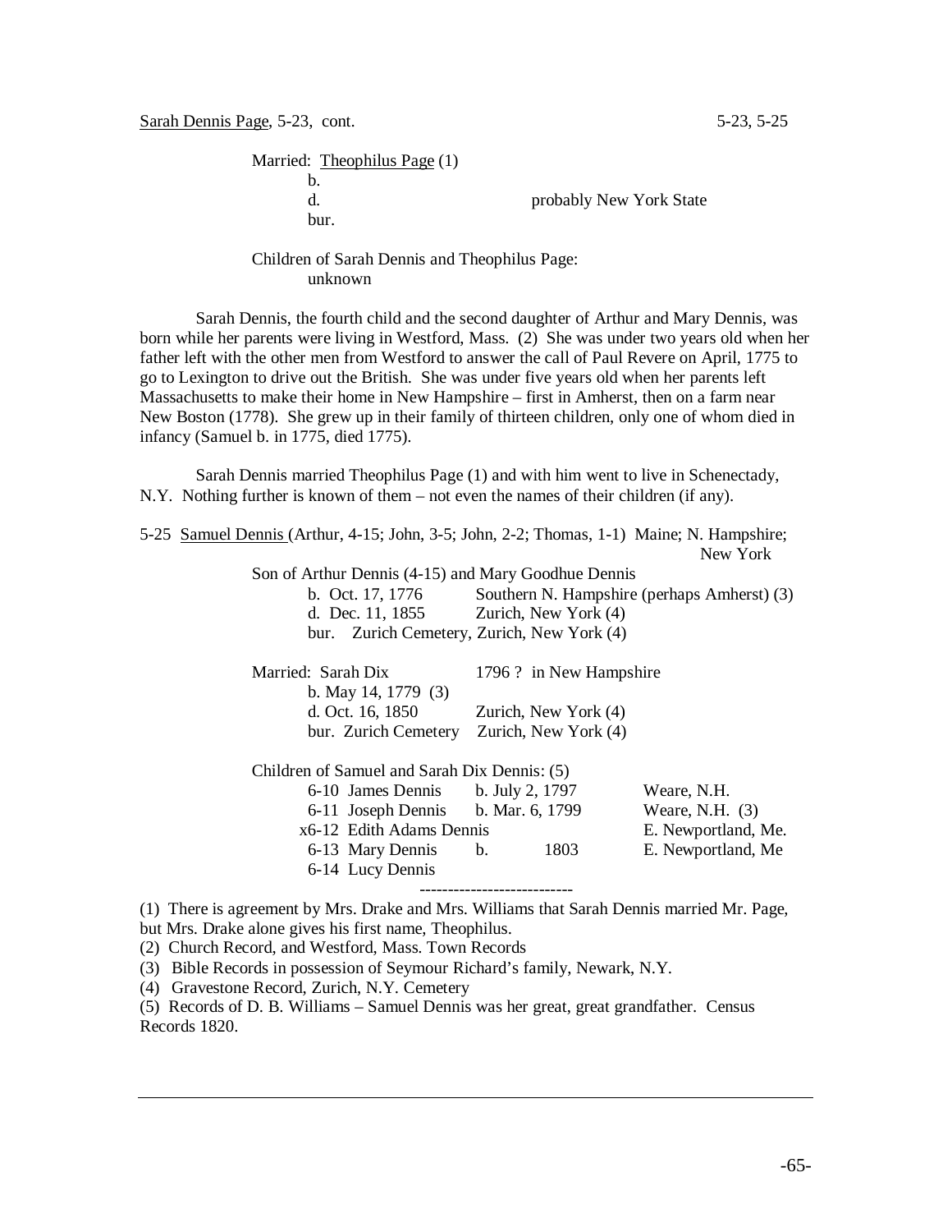Sarah Dennis Page, 5-23, cont. 5-23, 5-25

Married: Theophilus Page (1)
b.
d. probably New York State
bur.

Children of Sarah Dennis and Theophilus Page:
unknown

Sarah Dennis, the fourth child and the second daughter of Arthur and Mary Dennis, was born while her parents were living in Westford, Mass. (2) She was under two years old when her father left with the other men from Westford to answer the call of Paul Revere on April, 1775 to go to Lexington to drive out the British. She was under five years old when her parents left Massachusetts to make their home in New Hampshire – first in Amherst, then on a farm near New Boston (1778). She grew up in their family of thirteen children, only one of whom died in infancy (Samuel b. in 1775, died 1775).

Sarah Dennis married Theophilus Page (1) and with him went to live in Schenectady, N.Y. Nothing further is known of them – not even the names of their children (if any).

5-25 Samuel Dennis (Arthur, 4-15; John, 3-5; John, 2-2; Thomas, 1-1) Maine; N. Hampshire; New York

Son of Arthur Dennis (4-15) and Mary Goodhue Dennis
b. Oct. 17, 1776 Southern N. Hampshire (perhaps Amherst) (3)
d. Dec. 11, 1855 Zurich, New York (4)
bur. Zurich Cemetery, Zurich, New York (4)

Married: Sarah Dix 1796 ? in New Hampshire
b. May 14, 1779 (3)
d. Oct. 16, 1850 Zurich, New York (4)
bur. Zurich Cemetery Zurich, New York (4)

Children of Samuel and Sarah Dix Dennis: (5)

| | | |
|---|---|---|
| 6-10 James Dennis | b. July 2, 1797 | Weare, N.H. |
| 6-11 Joseph Dennis | b. Mar. 6, 1799 | Weare, N.H. (3) |
| x6-12 Edith Adams Dennis | | E. Newportland, Me. |
| 6-13 Mary Dennis | b. 1803 | E. Newportland, Me |
| 6-14 Lucy Dennis | | |

---------------------------

(1) There is agreement by Mrs. Drake and Mrs. Williams that Sarah Dennis married Mr. Page, but Mrs. Drake alone gives his first name, Theophilus.
(2) Church Record, and Westford, Mass. Town Records
(3) Bible Records in possession of Seymour Richard's family, Newark, N.Y.
(4) Gravestone Record, Zurich, N.Y. Cemetery
(5) Records of D. B. Williams – Samuel Dennis was her great, great grandfather. Census Records 1820.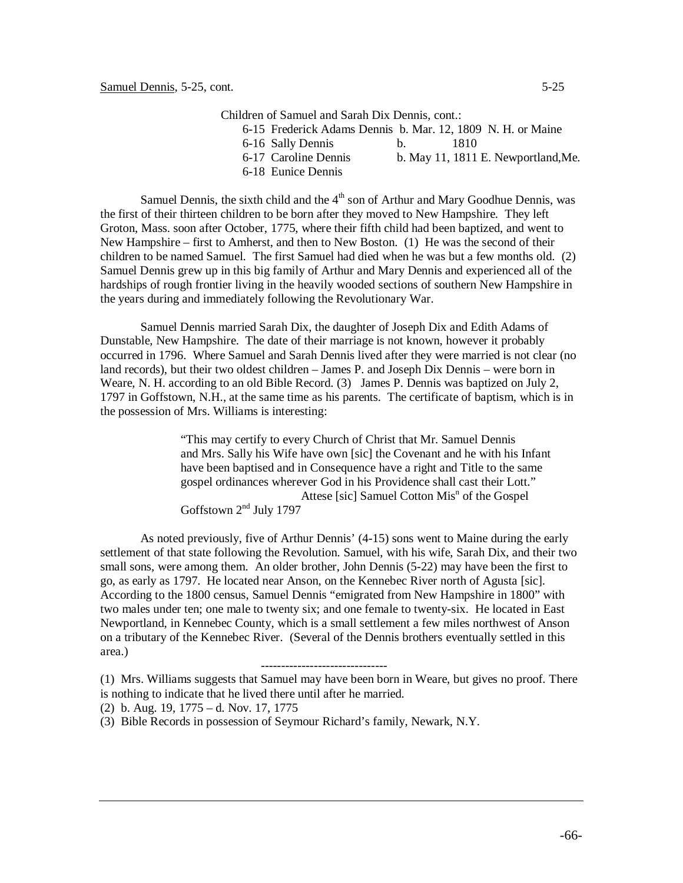Samuel Dennis, 5-25, cont.

Children of Samuel and Sarah Dix Dennis, cont.:

| | | |
|---|---|---|
| 6-15 | Frederick Adams Dennis | b. Mar. 12, 1809 N. H. or Maine |
| 6-16 | Sally Dennis | b. 1810 |
| 6-17 | Caroline Dennis | b. May 11, 1811 E. Newportland,Me. |
| 6-18 | Eunice Dennis | |

Samuel Dennis, the sixth child and the 4th son of Arthur and Mary Goodhue Dennis, was the first of their thirteen children to be born after they moved to New Hampshire. They left Groton, Mass. soon after October, 1775, where their fifth child had been baptized, and went to New Hampshire – first to Amherst, and then to New Boston. (1) He was the second of their children to be named Samuel. The first Samuel had died when he was but a few months old. (2) Samuel Dennis grew up in this big family of Arthur and Mary Dennis and experienced all of the hardships of rough frontier living in the heavily wooded sections of southern New Hampshire in the years during and immediately following the Revolutionary War.

Samuel Dennis married Sarah Dix, the daughter of Joseph Dix and Edith Adams of Dunstable, New Hampshire. The date of their marriage is not known, however it probably occurred in 1796. Where Samuel and Sarah Dennis lived after they were married is not clear (no land records), but their two oldest children – James P. and Joseph Dix Dennis – were born in Weare, N. H. according to an old Bible Record. (3) James P. Dennis was baptized on July 2, 1797 in Goffstown, N.H., at the same time as his parents. The certificate of baptism, which is in the possession of Mrs. Williams is interesting:

> "This may certify to every Church of Christ that Mr. Samuel Dennis and Mrs. Sally his Wife have own [sic] the Covenant and he with his Infant have been baptised and in Consequence have a right and Title to the same gospel ordinances wherever God in his Providence shall cast their Lott."
> Attese [sic] Samuel Cotton Misn of the Gospel
> Goffstown 2nd July 1797

As noted previously, five of Arthur Dennis' (4-15) sons went to Maine during the early settlement of that state following the Revolution. Samuel, with his wife, Sarah Dix, and their two small sons, were among them. An older brother, John Dennis (5-22) may have been the first to go, as early as 1797. He located near Anson, on the Kennebec River north of Agusta [sic]. According to the 1800 census, Samuel Dennis "emigrated from New Hampshire in 1800" with two males under ten; one male to twenty six; and one female to twenty-six. He located in East Newportland, in Kennebec County, which is a small settlement a few miles northwest of Anson on a tributary of the Kennebec River. (Several of the Dennis brothers eventually settled in this area.)

-------------------------------

(1) Mrs. Williams suggests that Samuel may have been born in Weare, but gives no proof. There is nothing to indicate that he lived there until after he married.

(2) b. Aug. 19, 1775 – d. Nov. 17, 1775

(3) Bible Records in possession of Seymour Richard's family, Newark, N.Y.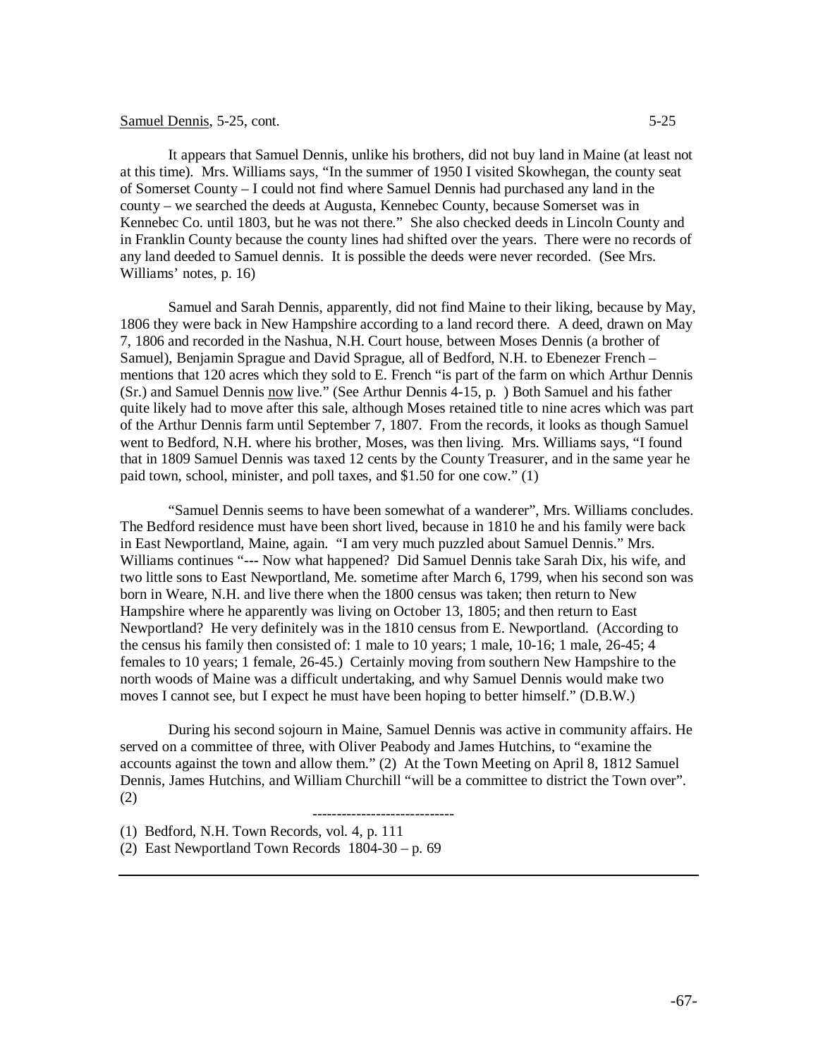Samuel Dennis, 5-25, cont.

It appears that Samuel Dennis, unlike his brothers, did not buy land in Maine (at least not at this time). Mrs. Williams says, "In the summer of 1950 I visited Skowhegan, the county seat of Somerset County – I could not find where Samuel Dennis had purchased any land in the county – we searched the deeds at Augusta, Kennebec County, because Somerset was in Kennebec Co. until 1803, but he was not there." She also checked deeds in Lincoln County and in Franklin County because the county lines had shifted over the years. There were no records of any land deeded to Samuel dennis. It is possible the deeds were never recorded. (See Mrs. Williams' notes, p. 16)

Samuel and Sarah Dennis, apparently, did not find Maine to their liking, because by May, 1806 they were back in New Hampshire according to a land record there. A deed, drawn on May 7, 1806 and recorded in the Nashua, N.H. Court house, between Moses Dennis (a brother of Samuel), Benjamin Sprague and David Sprague, all of Bedford, N.H. to Ebenezer French – mentions that 120 acres which they sold to E. French "is part of the farm on which Arthur Dennis (Sr.) and Samuel Dennis now live." (See Arthur Dennis 4-15, p. ) Both Samuel and his father quite likely had to move after this sale, although Moses retained title to nine acres which was part of the Arthur Dennis farm until September 7, 1807. From the records, it looks as though Samuel went to Bedford, N.H. where his brother, Moses, was then living. Mrs. Williams says, "I found that in 1809 Samuel Dennis was taxed 12 cents by the County Treasurer, and in the same year he paid town, school, minister, and poll taxes, and $1.50 for one cow." (1)

"Samuel Dennis seems to have been somewhat of a wanderer", Mrs. Williams concludes. The Bedford residence must have been short lived, because in 1810 he and his family were back in East Newportland, Maine, again. "I am very much puzzled about Samuel Dennis." Mrs. Williams continues "--- Now what happened? Did Samuel Dennis take Sarah Dix, his wife, and two little sons to East Newportland, Me. sometime after March 6, 1799, when his second son was born in Weare, N.H. and live there when the 1800 census was taken; then return to New Hampshire where he apparently was living on October 13, 1805; and then return to East Newportland? He very definitely was in the 1810 census from E. Newportland. (According to the census his family then consisted of: 1 male to 10 years; 1 male, 10-16; 1 male, 26-45; 4 females to 10 years; 1 female, 26-45.) Certainly moving from southern New Hampshire to the north woods of Maine was a difficult undertaking, and why Samuel Dennis would make two moves I cannot see, but I expect he must have been hoping to better himself." (D.B.W.)

During his second sojourn in Maine, Samuel Dennis was active in community affairs. He served on a committee of three, with Oliver Peabody and James Hutchins, to "examine the accounts against the town and allow them." (2) At the Town Meeting on April 8, 1812 Samuel Dennis, James Hutchins, and William Churchill "will be a committee to district the Town over". (2)

-----------------------------

(1) Bedford, N.H. Town Records, vol. 4, p. 111

(2) East Newportland Town Records 1804-30 – p. 69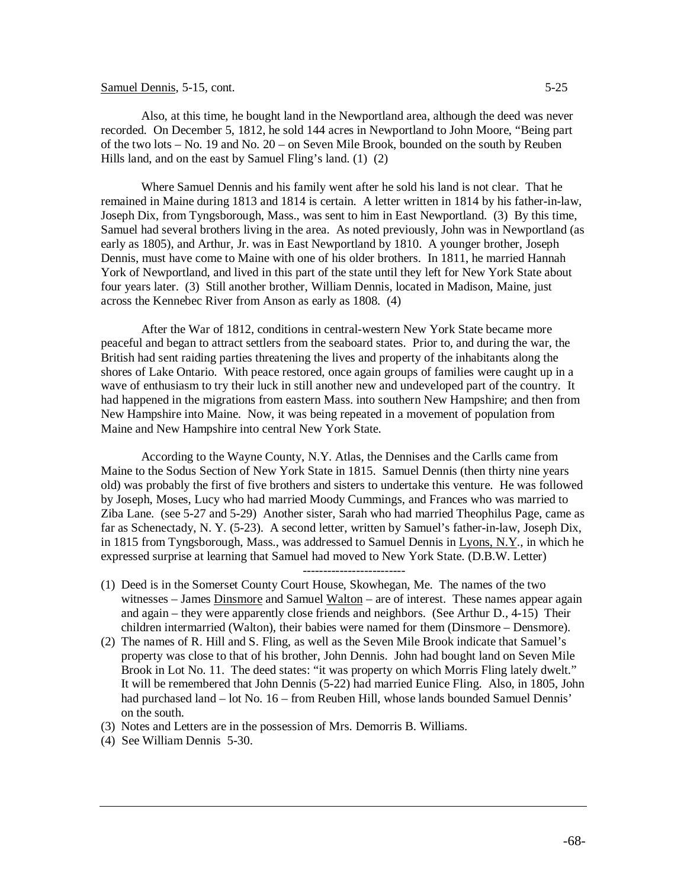Samuel Dennis, 5-15, cont.

Also, at this time, he bought land in the Newportland area, although the deed was never recorded. On December 5, 1812, he sold 144 acres in Newportland to John Moore, "Being part of the two lots – No. 19 and No. 20 – on Seven Mile Brook, bounded on the south by Reuben Hills land, and on the east by Samuel Fling's land. (1) (2)

Where Samuel Dennis and his family went after he sold his land is not clear. That he remained in Maine during 1813 and 1814 is certain. A letter written in 1814 by his father-in-law, Joseph Dix, from Tyngsborough, Mass., was sent to him in East Newportland. (3) By this time, Samuel had several brothers living in the area. As noted previously, John was in Newportland (as early as 1805), and Arthur, Jr. was in East Newportland by 1810. A younger brother, Joseph Dennis, must have come to Maine with one of his older brothers. In 1811, he married Hannah York of Newportland, and lived in this part of the state until they left for New York State about four years later. (3) Still another brother, William Dennis, located in Madison, Maine, just across the Kennebec River from Anson as early as 1808. (4)

After the War of 1812, conditions in central-western New York State became more peaceful and began to attract settlers from the seaboard states. Prior to, and during the war, the British had sent raiding parties threatening the lives and property of the inhabitants along the shores of Lake Ontario. With peace restored, once again groups of families were caught up in a wave of enthusiasm to try their luck in still another new and undeveloped part of the country. It had happened in the migrations from eastern Mass. into southern New Hampshire; and then from New Hampshire into Maine. Now, it was being repeated in a movement of population from Maine and New Hampshire into central New York State.

According to the Wayne County, N.Y. Atlas, the Dennises and the Carlls came from Maine to the Sodus Section of New York State in 1815. Samuel Dennis (then thirty nine years old) was probably the first of five brothers and sisters to undertake this venture. He was followed by Joseph, Moses, Lucy who had married Moody Cummings, and Frances who was married to Ziba Lane. (see 5-27 and 5-29) Another sister, Sarah who had married Theophilus Page, came as far as Schenectady, N. Y. (5-23). A second letter, written by Samuel's father-in-law, Joseph Dix, in 1815 from Tyngsborough, Mass., was addressed to Samuel Dennis in Lyons, N.Y., in which he expressed surprise at learning that Samuel had moved to New York State. (D.B.W. Letter)

-------------------------

(1) Deed is in the Somerset County Court House, Skowhegan, Me. The names of the two witnesses – James Dinsmore and Samuel Walton – are of interest. These names appear again and again – they were apparently close friends and neighbors. (See Arthur D., 4-15) Their children intermarried (Walton), their babies were named for them (Dinsmore – Densmore).

(2) The names of R. Hill and S. Fling, as well as the Seven Mile Brook indicate that Samuel's property was close to that of his brother, John Dennis. John had bought land on Seven Mile Brook in Lot No. 11. The deed states: "it was property on which Morris Fling lately dwelt." It will be remembered that John Dennis (5-22) had married Eunice Fling. Also, in 1805, John had purchased land – lot No. 16 – from Reuben Hill, whose lands bounded Samuel Dennis' on the south.

(3) Notes and Letters are in the possession of Mrs. Demorris B. Williams.

(4) See William Dennis 5-30.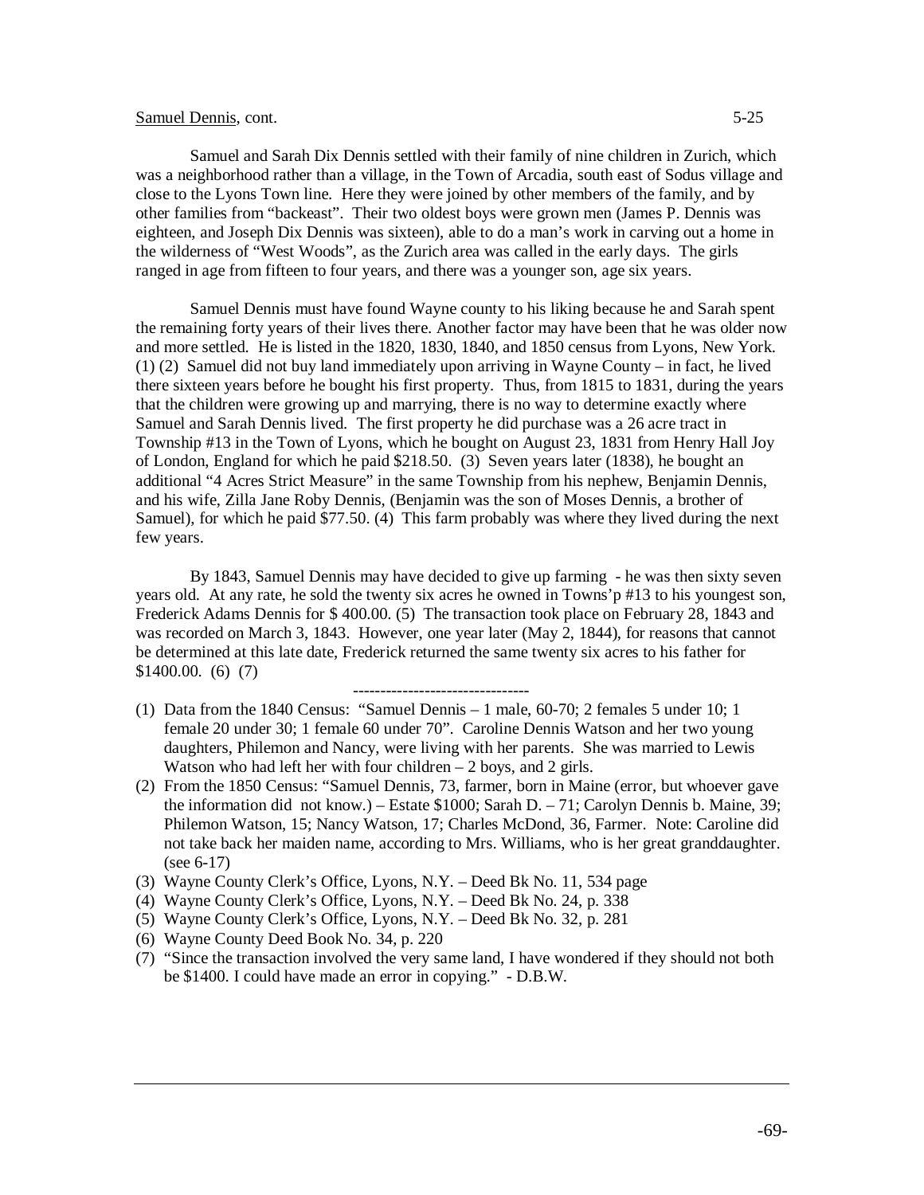Samuel Dennis, cont.

Samuel and Sarah Dix Dennis settled with their family of nine children in Zurich, which was a neighborhood rather than a village, in the Town of Arcadia, south east of Sodus village and close to the Lyons Town line. Here they were joined by other members of the family, and by other families from "backeast". Their two oldest boys were grown men (James P. Dennis was eighteen, and Joseph Dix Dennis was sixteen), able to do a man's work in carving out a home in the wilderness of "West Woods", as the Zurich area was called in the early days. The girls ranged in age from fifteen to four years, and there was a younger son, age six years.

Samuel Dennis must have found Wayne county to his liking because he and Sarah spent the remaining forty years of their lives there. Another factor may have been that he was older now and more settled. He is listed in the 1820, 1830, 1840, and 1850 census from Lyons, New York. (1) (2) Samuel did not buy land immediately upon arriving in Wayne County – in fact, he lived there sixteen years before he bought his first property. Thus, from 1815 to 1831, during the years that the children were growing up and marrying, there is no way to determine exactly where Samuel and Sarah Dennis lived. The first property he did purchase was a 26 acre tract in Township #13 in the Town of Lyons, which he bought on August 23, 1831 from Henry Hall Joy of London, England for which he paid $218.50. (3) Seven years later (1838), he bought an additional "4 Acres Strict Measure" in the same Township from his nephew, Benjamin Dennis, and his wife, Zilla Jane Roby Dennis, (Benjamin was the son of Moses Dennis, a brother of Samuel), for which he paid $77.50. (4) This farm probably was where they lived during the next few years.

By 1843, Samuel Dennis may have decided to give up farming - he was then sixty seven years old. At any rate, he sold the twenty six acres he owned in Towns'p #13 to his youngest son, Frederick Adams Dennis for $ 400.00. (5) The transaction took place on February 28, 1843 and was recorded on March 3, 1843. However, one year later (May 2, 1844), for reasons that cannot be determined at this late date, Frederick returned the same twenty six acres to his father for $1400.00. (6) (7)

--------------------------------

(1) Data from the 1840 Census: "Samuel Dennis – 1 male, 60-70; 2 females 5 under 10; 1 female 20 under 30; 1 female 60 under 70". Caroline Dennis Watson and her two young daughters, Philemon and Nancy, were living with her parents. She was married to Lewis Watson who had left her with four children – 2 boys, and 2 girls.

(2) From the 1850 Census: "Samuel Dennis, 73, farmer, born in Maine (error, but whoever gave the information did not know.) – Estate $1000; Sarah D. – 71; Carolyn Dennis b. Maine, 39; Philemon Watson, 15; Nancy Watson, 17; Charles McDond, 36, Farmer. Note: Caroline did not take back her maiden name, according to Mrs. Williams, who is her great granddaughter. (see 6-17)

(3) Wayne County Clerk's Office, Lyons, N.Y. – Deed Bk No. 11, 534 page

(4) Wayne County Clerk's Office, Lyons, N.Y. – Deed Bk No. 24, p. 338

(5) Wayne County Clerk's Office, Lyons, N.Y. – Deed Bk No. 32, p. 281

(6) Wayne County Deed Book No. 34, p. 220

(7) "Since the transaction involved the very same land, I have wondered if they should not both be $1400. I could have made an error in copying." - D.B.W.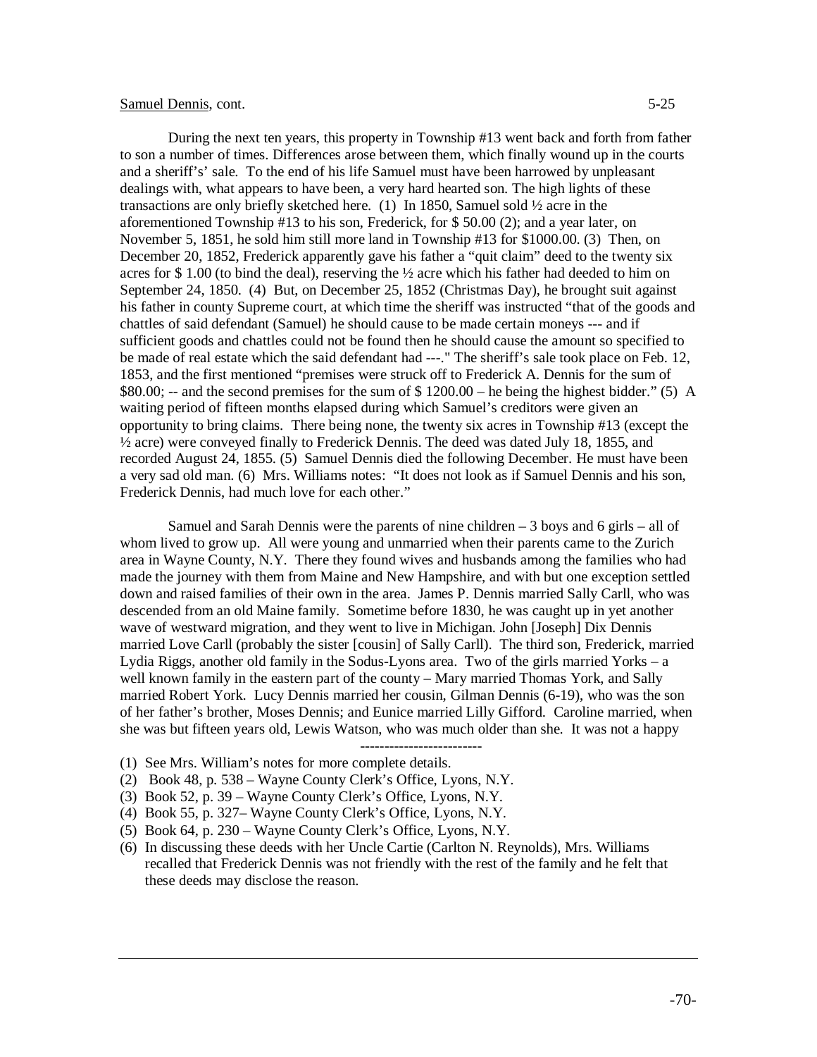Samuel Dennis, cont. 5-25

During the next ten years, this property in Township #13 went back and forth from father to son a number of times. Differences arose between them, which finally wound up in the courts and a sheriff's' sale. To the end of his life Samuel must have been harrowed by unpleasant dealings with, what appears to have been, a very hard hearted son. The high lights of these transactions are only briefly sketched here. (1) In 1850, Samuel sold ½ acre in the aforementioned Township #13 to his son, Frederick, for $ 50.00 (2); and a year later, on November 5, 1851, he sold him still more land in Township #13 for $1000.00. (3) Then, on December 20, 1852, Frederick apparently gave his father a "quit claim" deed to the twenty six acres for $ 1.00 (to bind the deal), reserving the ½ acre which his father had deeded to him on September 24, 1850. (4) But, on December 25, 1852 (Christmas Day), he brought suit against his father in county Supreme court, at which time the sheriff was instructed "that of the goods and chattles of said defendant (Samuel) he should cause to be made certain moneys --- and if sufficient goods and chattles could not be found then he should cause the amount so specified to be made of real estate which the said defendant had ---." The sheriff's sale took place on Feb. 12, 1853, and the first mentioned "premises were struck off to Frederick A. Dennis for the sum of $80.00; -- and the second premises for the sum of $ 1200.00 – he being the highest bidder." (5) A waiting period of fifteen months elapsed during which Samuel's creditors were given an opportunity to bring claims. There being none, the twenty six acres in Township #13 (except the ½ acre) were conveyed finally to Frederick Dennis. The deed was dated July 18, 1855, and recorded August 24, 1855. (5) Samuel Dennis died the following December. He must have been a very sad old man. (6) Mrs. Williams notes: "It does not look as if Samuel Dennis and his son, Frederick Dennis, had much love for each other."

Samuel and Sarah Dennis were the parents of nine children – 3 boys and 6 girls – all of whom lived to grow up. All were young and unmarried when their parents came to the Zurich area in Wayne County, N.Y. There they found wives and husbands among the families who had made the journey with them from Maine and New Hampshire, and with but one exception settled down and raised families of their own in the area. James P. Dennis married Sally Carll, who was descended from an old Maine family. Sometime before 1830, he was caught up in yet another wave of westward migration, and they went to live in Michigan. John [Joseph] Dix Dennis married Love Carll (probably the sister [cousin] of Sally Carll). The third son, Frederick, married Lydia Riggs, another old family in the Sodus-Lyons area. Two of the girls married Yorks – a well known family in the eastern part of the county – Mary married Thomas York, and Sally married Robert York. Lucy Dennis married her cousin, Gilman Dennis (6-19), who was the son of her father's brother, Moses Dennis; and Eunice married Lilly Gifford. Caroline married, when she was but fifteen years old, Lewis Watson, who was much older than she. It was not a happy

------------------------

(1) See Mrs. William's notes for more complete details.
(2) Book 48, p. 538 – Wayne County Clerk's Office, Lyons, N.Y.
(3) Book 52, p. 39 – Wayne County Clerk's Office, Lyons, N.Y.
(4) Book 55, p. 327– Wayne County Clerk's Office, Lyons, N.Y.
(5) Book 64, p. 230 – Wayne County Clerk's Office, Lyons, N.Y.
(6) In discussing these deeds with her Uncle Cartie (Carlton N. Reynolds), Mrs. Williams recalled that Frederick Dennis was not friendly with the rest of the family and he felt that these deeds may disclose the reason.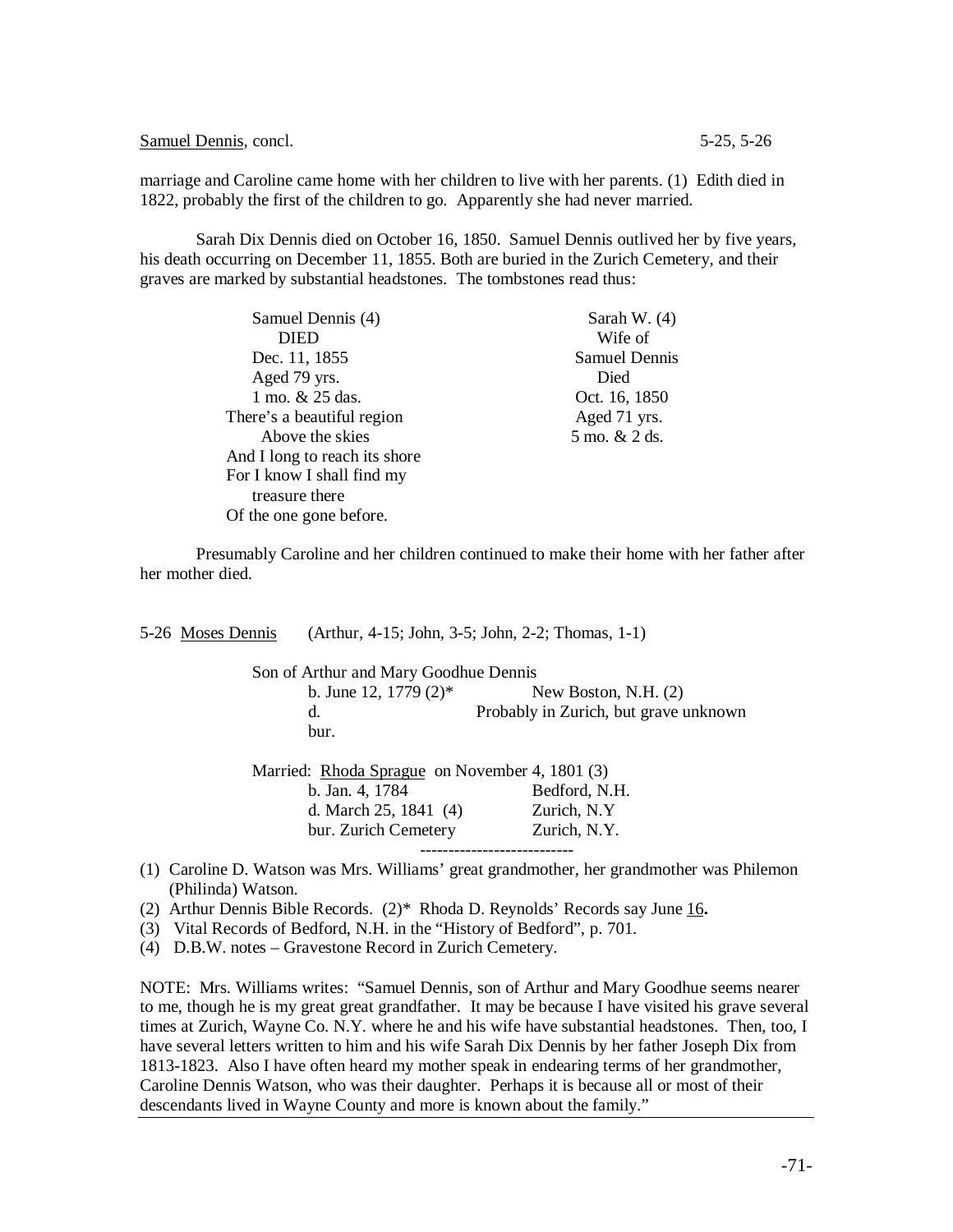Samuel Dennis, concl. 5-25, 5-26

marriage and Caroline came home with her children to live with her parents. (1) Edith died in 1822, probably the first of the children to go. Apparently she had never married.

Sarah Dix Dennis died on October 16, 1850. Samuel Dennis outlived her by five years, his death occurring on December 11, 1855. Both are buried in the Zurich Cemetery, and their graves are marked by substantial headstones. The tombstones read thus:

| | |
|---|---|
| Samuel Dennis (4) | Sarah W. (4) |
| DIED | Wife of |
| Dec. 11, 1855 | Samuel Dennis |
| Aged 79 yrs. | Died |
| 1 mo. & 25 das. | Oct. 16, 1850 |
| There's a beautiful region | Aged 71 yrs. |
| Above the skies | 5 mo. & 2 ds. |
| And I long to reach its shore | |
| For I know I shall find my | |
| treasure there | |
| Of the one gone before. | |

Presumably Caroline and her children continued to make their home with her father after her mother died.

5-26 Moses Dennis (Arthur, 4-15; John, 3-5; John, 2-2; Thomas, 1-1)

Son of Arthur and Mary Goodhue Dennis

| | | |
|---|---|---|
| b. | June 12, 1779 (2)* | New Boston, N.H. (2) |
| d. | | Probably in Zurich, but grave unknown |
| bur. | | |

Married: Rhoda Sprague on November 4, 1801 (3)

| | |
|---|---|
| b. Jan. 4, 1784 | Bedford, N.H. |
| d. March 25, 1841 (4) | Zurich, N.Y |
| bur. Zurich Cemetery | Zurich, N.Y. |

---------------------------

(1) Caroline D. Watson was Mrs. Williams' great grandmother, her grandmother was Philemon (Philinda) Watson.

(2) Arthur Dennis Bible Records. (2)* Rhoda D. Reynolds' Records say June 16.

(3) Vital Records of Bedford, N.H. in the "History of Bedford", p. 701.

(4) D.B.W. notes – Gravestone Record in Zurich Cemetery.

NOTE: Mrs. Williams writes: "Samuel Dennis, son of Arthur and Mary Goodhue seems nearer to me, though he is my great great grandfather. It may be because I have visited his grave several times at Zurich, Wayne Co. N.Y. where he and his wife have substantial headstones. Then, too, I have several letters written to him and his wife Sarah Dix Dennis by her father Joseph Dix from 1813-1823. Also I have often heard my mother speak in endearing terms of her grandmother, Caroline Dennis Watson, who was their daughter. Perhaps it is because all or most of their descendants lived in Wayne County and more is known about the family."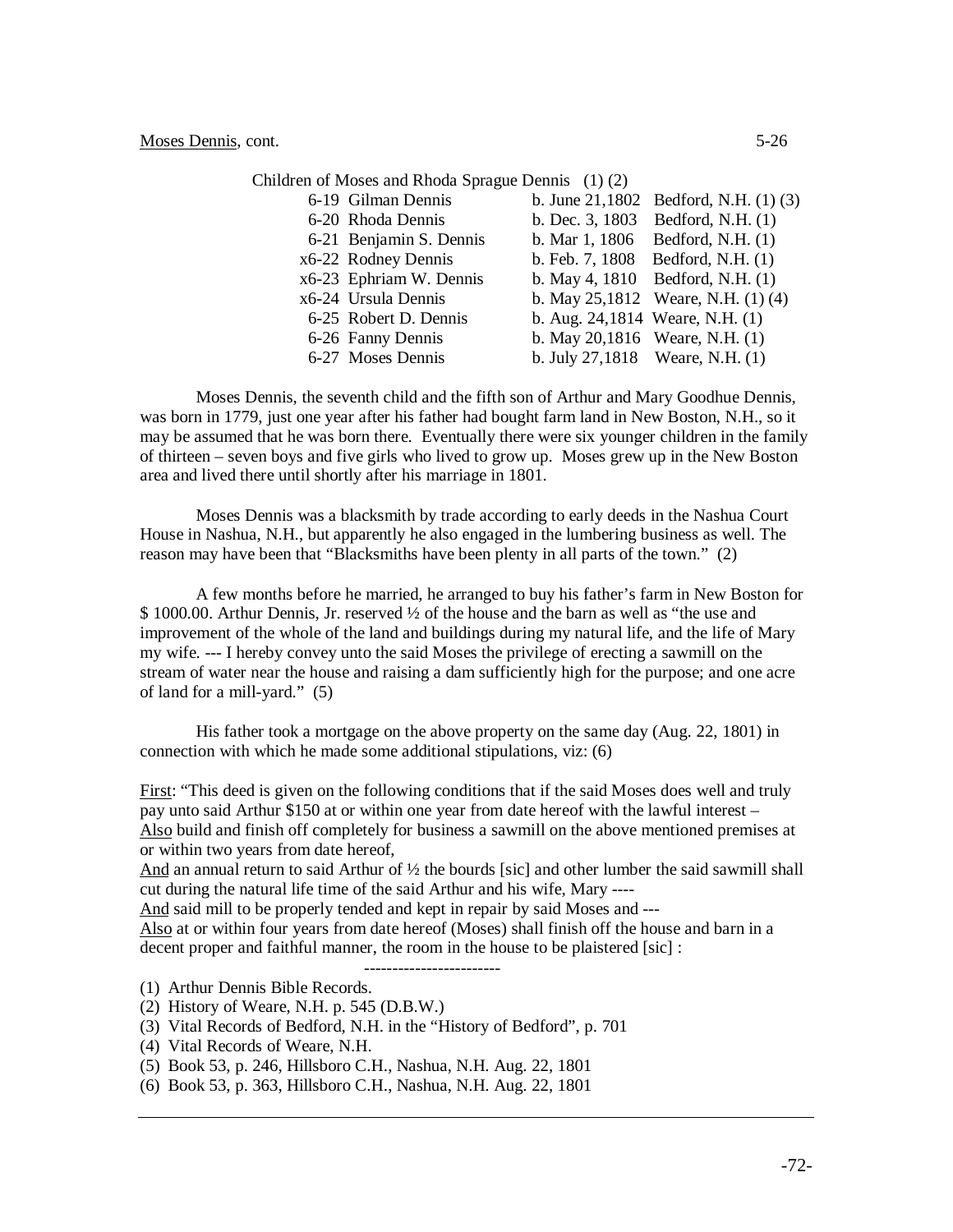Moses Dennis, cont. 5-26

Children of Moses and Rhoda Sprague Dennis (1) (2)

| | | |
|---|---|---|
| 6-19 Gilman Dennis | b. June 21,1802 | Bedford, N.H. (1) (3) |
| 6-20 Rhoda Dennis | b. Dec. 3, 1803 | Bedford, N.H. (1) |
| 6-21 Benjamin S. Dennis | b. Mar 1, 1806 | Bedford, N.H. (1) |
| x6-22 Rodney Dennis | b. Feb. 7, 1808 | Bedford, N.H. (1) |
| x6-23 Ephriam W. Dennis | b. May 4, 1810 | Bedford, N.H. (1) |
| x6-24 Ursula Dennis | b. May 25,1812 | Weare, N.H. (1) (4) |
| 6-25 Robert D. Dennis | b. Aug. 24,1814 | Weare, N.H. (1) |
| 6-26 Fanny Dennis | b. May 20,1816 | Weare, N.H. (1) |
| 6-27 Moses Dennis | b. July 27,1818 | Weare, N.H. (1) |

Moses Dennis, the seventh child and the fifth son of Arthur and Mary Goodhue Dennis, was born in 1779, just one year after his father had bought farm land in New Boston, N.H., so it may be assumed that he was born there. Eventually there were six younger children in the family of thirteen – seven boys and five girls who lived to grow up. Moses grew up in the New Boston area and lived there until shortly after his marriage in 1801.

Moses Dennis was a blacksmith by trade according to early deeds in the Nashua Court House in Nashua, N.H., but apparently he also engaged in the lumbering business as well. The reason may have been that "Blacksmiths have been plenty in all parts of the town." (2)

A few months before he married, he arranged to buy his father's farm in New Boston for $ 1000.00. Arthur Dennis, Jr. reserved ½ of the house and the barn as well as "the use and improvement of the whole of the land and buildings during my natural life, and the life of Mary my wife. --- I hereby convey unto the said Moses the privilege of erecting a sawmill on the stream of water near the house and raising a dam sufficiently high for the purpose; and one acre of land for a mill-yard." (5)

His father took a mortgage on the above property on the same day (Aug. 22, 1801) in connection with which he made some additional stipulations, viz: (6)

First: "This deed is given on the following conditions that if the said Moses does well and truly pay unto said Arthur $150 at or within one year from date hereof with the lawful interest –
Also build and finish off completely for business a sawmill on the above mentioned premises at or within two years from date hereof,
And an annual return to said Arthur of ½ the bourds [sic] and other lumber the said sawmill shall cut during the natural life time of the said Arthur and his wife, Mary ----
And said mill to be properly tended and kept in repair by said Moses and ---
Also at or within four years from date hereof (Moses) shall finish off the house and barn in a decent proper and faithful manner, the room in the house to be plaistered [sic] :

------------------------

(1) Arthur Dennis Bible Records.
(2) History of Weare, N.H. p. 545 (D.B.W.)
(3) Vital Records of Bedford, N.H. in the "History of Bedford", p. 701
(4) Vital Records of Weare, N.H.
(5) Book 53, p. 246, Hillsboro C.H., Nashua, N.H. Aug. 22, 1801
(6) Book 53, p. 363, Hillsboro C.H., Nashua, N.H. Aug. 22, 1801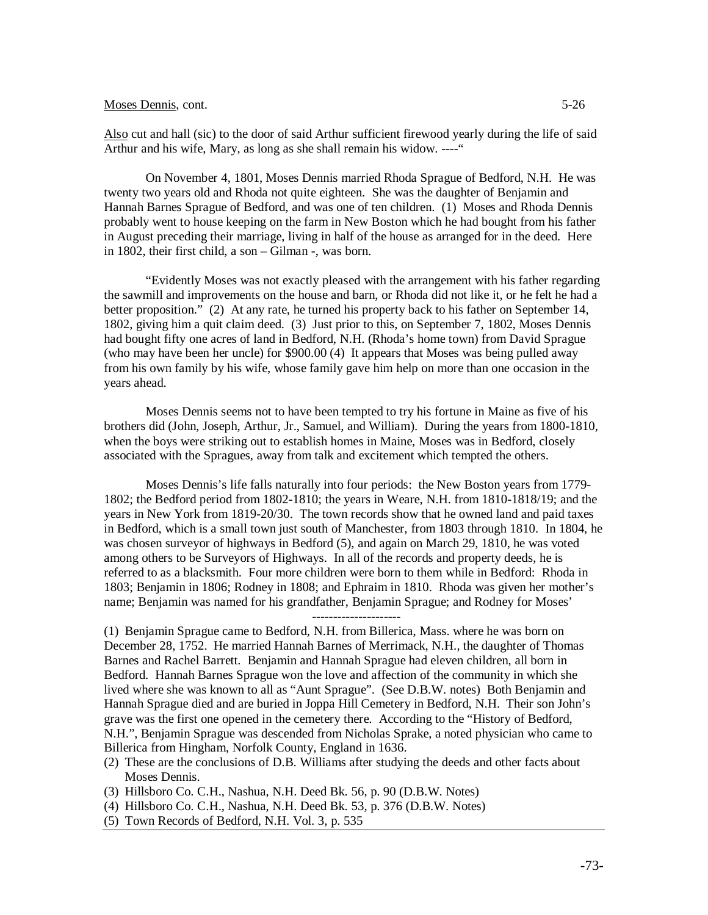Also cut and hall (sic) to the door of said Arthur sufficient firewood yearly during the life of said Arthur and his wife, Mary, as long as she shall remain his widow. ----"

On November 4, 1801, Moses Dennis married Rhoda Sprague of Bedford, N.H. He was twenty two years old and Rhoda not quite eighteen. She was the daughter of Benjamin and Hannah Barnes Sprague of Bedford, and was one of ten children. (1) Moses and Rhoda Dennis probably went to house keeping on the farm in New Boston which he had bought from his father in August preceding their marriage, living in half of the house as arranged for in the deed. Here in 1802, their first child, a son – Gilman -, was born.

"Evidently Moses was not exactly pleased with the arrangement with his father regarding the sawmill and improvements on the house and barn, or Rhoda did not like it, or he felt he had a better proposition." (2) At any rate, he turned his property back to his father on September 14, 1802, giving him a quit claim deed. (3) Just prior to this, on September 7, 1802, Moses Dennis had bought fifty one acres of land in Bedford, N.H. (Rhoda's home town) from David Sprague (who may have been her uncle) for $900.00 (4) It appears that Moses was being pulled away from his own family by his wife, whose family gave him help on more than one occasion in the years ahead.

Moses Dennis seems not to have been tempted to try his fortune in Maine as five of his brothers did (John, Joseph, Arthur, Jr., Samuel, and William). During the years from 1800-1810, when the boys were striking out to establish homes in Maine, Moses was in Bedford, closely associated with the Spragues, away from talk and excitement which tempted the others.

Moses Dennis's life falls naturally into four periods: the New Boston years from 1779-1802; the Bedford period from 1802-1810; the years in Weare, N.H. from 1810-1818/19; and the years in New York from 1819-20/30. The town records show that he owned land and paid taxes in Bedford, which is a small town just south of Manchester, from 1803 through 1810. In 1804, he was chosen surveyor of highways in Bedford (5), and again on March 29, 1810, he was voted among others to be Surveyors of Highways. In all of the records and property deeds, he is referred to as a blacksmith. Four more children were born to them while in Bedford: Rhoda in 1803; Benjamin in 1806; Rodney in 1808; and Ephraim in 1810. Rhoda was given her mother's name; Benjamin was named for his grandfather, Benjamin Sprague; and Rodney for Moses'

---

(1) Benjamin Sprague came to Bedford, N.H. from Billerica, Mass. where he was born on December 28, 1752. He married Hannah Barnes of Merrimack, N.H., the daughter of Thomas Barnes and Rachel Barrett. Benjamin and Hannah Sprague had eleven children, all born in Bedford. Hannah Barnes Sprague won the love and affection of the community in which she lived where she was known to all as "Aunt Sprague". (See D.B.W. notes) Both Benjamin and Hannah Sprague died and are buried in Joppa Hill Cemetery in Bedford, N.H. Their son John's grave was the first one opened in the cemetery there. According to the "History of Bedford, N.H.", Benjamin Sprague was descended from Nicholas Sprake, a noted physician who came to Billerica from Hingham, Norfolk County, England in 1636.

(2) These are the conclusions of D.B. Williams after studying the deeds and other facts about Moses Dennis.

(3) Hillsboro Co. C.H., Nashua, N.H. Deed Bk. 56, p. 90 (D.B.W. Notes)

(4) Hillsboro Co. C.H., Nashua, N.H. Deed Bk. 53, p. 376 (D.B.W. Notes)

(5) Town Records of Bedford, N.H. Vol. 3, p. 535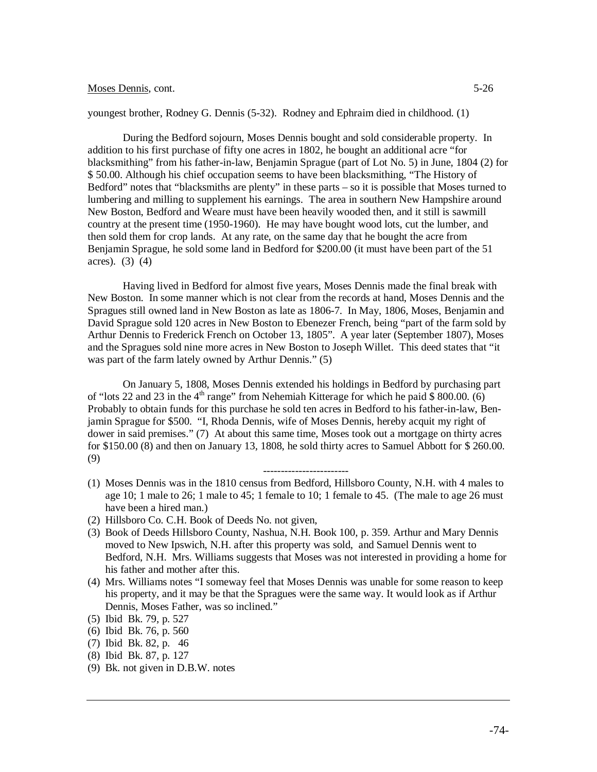youngest brother, Rodney G. Dennis (5-32). Rodney and Ephraim died in childhood. (1)

During the Bedford sojourn, Moses Dennis bought and sold considerable property. In addition to his first purchase of fifty one acres in 1802, he bought an additional acre "for blacksmithing" from his father-in-law, Benjamin Sprague (part of Lot No. 5) in June, 1804 (2) for $ 50.00. Although his chief occupation seems to have been blacksmithing, "The History of Bedford" notes that "blacksmiths are plenty" in these parts – so it is possible that Moses turned to lumbering and milling to supplement his earnings. The area in southern New Hampshire around New Boston, Bedford and Weare must have been heavily wooded then, and it still is sawmill country at the present time (1950-1960). He may have bought wood lots, cut the lumber, and then sold them for crop lands. At any rate, on the same day that he bought the acre from Benjamin Sprague, he sold some land in Bedford for $200.00 (it must have been part of the 51 acres). (3) (4)

Having lived in Bedford for almost five years, Moses Dennis made the final break with New Boston. In some manner which is not clear from the records at hand, Moses Dennis and the Spragues still owned land in New Boston as late as 1806-7. In May, 1806, Moses, Benjamin and David Sprague sold 120 acres in New Boston to Ebenezer French, being "part of the farm sold by Arthur Dennis to Frederick French on October 13, 1805". A year later (September 1807), Moses and the Spragues sold nine more acres in New Boston to Joseph Willet. This deed states that "it was part of the farm lately owned by Arthur Dennis." (5)

On January 5, 1808, Moses Dennis extended his holdings in Bedford by purchasing part of "lots 22 and 23 in the 4th range" from Nehemiah Kitterage for which he paid $ 800.00. (6) Probably to obtain funds for this purchase he sold ten acres in Bedford to his father-in-law, Benjamin Sprague for $500. "I, Rhoda Dennis, wife of Moses Dennis, hereby acquit my right of dower in said premises." (7) At about this same time, Moses took out a mortgage on thirty acres for $150.00 (8) and then on January 13, 1808, he sold thirty acres to Samuel Abbott for $ 260.00. (9)

------------------------

(1) Moses Dennis was in the 1810 census from Bedford, Hillsboro County, N.H. with 4 males to age 10; 1 male to 26; 1 male to 45; 1 female to 10; 1 female to 45. (The male to age 26 must have been a hired man.)
(2) Hillsboro Co. C.H. Book of Deeds No. not given,
(3) Book of Deeds Hillsboro County, Nashua, N.H. Book 100, p. 359. Arthur and Mary Dennis moved to New Ipswich, N.H. after this property was sold, and Samuel Dennis went to Bedford, N.H. Mrs. Williams suggests that Moses was not interested in providing a home for his father and mother after this.
(4) Mrs. Williams notes "I someway feel that Moses Dennis was unable for some reason to keep his property, and it may be that the Spragues were the same way. It would look as if Arthur Dennis, Moses Father, was so inclined."
(5) Ibid Bk. 79, p. 527
(6) Ibid Bk. 76, p. 560
(7) Ibid Bk. 82, p. 46
(8) Ibid Bk. 87, p. 127
(9) Bk. not given in D.B.W. notes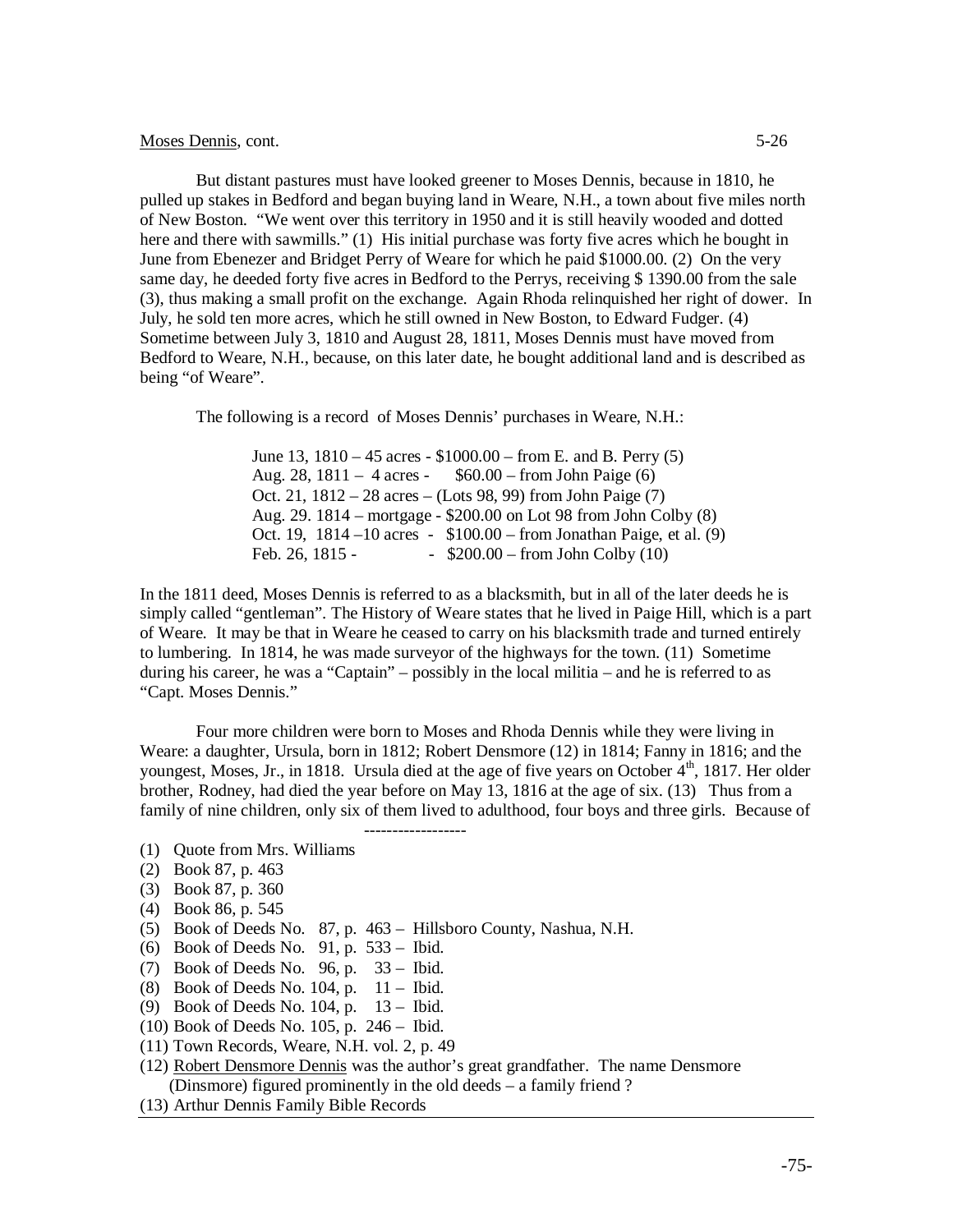Moses Dennis, cont.

But distant pastures must have looked greener to Moses Dennis, because in 1810, he pulled up stakes in Bedford and began buying land in Weare, N.H., a town about five miles north of New Boston. "We went over this territory in 1950 and it is still heavily wooded and dotted here and there with sawmills." (1) His initial purchase was forty five acres which he bought in June from Ebenezer and Bridget Perry of Weare for which he paid $1000.00. (2) On the very same day, he deeded forty five acres in Bedford to the Perrys, receiving $ 1390.00 from the sale (3), thus making a small profit on the exchange. Again Rhoda relinquished her right of dower. In July, he sold ten more acres, which he still owned in New Boston, to Edward Fudger. (4) Sometime between July 3, 1810 and August 28, 1811, Moses Dennis must have moved from Bedford to Weare, N.H., because, on this later date, he bought additional land and is described as being "of Weare".

The following is a record of Moses Dennis' purchases in Weare, N.H.:

June 13, 1810 – 45 acres - $1000.00 – from E. and B. Perry (5)
Aug. 28, 1811 – 4 acres - $60.00 – from John Paige (6)
Oct. 21, 1812 – 28 acres – (Lots 98, 99) from John Paige (7)
Aug. 29. 1814 – mortgage - $200.00 on Lot 98 from John Colby (8)
Oct. 19, 1814 –10 acres - $100.00 – from Jonathan Paige, et al. (9)
Feb. 26, 1815 - - $200.00 – from John Colby (10)

In the 1811 deed, Moses Dennis is referred to as a blacksmith, but in all of the later deeds he is simply called "gentleman". The History of Weare states that he lived in Paige Hill, which is a part of Weare. It may be that in Weare he ceased to carry on his blacksmith trade and turned entirely to lumbering. In 1814, he was made surveyor of the highways for the town. (11) Sometime during his career, he was a "Captain" – possibly in the local militia – and he is referred to as "Capt. Moses Dennis."

Four more children were born to Moses and Rhoda Dennis while they were living in Weare: a daughter, Ursula, born in 1812; Robert Densmore (12) in 1814; Fanny in 1816; and the youngest, Moses, Jr., in 1818. Ursula died at the age of five years on October 4th, 1817. Her older brother, Rodney, had died the year before on May 13, 1816 at the age of six. (13) Thus from a family of nine children, only six of them lived to adulthood, four boys and three girls. Because of

------------------

(1) Quote from Mrs. Williams
(2) Book 87, p. 463
(3) Book 87, p. 360
(4) Book 86, p. 545
(5) Book of Deeds No. 87, p. 463 – Hillsboro County, Nashua, N.H.
(6) Book of Deeds No. 91, p. 533 – Ibid.
(7) Book of Deeds No. 96, p. 33 – Ibid.
(8) Book of Deeds No. 104, p. 11 – Ibid.
(9) Book of Deeds No. 104, p. 13 – Ibid.
(10) Book of Deeds No. 105, p. 246 – Ibid.
(11) Town Records, Weare, N.H. vol. 2, p. 49
(12) Robert Densmore Dennis was the author's great grandfather. The name Densmore (Dinsmore) figured prominently in the old deeds – a family friend ?
(13) Arthur Dennis Family Bible Records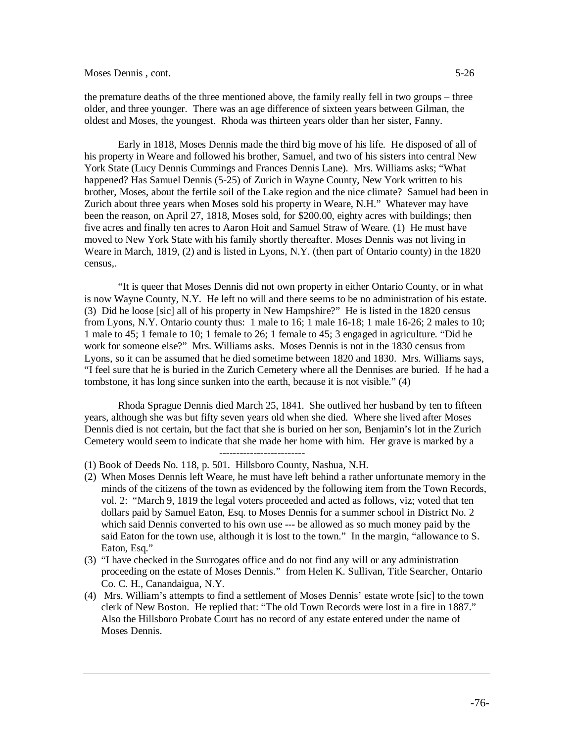the premature deaths of the three mentioned above, the family really fell in two groups – three older, and three younger. There was an age difference of sixteen years between Gilman, the oldest and Moses, the youngest. Rhoda was thirteen years older than her sister, Fanny.

Early in 1818, Moses Dennis made the third big move of his life. He disposed of all of his property in Weare and followed his brother, Samuel, and two of his sisters into central New York State (Lucy Dennis Cummings and Frances Dennis Lane). Mrs. Williams asks; "What happened? Has Samuel Dennis (5-25) of Zurich in Wayne County, New York written to his brother, Moses, about the fertile soil of the Lake region and the nice climate? Samuel had been in Zurich about three years when Moses sold his property in Weare, N.H." Whatever may have been the reason, on April 27, 1818, Moses sold, for $200.00, eighty acres with buildings; then five acres and finally ten acres to Aaron Hoit and Samuel Straw of Weare. (1) He must have moved to New York State with his family shortly thereafter. Moses Dennis was not living in Weare in March, 1819, (2) and is listed in Lyons, N.Y. (then part of Ontario county) in the 1820 census,.

"It is queer that Moses Dennis did not own property in either Ontario County, or in what is now Wayne County, N.Y. He left no will and there seems to be no administration of his estate. (3) Did he loose [sic] all of his property in New Hampshire?" He is listed in the 1820 census from Lyons, N.Y. Ontario county thus: 1 male to 16; 1 male 16-18; 1 male 16-26; 2 males to 10; 1 male to 45; 1 female to 10; 1 female to 26; 1 female to 45; 3 engaged in agriculture. "Did he work for someone else?" Mrs. Williams asks. Moses Dennis is not in the 1830 census from Lyons, so it can be assumed that he died sometime between 1820 and 1830. Mrs. Williams says, "I feel sure that he is buried in the Zurich Cemetery where all the Dennises are buried. If he had a tombstone, it has long since sunken into the earth, because it is not visible." (4)

Rhoda Sprague Dennis died March 25, 1841. She outlived her husband by ten to fifteen years, although she was but fifty seven years old when she died. Where she lived after Moses Dennis died is not certain, but the fact that she is buried on her son, Benjamin's lot in the Zurich Cemetery would seem to indicate that she made her home with him. Her grave is marked by a

-------------------------

(1) Book of Deeds No. 118, p. 501. Hillsboro County, Nashua, N.H.

(2) When Moses Dennis left Weare, he must have left behind a rather unfortunate memory in the minds of the citizens of the town as evidenced by the following item from the Town Records, vol. 2: "March 9, 1819 the legal voters proceeded and acted as follows, viz; voted that ten dollars paid by Samuel Eaton, Esq. to Moses Dennis for a summer school in District No. 2 which said Dennis converted to his own use --- be allowed as so much money paid by the said Eaton for the town use, although it is lost to the town." In the margin, "allowance to S. Eaton, Esq."

(3) "I have checked in the Surrogates office and do not find any will or any administration proceeding on the estate of Moses Dennis." from Helen K. Sullivan, Title Searcher, Ontario Co. C. H., Canandaigua, N.Y.

(4) Mrs. William's attempts to find a settlement of Moses Dennis' estate wrote [sic] to the town clerk of New Boston. He replied that: "The old Town Records were lost in a fire in 1887." Also the Hillsboro Probate Court has no record of any estate entered under the name of Moses Dennis.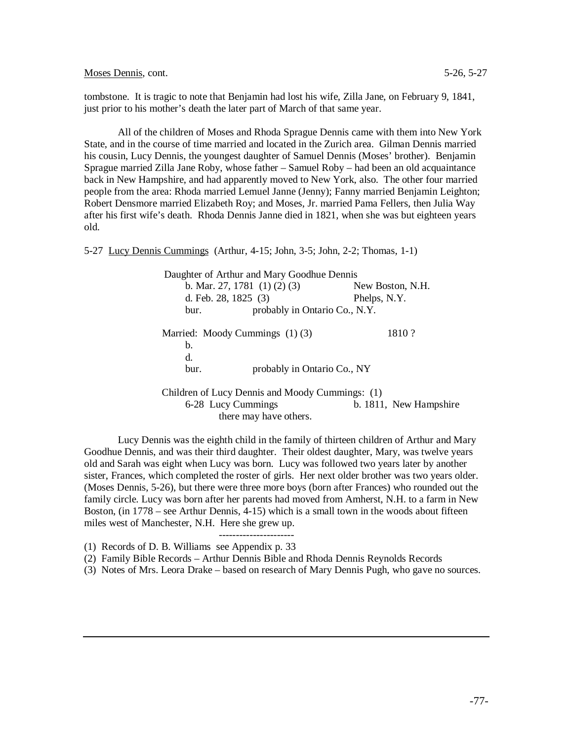tombstone. It is tragic to note that Benjamin had lost his wife, Zilla Jane, on February 9, 1841, just prior to his mother's death the later part of March of that same year.

All of the children of Moses and Rhoda Sprague Dennis came with them into New York State, and in the course of time married and located in the Zurich area. Gilman Dennis married his cousin, Lucy Dennis, the youngest daughter of Samuel Dennis (Moses' brother). Benjamin Sprague married Zilla Jane Roby, whose father – Samuel Roby – had been an old acquaintance back in New Hampshire, and had apparently moved to New York, also. The other four married people from the area: Rhoda married Lemuel Janne (Jenny); Fanny married Benjamin Leighton; Robert Densmore married Elizabeth Roy; and Moses, Jr. married Pama Fellers, then Julia Way after his first wife's death. Rhoda Dennis Janne died in 1821, when she was but eighteen years old.

5-27 Lucy Dennis Cummings (Arthur, 4-15; John, 3-5; John, 2-2; Thomas, 1-1)

Daughter of Arthur and Mary Goodhue Dennis

b. Mar. 27, 1781 (1) (2) (3) — New Boston, N.H.
d. Feb. 28, 1825 (3) — Phelps, N.Y.
bur. — probably in Ontario Co., N.Y.

Married: Moody Cummings (1) (3) — 1810 ?
b.
d.
bur. — probably in Ontario Co., NY

Children of Lucy Dennis and Moody Cummings: (1)
6-28 Lucy Cummings — b. 1811, New Hampshire
there may have others.

Lucy Dennis was the eighth child in the family of thirteen children of Arthur and Mary Goodhue Dennis, and was their third daughter. Their oldest daughter, Mary, was twelve years old and Sarah was eight when Lucy was born. Lucy was followed two years later by another sister, Frances, which completed the roster of girls. Her next older brother was two years older. (Moses Dennis, 5-26), but there were three more boys (born after Frances) who rounded out the family circle. Lucy was born after her parents had moved from Amherst, N.H. to a farm in New Boston, (in 1778 – see Arthur Dennis, 4-15) which is a small town in the woods about fifteen miles west of Manchester, N.H. Here she grew up.

---------------------

(1) Records of D. B. Williams see Appendix p. 33
(2) Family Bible Records – Arthur Dennis Bible and Rhoda Dennis Reynolds Records
(3) Notes of Mrs. Leora Drake – based on research of Mary Dennis Pugh, who gave no sources.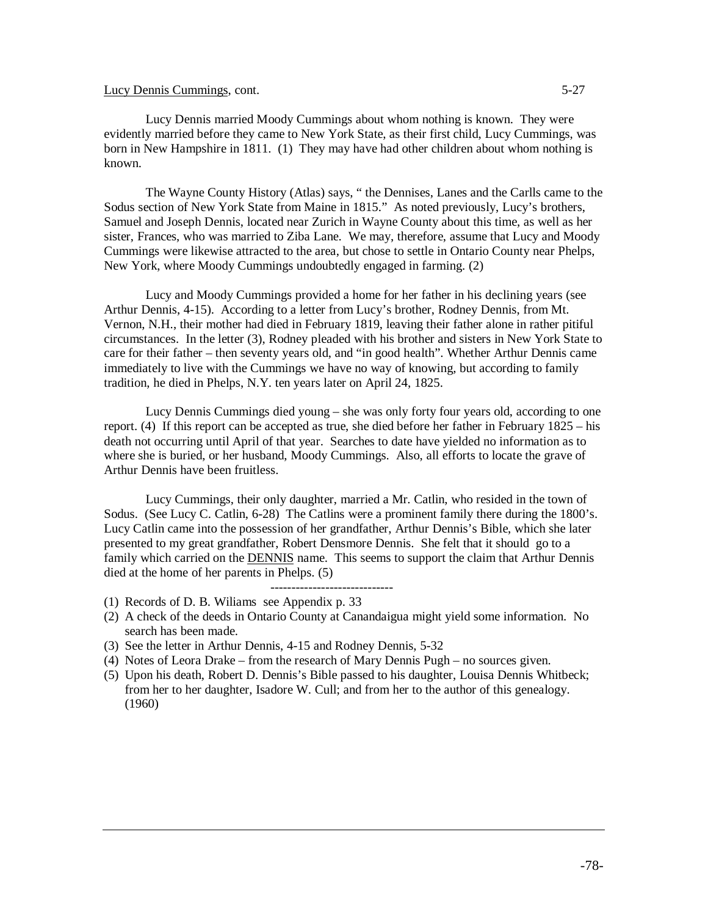Lucy Dennis Cummings, cont. 5-27

Lucy Dennis married Moody Cummings about whom nothing is known. They were evidently married before they came to New York State, as their first child, Lucy Cummings, was born in New Hampshire in 1811. (1) They may have had other children about whom nothing is known.

The Wayne County History (Atlas) says, " the Dennises, Lanes and the Carlls came to the Sodus section of New York State from Maine in 1815." As noted previously, Lucy's brothers, Samuel and Joseph Dennis, located near Zurich in Wayne County about this time, as well as her sister, Frances, who was married to Ziba Lane. We may, therefore, assume that Lucy and Moody Cummings were likewise attracted to the area, but chose to settle in Ontario County near Phelps, New York, where Moody Cummings undoubtedly engaged in farming. (2)

Lucy and Moody Cummings provided a home for her father in his declining years (see Arthur Dennis, 4-15). According to a letter from Lucy's brother, Rodney Dennis, from Mt. Vernon, N.H., their mother had died in February 1819, leaving their father alone in rather pitiful circumstances. In the letter (3), Rodney pleaded with his brother and sisters in New York State to care for their father – then seventy years old, and "in good health". Whether Arthur Dennis came immediately to live with the Cummings we have no way of knowing, but according to family tradition, he died in Phelps, N.Y. ten years later on April 24, 1825.

Lucy Dennis Cummings died young – she was only forty four years old, according to one report. (4) If this report can be accepted as true, she died before her father in February 1825 – his death not occurring until April of that year. Searches to date have yielded no information as to where she is buried, or her husband, Moody Cummings. Also, all efforts to locate the grave of Arthur Dennis have been fruitless.

Lucy Cummings, their only daughter, married a Mr. Catlin, who resided in the town of Sodus. (See Lucy C. Catlin, 6-28) The Catlins were a prominent family there during the 1800's. Lucy Catlin came into the possession of her grandfather, Arthur Dennis's Bible, which she later presented to my great grandfather, Robert Densmore Dennis. She felt that it should go to a family which carried on the DENNIS name. This seems to support the claim that Arthur Dennis died at the home of her parents in Phelps. (5)

----------------------------

(1) Records of D. B. Wiliams see Appendix p. 33
(2) A check of the deeds in Ontario County at Canandaigua might yield some information. No search has been made.
(3) See the letter in Arthur Dennis, 4-15 and Rodney Dennis, 5-32
(4) Notes of Leora Drake – from the research of Mary Dennis Pugh – no sources given.
(5) Upon his death, Robert D. Dennis's Bible passed to his daughter, Louisa Dennis Whitbeck; from her to her daughter, Isadore W. Cull; and from her to the author of this genealogy. (1960)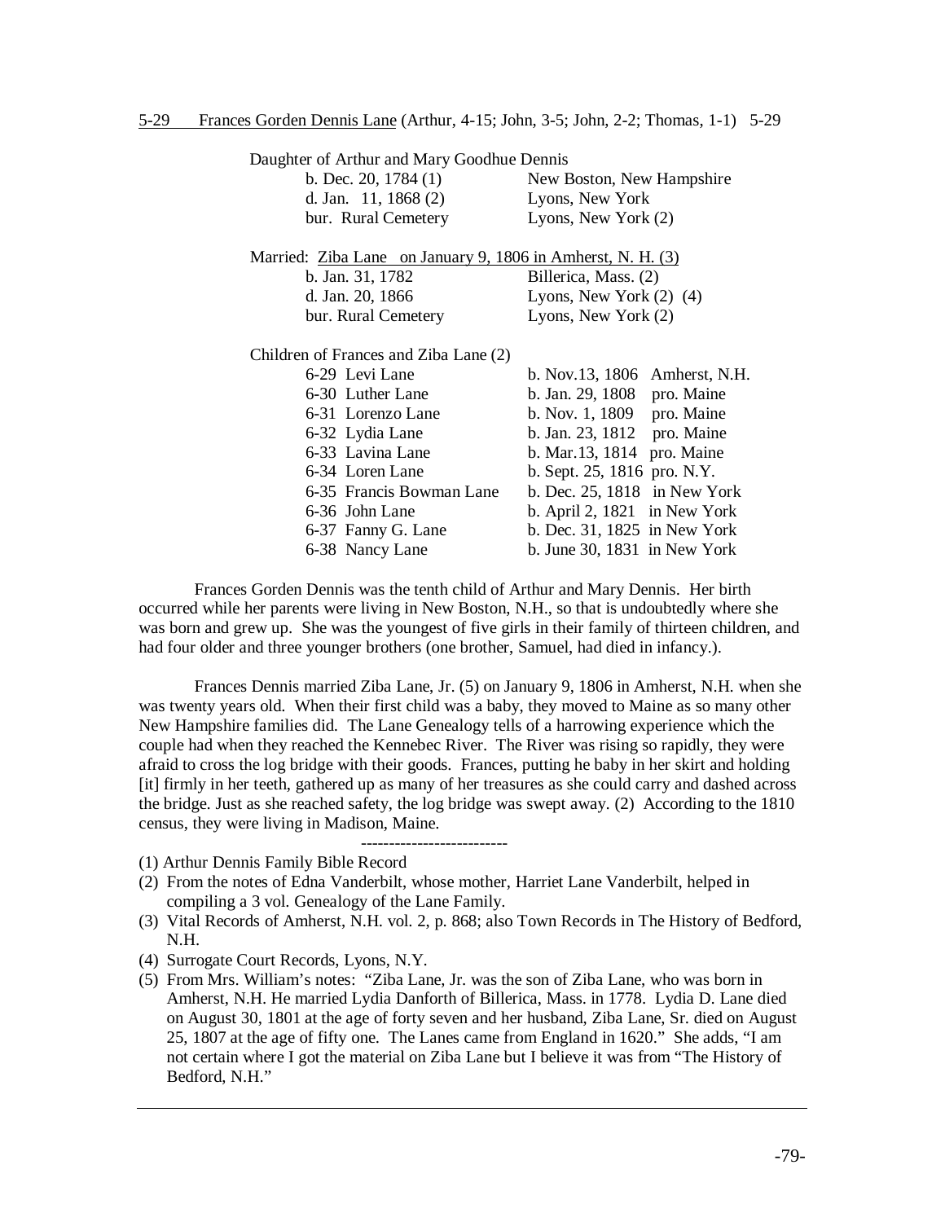5-29 Frances Gorden Dennis Lane (Arthur, 4-15; John, 3-5; John, 2-2; Thomas, 1-1) 5-29

Daughter of Arthur and Mary Goodhue Dennis

| | |
|---|---|
| b. Dec. 20, 1784 (1) | New Boston, New Hampshire |
| d. Jan. 11, 1868 (2) | Lyons, New York |
| bur. Rural Cemetery | Lyons, New York (2) |

Married: Ziba Lane on January 9, 1806 in Amherst, N. H. (3)

| | |
|---|---|
| b. Jan. 31, 1782 | Billerica, Mass. (2) |
| d. Jan. 20, 1866 | Lyons, New York (2) (4) |
| bur. Rural Cemetery | Lyons, New York (2) |

Children of Frances and Ziba Lane (2)

| | |
|---|---|
| 6-29 Levi Lane | b. Nov.13, 1806 Amherst, N.H. |
| 6-30 Luther Lane | b. Jan. 29, 1808 pro. Maine |
| 6-31 Lorenzo Lane | b. Nov. 1, 1809 pro. Maine |
| 6-32 Lydia Lane | b. Jan. 23, 1812 pro. Maine |
| 6-33 Lavina Lane | b. Mar.13, 1814 pro. Maine |
| 6-34 Loren Lane | b. Sept. 25, 1816 pro. N.Y. |
| 6-35 Francis Bowman Lane | b. Dec. 25, 1818 in New York |
| 6-36 John Lane | b. April 2, 1821 in New York |
| 6-37 Fanny G. Lane | b. Dec. 31, 1825 in New York |
| 6-38 Nancy Lane | b. June 30, 1831 in New York |

Frances Gorden Dennis was the tenth child of Arthur and Mary Dennis. Her birth occurred while her parents were living in New Boston, N.H., so that is undoubtedly where she was born and grew up. She was the youngest of five girls in their family of thirteen children, and had four older and three younger brothers (one brother, Samuel, had died in infancy.).

Frances Dennis married Ziba Lane, Jr. (5) on January 9, 1806 in Amherst, N.H. when she was twenty years old. When their first child was a baby, they moved to Maine as so many other New Hampshire families did. The Lane Genealogy tells of a harrowing experience which the couple had when they reached the Kennebec River. The River was rising so rapidly, they were afraid to cross the log bridge with their goods. Frances, putting he baby in her skirt and holding [it] firmly in her teeth, gathered up as many of her treasures as she could carry and dashed across the bridge. Just as she reached safety, the log bridge was swept away. (2) According to the 1810 census, they were living in Madison, Maine.

-------------------------

(1) Arthur Dennis Family Bible Record

(2) From the notes of Edna Vanderbilt, whose mother, Harriet Lane Vanderbilt, helped in compiling a 3 vol. Genealogy of the Lane Family.

(3) Vital Records of Amherst, N.H. vol. 2, p. 868; also Town Records in The History of Bedford, N.H.

(4) Surrogate Court Records, Lyons, N.Y.

(5) From Mrs. William's notes: "Ziba Lane, Jr. was the son of Ziba Lane, who was born in Amherst, N.H. He married Lydia Danforth of Billerica, Mass. in 1778. Lydia D. Lane died on August 30, 1801 at the age of forty seven and her husband, Ziba Lane, Sr. died on August 25, 1807 at the age of fifty one. The Lanes came from England in 1620." She adds, "I am not certain where I got the material on Ziba Lane but I believe it was from "The History of Bedford, N.H."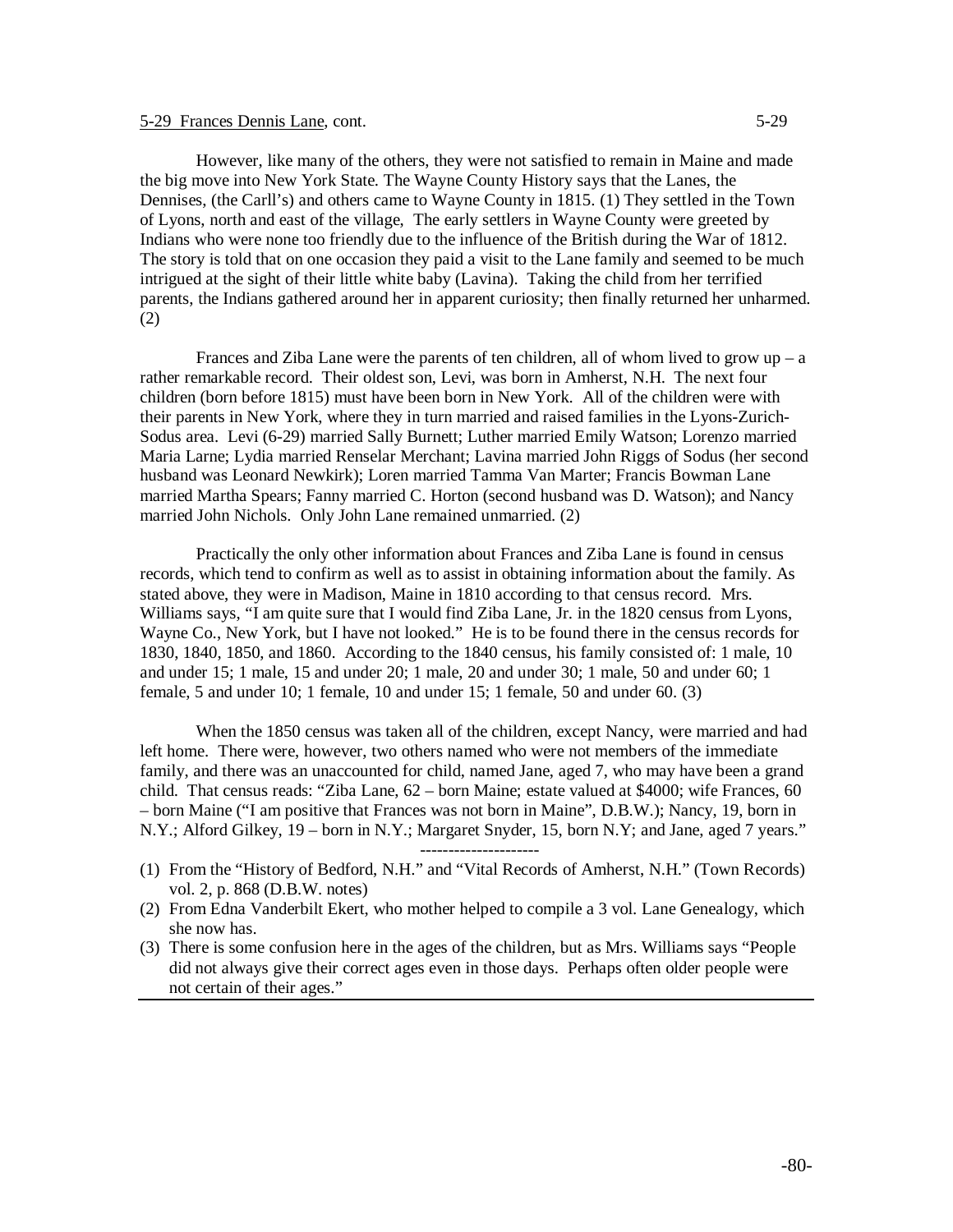5-29 Frances Dennis Lane, cont.

However, like many of the others, they were not satisfied to remain in Maine and made the big move into New York State. The Wayne County History says that the Lanes, the Dennises, (the Carll's) and others came to Wayne County in 1815. (1) They settled in the Town of Lyons, north and east of the village, The early settlers in Wayne County were greeted by Indians who were none too friendly due to the influence of the British during the War of 1812. The story is told that on one occasion they paid a visit to the Lane family and seemed to be much intrigued at the sight of their little white baby (Lavina). Taking the child from her terrified parents, the Indians gathered around her in apparent curiosity; then finally returned her unharmed. (2)

Frances and Ziba Lane were the parents of ten children, all of whom lived to grow up – a rather remarkable record. Their oldest son, Levi, was born in Amherst, N.H. The next four children (born before 1815) must have been born in New York. All of the children were with their parents in New York, where they in turn married and raised families in the Lyons-Zurich-Sodus area. Levi (6-29) married Sally Burnett; Luther married Emily Watson; Lorenzo married Maria Larne; Lydia married Renselar Merchant; Lavina married John Riggs of Sodus (her second husband was Leonard Newkirk); Loren married Tamma Van Marter; Francis Bowman Lane married Martha Spears; Fanny married C. Horton (second husband was D. Watson); and Nancy married John Nichols. Only John Lane remained unmarried. (2)

Practically the only other information about Frances and Ziba Lane is found in census records, which tend to confirm as well as to assist in obtaining information about the family. As stated above, they were in Madison, Maine in 1810 according to that census record. Mrs. Williams says, "I am quite sure that I would find Ziba Lane, Jr. in the 1820 census from Lyons, Wayne Co., New York, but I have not looked." He is to be found there in the census records for 1830, 1840, 1850, and 1860. According to the 1840 census, his family consisted of: 1 male, 10 and under 15; 1 male, 15 and under 20; 1 male, 20 and under 30; 1 male, 50 and under 60; 1 female, 5 and under 10; 1 female, 10 and under 15; 1 female, 50 and under 60. (3)

When the 1850 census was taken all of the children, except Nancy, were married and had left home. There were, however, two others named who were not members of the immediate family, and there was an unaccounted for child, named Jane, aged 7, who may have been a grand child. That census reads: "Ziba Lane, 62 – born Maine; estate valued at $4000; wife Frances, 60 – born Maine ("I am positive that Frances was not born in Maine", D.B.W.); Nancy, 19, born in N.Y.; Alford Gilkey, 19 – born in N.Y.; Margaret Snyder, 15, born N.Y; and Jane, aged 7 years."

---------------------

(1) From the "History of Bedford, N.H." and "Vital Records of Amherst, N.H." (Town Records) vol. 2, p. 868 (D.B.W. notes)
(2) From Edna Vanderbilt Ekert, who mother helped to compile a 3 vol. Lane Genealogy, which she now has.
(3) There is some confusion here in the ages of the children, but as Mrs. Williams says "People did not always give their correct ages even in those days. Perhaps often older people were not certain of their ages."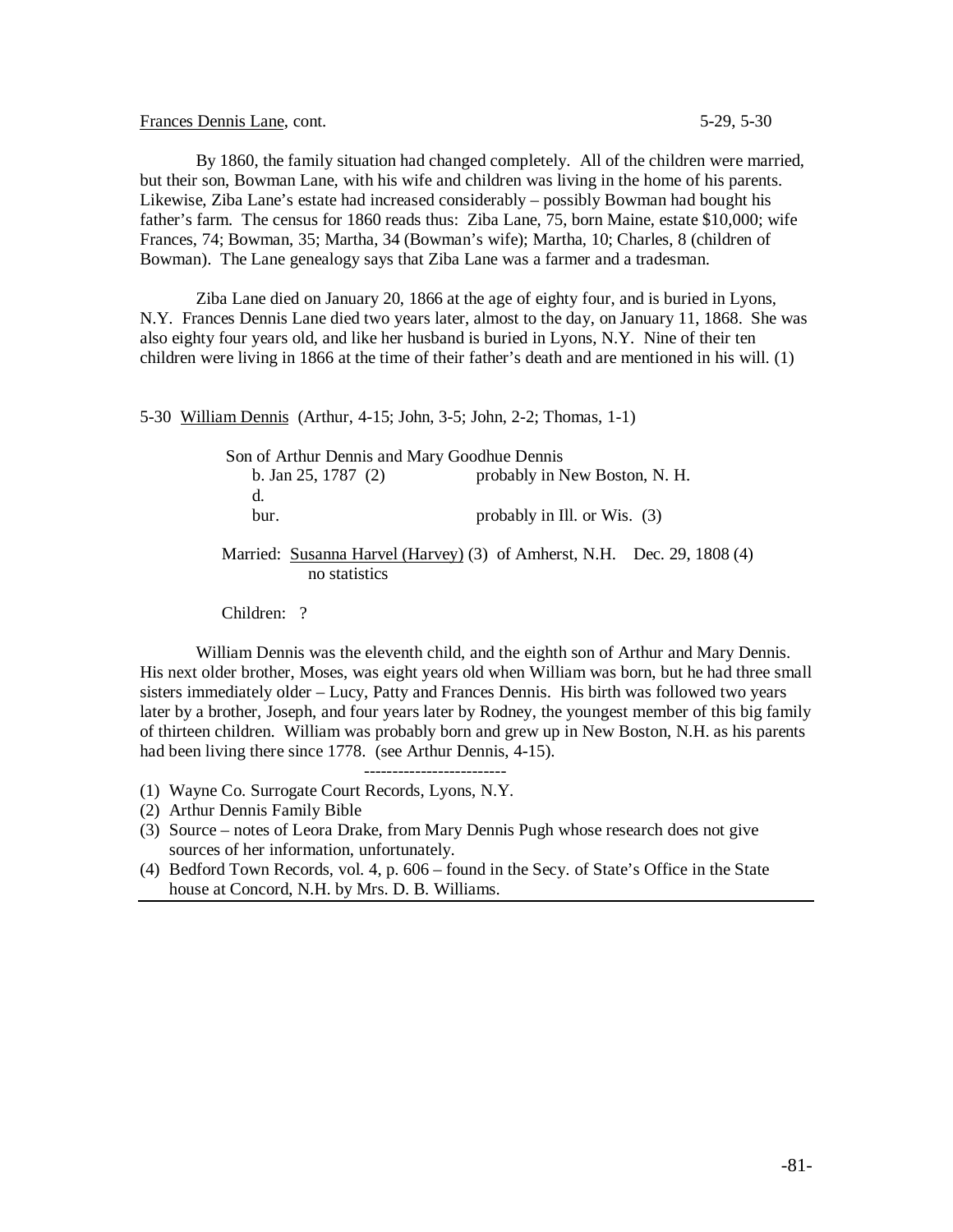Frances Dennis Lane, cont. 5-29, 5-30

By 1860, the family situation had changed completely. All of the children were married, but their son, Bowman Lane, with his wife and children was living in the home of his parents. Likewise, Ziba Lane's estate had increased considerably – possibly Bowman had bought his father's farm. The census for 1860 reads thus: Ziba Lane, 75, born Maine, estate $10,000; wife Frances, 74; Bowman, 35; Martha, 34 (Bowman's wife); Martha, 10; Charles, 8 (children of Bowman). The Lane genealogy says that Ziba Lane was a farmer and a tradesman.

Ziba Lane died on January 20, 1866 at the age of eighty four, and is buried in Lyons, N.Y. Frances Dennis Lane died two years later, almost to the day, on January 11, 1868. She was also eighty four years old, and like her husband is buried in Lyons, N.Y. Nine of their ten children were living in 1866 at the time of their father's death and are mentioned in his will. (1)

5-30 William Dennis (Arthur, 4-15; John, 3-5; John, 2-2; Thomas, 1-1)

Son of Arthur Dennis and Mary Goodhue Dennis
b. Jan 25, 1787 (2) probably in New Boston, N. H.
d.
bur. probably in Ill. or Wis. (3)

Married: Susanna Harvel (Harvey) (3) of Amherst, N.H. Dec. 29, 1808 (4)
no statistics

Children: ?

William Dennis was the eleventh child, and the eighth son of Arthur and Mary Dennis. His next older brother, Moses, was eight years old when William was born, but he had three small sisters immediately older – Lucy, Patty and Frances Dennis. His birth was followed two years later by a brother, Joseph, and four years later by Rodney, the youngest member of this big family of thirteen children. William was probably born and grew up in New Boston, N.H. as his parents had been living there since 1778. (see Arthur Dennis, 4-15).

------------------------

(1) Wayne Co. Surrogate Court Records, Lyons, N.Y.
(2) Arthur Dennis Family Bible
(3) Source – notes of Leora Drake, from Mary Dennis Pugh whose research does not give sources of her information, unfortunately.
(4) Bedford Town Records, vol. 4, p. 606 – found in the Secy. of State's Office in the State house at Concord, N.H. by Mrs. D. B. Williams.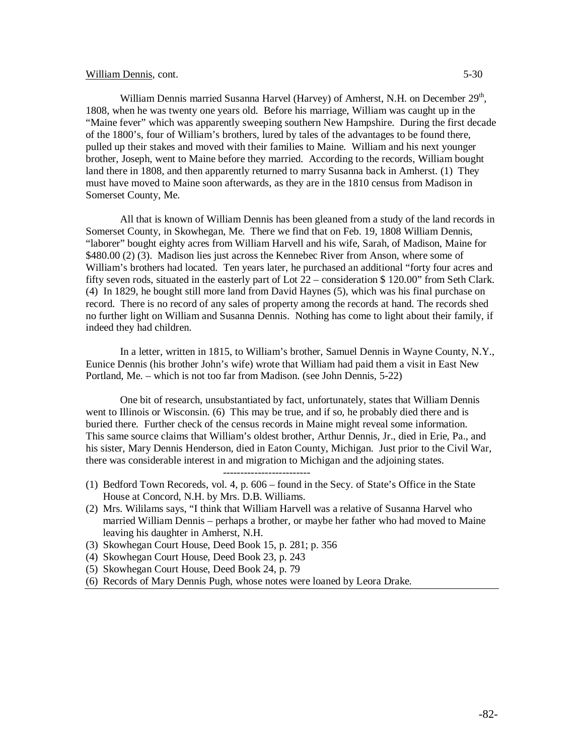William Dennis, cont.

William Dennis married Susanna Harvel (Harvey) of Amherst, N.H. on December 29th, 1808, when he was twenty one years old. Before his marriage, William was caught up in the "Maine fever" which was apparently sweeping southern New Hampshire. During the first decade of the 1800's, four of William's brothers, lured by tales of the advantages to be found there, pulled up their stakes and moved with their families to Maine. William and his next younger brother, Joseph, went to Maine before they married. According to the records, William bought land there in 1808, and then apparently returned to marry Susanna back in Amherst. (1) They must have moved to Maine soon afterwards, as they are in the 1810 census from Madison in Somerset County, Me.

All that is known of William Dennis has been gleaned from a study of the land records in Somerset County, in Skowhegan, Me. There we find that on Feb. 19, 1808 William Dennis, "laborer" bought eighty acres from William Harvell and his wife, Sarah, of Madison, Maine for $480.00 (2) (3). Madison lies just across the Kennebec River from Anson, where some of William's brothers had located. Ten years later, he purchased an additional "forty four acres and fifty seven rods, situated in the easterly part of Lot 22 – consideration $ 120.00" from Seth Clark. (4) In 1829, he bought still more land from David Haynes (5), which was his final purchase on record. There is no record of any sales of property among the records at hand. The records shed no further light on William and Susanna Dennis. Nothing has come to light about their family, if indeed they had children.

In a letter, written in 1815, to William's brother, Samuel Dennis in Wayne County, N.Y., Eunice Dennis (his brother John's wife) wrote that William had paid them a visit in East New Portland, Me. – which is not too far from Madison. (see John Dennis, 5-22)

One bit of research, unsubstantiated by fact, unfortunately, states that William Dennis went to Illinois or Wisconsin. (6) This may be true, and if so, he probably died there and is buried there. Further check of the census records in Maine might reveal some information. This same source claims that William's oldest brother, Arthur Dennis, Jr., died in Erie, Pa., and his sister, Mary Dennis Henderson, died in Eaton County, Michigan. Just prior to the Civil War, there was considerable interest in and migration to Michigan and the adjoining states.

-------------------------

(1) Bedford Town Recoreds, vol. 4, p. 606 – found in the Secy. of State's Office in the State House at Concord, N.H. by Mrs. D.B. Williams.
(2) Mrs. Wililams says, "I think that William Harvell was a relative of Susanna Harvel who married William Dennis – perhaps a brother, or maybe her father who had moved to Maine leaving his daughter in Amherst, N.H.
(3) Skowhegan Court House, Deed Book 15, p. 281; p. 356
(4) Skowhegan Court House, Deed Book 23, p. 243
(5) Skowhegan Court House, Deed Book 24, p. 79
(6) Records of Mary Dennis Pugh, whose notes were loaned by Leora Drake.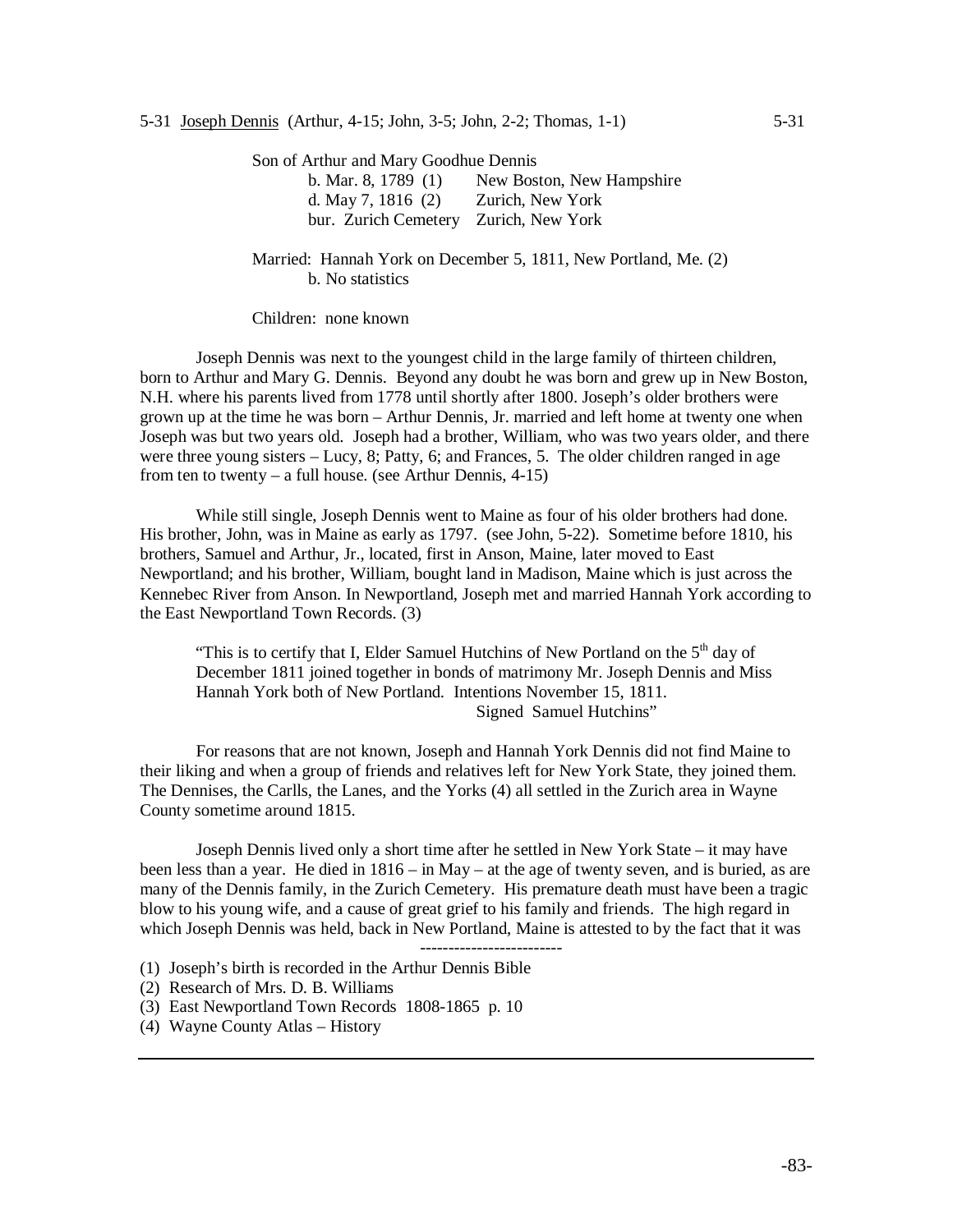5-31 <u>Joseph Dennis</u> (Arthur, 4-15; John, 3-5; John, 2-2; Thomas, 1-1) 5-31

Son of Arthur and Mary Goodhue Dennis

b. Mar. 8, 1789 (1) New Boston, New Hampshire
d. May 7, 1816 (2) Zurich, New York
bur. Zurich Cemetery Zurich, New York

Married: Hannah York on December 5, 1811, New Portland, Me. (2)
b. No statistics

Children: none known

Joseph Dennis was next to the youngest child in the large family of thirteen children, born to Arthur and Mary G. Dennis. Beyond any doubt he was born and grew up in New Boston, N.H. where his parents lived from 1778 until shortly after 1800. Joseph's older brothers were grown up at the time he was born – Arthur Dennis, Jr. married and left home at twenty one when Joseph was but two years old. Joseph had a brother, William, who was two years older, and there were three young sisters – Lucy, 8; Patty, 6; and Frances, 5. The older children ranged in age from ten to twenty – a full house. (see Arthur Dennis, 4-15)

While still single, Joseph Dennis went to Maine as four of his older brothers had done. His brother, John, was in Maine as early as 1797. (see John, 5-22). Sometime before 1810, his brothers, Samuel and Arthur, Jr., located, first in Anson, Maine, later moved to East Newportland; and his brother, William, bought land in Madison, Maine which is just across the Kennebec River from Anson. In Newportland, Joseph met and married Hannah York according to the East Newportland Town Records. (3)

> "This is to certify that I, Elder Samuel Hutchins of New Portland on the 5th day of December 1811 joined together in bonds of matrimony Mr. Joseph Dennis and Miss Hannah York both of New Portland. Intentions November 15, 1811.
> Signed Samuel Hutchins"

For reasons that are not known, Joseph and Hannah York Dennis did not find Maine to their liking and when a group of friends and relatives left for New York State, they joined them. The Dennises, the Carlls, the Lanes, and the Yorks (4) all settled in the Zurich area in Wayne County sometime around 1815.

Joseph Dennis lived only a short time after he settled in New York State – it may have been less than a year. He died in 1816 – in May – at the age of twenty seven, and is buried, as are many of the Dennis family, in the Zurich Cemetery. His premature death must have been a tragic blow to his young wife, and a cause of great grief to his family and friends. The high regard in which Joseph Dennis was held, back in New Portland, Maine is attested to by the fact that it was

-------------------------

(1) Joseph's birth is recorded in the Arthur Dennis Bible
(2) Research of Mrs. D. B. Williams
(3) East Newportland Town Records 1808-1865 p. 10
(4) Wayne County Atlas – History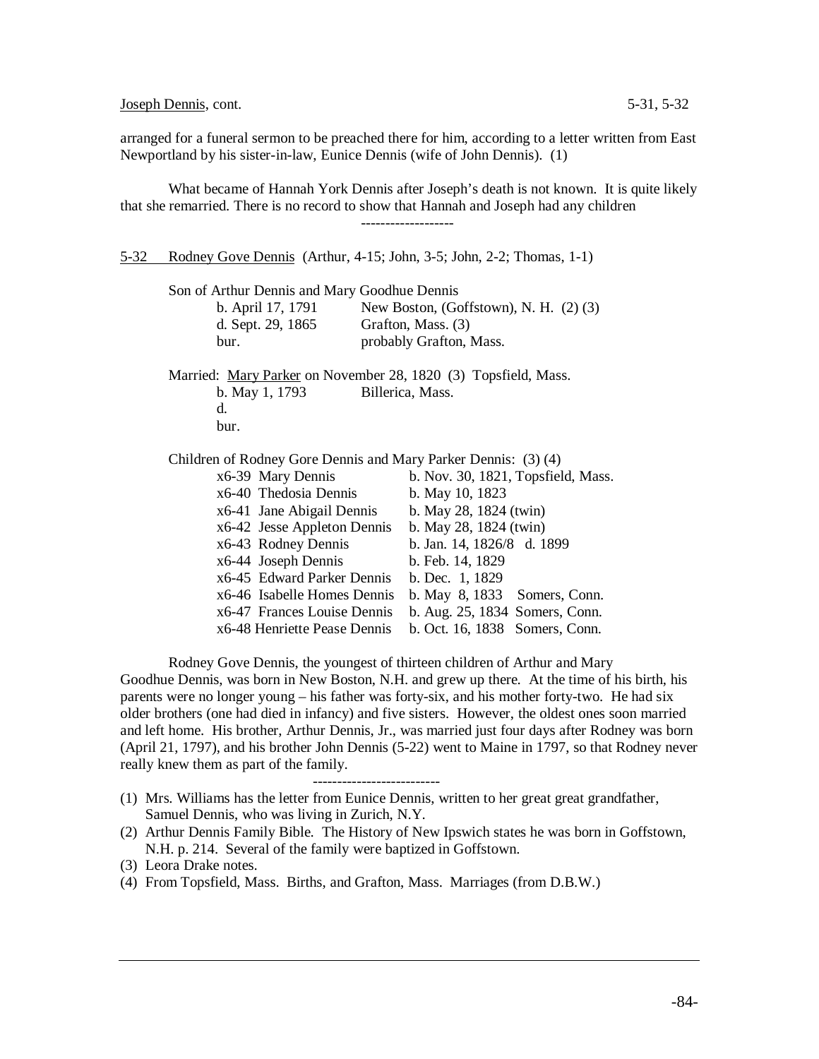arranged for a funeral sermon to be preached there for him, according to a letter written from East Newportland by his sister-in-law, Eunice Dennis (wife of John Dennis). (1)

What became of Hannah York Dennis after Joseph's death is not known. It is quite likely that she remarried. There is no record to show that Hannah and Joseph had any children

-------------------

5-32 Rodney Gove Dennis (Arthur, 4-15; John, 3-5; John, 2-2; Thomas, 1-1)

Son of Arthur Dennis and Mary Goodhue Dennis

| | |
|---|---|
| b. April 17, 1791 | New Boston, (Goffstown), N. H. (2) (3) |
| d. Sept. 29, 1865 | Grafton, Mass. (3) |
| bur. | probably Grafton, Mass. |

Married: Mary Parker on November 28, 1820 (3) Topsfield, Mass.

| | |
|---|---|
| b. May 1, 1793 | Billerica, Mass. |
| d. | |
| bur. | |

Children of Rodney Gore Dennis and Mary Parker Dennis: (3) (4)

| | |
|---|---|
| x6-39 Mary Dennis | b. Nov. 30, 1821, Topsfield, Mass. |
| x6-40 Thedosia Dennis | b. May 10, 1823 |
| x6-41 Jane Abigail Dennis | b. May 28, 1824 (twin) |
| x6-42 Jesse Appleton Dennis | b. May 28, 1824 (twin) |
| x6-43 Rodney Dennis | b. Jan. 14, 1826/8 d. 1899 |
| x6-44 Joseph Dennis | b. Feb. 14, 1829 |
| x6-45 Edward Parker Dennis | b. Dec. 1, 1829 |
| x6-46 Isabelle Homes Dennis | b. May 8, 1833 Somers, Conn. |
| x6-47 Frances Louise Dennis | b. Aug. 25, 1834 Somers, Conn. |
| x6-48 Henriette Pease Dennis | b. Oct. 16, 1838 Somers, Conn. |

Rodney Gove Dennis, the youngest of thirteen children of Arthur and Mary Goodhue Dennis, was born in New Boston, N.H. and grew up there. At the time of his birth, his parents were no longer young – his father was forty-six, and his mother forty-two. He had six older brothers (one had died in infancy) and five sisters. However, the oldest ones soon married and left home. His brother, Arthur Dennis, Jr., was married just four days after Rodney was born (April 21, 1797), and his brother John Dennis (5-22) went to Maine in 1797, so that Rodney never really knew them as part of the family.

-------------------------

(1) Mrs. Williams has the letter from Eunice Dennis, written to her great great grandfather, Samuel Dennis, who was living in Zurich, N.Y.

(2) Arthur Dennis Family Bible. The History of New Ipswich states he was born in Goffstown, N.H. p. 214. Several of the family were baptized in Goffstown.

(3) Leora Drake notes.

(4) From Topsfield, Mass. Births, and Grafton, Mass. Marriages (from D.B.W.)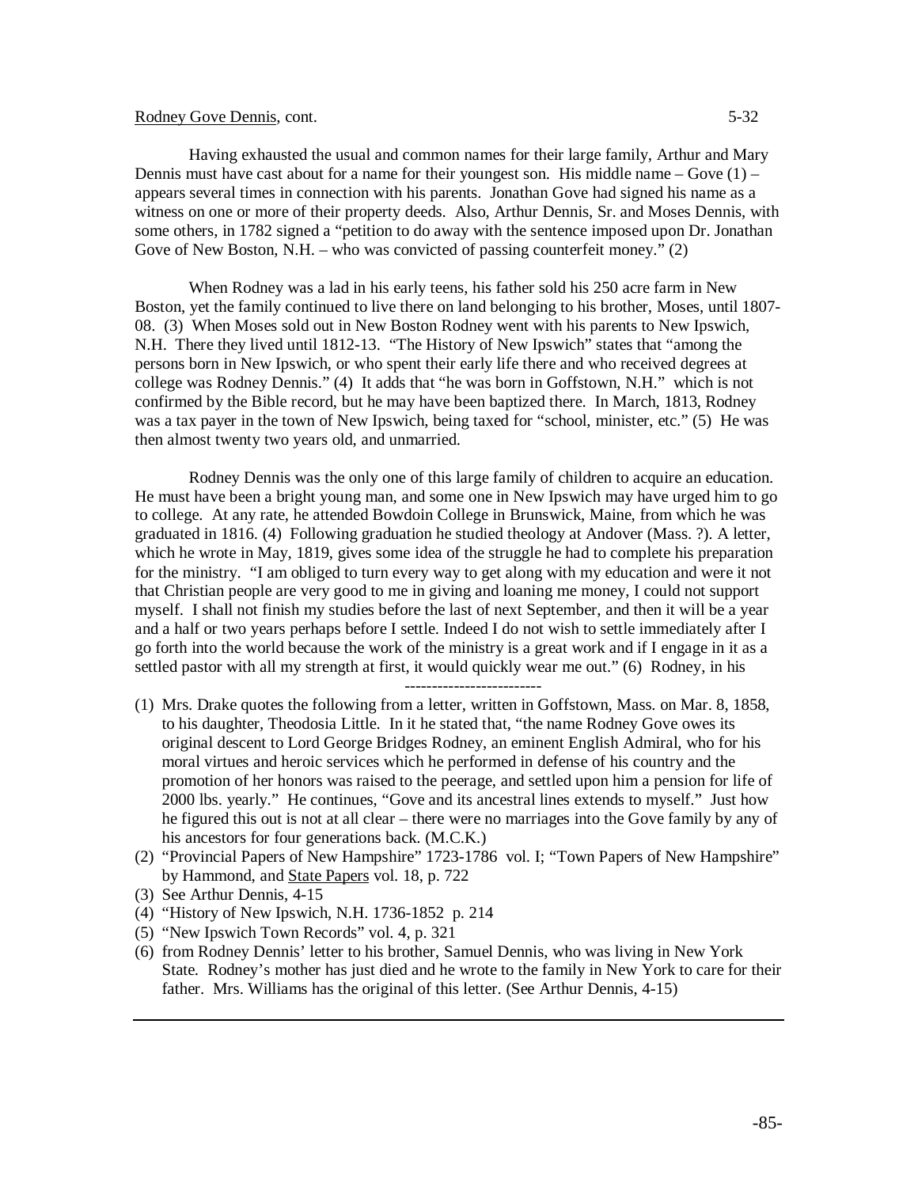Rodney Gove Dennis, cont.

Having exhausted the usual and common names for their large family, Arthur and Mary Dennis must have cast about for a name for their youngest son. His middle name – Gove (1) – appears several times in connection with his parents. Jonathan Gove had signed his name as a witness on one or more of their property deeds. Also, Arthur Dennis, Sr. and Moses Dennis, with some others, in 1782 signed a "petition to do away with the sentence imposed upon Dr. Jonathan Gove of New Boston, N.H. – who was convicted of passing counterfeit money." (2)

When Rodney was a lad in his early teens, his father sold his 250 acre farm in New Boston, yet the family continued to live there on land belonging to his brother, Moses, until 1807-08. (3) When Moses sold out in New Boston Rodney went with his parents to New Ipswich, N.H. There they lived until 1812-13. "The History of New Ipswich" states that "among the persons born in New Ipswich, or who spent their early life there and who received degrees at college was Rodney Dennis." (4) It adds that "he was born in Goffstown, N.H." which is not confirmed by the Bible record, but he may have been baptized there. In March, 1813, Rodney was a tax payer in the town of New Ipswich, being taxed for "school, minister, etc." (5) He was then almost twenty two years old, and unmarried.

Rodney Dennis was the only one of this large family of children to acquire an education. He must have been a bright young man, and some one in New Ipswich may have urged him to go to college. At any rate, he attended Bowdoin College in Brunswick, Maine, from which he was graduated in 1816. (4) Following graduation he studied theology at Andover (Mass. ?). A letter, which he wrote in May, 1819, gives some idea of the struggle he had to complete his preparation for the ministry. "I am obliged to turn every way to get along with my education and were it not that Christian people are very good to me in giving and loaning me money, I could not support myself. I shall not finish my studies before the last of next September, and then it will be a year and a half or two years perhaps before I settle. Indeed I do not wish to settle immediately after I go forth into the world because the work of the ministry is a great work and if I engage in it as a settled pastor with all my strength at first, it would quickly wear me out." (6) Rodney, in his

-------------------------

(1) Mrs. Drake quotes the following from a letter, written in Goffstown, Mass. on Mar. 8, 1858, to his daughter, Theodosia Little. In it he stated that, "the name Rodney Gove owes its original descent to Lord George Bridges Rodney, an eminent English Admiral, who for his moral virtues and heroic services which he performed in defense of his country and the promotion of her honors was raised to the peerage, and settled upon him a pension for life of 2000 lbs. yearly." He continues, "Gove and its ancestral lines extends to myself." Just how he figured this out is not at all clear – there were no marriages into the Gove family by any of his ancestors for four generations back. (M.C.K.)

(2) "Provincial Papers of New Hampshire" 1723-1786 vol. I; "Town Papers of New Hampshire" by Hammond, and State Papers vol. 18, p. 722

(3) See Arthur Dennis, 4-15

(4) "History of New Ipswich, N.H. 1736-1852 p. 214

(5) "New Ipswich Town Records" vol. 4, p. 321

(6) from Rodney Dennis' letter to his brother, Samuel Dennis, who was living in New York State. Rodney's mother has just died and he wrote to the family in New York to care for their father. Mrs. Williams has the original of this letter. (See Arthur Dennis, 4-15)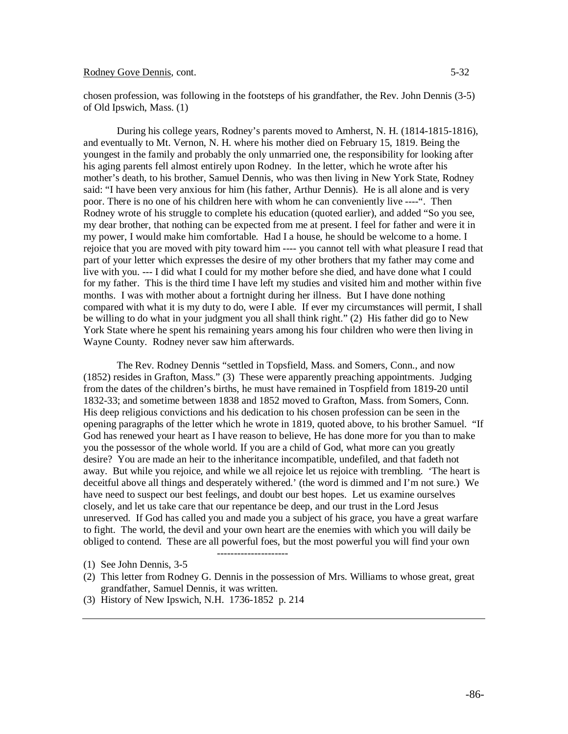chosen profession, was following in the footsteps of his grandfather, the Rev. John Dennis (3-5) of Old Ipswich, Mass. (1)

During his college years, Rodney's parents moved to Amherst, N. H. (1814-1815-1816), and eventually to Mt. Vernon, N. H. where his mother died on February 15, 1819. Being the youngest in the family and probably the only unmarried one, the responsibility for looking after his aging parents fell almost entirely upon Rodney. In the letter, which he wrote after his mother's death, to his brother, Samuel Dennis, who was then living in New York State, Rodney said: "I have been very anxious for him (his father, Arthur Dennis). He is all alone and is very poor. There is no one of his children here with whom he can conveniently live ----". Then Rodney wrote of his struggle to complete his education (quoted earlier), and added "So you see, my dear brother, that nothing can be expected from me at present. I feel for father and were it in my power, I would make him comfortable. Had I a house, he should be welcome to a home. I rejoice that you are moved with pity toward him ---- you cannot tell with what pleasure I read that part of your letter which expresses the desire of my other brothers that my father may come and live with you. --- I did what I could for my mother before she died, and have done what I could for my father. This is the third time I have left my studies and visited him and mother within five months. I was with mother about a fortnight during her illness. But I have done nothing compared with what it is my duty to do, were I able. If ever my circumstances will permit, I shall be willing to do what in your judgment you all shall think right." (2) His father did go to New York State where he spent his remaining years among his four children who were then living in Wayne County. Rodney never saw him afterwards.

The Rev. Rodney Dennis "settled in Topsfield, Mass. and Somers, Conn., and now (1852) resides in Grafton, Mass." (3) These were apparently preaching appointments. Judging from the dates of the children's births, he must have remained in Tospfield from 1819-20 until 1832-33; and sometime between 1838 and 1852 moved to Grafton, Mass. from Somers, Conn. His deep religious convictions and his dedication to his chosen profession can be seen in the opening paragraphs of the letter which he wrote in 1819, quoted above, to his brother Samuel. "If God has renewed your heart as I have reason to believe, He has done more for you than to make you the possessor of the whole world. If you are a child of God, what more can you greatly desire? You are made an heir to the inheritance incompatible, undefiled, and that fadeth not away. But while you rejoice, and while we all rejoice let us rejoice with trembling. 'The heart is deceitful above all things and desperately withered.' (the word is dimmed and I'm not sure.) We have need to suspect our best feelings, and doubt our best hopes. Let us examine ourselves closely, and let us take care that our repentance be deep, and our trust in the Lord Jesus unreserved. If God has called you and made you a subject of his grace, you have a great warfare to fight. The world, the devil and your own heart are the enemies with which you will daily be obliged to contend. These are all powerful foes, but the most powerful you will find your own

---

(1) See John Dennis, 3-5

(2) This letter from Rodney G. Dennis in the possession of Mrs. Williams to whose great, great grandfather, Samuel Dennis, it was written.

(3) History of New Ipswich, N.H. 1736-1852 p. 214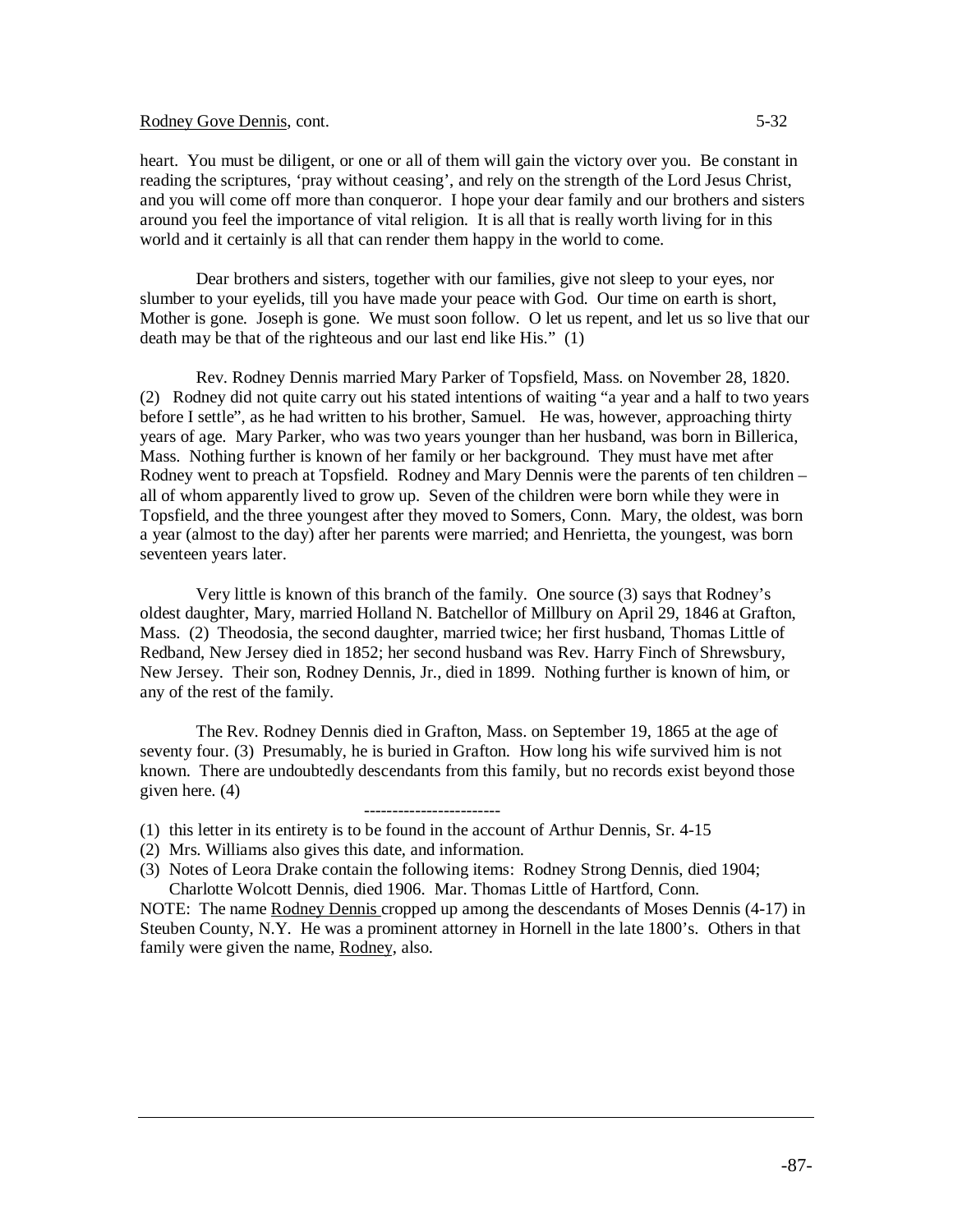heart. You must be diligent, or one or all of them will gain the victory over you. Be constant in reading the scriptures, 'pray without ceasing', and rely on the strength of the Lord Jesus Christ, and you will come off more than conqueror. I hope your dear family and our brothers and sisters around you feel the importance of vital religion. It is all that is really worth living for in this world and it certainly is all that can render them happy in the world to come.

Dear brothers and sisters, together with our families, give not sleep to your eyes, nor slumber to your eyelids, till you have made your peace with God. Our time on earth is short, Mother is gone. Joseph is gone. We must soon follow. O let us repent, and let us so live that our death may be that of the righteous and our last end like His." (1)

Rev. Rodney Dennis married Mary Parker of Topsfield, Mass. on November 28, 1820. (2) Rodney did not quite carry out his stated intentions of waiting "a year and a half to two years before I settle", as he had written to his brother, Samuel. He was, however, approaching thirty years of age. Mary Parker, who was two years younger than her husband, was born in Billerica, Mass. Nothing further is known of her family or her background. They must have met after Rodney went to preach at Topsfield. Rodney and Mary Dennis were the parents of ten children – all of whom apparently lived to grow up. Seven of the children were born while they were in Topsfield, and the three youngest after they moved to Somers, Conn. Mary, the oldest, was born a year (almost to the day) after her parents were married; and Henrietta, the youngest, was born seventeen years later.

Very little is known of this branch of the family. One source (3) says that Rodney's oldest daughter, Mary, married Holland N. Batchellor of Millbury on April 29, 1846 at Grafton, Mass. (2) Theodosia, the second daughter, married twice; her first husband, Thomas Little of Redband, New Jersey died in 1852; her second husband was Rev. Harry Finch of Shrewsbury, New Jersey. Their son, Rodney Dennis, Jr., died in 1899. Nothing further is known of him, or any of the rest of the family.

The Rev. Rodney Dennis died in Grafton, Mass. on September 19, 1865 at the age of seventy four. (3) Presumably, he is buried in Grafton. How long his wife survived him is not known. There are undoubtedly descendants from this family, but no records exist beyond those given here. (4)

------------------------

(1) this letter in its entirety is to be found in the account of Arthur Dennis, Sr. 4-15

(2) Mrs. Williams also gives this date, and information.

(3) Notes of Leora Drake contain the following items: Rodney Strong Dennis, died 1904; Charlotte Wolcott Dennis, died 1906. Mar. Thomas Little of Hartford, Conn.

NOTE: The name Rodney Dennis cropped up among the descendants of Moses Dennis (4-17) in Steuben County, N.Y. He was a prominent attorney in Hornell in the late 1800's. Others in that family were given the name, Rodney, also.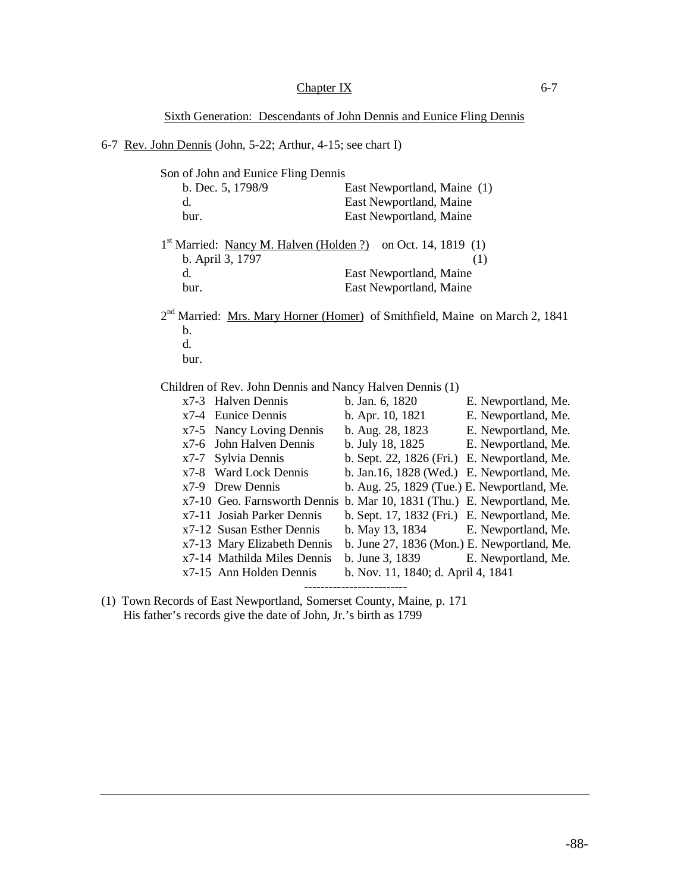## Chapter IX

### Sixth Generation: Descendants of John Dennis and Eunice Fling Dennis

6-7 Rev. John Dennis (John, 5-22; Arthur, 4-15; see chart I)

Son of John and Eunice Fling Dennis

| | |
|---|---|
| b. Dec. 5, 1798/9 | East Newportland, Maine (1) |
| d. | East Newportland, Maine |
| bur. | East Newportland, Maine |

1st Married: Nancy M. Halven (Holden ?) on Oct. 14, 1819 (1)

| | |
|---|---|
| b. April 3, 1797 | (1) |
| d. | East Newportland, Maine |
| bur. | East Newportland, Maine |

2nd Married: Mrs. Mary Horner (Homer) of Smithfield, Maine on March 2, 1841

b.
d.
bur.

Children of Rev. John Dennis and Nancy Halven Dennis (1)

| | | |
|---|---|---|
| x7-3 Halven Dennis | b. Jan. 6, 1820 | E. Newportland, Me. |
| x7-4 Eunice Dennis | b. Apr. 10, 1821 | E. Newportland, Me. |
| x7-5 Nancy Loving Dennis | b. Aug. 28, 1823 | E. Newportland, Me. |
| x7-6 John Halven Dennis | b. July 18, 1825 | E. Newportland, Me. |
| x7-7 Sylvia Dennis | b. Sept. 22, 1826 (Fri.) | E. Newportland, Me. |
| x7-8 Ward Lock Dennis | b. Jan.16, 1828 (Wed.) | E. Newportland, Me. |
| x7-9 Drew Dennis | b. Aug. 25, 1829 (Tue.) | E. Newportland, Me. |
| x7-10 Geo. Farnsworth Dennis | b. Mar 10, 1831 (Thu.) | E. Newportland, Me. |
| x7-11 Josiah Parker Dennis | b. Sept. 17, 1832 (Fri.) | E. Newportland, Me. |
| x7-12 Susan Esther Dennis | b. May 13, 1834 | E. Newportland, Me. |
| x7-13 Mary Elizabeth Dennis | b. June 27, 1836 (Mon.) | E. Newportland, Me. |
| x7-14 Mathilda Miles Dennis | b. June 3, 1839 | E. Newportland, Me. |
| x7-15 Ann Holden Dennis | b. Nov. 11, 1840; d. April 4, 1841 | |

------------------------

(1) Town Records of East Newportland, Somerset County, Maine, p. 171
His father's records give the date of John, Jr.'s birth as 1799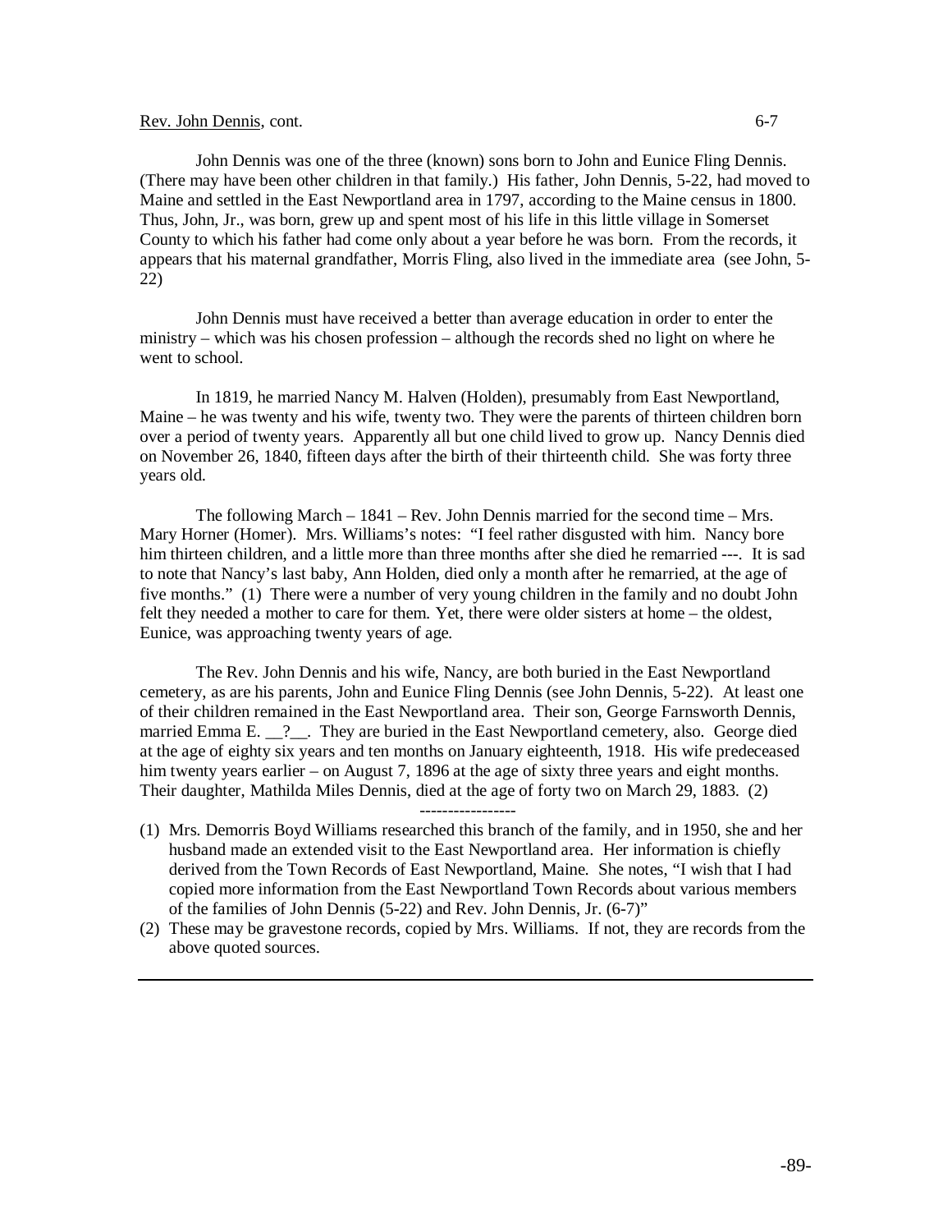<u>Rev. John Dennis</u>, cont. 6-7

John Dennis was one of the three (known) sons born to John and Eunice Fling Dennis. (There may have been other children in that family.) His father, John Dennis, 5-22, had moved to Maine and settled in the East Newportland area in 1797, according to the Maine census in 1800. Thus, John, Jr., was born, grew up and spent most of his life in this little village in Somerset County to which his father had come only about a year before he was born. From the records, it appears that his maternal grandfather, Morris Fling, also lived in the immediate area (see John, 5-22)

John Dennis must have received a better than average education in order to enter the ministry – which was his chosen profession – although the records shed no light on where he went to school.

In 1819, he married Nancy M. Halven (Holden), presumably from East Newportland, Maine – he was twenty and his wife, twenty two. They were the parents of thirteen children born over a period of twenty years. Apparently all but one child lived to grow up. Nancy Dennis died on November 26, 1840, fifteen days after the birth of their thirteenth child. She was forty three years old.

The following March – 1841 – Rev. John Dennis married for the second time – Mrs. Mary Horner (Homer). Mrs. Williams's notes: "I feel rather disgusted with him. Nancy bore him thirteen children, and a little more than three months after she died he remarried ---. It is sad to note that Nancy's last baby, Ann Holden, died only a month after he remarried, at the age of five months." (1) There were a number of very young children in the family and no doubt John felt they needed a mother to care for them. Yet, there were older sisters at home – the oldest, Eunice, was approaching twenty years of age.

The Rev. John Dennis and his wife, Nancy, are both buried in the East Newportland cemetery, as are his parents, John and Eunice Fling Dennis (see John Dennis, 5-22). At least one of their children remained in the East Newportland area. Their son, George Farnsworth Dennis, married Emma E. __?__. They are buried in the East Newportland cemetery, also. George died at the age of eighty six years and ten months on January eighteenth, 1918. His wife predeceased him twenty years earlier – on August 7, 1896 at the age of sixty three years and eight months. Their daughter, Mathilda Miles Dennis, died at the age of forty two on March 29, 1883. (2)

-----------------

(1) Mrs. Demorris Boyd Williams researched this branch of the family, and in 1950, she and her husband made an extended visit to the East Newportland area. Her information is chiefly derived from the Town Records of East Newportland, Maine. She notes, "I wish that I had copied more information from the East Newportland Town Records about various members of the families of John Dennis (5-22) and Rev. John Dennis, Jr. (6-7)"

(2) These may be gravestone records, copied by Mrs. Williams. If not, they are records from the above quoted sources.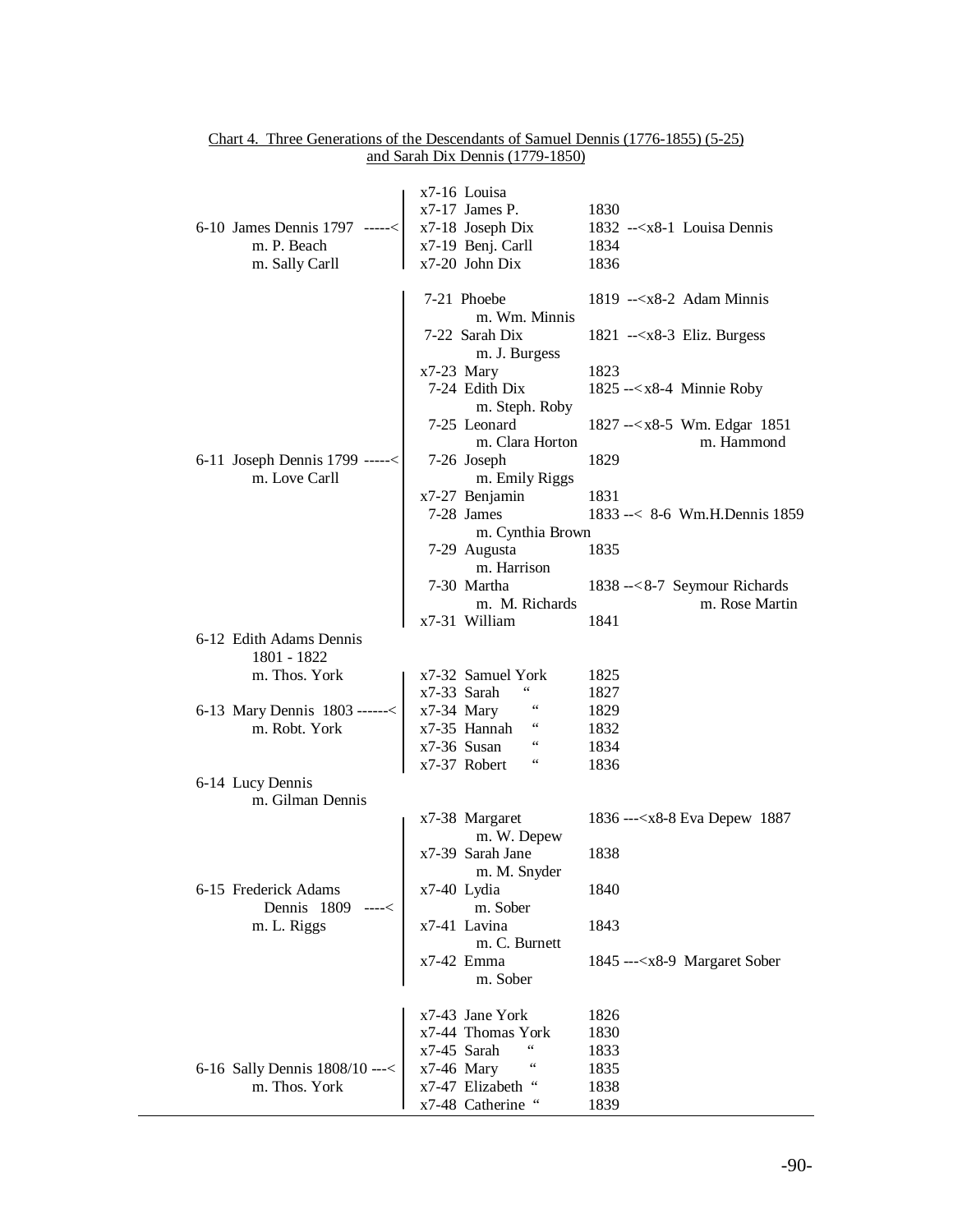Chart 4. Three Generations of the Descendants of Samuel Dennis (1776-1855) (5-25) and Sarah Dix Dennis (1779-1850)

| Generation 6 | Generation 7 | Born | Generation 8 |
|---|---|---|---|
| 6-10 James Dennis 1797 -----< | x7-16 Louisa | | |
| m. P. Beach | x7-17 James P. | 1830 | |
| m. Sally Carll | x7-18 Joseph Dix | 1832 | --<x8-1 Louisa Dennis |
| | x7-19 Benj. Carll | 1834 | |
| | x7-20 John Dix | 1836 | |
| 6-11 Joseph Dennis 1799 -----< | 7-21 Phoebe m. Wm. Minnis | 1819 | --<x8-2 Adam Minnis |
| m. Love Carll | 7-22 Sarah Dix m. J. Burgess | 1821 | --<x8-3 Eliz. Burgess |
| | x7-23 Mary | 1823 | |
| | 7-24 Edith Dix m. Steph. Roby | 1825 | --<x8-4 Minnie Roby |
| | 7-25 Leonard m. Clara Horton | 1827 | --<x8-5 Wm. Edgar 1851 m. Hammond |
| | 7-26 Joseph m. Emily Riggs | 1829 | |
| | x7-27 Benjamin | 1831 | |
| | 7-28 James m. Cynthia Brown | 1833 | --< 8-6 Wm.H.Dennis 1859 |
| | 7-29 Augusta m. Harrison | 1835 | |
| | 7-30 Martha m. M. Richards | 1838 | --<8-7 Seymour Richards m. Rose Martin |
| | x7-31 William | 1841 | |
| 6-12 Edith Adams Dennis 1801 - 1822 m. Thos. York | | | |
| 6-13 Mary Dennis 1803 ------< | x7-32 Samuel York | 1825 | |
| m. Robt. York | x7-33 Sarah " | 1827 | |
| | x7-34 Mary " | 1829 | |
| | x7-35 Hannah " | 1832 | |
| | x7-36 Susan " | 1834 | |
| | x7-37 Robert " | 1836 | |
| 6-14 Lucy Dennis m. Gilman Dennis | | | |
| 6-15 Frederick Adams Dennis 1809 ----< | x7-38 Margaret m. W. Depew | 1836 | ---<x8-8 Eva Depew 1887 |
| m. L. Riggs | x7-39 Sarah Jane m. M. Snyder | 1838 | |
| | x7-40 Lydia m. Sober | 1840 | |
| | x7-41 Lavina m. C. Burnett | 1843 | |
| | x7-42 Emma m. Sober | 1845 | ---<x8-9 Margaret Sober |
| 6-16 Sally Dennis 1808/10 ---< | x7-43 Jane York | 1826 | |
| m. Thos. York | x7-44 Thomas York | 1830 | |
| | x7-45 Sarah " | 1833 | |
| | x7-46 Mary " | 1835 | |
| | x7-47 Elizabeth " | 1838 | |
| | x7-48 Catherine " | 1839 | |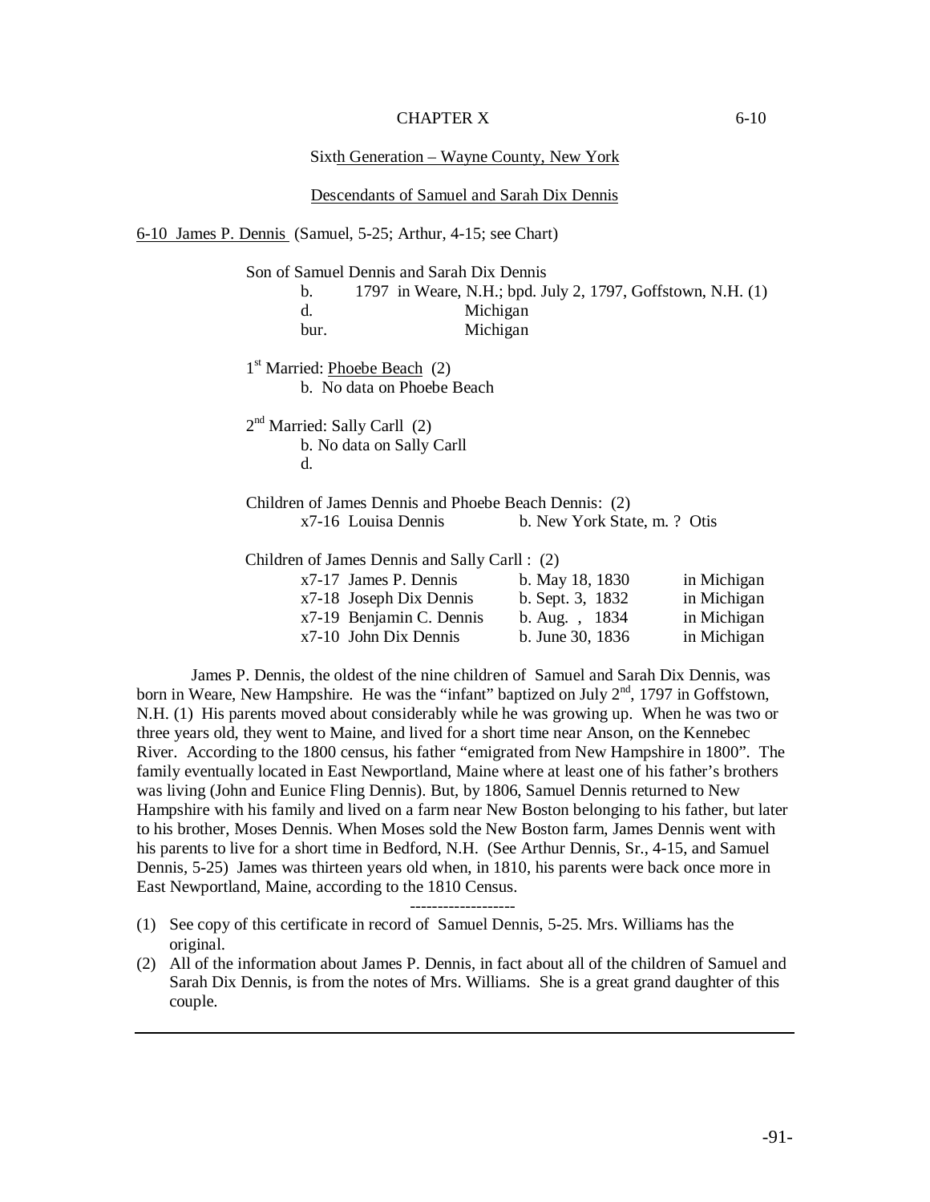# CHAPTER X

6-10

## Sixth Generation – Wayne County, New York

### Descendants of Samuel and Sarah Dix Dennis

6-10 James P. Dennis (Samuel, 5-25; Arthur, 4-15; see Chart)

Son of Samuel Dennis and Sarah Dix Dennis

b. 1797 in Weare, N.H.; bpd. July 2, 1797, Goffstown, N.H. (1)
d. Michigan
bur. Michigan

1st Married: Phoebe Beach (2)
b. No data on Phoebe Beach

2nd Married: Sally Carll (2)
b. No data on Sally Carll
d.

Children of James Dennis and Phoebe Beach Dennis: (2)

| | | |
|---|---|---|
| x7-16 Louisa Dennis | b. New York State, m. ? Otis | |

Children of James Dennis and Sally Carll : (2)

| | | |
|---|---|---|
| x7-17 James P. Dennis | b. May 18, 1830 | in Michigan |
| x7-18 Joseph Dix Dennis | b. Sept. 3, 1832 | in Michigan |
| x7-19 Benjamin C. Dennis | b. Aug. , 1834 | in Michigan |
| x7-10 John Dix Dennis | b. June 30, 1836 | in Michigan |

James P. Dennis, the oldest of the nine children of Samuel and Sarah Dix Dennis, was born in Weare, New Hampshire. He was the "infant" baptized on July 2nd, 1797 in Goffstown, N.H. (1) His parents moved about considerably while he was growing up. When he was two or three years old, they went to Maine, and lived for a short time near Anson, on the Kennebec River. According to the 1800 census, his father "emigrated from New Hampshire in 1800". The family eventually located in East Newportland, Maine where at least one of his father's brothers was living (John and Eunice Fling Dennis). But, by 1806, Samuel Dennis returned to New Hampshire with his family and lived on a farm near New Boston belonging to his father, but later to his brother, Moses Dennis. When Moses sold the New Boston farm, James Dennis went with his parents to live for a short time in Bedford, N.H. (See Arthur Dennis, Sr., 4-15, and Samuel Dennis, 5-25) James was thirteen years old when, in 1810, his parents were back once more in East Newportland, Maine, according to the 1810 Census.

-------------------

(1) See copy of this certificate in record of Samuel Dennis, 5-25. Mrs. Williams has the original.
(2) All of the information about James P. Dennis, in fact about all of the children of Samuel and Sarah Dix Dennis, is from the notes of Mrs. Williams. She is a great grand daughter of this couple.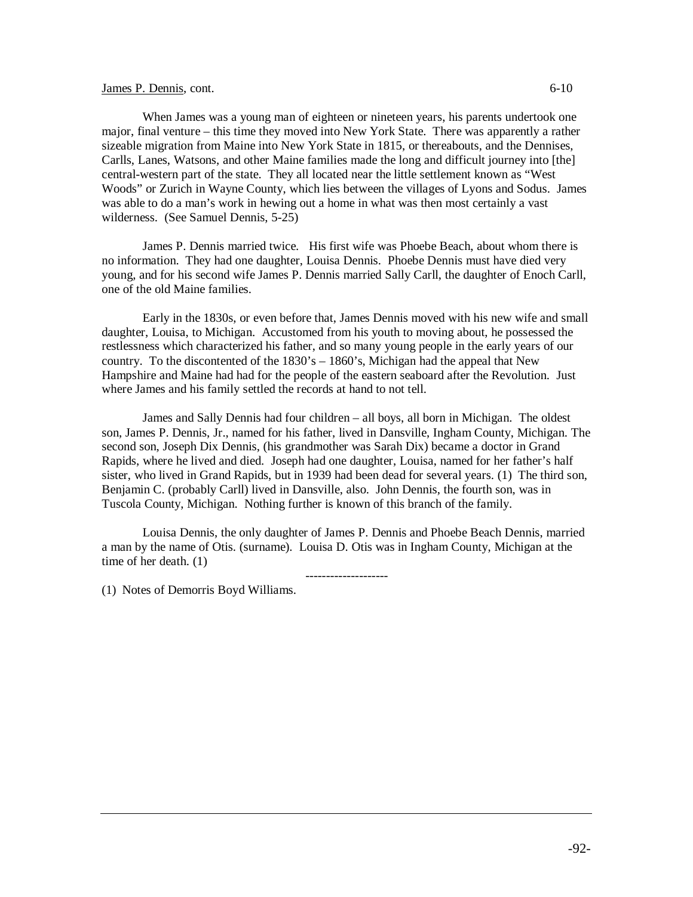James P. Dennis, cont. 6-10

When James was a young man of eighteen or nineteen years, his parents undertook one major, final venture – this time they moved into New York State. There was apparently a rather sizeable migration from Maine into New York State in 1815, or thereabouts, and the Dennises, Carlls, Lanes, Watsons, and other Maine families made the long and difficult journey into [the] central-western part of the state. They all located near the little settlement known as "West Woods" or Zurich in Wayne County, which lies between the villages of Lyons and Sodus. James was able to do a man's work in hewing out a home in what was then most certainly a vast wilderness. (See Samuel Dennis, 5-25)

James P. Dennis married twice. His first wife was Phoebe Beach, about whom there is no information. They had one daughter, Louisa Dennis. Phoebe Dennis must have died very young, and for his second wife James P. Dennis married Sally Carll, the daughter of Enoch Carll, one of the old Maine families.

Early in the 1830s, or even before that, James Dennis moved with his new wife and small daughter, Louisa, to Michigan. Accustomed from his youth to moving about, he possessed the restlessness which characterized his father, and so many young people in the early years of our country. To the discontented of the 1830's – 1860's, Michigan had the appeal that New Hampshire and Maine had had for the people of the eastern seaboard after the Revolution. Just where James and his family settled the records at hand to not tell.

James and Sally Dennis had four children – all boys, all born in Michigan. The oldest son, James P. Dennis, Jr., named for his father, lived in Dansville, Ingham County, Michigan. The second son, Joseph Dix Dennis, (his grandmother was Sarah Dix) became a doctor in Grand Rapids, where he lived and died. Joseph had one daughter, Louisa, named for her father's half sister, who lived in Grand Rapids, but in 1939 had been dead for several years. (1) The third son, Benjamin C. (probably Carll) lived in Dansville, also. John Dennis, the fourth son, was in Tuscola County, Michigan. Nothing further is known of this branch of the family.

Louisa Dennis, the only daughter of James P. Dennis and Phoebe Beach Dennis, married a man by the name of Otis. (surname). Louisa D. Otis was in Ingham County, Michigan at the time of her death. (1)

--------------------

(1) Notes of Demorris Boyd Williams.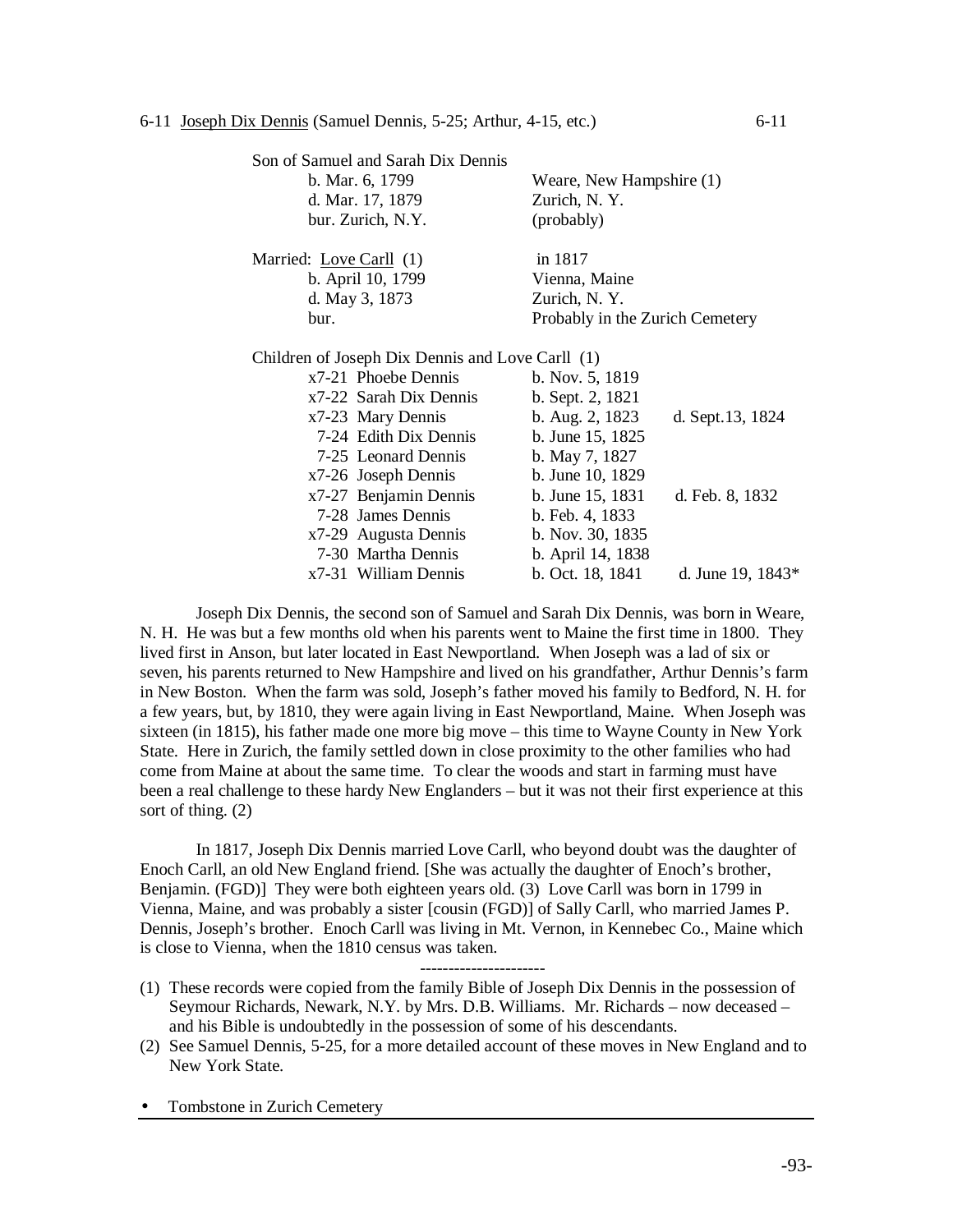## 6-11 Joseph Dix Dennis (Samuel Dennis, 5-25; Arthur, 4-15, etc.) 6-11

Son of Samuel and Sarah Dix Dennis

| | |
|---|---|
| b. Mar. 6, 1799 | Weare, New Hampshire (1) |
| d. Mar. 17, 1879 | Zurich, N. Y. |
| bur. Zurich, N.Y. | (probably) |

Married: Love Carll (1) in 1817

| | |
|---|---|
| b. April 10, 1799 | Vienna, Maine |
| d. May 3, 1873 | Zurich, N. Y. |
| bur. | Probably in the Zurich Cemetery |

Children of Joseph Dix Dennis and Love Carll (1)

| | | |
|---|---|---|
| x7-21 Phoebe Dennis | b. Nov. 5, 1819 | |
| x7-22 Sarah Dix Dennis | b. Sept. 2, 1821 | |
| x7-23 Mary Dennis | b. Aug. 2, 1823 | d. Sept.13, 1824 |
| 7-24 Edith Dix Dennis | b. June 15, 1825 | |
| 7-25 Leonard Dennis | b. May 7, 1827 | |
| x7-26 Joseph Dennis | b. June 10, 1829 | |
| x7-27 Benjamin Dennis | b. June 15, 1831 | d. Feb. 8, 1832 |
| 7-28 James Dennis | b. Feb. 4, 1833 | |
| x7-29 Augusta Dennis | b. Nov. 30, 1835 | |
| 7-30 Martha Dennis | b. April 14, 1838 | |
| x7-31 William Dennis | b. Oct. 18, 1841 | d. June 19, 1843* |

Joseph Dix Dennis, the second son of Samuel and Sarah Dix Dennis, was born in Weare, N. H. He was but a few months old when his parents went to Maine the first time in 1800. They lived first in Anson, but later located in East Newportland. When Joseph was a lad of six or seven, his parents returned to New Hampshire and lived on his grandfather, Arthur Dennis's farm in New Boston. When the farm was sold, Joseph's father moved his family to Bedford, N. H. for a few years, but, by 1810, they were again living in East Newportland, Maine. When Joseph was sixteen (in 1815), his father made one more big move – this time to Wayne County in New York State. Here in Zurich, the family settled down in close proximity to the other families who had come from Maine at about the same time. To clear the woods and start in farming must have been a real challenge to these hardy New Englanders – but it was not their first experience at this sort of thing. (2)

In 1817, Joseph Dix Dennis married Love Carll, who beyond doubt was the daughter of Enoch Carll, an old New England friend. [She was actually the daughter of Enoch's brother, Benjamin. (FGD)] They were both eighteen years old. (3) Love Carll was born in 1799 in Vienna, Maine, and was probably a sister [cousin (FGD)] of Sally Carll, who married James P. Dennis, Joseph's brother. Enoch Carll was living in Mt. Vernon, in Kennebec Co., Maine which is close to Vienna, when the 1810 census was taken.

---------------------

(1) These records were copied from the family Bible of Joseph Dix Dennis in the possession of Seymour Richards, Newark, N.Y. by Mrs. D.B. Williams. Mr. Richards – now deceased – and his Bible is undoubtedly in the possession of some of his descendants.

(2) See Samuel Dennis, 5-25, for a more detailed account of these moves in New England and to New York State.

* Tombstone in Zurich Cemetery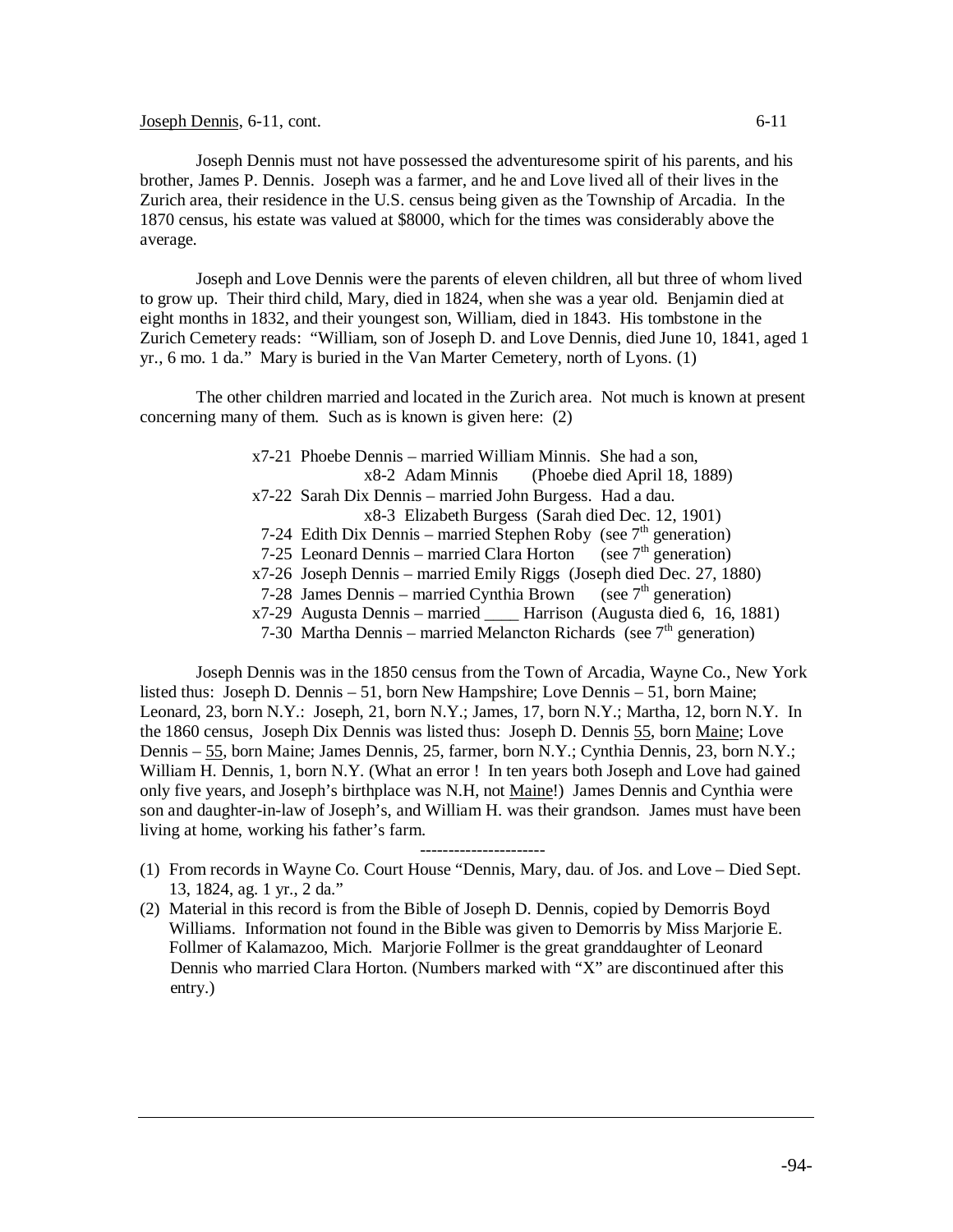Joseph Dennis, 6-11, cont.

Joseph Dennis must not have possessed the adventuresome spirit of his parents, and his brother, James P. Dennis. Joseph was a farmer, and he and Love lived all of their lives in the Zurich area, their residence in the U.S. census being given as the Township of Arcadia. In the 1870 census, his estate was valued at $8000, which for the times was considerably above the average.

Joseph and Love Dennis were the parents of eleven children, all but three of whom lived to grow up. Their third child, Mary, died in 1824, when she was a year old. Benjamin died at eight months in 1832, and their youngest son, William, died in 1843. His tombstone in the Zurich Cemetery reads: "William, son of Joseph D. and Love Dennis, died June 10, 1841, aged 1 yr., 6 mo. 1 da." Mary is buried in the Van Marter Cemetery, north of Lyons. (1)

The other children married and located in the Zurich area. Not much is known at present concerning many of them. Such as is known is given here: (2)

- x7-21 Phoebe Dennis – married William Minnis. She had a son,
  - x8-2 Adam Minnis (Phoebe died April 18, 1889)
- x7-22 Sarah Dix Dennis – married John Burgess. Had a dau.
  - x8-3 Elizabeth Burgess (Sarah died Dec. 12, 1901)
- 7-24 Edith Dix Dennis – married Stephen Roby (see 7th generation)
- 7-25 Leonard Dennis – married Clara Horton (see 7th generation)
- x7-26 Joseph Dennis – married Emily Riggs (Joseph died Dec. 27, 1880)
- 7-28 James Dennis – married Cynthia Brown (see 7th generation)
- x7-29 Augusta Dennis – married ____ Harrison (Augusta died 6, 16, 1881)
- 7-30 Martha Dennis – married Melancton Richards (see 7th generation)

Joseph Dennis was in the 1850 census from the Town of Arcadia, Wayne Co., New York listed thus: Joseph D. Dennis – 51, born New Hampshire; Love Dennis – 51, born Maine; Leonard, 23, born N.Y.: Joseph, 21, born N.Y.; James, 17, born N.Y.; Martha, 12, born N.Y. In the 1860 census, Joseph Dix Dennis was listed thus: Joseph D. Dennis 55, born Maine; Love Dennis – 55, born Maine; James Dennis, 25, farmer, born N.Y.; Cynthia Dennis, 23, born N.Y.; William H. Dennis, 1, born N.Y. (What an error ! In ten years both Joseph and Love had gained only five years, and Joseph's birthplace was N.H, not Maine!) James Dennis and Cynthia were son and daughter-in-law of Joseph's, and William H. was their grandson. James must have been living at home, working his father's farm.

----------------------

(1) From records in Wayne Co. Court House "Dennis, Mary, dau. of Jos. and Love – Died Sept. 13, 1824, ag. 1 yr., 2 da."

(2) Material in this record is from the Bible of Joseph D. Dennis, copied by Demorris Boyd Williams. Information not found in the Bible was given to Demorris by Miss Marjorie E. Follmer of Kalamazoo, Mich. Marjorie Follmer is the great granddaughter of Leonard Dennis who married Clara Horton. (Numbers marked with "X" are discontinued after this entry.)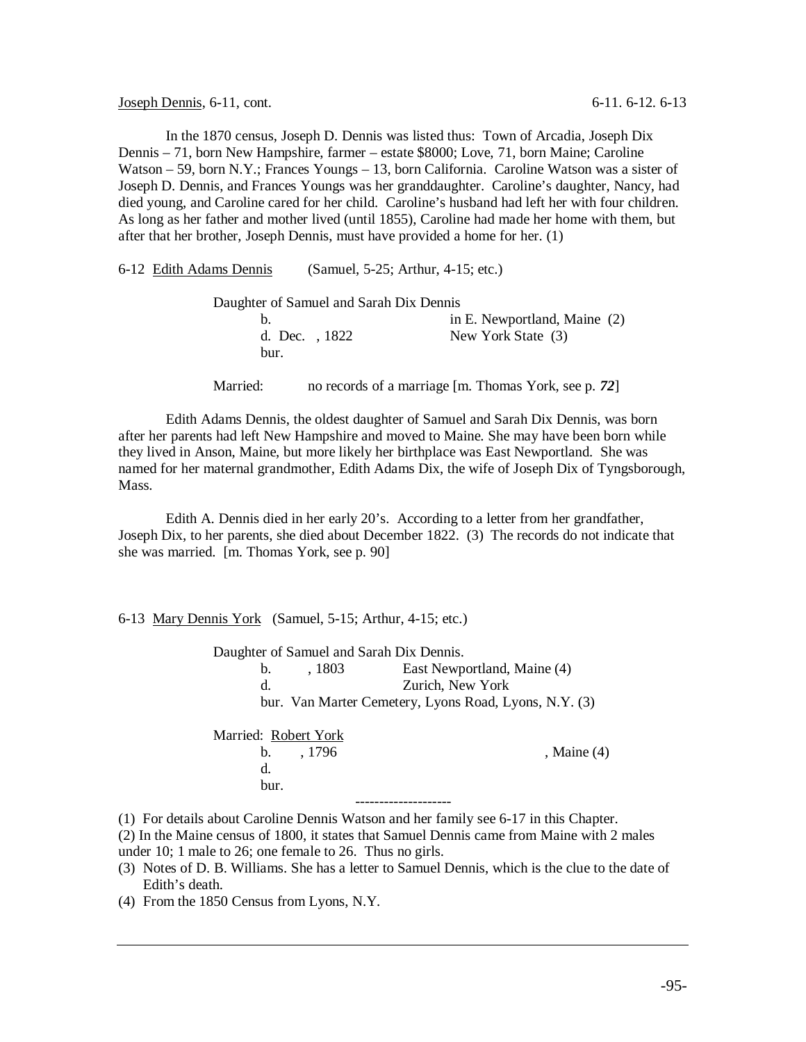Joseph Dennis, 6-11, cont.

In the 1870 census, Joseph D. Dennis was listed thus: Town of Arcadia, Joseph Dix Dennis – 71, born New Hampshire, farmer – estate $8000; Love, 71, born Maine; Caroline Watson – 59, born N.Y.; Frances Youngs – 13, born California. Caroline Watson was a sister of Joseph D. Dennis, and Frances Youngs was her granddaughter. Caroline's daughter, Nancy, had died young, and Caroline cared for her child. Caroline's husband had left her with four children. As long as her father and mother lived (until 1855), Caroline had made her home with them, but after that her brother, Joseph Dennis, must have provided a home for her. (1)

6-12 Edith Adams Dennis (Samuel, 5-25; Arthur, 4-15; etc.)

Daughter of Samuel and Sarah Dix Dennis

b. in E. Newportland, Maine (2)
d. Dec. , 1822 New York State (3)
bur.

Married: no records of a marriage [m. Thomas York, see p. ***72***]

Edith Adams Dennis, the oldest daughter of Samuel and Sarah Dix Dennis, was born after her parents had left New Hampshire and moved to Maine. She may have been born while they lived in Anson, Maine, but more likely her birthplace was East Newportland. She was named for her maternal grandmother, Edith Adams Dix, the wife of Joseph Dix of Tyngsborough, Mass.

Edith A. Dennis died in her early 20's. According to a letter from her grandfather, Joseph Dix, to her parents, she died about December 1822. (3) The records do not indicate that she was married. [m. Thomas York, see p. 90]

6-13 Mary Dennis York (Samuel, 5-15; Arthur, 4-15; etc.)

Daughter of Samuel and Sarah Dix Dennis.

b. , 1803 East Newportland, Maine (4)
d. Zurich, New York
bur. Van Marter Cemetery, Lyons Road, Lyons, N.Y. (3)

Married: Robert York

b. , 1796 , Maine (4)
d.
bur.

--------------------

(1) For details about Caroline Dennis Watson and her family see 6-17 in this Chapter.
(2) In the Maine census of 1800, it states that Samuel Dennis came from Maine with 2 males under 10; 1 male to 26; one female to 26. Thus no girls.
(3) Notes of D. B. Williams. She has a letter to Samuel Dennis, which is the clue to the date of Edith's death.
(4) From the 1850 Census from Lyons, N.Y.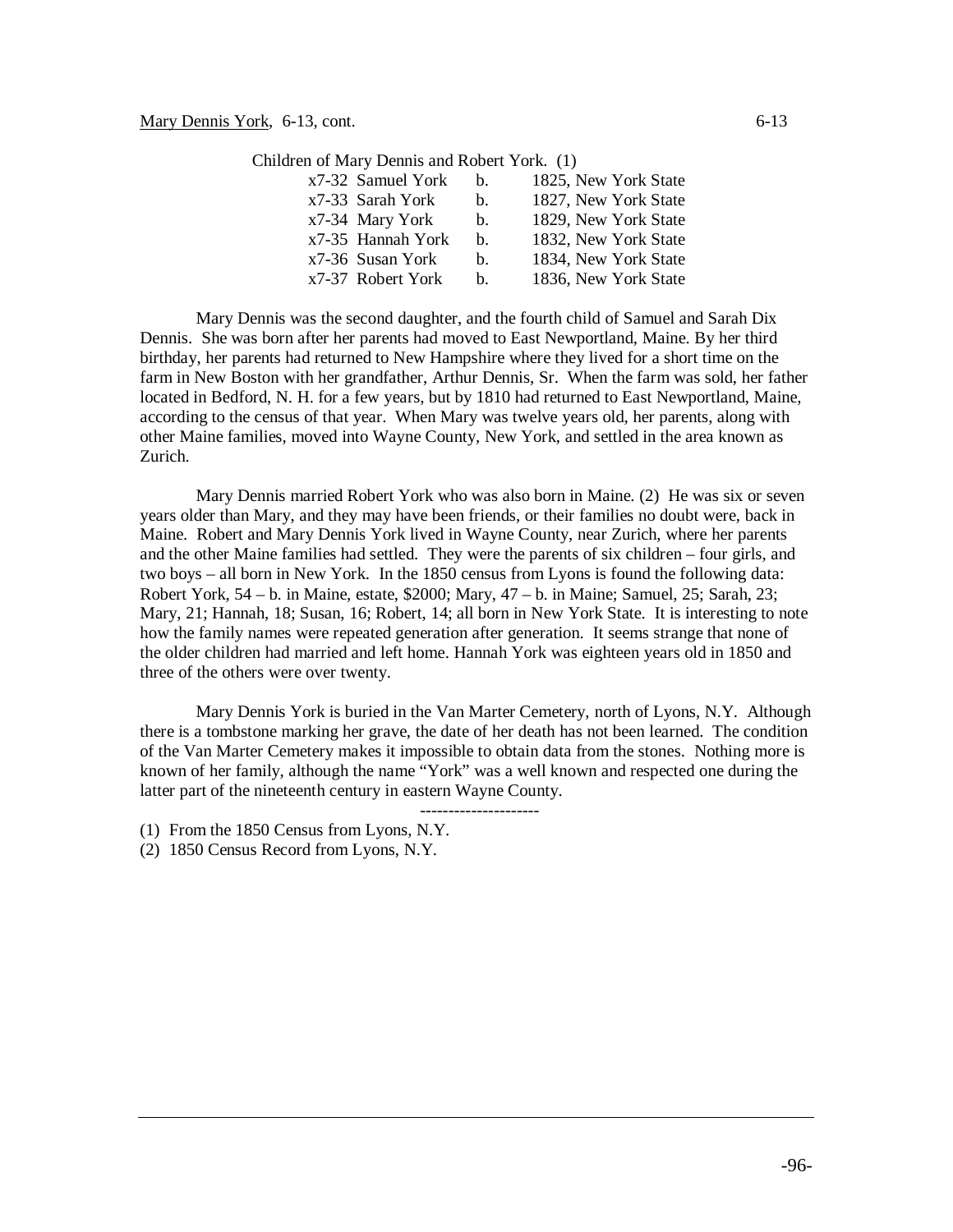Mary Dennis York, 6-13, cont.

Children of Mary Dennis and Robert York. (1)

| | | | |
|---|---|---|---|
| x7-32 | Samuel York | b. | 1825, New York State |
| x7-33 | Sarah York | b. | 1827, New York State |
| x7-34 | Mary York | b. | 1829, New York State |
| x7-35 | Hannah York | b. | 1832, New York State |
| x7-36 | Susan York | b. | 1834, New York State |
| x7-37 | Robert York | b. | 1836, New York State |

Mary Dennis was the second daughter, and the fourth child of Samuel and Sarah Dix Dennis. She was born after her parents had moved to East Newportland, Maine. By her third birthday, her parents had returned to New Hampshire where they lived for a short time on the farm in New Boston with her grandfather, Arthur Dennis, Sr. When the farm was sold, her father located in Bedford, N. H. for a few years, but by 1810 had returned to East Newportland, Maine, according to the census of that year. When Mary was twelve years old, her parents, along with other Maine families, moved into Wayne County, New York, and settled in the area known as Zurich.

Mary Dennis married Robert York who was also born in Maine. (2) He was six or seven years older than Mary, and they may have been friends, or their families no doubt were, back in Maine. Robert and Mary Dennis York lived in Wayne County, near Zurich, where her parents and the other Maine families had settled. They were the parents of six children – four girls, and two boys – all born in New York. In the 1850 census from Lyons is found the following data: Robert York, 54 – b. in Maine, estate, $2000; Mary, 47 – b. in Maine; Samuel, 25; Sarah, 23; Mary, 21; Hannah, 18; Susan, 16; Robert, 14; all born in New York State. It is interesting to note how the family names were repeated generation after generation. It seems strange that none of the older children had married and left home. Hannah York was eighteen years old in 1850 and three of the others were over twenty.

Mary Dennis York is buried in the Van Marter Cemetery, north of Lyons, N.Y. Although there is a tombstone marking her grave, the date of her death has not been learned. The condition of the Van Marter Cemetery makes it impossible to obtain data from the stones. Nothing more is known of her family, although the name "York" was a well known and respected one during the latter part of the nineteenth century in eastern Wayne County.

---------------------

(1) From the 1850 Census from Lyons, N.Y.

(2) 1850 Census Record from Lyons, N.Y.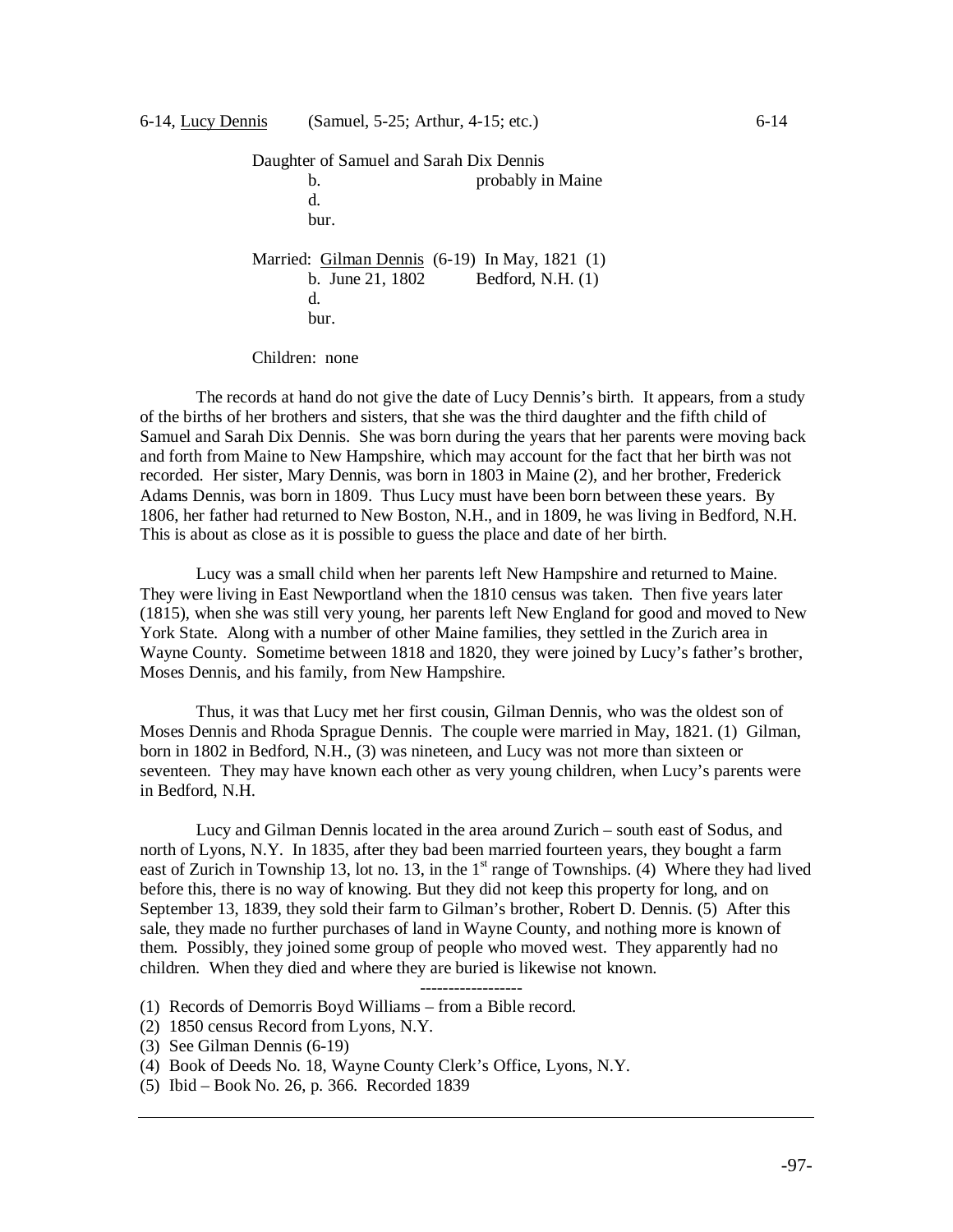6-14, <u>Lucy Dennis</u> (Samuel, 5-25; Arthur, 4-15; etc.) 6-14

Daughter of Samuel and Sarah Dix Dennis
b. probably in Maine
d.
bur.

Married: <u>Gilman Dennis</u> (6-19) In May, 1821 (1)
b. June 21, 1802 Bedford, N.H. (1)
d.
bur.

Children: none

The records at hand do not give the date of Lucy Dennis's birth. It appears, from a study of the births of her brothers and sisters, that she was the third daughter and the fifth child of Samuel and Sarah Dix Dennis. She was born during the years that her parents were moving back and forth from Maine to New Hampshire, which may account for the fact that her birth was not recorded. Her sister, Mary Dennis, was born in 1803 in Maine (2), and her brother, Frederick Adams Dennis, was born in 1809. Thus Lucy must have been born between these years. By 1806, her father had returned to New Boston, N.H., and in 1809, he was living in Bedford, N.H. This is about as close as it is possible to guess the place and date of her birth.

Lucy was a small child when her parents left New Hampshire and returned to Maine. They were living in East Newportland when the 1810 census was taken. Then five years later (1815), when she was still very young, her parents left New England for good and moved to New York State. Along with a number of other Maine families, they settled in the Zurich area in Wayne County. Sometime between 1818 and 1820, they were joined by Lucy's father's brother, Moses Dennis, and his family, from New Hampshire.

Thus, it was that Lucy met her first cousin, Gilman Dennis, who was the oldest son of Moses Dennis and Rhoda Sprague Dennis. The couple were married in May, 1821. (1) Gilman, born in 1802 in Bedford, N.H., (3) was nineteen, and Lucy was not more than sixteen or seventeen. They may have known each other as very young children, when Lucy's parents were in Bedford, N.H.

Lucy and Gilman Dennis located in the area around Zurich – south east of Sodus, and north of Lyons, N.Y. In 1835, after they bad been married fourteen years, they bought a farm east of Zurich in Township 13, lot no. 13, in the 1st range of Townships. (4) Where they had lived before this, there is no way of knowing. But they did not keep this property for long, and on September 13, 1839, they sold their farm to Gilman's brother, Robert D. Dennis. (5) After this sale, they made no further purchases of land in Wayne County, and nothing more is known of them. Possibly, they joined some group of people who moved west. They apparently had no children. When they died and where they are buried is likewise not known.

------------------

(1) Records of Demorris Boyd Williams – from a Bible record.
(2) 1850 census Record from Lyons, N.Y.
(3) See Gilman Dennis (6-19)
(4) Book of Deeds No. 18, Wayne County Clerk's Office, Lyons, N.Y.
(5) Ibid – Book No. 26, p. 366. Recorded 1839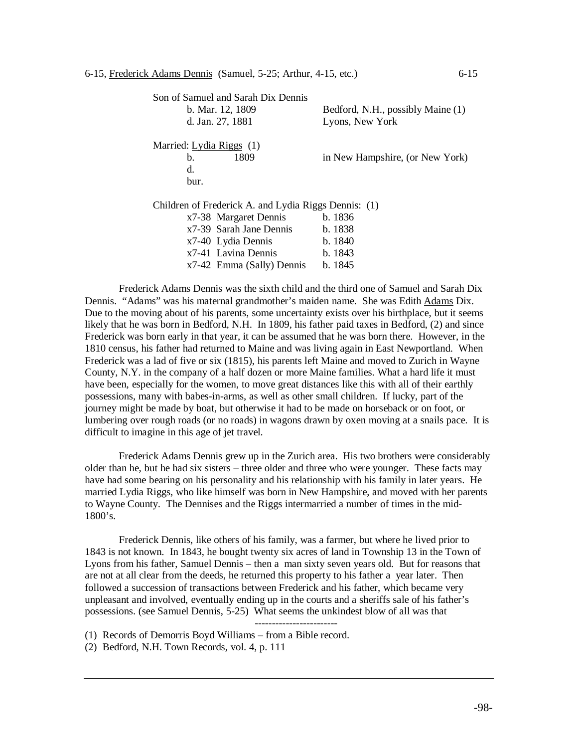## 6-15, Frederick Adams Dennis (Samuel, 5-25; Arthur, 4-15, etc.) 6-15

Son of Samuel and Sarah Dix Dennis

| | |
|---|---|
| b. Mar. 12, 1809 | Bedford, N.H., possibly Maine (1) |
| d. Jan. 27, 1881 | Lyons, New York |

Married: Lydia Riggs (1)

| | |
|---|---|
| b. 1809 | in New Hampshire, (or New York) |
| d. | |
| bur. | |

Children of Frederick A. and Lydia Riggs Dennis: (1)

| | |
|---|---|
| x7-38 Margaret Dennis | b. 1836 |
| x7-39 Sarah Jane Dennis | b. 1838 |
| x7-40 Lydia Dennis | b. 1840 |
| x7-41 Lavina Dennis | b. 1843 |
| x7-42 Emma (Sally) Dennis | b. 1845 |

Frederick Adams Dennis was the sixth child and the third one of Samuel and Sarah Dix Dennis. "Adams" was his maternal grandmother's maiden name. She was Edith Adams Dix. Due to the moving about of his parents, some uncertainty exists over his birthplace, but it seems likely that he was born in Bedford, N.H. In 1809, his father paid taxes in Bedford, (2) and since Frederick was born early in that year, it can be assumed that he was born there. However, in the 1810 census, his father had returned to Maine and was living again in East Newportland. When Frederick was a lad of five or six (1815), his parents left Maine and moved to Zurich in Wayne County, N.Y. in the company of a half dozen or more Maine families. What a hard life it must have been, especially for the women, to move great distances like this with all of their earthly possessions, many with babes-in-arms, as well as other small children. If lucky, part of the journey might be made by boat, but otherwise it had to be made on horseback or on foot, or lumbering over rough roads (or no roads) in wagons drawn by oxen moving at a snails pace. It is difficult to imagine in this age of jet travel.

Frederick Adams Dennis grew up in the Zurich area. His two brothers were considerably older than he, but he had six sisters – three older and three who were younger. These facts may have had some bearing on his personality and his relationship with his family in later years. He married Lydia Riggs, who like himself was born in New Hampshire, and moved with her parents to Wayne County. The Dennises and the Riggs intermarried a number of times in the mid-1800's.

Frederick Dennis, like others of his family, was a farmer, but where he lived prior to 1843 is not known. In 1843, he bought twenty six acres of land in Township 13 in the Town of Lyons from his father, Samuel Dennis – then a man sixty seven years old. But for reasons that are not at all clear from the deeds, he returned this property to his father a year later. Then followed a succession of transactions between Frederick and his father, which became very unpleasant and involved, eventually ending up in the courts and a sheriffs sale of his father's possessions. (see Samuel Dennis, 5-25) What seems the unkindest blow of all was that

-----------------------

(1) Records of Demorris Boyd Williams – from a Bible record.

(2) Bedford, N.H. Town Records, vol. 4, p. 111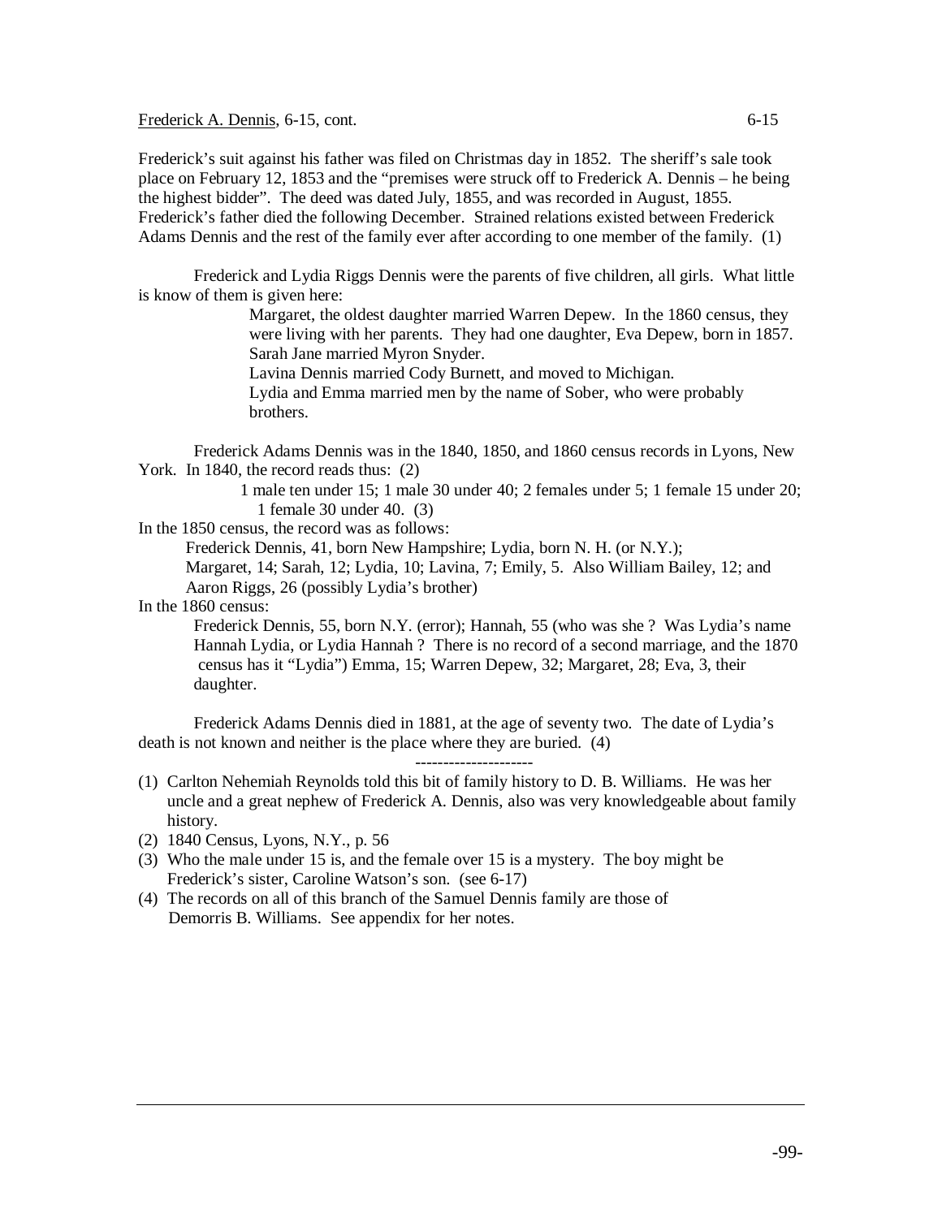Frederick A. Dennis, 6-15, cont.

Frederick's suit against his father was filed on Christmas day in 1852. The sheriff's sale took place on February 12, 1853 and the "premises were struck off to Frederick A. Dennis – he being the highest bidder". The deed was dated July, 1855, and was recorded in August, 1855. Frederick's father died the following December. Strained relations existed between Frederick Adams Dennis and the rest of the family ever after according to one member of the family. (1)

Frederick and Lydia Riggs Dennis were the parents of five children, all girls. What little is know of them is given here:

> Margaret, the oldest daughter married Warren Depew. In the 1860 census, they were living with her parents. They had one daughter, Eva Depew, born in 1857.
> Sarah Jane married Myron Snyder.
> Lavina Dennis married Cody Burnett, and moved to Michigan.
> Lydia and Emma married men by the name of Sober, who were probably brothers.

Frederick Adams Dennis was in the 1840, 1850, and 1860 census records in Lyons, New York. In 1840, the record reads thus: (2)

> 1 male ten under 15; 1 male 30 under 40; 2 females under 5; 1 female 15 under 20; 1 female 30 under 40. (3)

In the 1850 census, the record was as follows:

> Frederick Dennis, 41, born New Hampshire; Lydia, born N. H. (or N.Y.);
> Margaret, 14; Sarah, 12; Lydia, 10; Lavina, 7; Emily, 5. Also William Bailey, 12; and Aaron Riggs, 26 (possibly Lydia's brother)

In the 1860 census:

> Frederick Dennis, 55, born N.Y. (error); Hannah, 55 (who was she ? Was Lydia's name Hannah Lydia, or Lydia Hannah ? There is no record of a second marriage, and the 1870 census has it "Lydia") Emma, 15; Warren Depew, 32; Margaret, 28; Eva, 3, their daughter.

Frederick Adams Dennis died in 1881, at the age of seventy two. The date of Lydia's death is not known and neither is the place where they are buried. (4)

---

(1) Carlton Nehemiah Reynolds told this bit of family history to D. B. Williams. He was her uncle and a great nephew of Frederick A. Dennis, also was very knowledgeable about family history.
(2) 1840 Census, Lyons, N.Y., p. 56
(3) Who the male under 15 is, and the female over 15 is a mystery. The boy might be Frederick's sister, Caroline Watson's son. (see 6-17)
(4) The records on all of this branch of the Samuel Dennis family are those of Demorris B. Williams. See appendix for her notes.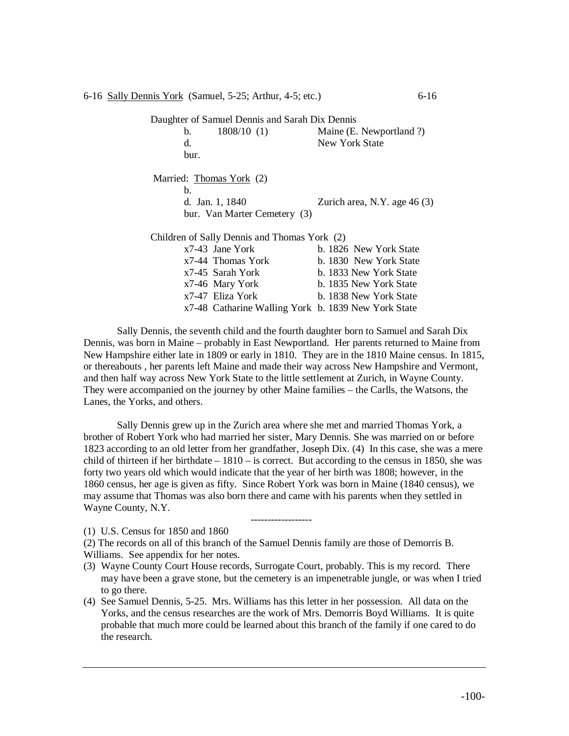6-16 <u>Sally Dennis York</u> (Samuel, 5-25; Arthur, 4-5; etc.) 6-16

Daughter of Samuel Dennis and Sarah Dix Dennis

| | | |
|---|---|---|
| b. | 1808/10 (1) | Maine (E. Newportland ?) |
| d. | | New York State |
| bur. | | |

Married: <u>Thomas York</u> (2)

| | |
|---|---|
| b. | |
| d. Jan. 1, 1840 | Zurich area, N.Y. age 46 (3) |
| bur. Van Marter Cemetery (3) | |

Children of Sally Dennis and Thomas York (2)

| | |
|---|---|
| x7-43 Jane York | b. 1826 New York State |
| x7-44 Thomas York | b. 1830 New York State |
| x7-45 Sarah York | b. 1833 New York State |
| x7-46 Mary York | b. 1835 New York State |
| x7-47 Eliza York | b. 1838 New York State |
| x7-48 Catharine Walling York | b. 1839 New York State |

Sally Dennis, the seventh child and the fourth daughter born to Samuel and Sarah Dix Dennis, was born in Maine – probably in East Newportland. Her parents returned to Maine from New Hampshire either late in 1809 or early in 1810. They are in the 1810 Maine census. In 1815, or thereabouts , her parents left Maine and made their way across New Hampshire and Vermont, and then half way across New York State to the little settlement at Zurich, in Wayne County. They were accompanied on the journey by other Maine families – the Carlls, the Watsons, the Lanes, the Yorks, and others.

Sally Dennis grew up in the Zurich area where she met and married Thomas York, a brother of Robert York who had married her sister, Mary Dennis. She was married on or before 1823 according to an old letter from her grandfather, Joseph Dix. (4) In this case, she was a mere child of thirteen if her birthdate – 1810 – is correct. But according to the census in 1850, she was forty two years old which would indicate that the year of her birth was 1808; however, in the 1860 census, her age is given as fifty. Since Robert York was born in Maine (1840 census), we may assume that Thomas was also born there and came with his parents when they settled in Wayne County, N.Y.

------------------

(1) U.S. Census for 1850 and 1860

(2) The records on all of this branch of the Samuel Dennis family are those of Demorris B. Williams. See appendix for her notes.

(3) Wayne County Court House records, Surrogate Court, probably. This is my record. There may have been a grave stone, but the cemetery is an impenetrable jungle, or was when I tried to go there.

(4) See Samuel Dennis, 5-25. Mrs. Williams has this letter in her possession. All data on the Yorks, and the census researches are the work of Mrs. Demorris Boyd Williams. It is quite probable that much more could be learned about this branch of the family if one cared to do the research.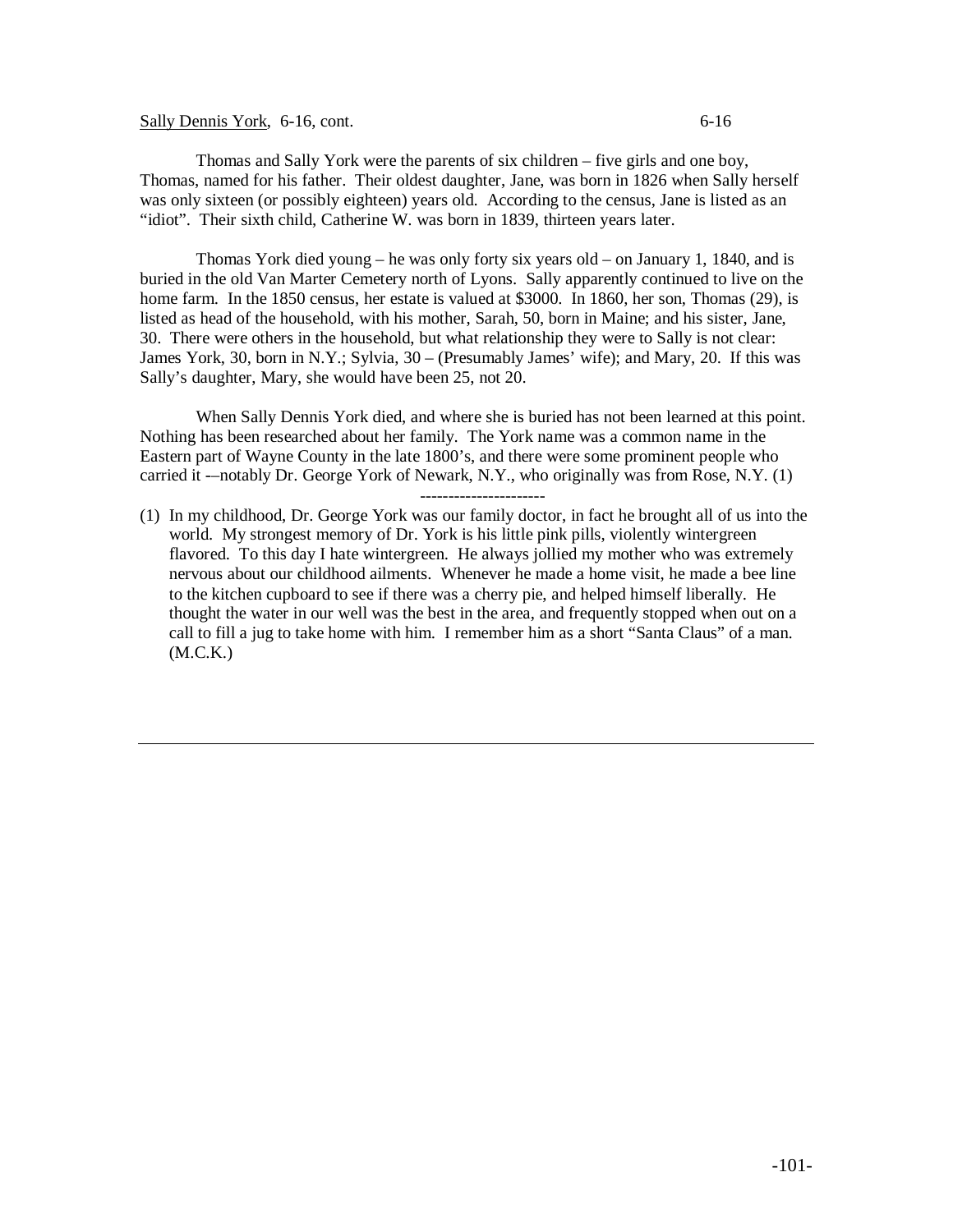Sally Dennis York, 6-16, cont.

Thomas and Sally York were the parents of six children – five girls and one boy, Thomas, named for his father. Their oldest daughter, Jane, was born in 1826 when Sally herself was only sixteen (or possibly eighteen) years old. According to the census, Jane is listed as an "idiot". Their sixth child, Catherine W. was born in 1839, thirteen years later.

Thomas York died young – he was only forty six years old – on January 1, 1840, and is buried in the old Van Marter Cemetery north of Lyons. Sally apparently continued to live on the home farm. In the 1850 census, her estate is valued at $3000. In 1860, her son, Thomas (29), is listed as head of the household, with his mother, Sarah, 50, born in Maine; and his sister, Jane, 30. There were others in the household, but what relationship they were to Sally is not clear: James York, 30, born in N.Y.; Sylvia, 30 – (Presumably James' wife); and Mary, 20. If this was Sally's daughter, Mary, she would have been 25, not 20.

When Sally Dennis York died, and where she is buried has not been learned at this point. Nothing has been researched about her family. The York name was a common name in the Eastern part of Wayne County in the late 1800's, and there were some prominent people who carried it -–notably Dr. George York of Newark, N.Y., who originally was from Rose, N.Y. (1)

----------------------

(1) In my childhood, Dr. George York was our family doctor, in fact he brought all of us into the world. My strongest memory of Dr. York is his little pink pills, violently wintergreen flavored. To this day I hate wintergreen. He always jollied my mother who was extremely nervous about our childhood ailments. Whenever he made a home visit, he made a bee line to the kitchen cupboard to see if there was a cherry pie, and helped himself liberally. He thought the water in our well was the best in the area, and frequently stopped when out on a call to fill a jug to take home with him. I remember him as a short "Santa Claus" of a man. (M.C.K.)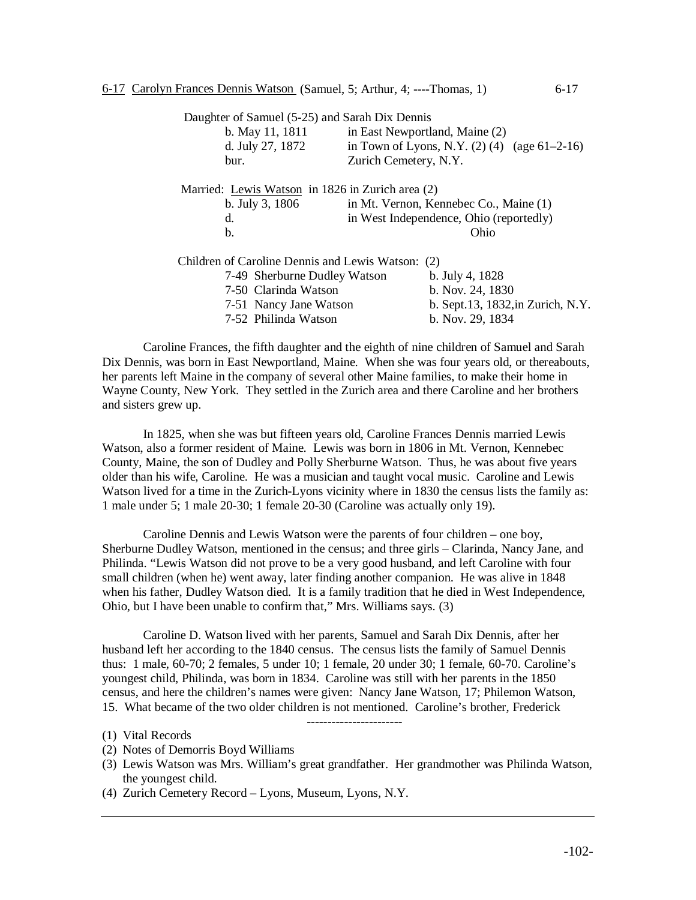6-17 <u>Carolyn Frances Dennis Watson</u> (Samuel, 5; Arthur, 4; ----Thomas, 1) 6-17

Daughter of Samuel (5-25) and Sarah Dix Dennis

| | |
|---|---|
| b. May 11, 1811 | in East Newportland, Maine (2) |
| d. July 27, 1872 | in Town of Lyons, N.Y. (2) (4) (age 61–2-16) |
| bur. | Zurich Cemetery, N.Y. |

Married: <u>Lewis Watson</u> in 1826 in Zurich area (2)

| | |
|---|---|
| b. July 3, 1806 | in Mt. Vernon, Kennebec Co., Maine (1) |
| d. | in West Independence, Ohio (reportedly) |
| b. | Ohio |

Children of Caroline Dennis and Lewis Watson: (2)

| | |
|---|---|
| 7-49 Sherburne Dudley Watson | b. July 4, 1828 |
| 7-50 Clarinda Watson | b. Nov. 24, 1830 |
| 7-51 Nancy Jane Watson | b. Sept.13, 1832,in Zurich, N.Y. |
| 7-52 Philinda Watson | b. Nov. 29, 1834 |

Caroline Frances, the fifth daughter and the eighth of nine children of Samuel and Sarah Dix Dennis, was born in East Newportland, Maine. When she was four years old, or thereabouts, her parents left Maine in the company of several other Maine families, to make their home in Wayne County, New York. They settled in the Zurich area and there Caroline and her brothers and sisters grew up.

In 1825, when she was but fifteen years old, Caroline Frances Dennis married Lewis Watson, also a former resident of Maine. Lewis was born in 1806 in Mt. Vernon, Kennebec County, Maine, the son of Dudley and Polly Sherburne Watson. Thus, he was about five years older than his wife, Caroline. He was a musician and taught vocal music. Caroline and Lewis Watson lived for a time in the Zurich-Lyons vicinity where in 1830 the census lists the family as: 1 male under 5; 1 male 20-30; 1 female 20-30 (Caroline was actually only 19).

Caroline Dennis and Lewis Watson were the parents of four children – one boy, Sherburne Dudley Watson, mentioned in the census; and three girls – Clarinda, Nancy Jane, and Philinda. "Lewis Watson did not prove to be a very good husband, and left Caroline with four small children (when he) went away, later finding another companion. He was alive in 1848 when his father, Dudley Watson died. It is a family tradition that he died in West Independence, Ohio, but I have been unable to confirm that," Mrs. Williams says. (3)

Caroline D. Watson lived with her parents, Samuel and Sarah Dix Dennis, after her husband left her according to the 1840 census. The census lists the family of Samuel Dennis thus: 1 male, 60-70; 2 females, 5 under 10; 1 female, 20 under 30; 1 female, 60-70. Caroline's youngest child, Philinda, was born in 1834. Caroline was still with her parents in the 1850 census, and here the children's names were given: Nancy Jane Watson, 17; Philemon Watson, 15. What became of the two older children is not mentioned. Caroline's brother, Frederick

-----------------------

(1) Vital Records
(2) Notes of Demorris Boyd Williams
(3) Lewis Watson was Mrs. William's great grandfather. Her grandmother was Philinda Watson, the youngest child.
(4) Zurich Cemetery Record – Lyons, Museum, Lyons, N.Y.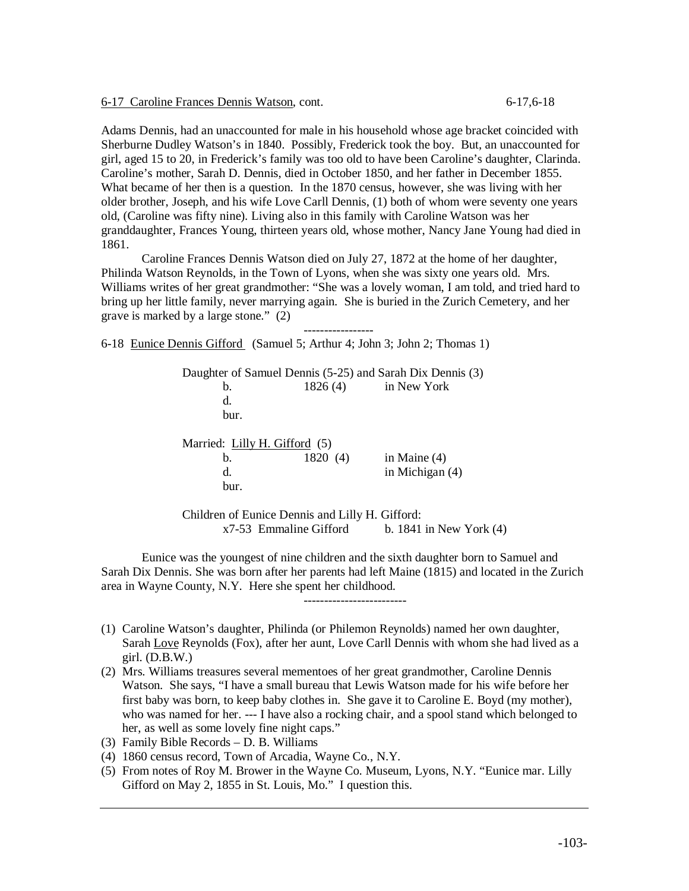6-17 Caroline Frances Dennis Watson, cont. 6-17,6-18

Adams Dennis, had an unaccounted for male in his household whose age bracket coincided with Sherburne Dudley Watson's in 1840. Possibly, Frederick took the boy. But, an unaccounted for girl, aged 15 to 20, in Frederick's family was too old to have been Caroline's daughter, Clarinda. Caroline's mother, Sarah D. Dennis, died in October 1850, and her father in December 1855. What became of her then is a question. In the 1870 census, however, she was living with her older brother, Joseph, and his wife Love Carll Dennis, (1) both of whom were seventy one years old, (Caroline was fifty nine). Living also in this family with Caroline Watson was her granddaughter, Frances Young, thirteen years old, whose mother, Nancy Jane Young had died in 1861.

Caroline Frances Dennis Watson died on July 27, 1872 at the home of her daughter, Philinda Watson Reynolds, in the Town of Lyons, when she was sixty one years old. Mrs. Williams writes of her great grandmother: "She was a lovely woman, I am told, and tried hard to bring up her little family, never marrying again. She is buried in the Zurich Cemetery, and her grave is marked by a large stone." (2)

-----------------

6-18 Eunice Dennis Gifford (Samuel 5; Arthur 4; John 3; John 2; Thomas 1)

Daughter of Samuel Dennis (5-25) and Sarah Dix Dennis (3)

| | | |
|---|---|---|
| b. | 1826 (4) | in New York |
| d. | | |
| bur. | | |

Married: Lilly H. Gifford (5)

| | | |
|---|---|---|
| b. | 1820 (4) | in Maine (4) |
| d. | | in Michigan (4) |
| bur. | | |

Children of Eunice Dennis and Lilly H. Gifford:

x7-53 Emmaline Gifford b. 1841 in New York (4)

Eunice was the youngest of nine children and the sixth daughter born to Samuel and Sarah Dix Dennis. She was born after her parents had left Maine (1815) and located in the Zurich area in Wayne County, N.Y. Here she spent her childhood.

------------------------

(1) Caroline Watson's daughter, Philinda (or Philemon Reynolds) named her own daughter, Sarah Love Reynolds (Fox), after her aunt, Love Carll Dennis with whom she had lived as a girl. (D.B.W.)

(2) Mrs. Williams treasures several mementoes of her great grandmother, Caroline Dennis Watson. She says, "I have a small bureau that Lewis Watson made for his wife before her first baby was born, to keep baby clothes in. She gave it to Caroline E. Boyd (my mother), who was named for her. --- I have also a rocking chair, and a spool stand which belonged to her, as well as some lovely fine night caps."

(3) Family Bible Records – D. B. Williams

(4) 1860 census record, Town of Arcadia, Wayne Co., N.Y.

(5) From notes of Roy M. Brower in the Wayne Co. Museum, Lyons, N.Y. "Eunice mar. Lilly Gifford on May 2, 1855 in St. Louis, Mo." I question this.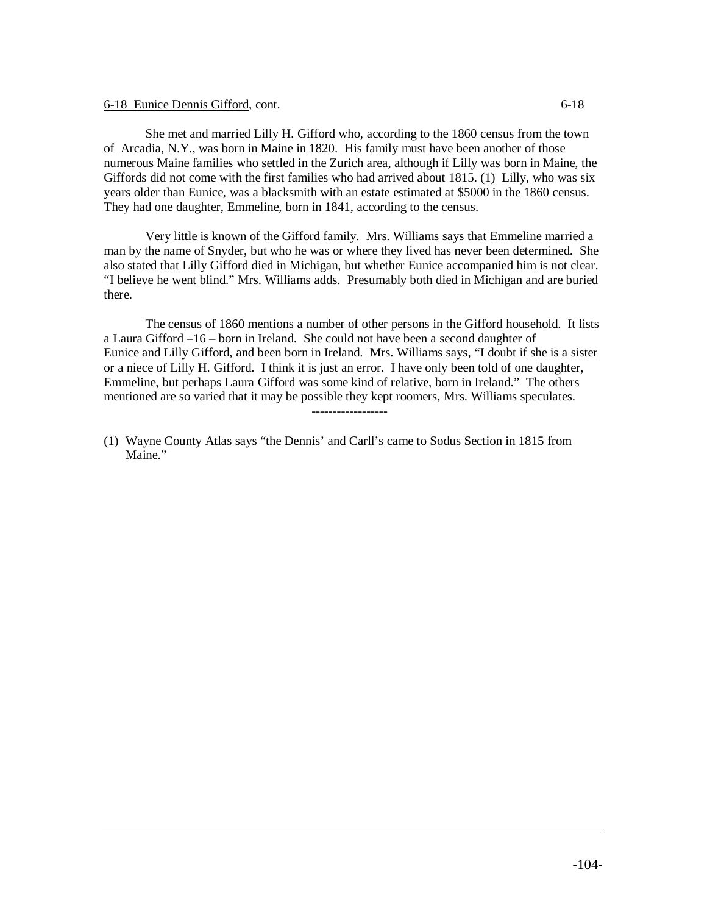6-18 Eunice Dennis Gifford, cont. 6-18

She met and married Lilly H. Gifford who, according to the 1860 census from the town of Arcadia, N.Y., was born in Maine in 1820. His family must have been another of those numerous Maine families who settled in the Zurich area, although if Lilly was born in Maine, the Giffords did not come with the first families who had arrived about 1815. (1) Lilly, who was six years older than Eunice, was a blacksmith with an estate estimated at $5000 in the 1860 census. They had one daughter, Emmeline, born in 1841, according to the census.

Very little is known of the Gifford family. Mrs. Williams says that Emmeline married a man by the name of Snyder, but who he was or where they lived has never been determined. She also stated that Lilly Gifford died in Michigan, but whether Eunice accompanied him is not clear. "I believe he went blind." Mrs. Williams adds. Presumably both died in Michigan and are buried there.

The census of 1860 mentions a number of other persons in the Gifford household. It lists a Laura Gifford –16 – born in Ireland. She could not have been a second daughter of Eunice and Lilly Gifford, and been born in Ireland. Mrs. Williams says, "I doubt if she is a sister or a niece of Lilly H. Gifford. I think it is just an error. I have only been told of one daughter, Emmeline, but perhaps Laura Gifford was some kind of relative, born in Ireland." The others mentioned are so varied that it may be possible they kept roomers, Mrs. Williams speculates.

------------------

(1) Wayne County Atlas says "the Dennis' and Carll's came to Sodus Section in 1815 from Maine."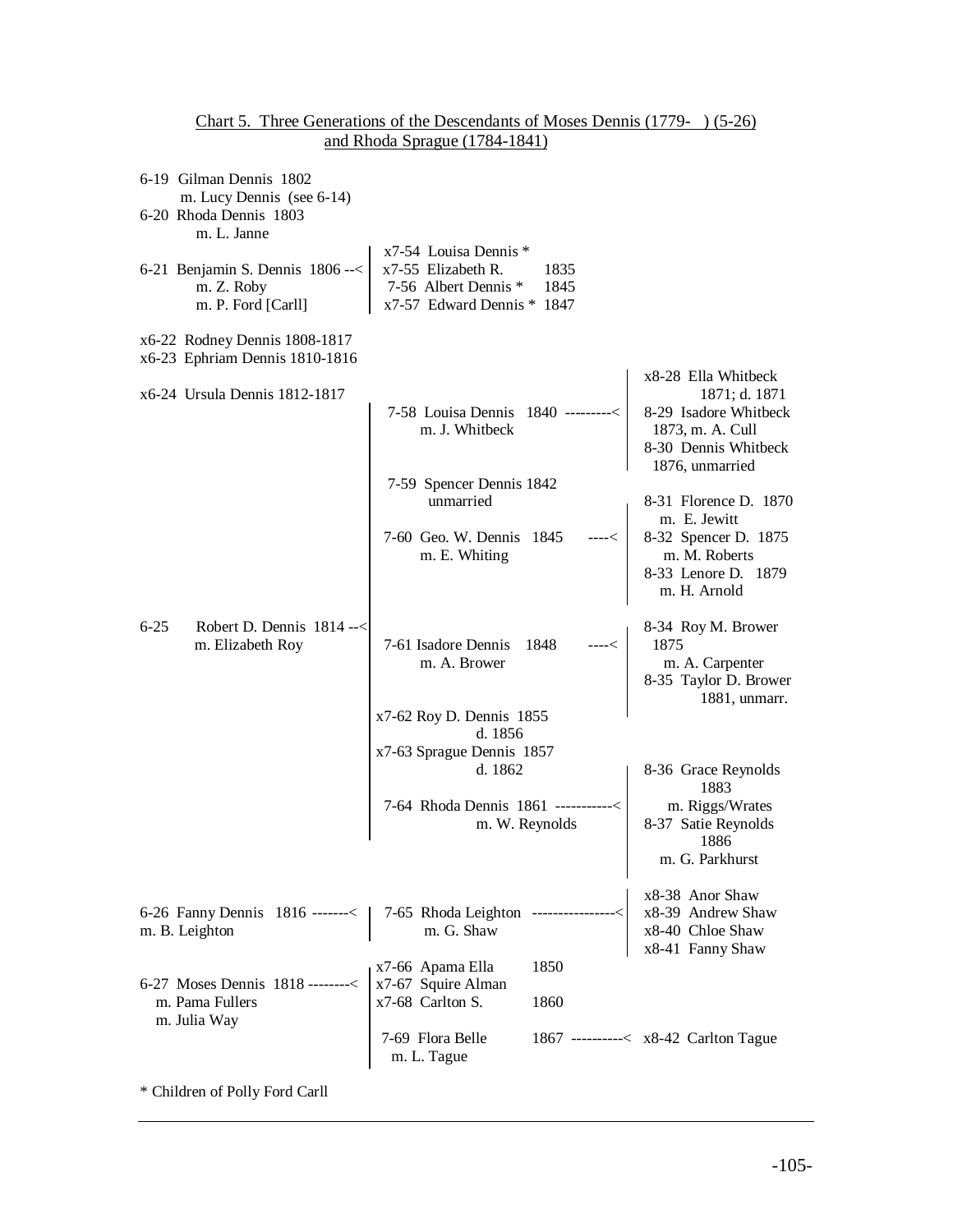Chart 5. Three Generations of the Descendants of Moses Dennis (1779- ) (5-26) and Rhoda Sprague (1784-1841)

6-19 Gilman Dennis 1802
  m. Lucy Dennis (see 6-14)

6-20 Rhoda Dennis 1803
  m. L. Janne

6-21 Benjamin S. Dennis 1806 --<
  m. Z. Roby
  m. P. Ford [Carll]
- x7-54 Louisa Dennis *
- x7-55 Elizabeth R. 1835
- 7-56 Albert Dennis * 1845
- x7-57 Edward Dennis * 1847

x6-22 Rodney Dennis 1808-1817

x6-23 Ephriam Dennis 1810-1816

x6-24 Ursula Dennis 1812-1817

6-25 Robert D. Dennis 1814 --<
  m. Elizabeth Roy
- 7-58 Louisa Dennis 1840 ---------<
  m. J. Whitbeck
  - x8-28 Ella Whitbeck 1871; d. 1871
  - 8-29 Isadore Whitbeck 1873, m. A. Cull
  - 8-30 Dennis Whitbeck 1876, unmarried
- 7-59 Spencer Dennis 1842
  unmarried
- 7-60 Geo. W. Dennis 1845 ----<
  m. E. Whiting
  - 8-31 Florence D. 1870 m. E. Jewitt
  - 8-32 Spencer D. 1875 m. M. Roberts
  - 8-33 Lenore D. 1879 m. H. Arnold
- 7-61 Isadore Dennis 1848 ----<
  m. A. Brower
  - 8-34 Roy M. Brower 1875 m. A. Carpenter
  - 8-35 Taylor D. Brower 1881, unmarr.
- x7-62 Roy D. Dennis 1855
  d. 1856
- x7-63 Sprague Dennis 1857
  d. 1862
- 7-64 Rhoda Dennis 1861 -----------<
  m. W. Reynolds
  - 8-36 Grace Reynolds 1883 m. Riggs/Wrates
  - 8-37 Satie Reynolds 1886 m. G. Parkhurst

6-26 Fanny Dennis 1816 -------<
m. B. Leighton
- 7-65 Rhoda Leighton ----------------<
  m. G. Shaw
  - x8-38 Anor Shaw
  - x8-39 Andrew Shaw
  - x8-40 Chloe Shaw
  - x8-41 Fanny Shaw

6-27 Moses Dennis 1818 --------<
  m. Pama Fullers
  m. Julia Way
- x7-66 Apama Ella 1850
- x7-67 Squire Alman
- x7-68 Carlton S. 1860
- 7-69 Flora Belle 1867 ----------< x8-42 Carlton Tague
  m. L. Tague

* Children of Polly Ford Carll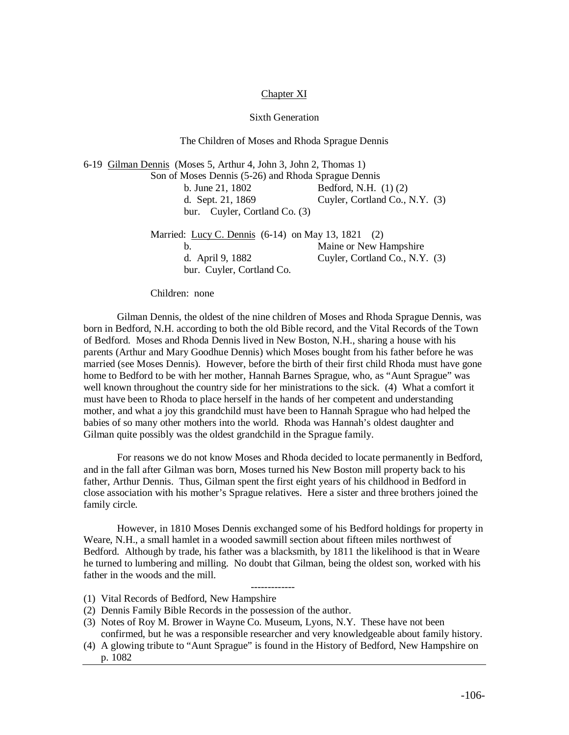Chapter XI

Sixth Generation

The Children of Moses and Rhoda Sprague Dennis

6-19 Gilman Dennis (Moses 5, Arthur 4, John 3, John 2, Thomas 1)

Son of Moses Dennis (5-26) and Rhoda Sprague Dennis

b. June 21, 1802 — Bedford, N.H. (1) (2)
d. Sept. 21, 1869 — Cuyler, Cortland Co., N.Y. (3)
bur. Cuyler, Cortland Co. (3)

Married: Lucy C. Dennis (6-14) on May 13, 1821 (2)

b. — Maine or New Hampshire
d. April 9, 1882 — Cuyler, Cortland Co., N.Y. (3)
bur. Cuyler, Cortland Co.

Children: none

Gilman Dennis, the oldest of the nine children of Moses and Rhoda Sprague Dennis, was born in Bedford, N.H. according to both the old Bible record, and the Vital Records of the Town of Bedford. Moses and Rhoda Dennis lived in New Boston, N.H., sharing a house with his parents (Arthur and Mary Goodhue Dennis) which Moses bought from his father before he was married (see Moses Dennis). However, before the birth of their first child Rhoda must have gone home to Bedford to be with her mother, Hannah Barnes Sprague, who, as "Aunt Sprague" was well known throughout the country side for her ministrations to the sick. (4) What a comfort it must have been to Rhoda to place herself in the hands of her competent and understanding mother, and what a joy this grandchild must have been to Hannah Sprague who had helped the babies of so many other mothers into the world. Rhoda was Hannah's oldest daughter and Gilman quite possibly was the oldest grandchild in the Sprague family.

For reasons we do not know Moses and Rhoda decided to locate permanently in Bedford, and in the fall after Gilman was born, Moses turned his New Boston mill property back to his father, Arthur Dennis. Thus, Gilman spent the first eight years of his childhood in Bedford in close association with his mother's Sprague relatives. Here a sister and three brothers joined the family circle.

However, in 1810 Moses Dennis exchanged some of his Bedford holdings for property in Weare, N.H., a small hamlet in a wooded sawmill section about fifteen miles northwest of Bedford. Although by trade, his father was a blacksmith, by 1811 the likelihood is that in Weare he turned to lumbering and milling. No doubt that Gilman, being the oldest son, worked with his father in the woods and the mill.

-------------

(1) Vital Records of Bedford, New Hampshire
(2) Dennis Family Bible Records in the possession of the author.
(3) Notes of Roy M. Brower in Wayne Co. Museum, Lyons, N.Y. These have not been confirmed, but he was a responsible researcher and very knowledgeable about family history.
(4) A glowing tribute to "Aunt Sprague" is found in the History of Bedford, New Hampshire on p. 1082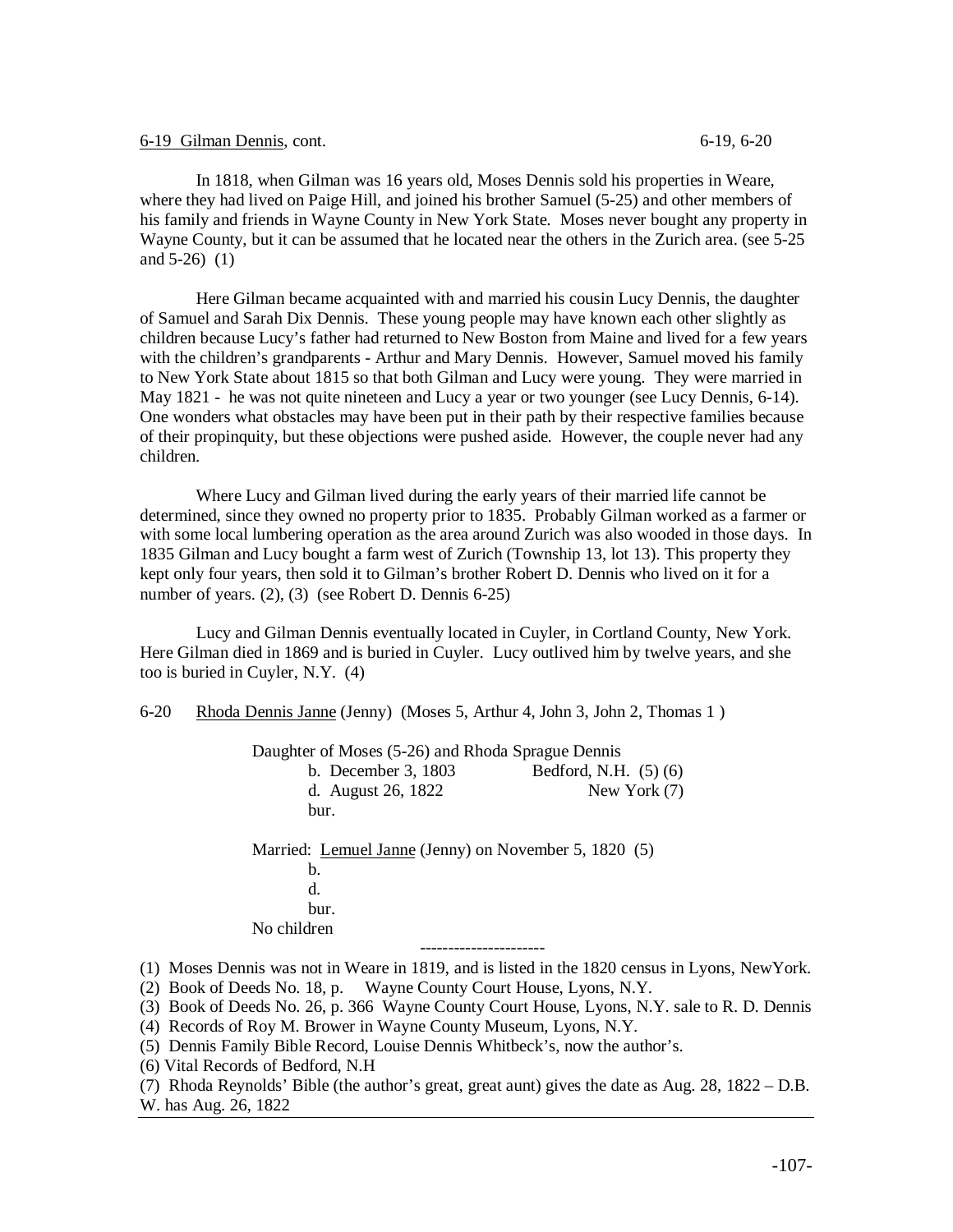6-19 Gilman Dennis, cont.

In 1818, when Gilman was 16 years old, Moses Dennis sold his properties in Weare, where they had lived on Paige Hill, and joined his brother Samuel (5-25) and other members of his family and friends in Wayne County in New York State. Moses never bought any property in Wayne County, but it can be assumed that he located near the others in the Zurich area. (see 5-25 and 5-26) (1)

Here Gilman became acquainted with and married his cousin Lucy Dennis, the daughter of Samuel and Sarah Dix Dennis. These young people may have known each other slightly as children because Lucy's father had returned to New Boston from Maine and lived for a few years with the children's grandparents - Arthur and Mary Dennis. However, Samuel moved his family to New York State about 1815 so that both Gilman and Lucy were young. They were married in May 1821 - he was not quite nineteen and Lucy a year or two younger (see Lucy Dennis, 6-14). One wonders what obstacles may have been put in their path by their respective families because of their propinquity, but these objections were pushed aside. However, the couple never had any children.

Where Lucy and Gilman lived during the early years of their married life cannot be determined, since they owned no property prior to 1835. Probably Gilman worked as a farmer or with some local lumbering operation as the area around Zurich was also wooded in those days. In 1835 Gilman and Lucy bought a farm west of Zurich (Township 13, lot 13). This property they kept only four years, then sold it to Gilman's brother Robert D. Dennis who lived on it for a number of years. (2), (3) (see Robert D. Dennis 6-25)

Lucy and Gilman Dennis eventually located in Cuyler, in Cortland County, New York. Here Gilman died in 1869 and is buried in Cuyler. Lucy outlived him by twelve years, and she too is buried in Cuyler, N.Y. (4)

6-20 Rhoda Dennis Janne (Jenny) (Moses 5, Arthur 4, John 3, John 2, Thomas 1 )

Daughter of Moses (5-26) and Rhoda Sprague Dennis
- b. December 3, 1803 — Bedford, N.H. (5) (6)
- d. August 26, 1822 — New York (7)
- bur.

Married: Lemuel Janne (Jenny) on November 5, 1820 (5)
- b.
- d.
- bur.

No children

----------------------

(1) Moses Dennis was not in Weare in 1819, and is listed in the 1820 census in Lyons, NewYork.
(2) Book of Deeds No. 18, p. Wayne County Court House, Lyons, N.Y.
(3) Book of Deeds No. 26, p. 366 Wayne County Court House, Lyons, N.Y. sale to R. D. Dennis
(4) Records of Roy M. Brower in Wayne County Museum, Lyons, N.Y.
(5) Dennis Family Bible Record, Louise Dennis Whitbeck's, now the author's.
(6) Vital Records of Bedford, N.H
(7) Rhoda Reynolds' Bible (the author's great, great aunt) gives the date as Aug. 28, 1822 – D.B. W. has Aug. 26, 1822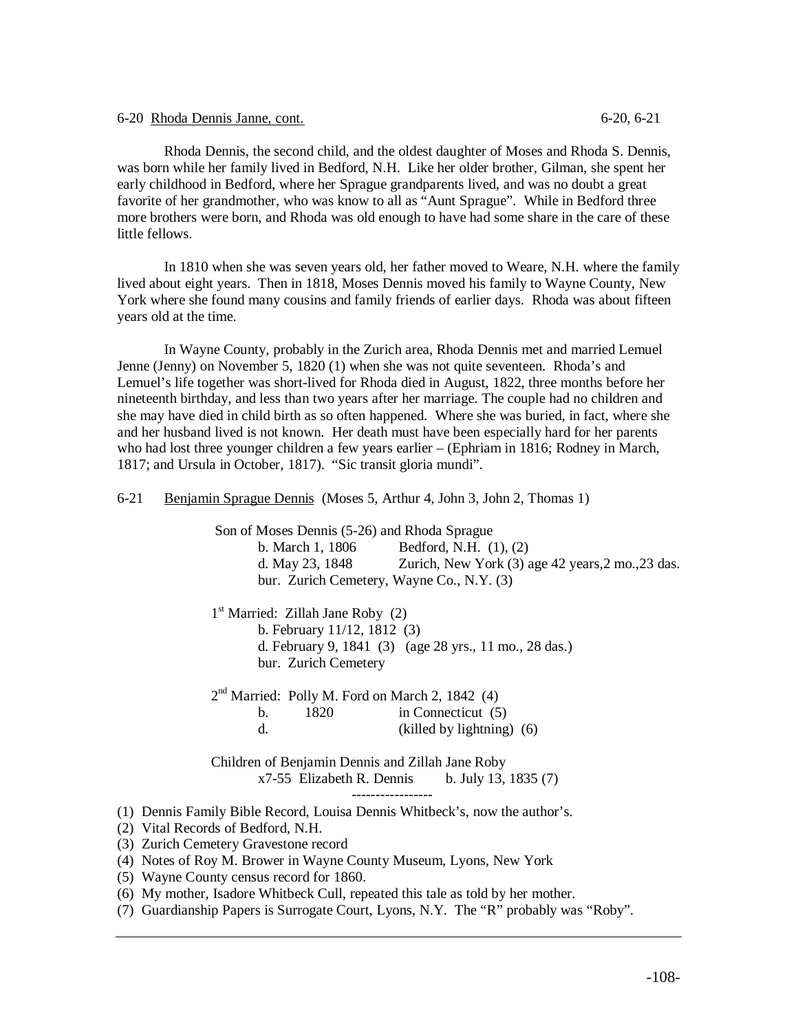6-20 <u>Rhoda Dennis Janne, cont.</u> 6-20, 6-21

Rhoda Dennis, the second child, and the oldest daughter of Moses and Rhoda S. Dennis, was born while her family lived in Bedford, N.H. Like her older brother, Gilman, she spent her early childhood in Bedford, where her Sprague grandparents lived, and was no doubt a great favorite of her grandmother, who was know to all as "Aunt Sprague". While in Bedford three more brothers were born, and Rhoda was old enough to have had some share in the care of these little fellows.

In 1810 when she was seven years old, her father moved to Weare, N.H. where the family lived about eight years. Then in 1818, Moses Dennis moved his family to Wayne County, New York where she found many cousins and family friends of earlier days. Rhoda was about fifteen years old at the time.

In Wayne County, probably in the Zurich area, Rhoda Dennis met and married Lemuel Jenne (Jenny) on November 5, 1820 (1) when she was not quite seventeen. Rhoda's and Lemuel's life together was short-lived for Rhoda died in August, 1822, three months before her nineteenth birthday, and less than two years after her marriage. The couple had no children and she may have died in child birth as so often happened. Where she was buried, in fact, where she and her husband lived is not known. Her death must have been especially hard for her parents who had lost three younger children a few years earlier – (Ephriam in 1816; Rodney in March, 1817; and Ursula in October, 1817). "Sic transit gloria mundi".

6-21 <u>Benjamin Sprague Dennis</u> (Moses 5, Arthur 4, John 3, John 2, Thomas 1)

Son of Moses Dennis (5-26) and Rhoda Sprague
b. March 1, 1806 Bedford, N.H. (1), (2)
d. May 23, 1848 Zurich, New York (3) age 42 years, 2 mo., 23 das.
bur. Zurich Cemetery, Wayne Co., N.Y. (3)

1st Married: Zillah Jane Roby (2)
b. February 11/12, 1812 (3)
d. February 9, 1841 (3) (age 28 yrs., 11 mo., 28 das.)
bur. Zurich Cemetery

2nd Married: Polly M. Ford on March 2, 1842 (4)
b. 1820 in Connecticut (5)
d. (killed by lightning) (6)

Children of Benjamin Dennis and Zillah Jane Roby
x7-55 Elizabeth R. Dennis b. July 13, 1835 (7)

-----------------

(1) Dennis Family Bible Record, Louisa Dennis Whitbeck's, now the author's.
(2) Vital Records of Bedford, N.H.
(3) Zurich Cemetery Gravestone record
(4) Notes of Roy M. Brower in Wayne County Museum, Lyons, New York
(5) Wayne County census record for 1860.
(6) My mother, Isadore Whitbeck Cull, repeated this tale as told by her mother.
(7) Guardianship Papers is Surrogate Court, Lyons, N.Y. The "R" probably was "Roby".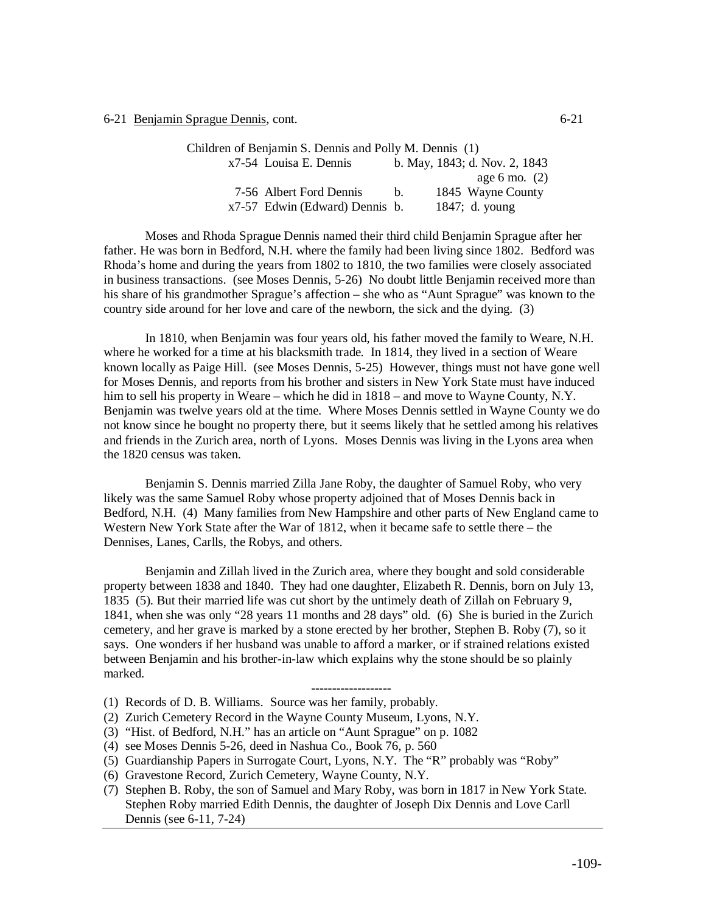6-21 Benjamin Sprague Dennis, cont. 6-21

Children of Benjamin S. Dennis and Polly M. Dennis (1)

| | | |
|---|---|---|
| x7-54 Louisa E. Dennis | | b. May, 1843; d. Nov. 2, 1843 age 6 mo. (2) |
| 7-56 Albert Ford Dennis | b. | 1845 Wayne County |
| x7-57 Edwin (Edward) Dennis | b. | 1847; d. young |

Moses and Rhoda Sprague Dennis named their third child Benjamin Sprague after her father. He was born in Bedford, N.H. where the family had been living since 1802. Bedford was Rhoda's home and during the years from 1802 to 1810, the two families were closely associated in business transactions. (see Moses Dennis, 5-26) No doubt little Benjamin received more than his share of his grandmother Sprague's affection – she who as "Aunt Sprague" was known to the country side around for her love and care of the newborn, the sick and the dying. (3)

In 1810, when Benjamin was four years old, his father moved the family to Weare, N.H. where he worked for a time at his blacksmith trade. In 1814, they lived in a section of Weare known locally as Paige Hill. (see Moses Dennis, 5-25) However, things must not have gone well for Moses Dennis, and reports from his brother and sisters in New York State must have induced him to sell his property in Weare – which he did in 1818 – and move to Wayne County, N.Y. Benjamin was twelve years old at the time. Where Moses Dennis settled in Wayne County we do not know since he bought no property there, but it seems likely that he settled among his relatives and friends in the Zurich area, north of Lyons. Moses Dennis was living in the Lyons area when the 1820 census was taken.

Benjamin S. Dennis married Zilla Jane Roby, the daughter of Samuel Roby, who very likely was the same Samuel Roby whose property adjoined that of Moses Dennis back in Bedford, N.H. (4) Many families from New Hampshire and other parts of New England came to Western New York State after the War of 1812, when it became safe to settle there – the Dennises, Lanes, Carlls, the Robys, and others.

Benjamin and Zillah lived in the Zurich area, where they bought and sold considerable property between 1838 and 1840. They had one daughter, Elizabeth R. Dennis, born on July 13, 1835 (5). But their married life was cut short by the untimely death of Zillah on February 9, 1841, when she was only "28 years 11 months and 28 days" old. (6) She is buried in the Zurich cemetery, and her grave is marked by a stone erected by her brother, Stephen B. Roby (7), so it says. One wonders if her husband was unable to afford a marker, or if strained relations existed between Benjamin and his brother-in-law which explains why the stone should be so plainly marked.

-------------------

(1) Records of D. B. Williams. Source was her family, probably.
(2) Zurich Cemetery Record in the Wayne County Museum, Lyons, N.Y.
(3) "Hist. of Bedford, N.H." has an article on "Aunt Sprague" on p. 1082
(4) see Moses Dennis 5-26, deed in Nashua Co., Book 76, p. 560
(5) Guardianship Papers in Surrogate Court, Lyons, N.Y. The "R" probably was "Roby"
(6) Gravestone Record, Zurich Cemetery, Wayne County, N.Y.
(7) Stephen B. Roby, the son of Samuel and Mary Roby, was born in 1817 in New York State. Stephen Roby married Edith Dennis, the daughter of Joseph Dix Dennis and Love Carll Dennis (see 6-11, 7-24)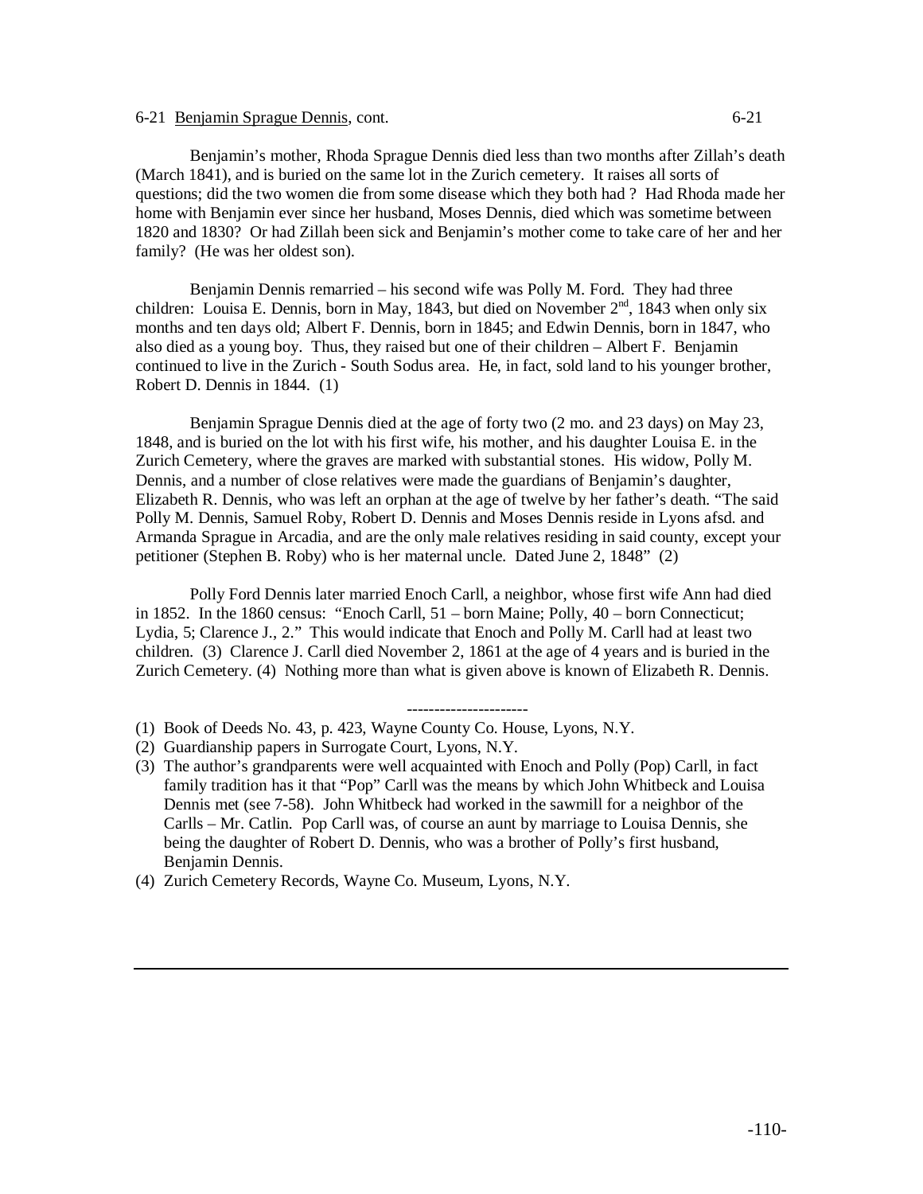6-21 Benjamin Sprague Dennis, cont. 6-21

Benjamin's mother, Rhoda Sprague Dennis died less than two months after Zillah's death (March 1841), and is buried on the same lot in the Zurich cemetery. It raises all sorts of questions; did the two women die from some disease which they both had ? Had Rhoda made her home with Benjamin ever since her husband, Moses Dennis, died which was sometime between 1820 and 1830? Or had Zillah been sick and Benjamin's mother come to take care of her and her family? (He was her oldest son).

Benjamin Dennis remarried – his second wife was Polly M. Ford. They had three children: Louisa E. Dennis, born in May, 1843, but died on November 2nd, 1843 when only six months and ten days old; Albert F. Dennis, born in 1845; and Edwin Dennis, born in 1847, who also died as a young boy. Thus, they raised but one of their children – Albert F. Benjamin continued to live in the Zurich - South Sodus area. He, in fact, sold land to his younger brother, Robert D. Dennis in 1844. (1)

Benjamin Sprague Dennis died at the age of forty two (2 mo. and 23 days) on May 23, 1848, and is buried on the lot with his first wife, his mother, and his daughter Louisa E. in the Zurich Cemetery, where the graves are marked with substantial stones. His widow, Polly M. Dennis, and a number of close relatives were made the guardians of Benjamin's daughter, Elizabeth R. Dennis, who was left an orphan at the age of twelve by her father's death. "The said Polly M. Dennis, Samuel Roby, Robert D. Dennis and Moses Dennis reside in Lyons afsd. and Armanda Sprague in Arcadia, and are the only male relatives residing in said county, except your petitioner (Stephen B. Roby) who is her maternal uncle. Dated June 2, 1848" (2)

Polly Ford Dennis later married Enoch Carll, a neighbor, whose first wife Ann had died in 1852. In the 1860 census: "Enoch Carll, 51 – born Maine; Polly, 40 – born Connecticut; Lydia, 5; Clarence J., 2." This would indicate that Enoch and Polly M. Carll had at least two children. (3) Clarence J. Carll died November 2, 1861 at the age of 4 years and is buried in the Zurich Cemetery. (4) Nothing more than what is given above is known of Elizabeth R. Dennis.

----------------------

(1) Book of Deeds No. 43, p. 423, Wayne County Co. House, Lyons, N.Y.
(2) Guardianship papers in Surrogate Court, Lyons, N.Y.
(3) The author's grandparents were well acquainted with Enoch and Polly (Pop) Carll, in fact family tradition has it that "Pop" Carll was the means by which John Whitbeck and Louisa Dennis met (see 7-58). John Whitbeck had worked in the sawmill for a neighbor of the Carlls – Mr. Catlin. Pop Carll was, of course an aunt by marriage to Louisa Dennis, she being the daughter of Robert D. Dennis, who was a brother of Polly's first husband, Benjamin Dennis.
(4) Zurich Cemetery Records, Wayne Co. Museum, Lyons, N.Y.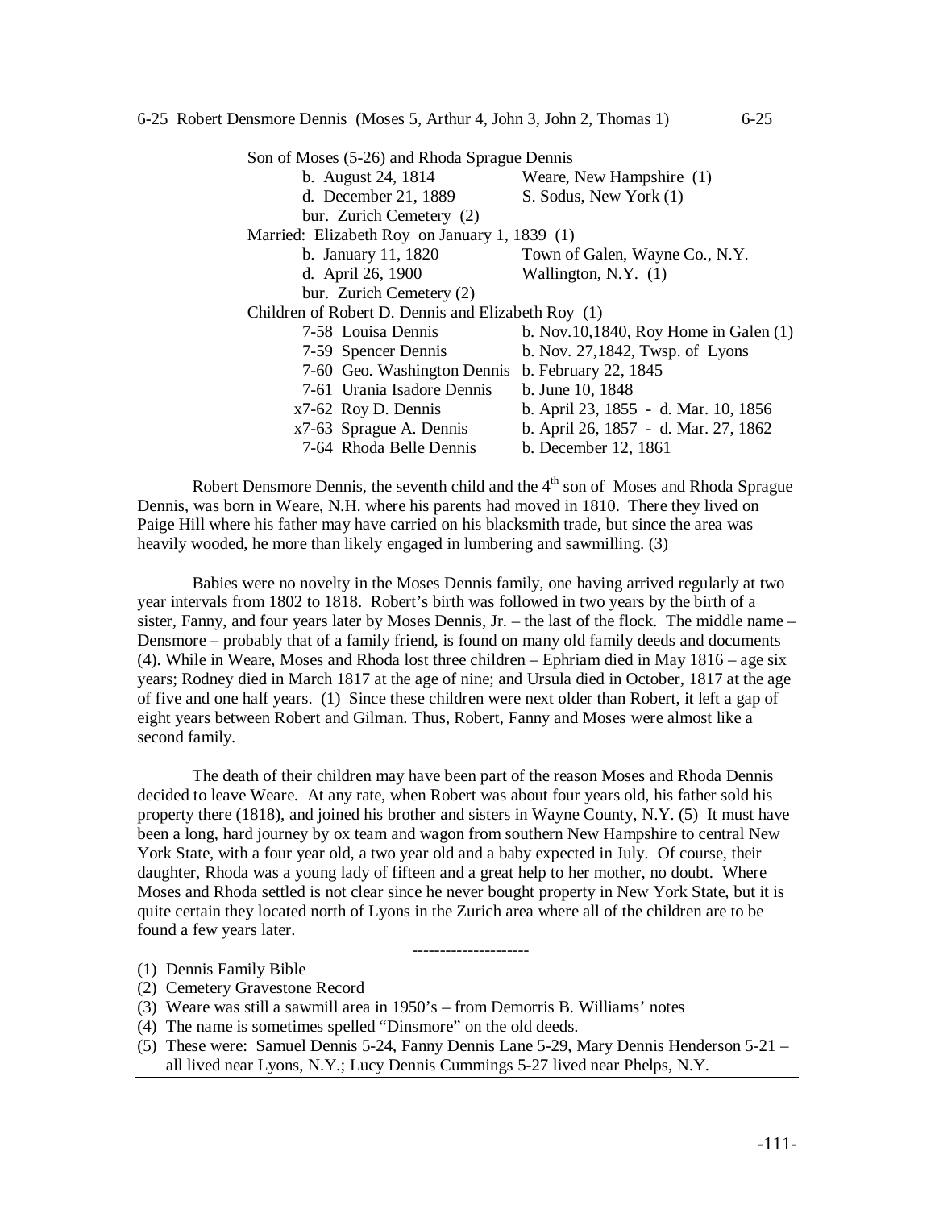6-25 <u>Robert Densmore Dennis</u> (Moses 5, Arthur 4, John 3, John 2, Thomas 1) 6-25

Son of Moses (5-26) and Rhoda Sprague Dennis

| | |
|---|---|
| b. August 24, 1814 | Weare, New Hampshire (1) |
| d. December 21, 1889 | S. Sodus, New York (1) |
| bur. Zurich Cemetery (2) | |

Married: <u>Elizabeth Roy</u> on January 1, 1839 (1)

| | |
|---|---|
| b. January 11, 1820 | Town of Galen, Wayne Co., N.Y. |
| d. April 26, 1900 | Wallington, N.Y. (1) |
| bur. Zurich Cemetery (2) | |

Children of Robert D. Dennis and Elizabeth Roy (1)

| | |
|---|---|
| 7-58 Louisa Dennis | b. Nov.10,1840, Roy Home in Galen (1) |
| 7-59 Spencer Dennis | b. Nov. 27,1842, Twsp. of Lyons |
| 7-60 Geo. Washington Dennis | b. February 22, 1845 |
| 7-61 Urania Isadore Dennis | b. June 10, 1848 |
| x7-62 Roy D. Dennis | b. April 23, 1855 - d. Mar. 10, 1856 |
| x7-63 Sprague A. Dennis | b. April 26, 1857 - d. Mar. 27, 1862 |
| 7-64 Rhoda Belle Dennis | b. December 12, 1861 |

Robert Densmore Dennis, the seventh child and the 4th son of Moses and Rhoda Sprague Dennis, was born in Weare, N.H. where his parents had moved in 1810. There they lived on Paige Hill where his father may have carried on his blacksmith trade, but since the area was heavily wooded, he more than likely engaged in lumbering and sawmilling. (3)

Babies were no novelty in the Moses Dennis family, one having arrived regularly at two year intervals from 1802 to 1818. Robert's birth was followed in two years by the birth of a sister, Fanny, and four years later by Moses Dennis, Jr. – the last of the flock. The middle name – Densmore – probably that of a family friend, is found on many old family deeds and documents (4). While in Weare, Moses and Rhoda lost three children – Ephriam died in May 1816 – age six years; Rodney died in March 1817 at the age of nine; and Ursula died in October, 1817 at the age of five and one half years. (1) Since these children were next older than Robert, it left a gap of eight years between Robert and Gilman. Thus, Robert, Fanny and Moses were almost like a second family.

The death of their children may have been part of the reason Moses and Rhoda Dennis decided to leave Weare. At any rate, when Robert was about four years old, his father sold his property there (1818), and joined his brother and sisters in Wayne County, N.Y. (5) It must have been a long, hard journey by ox team and wagon from southern New Hampshire to central New York State, with a four year old, a two year old and a baby expected in July. Of course, their daughter, Rhoda was a young lady of fifteen and a great help to her mother, no doubt. Where Moses and Rhoda settled is not clear since he never bought property in New York State, but it is quite certain they located north of Lyons in the Zurich area where all of the children are to be found a few years later.

---------------------

(1) Dennis Family Bible
(2) Cemetery Gravestone Record
(3) Weare was still a sawmill area in 1950's – from Demorris B. Williams' notes
(4) The name is sometimes spelled "Dinsmore" on the old deeds.
(5) These were: Samuel Dennis 5-24, Fanny Dennis Lane 5-29, Mary Dennis Henderson 5-21 – all lived near Lyons, N.Y.; Lucy Dennis Cummings 5-27 lived near Phelps, N.Y.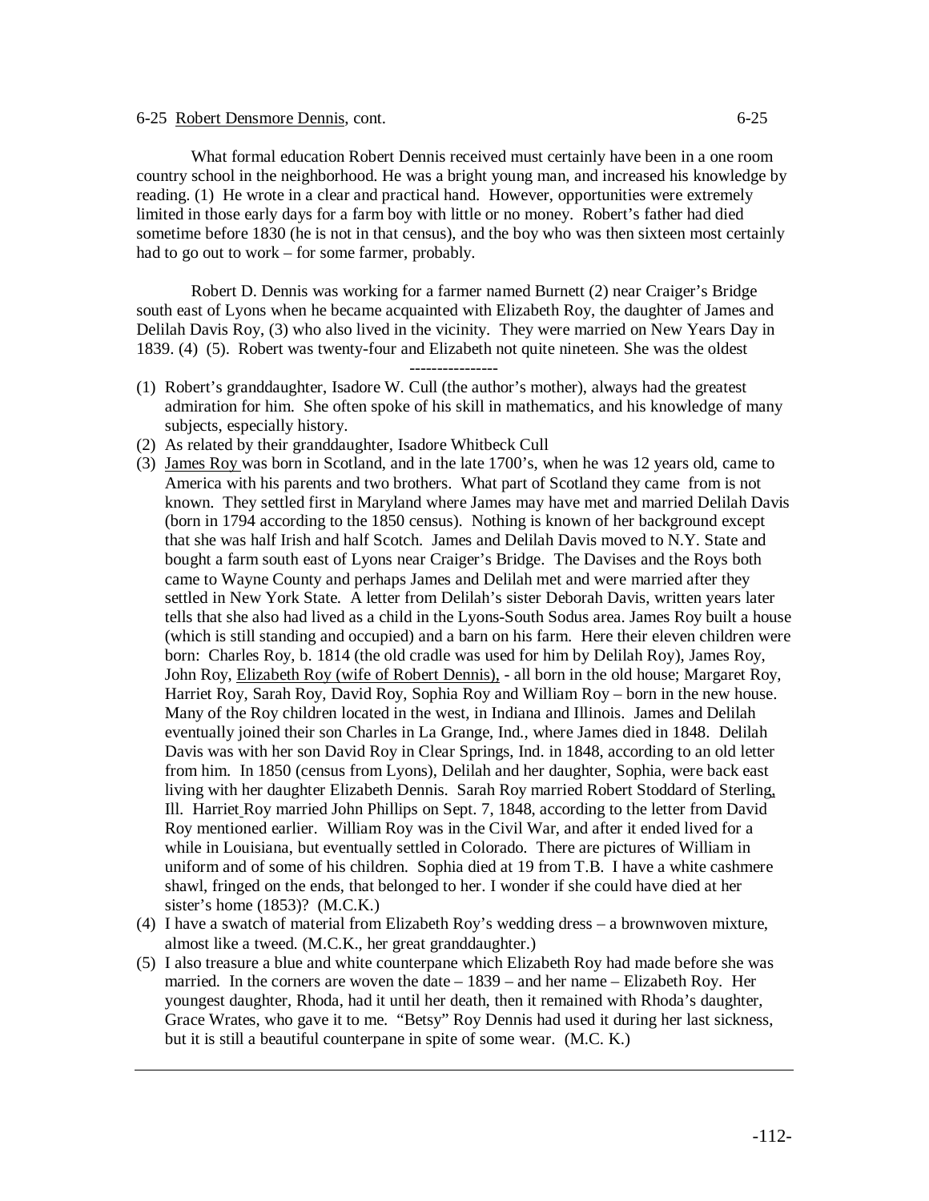6-25 Robert Densmore Dennis, cont. 6-25

What formal education Robert Dennis received must certainly have been in a one room country school in the neighborhood. He was a bright young man, and increased his knowledge by reading. (1) He wrote in a clear and practical hand. However, opportunities were extremely limited in those early days for a farm boy with little or no money. Robert's father had died sometime before 1830 (he is not in that census), and the boy who was then sixteen most certainly had to go out to work – for some farmer, probably.

Robert D. Dennis was working for a farmer named Burnett (2) near Craiger's Bridge south east of Lyons when he became acquainted with Elizabeth Roy, the daughter of James and Delilah Davis Roy, (3) who also lived in the vicinity. They were married on New Years Day in 1839. (4) (5). Robert was twenty-four and Elizabeth not quite nineteen. She was the oldest

----------------

(1) Robert's granddaughter, Isadore W. Cull (the author's mother), always had the greatest admiration for him. She often spoke of his skill in mathematics, and his knowledge of many subjects, especially history.

(2) As related by their granddaughter, Isadore Whitbeck Cull

(3) James Roy was born in Scotland, and in the late 1700's, when he was 12 years old, came to America with his parents and two brothers. What part of Scotland they came from is not known. They settled first in Maryland where James may have met and married Delilah Davis (born in 1794 according to the 1850 census). Nothing is known of her background except that she was half Irish and half Scotch. James and Delilah Davis moved to N.Y. State and bought a farm south east of Lyons near Craiger's Bridge. The Davises and the Roys both came to Wayne County and perhaps James and Delilah met and were married after they settled in New York State. A letter from Delilah's sister Deborah Davis, written years later tells that she also had lived as a child in the Lyons-South Sodus area. James Roy built a house (which is still standing and occupied) and a barn on his farm. Here their eleven children were born: Charles Roy, b. 1814 (the old cradle was used for him by Delilah Roy), James Roy, John Roy, Elizabeth Roy (wife of Robert Dennis), - all born in the old house; Margaret Roy, Harriet Roy, Sarah Roy, David Roy, Sophia Roy and William Roy – born in the new house. Many of the Roy children located in the west, in Indiana and Illinois. James and Delilah eventually joined their son Charles in La Grange, Ind., where James died in 1848. Delilah Davis was with her son David Roy in Clear Springs, Ind. in 1848, according to an old letter from him. In 1850 (census from Lyons), Delilah and her daughter, Sophia, were back east living with her daughter Elizabeth Dennis. Sarah Roy married Robert Stoddard of Sterling, Ill. Harriet Roy married John Phillips on Sept. 7, 1848, according to the letter from David Roy mentioned earlier. William Roy was in the Civil War, and after it ended lived for a while in Louisiana, but eventually settled in Colorado. There are pictures of William in uniform and of some of his children. Sophia died at 19 from T.B. I have a white cashmere shawl, fringed on the ends, that belonged to her. I wonder if she could have died at her sister's home (1853)? (M.C.K.)

(4) I have a swatch of material from Elizabeth Roy's wedding dress – a brownwoven mixture, almost like a tweed. (M.C.K., her great granddaughter.)

(5) I also treasure a blue and white counterpane which Elizabeth Roy had made before she was married. In the corners are woven the date – 1839 – and her name – Elizabeth Roy. Her youngest daughter, Rhoda, had it until her death, then it remained with Rhoda's daughter, Grace Wrates, who gave it to me. "Betsy" Roy Dennis had used it during her last sickness, but it is still a beautiful counterpane in spite of some wear. (M.C. K.)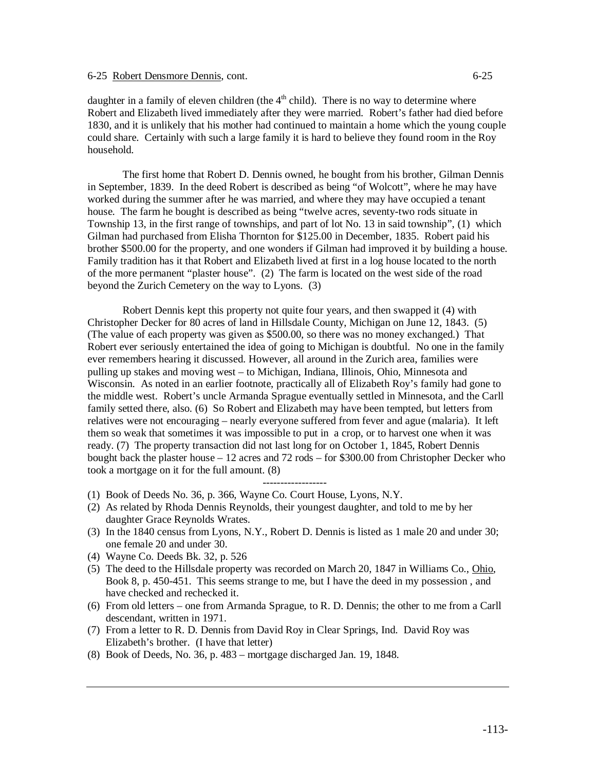daughter in a family of eleven children (the 4th child). There is no way to determine where Robert and Elizabeth lived immediately after they were married. Robert's father had died before 1830, and it is unlikely that his mother had continued to maintain a home which the young couple could share. Certainly with such a large family it is hard to believe they found room in the Roy household.

The first home that Robert D. Dennis owned, he bought from his brother, Gilman Dennis in September, 1839. In the deed Robert is described as being "of Wolcott", where he may have worked during the summer after he was married, and where they may have occupied a tenant house. The farm he bought is described as being "twelve acres, seventy-two rods situate in Township 13, in the first range of townships, and part of lot No. 13 in said township", (1) which Gilman had purchased from Elisha Thornton for $125.00 in December, 1835. Robert paid his brother $500.00 for the property, and one wonders if Gilman had improved it by building a house. Family tradition has it that Robert and Elizabeth lived at first in a log house located to the north of the more permanent "plaster house". (2) The farm is located on the west side of the road beyond the Zurich Cemetery on the way to Lyons. (3)

Robert Dennis kept this property not quite four years, and then swapped it (4) with Christopher Decker for 80 acres of land in Hillsdale County, Michigan on June 12, 1843. (5) (The value of each property was given as $500.00, so there was no money exchanged.) That Robert ever seriously entertained the idea of going to Michigan is doubtful. No one in the family ever remembers hearing it discussed. However, all around in the Zurich area, families were pulling up stakes and moving west – to Michigan, Indiana, Illinois, Ohio, Minnesota and Wisconsin. As noted in an earlier footnote, practically all of Elizabeth Roy's family had gone to the middle west. Robert's uncle Armanda Sprague eventually settled in Minnesota, and the Carll family setted there, also. (6) So Robert and Elizabeth may have been tempted, but letters from relatives were not encouraging – nearly everyone suffered from fever and ague (malaria). It left them so weak that sometimes it was impossible to put in a crop, or to harvest one when it was ready. (7) The property transaction did not last long for on October 1, 1845, Robert Dennis bought back the plaster house – 12 acres and 72 rods – for $300.00 from Christopher Decker who took a mortgage on it for the full amount. (8)

------------------

(1) Book of Deeds No. 36, p. 366, Wayne Co. Court House, Lyons, N.Y.
(2) As related by Rhoda Dennis Reynolds, their youngest daughter, and told to me by her daughter Grace Reynolds Wrates.
(3) In the 1840 census from Lyons, N.Y., Robert D. Dennis is listed as 1 male 20 and under 30; one female 20 and under 30.
(4) Wayne Co. Deeds Bk. 32, p. 526
(5) The deed to the Hillsdale property was recorded on March 20, 1847 in Williams Co., Ohio, Book 8, p. 450-451. This seems strange to me, but I have the deed in my possession , and have checked and rechecked it.
(6) From old letters – one from Armanda Sprague, to R. D. Dennis; the other to me from a Carll descendant, written in 1971.
(7) From a letter to R. D. Dennis from David Roy in Clear Springs, Ind. David Roy was Elizabeth's brother. (I have that letter)
(8) Book of Deeds, No. 36, p. 483 – mortgage discharged Jan. 19, 1848.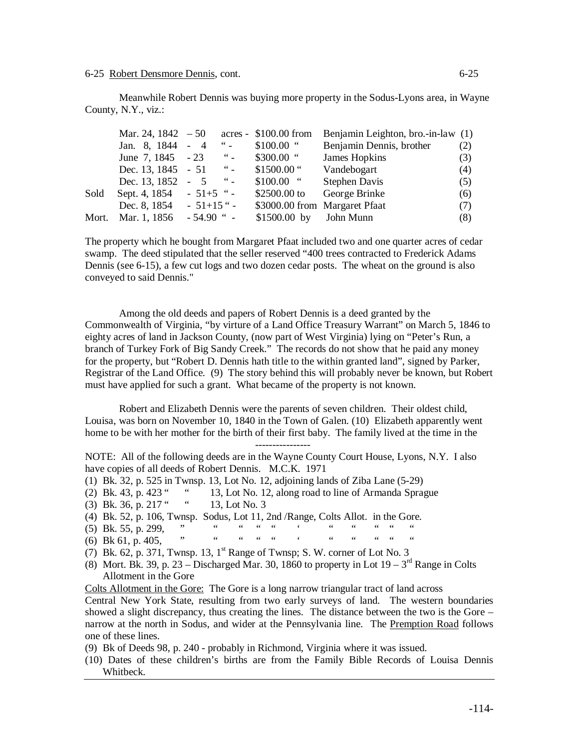6-25 Robert Densmore Dennis, cont.

Meanwhile Robert Dennis was buying more property in the Sodus-Lyons area, in Wayne County, N.Y., viz.:

| | | | | | |
|---|---|---|---|---|---|
| | Mar. 24, 1842 | – 50 acres - | $100.00 from | Benjamin Leighton, bro.-in-law | (1) |
| | Jan. 8, 1844 | - 4 " - | $100.00 " | Benjamin Dennis, brother | (2) |
| | June 7, 1845 | - 23 " - | $300.00 " | James Hopkins | (3) |
| | Dec. 13, 1845 | - 51 " - | $1500.00 " | Vandebogart | (4) |
| | Dec. 13, 1852 | - 5 " - | $100.00 " | Stephen Davis | (5) |
| Sold | Sept. 4, 1854 | - 51+5 " - | $2500.00 to | George Brinke | (6) |
| | Dec. 8, 1854 | - 51+15 " - | $3000.00 from | Margaret Pfaat | (7) |
| Mort. | Mar. 1, 1856 | - 54.90 " - | $1500.00 by | John Munn | (8) |

The property which he bought from Margaret Pfaat included two and one quarter acres of cedar swamp. The deed stipulated that the seller reserved "400 trees contracted to Frederick Adams Dennis (see 6-15), a few cut logs and two dozen cedar posts. The wheat on the ground is also conveyed to said Dennis."

Among the old deeds and papers of Robert Dennis is a deed granted by the Commonwealth of Virginia, "by virtue of a Land Office Treasury Warrant" on March 5, 1846 to eighty acres of land in Jackson County, (now part of West Virginia) lying on "Peter's Run, a branch of Turkey Fork of Big Sandy Creek." The records do not show that he paid any money for the property, but "Robert D. Dennis hath title to the within granted land", signed by Parker, Registrar of the Land Office. (9) The story behind this will probably never be known, but Robert must have applied for such a grant. What became of the property is not known.

Robert and Elizabeth Dennis were the parents of seven children. Their oldest child, Louisa, was born on November 10, 1840 in the Town of Galen. (10) Elizabeth apparently went home to be with her mother for the birth of their first baby. The family lived at the time in the

----------------

NOTE: All of the following deeds are in the Wayne County Court House, Lyons, N.Y. I also have copies of all deeds of Robert Dennis. M.C.K. 1971

(1) Bk. 32, p. 525 in Twnsp. 13, Lot No. 12, adjoining lands of Ziba Lane (5-29)
(2) Bk. 43, p. 423 " " 13, Lot No. 12, along road to line of Armanda Sprague
(3) Bk. 36, p. 217 " " 13, Lot No. 3
(4) Bk. 52, p. 106, Twnsp. Sodus, Lot 11, 2nd /Range, Colts Allot. in the Gore.
(5) Bk. 55, p. 299, " " " " " ' " " " " "
(6) Bk 61, p. 405, " " " " " ' " " " " "
(7) Bk. 62, p. 371, Twnsp. 13, 1st Range of Twnsp; S. W. corner of Lot No. 3
(8) Mort. Bk. 39, p. 23 – Discharged Mar. 30, 1860 to property in Lot 19 – 3rd Range in Colts Allotment in the Gore

Colts Allotment in the Gore: The Gore is a long narrow triangular tract of land across Central New York State, resulting from two early surveys of land. The western boundaries showed a slight discrepancy, thus creating the lines. The distance between the two is the Gore – narrow at the north in Sodus, and wider at the Pennsylvania line. The Premption Road follows one of these lines.

(9) Bk of Deeds 98, p. 240 - probably in Richmond, Virginia where it was issued.
(10) Dates of these children's births are from the Family Bible Records of Louisa Dennis Whitbeck.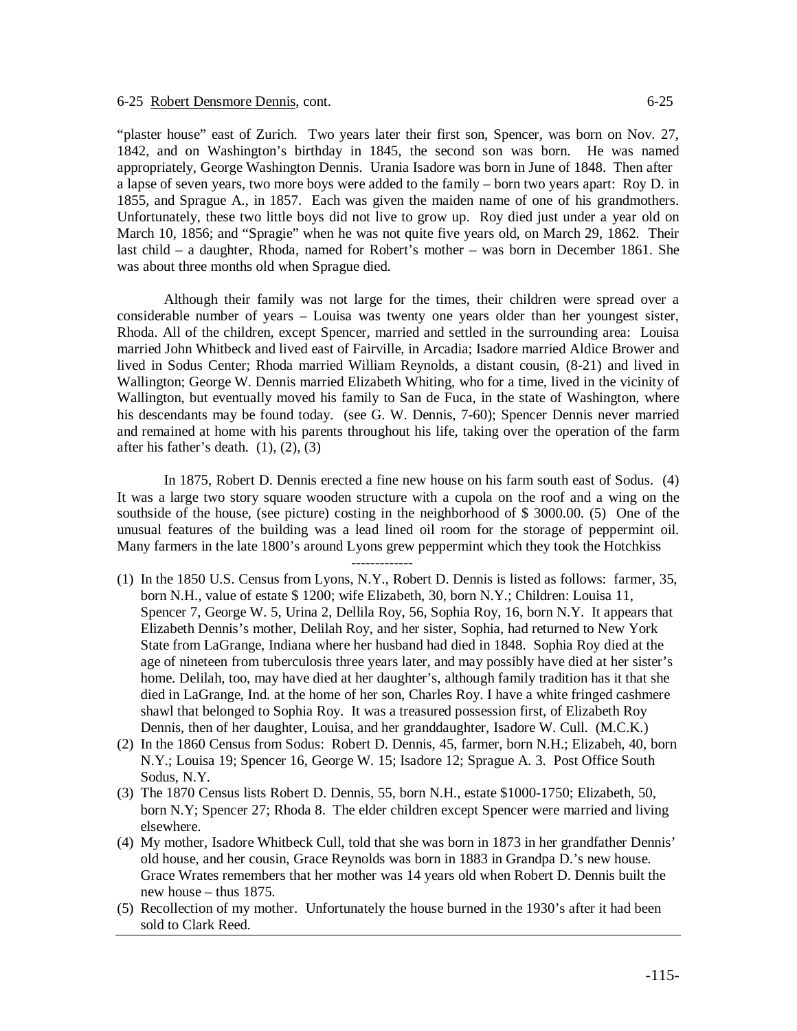"plaster house" east of Zurich. Two years later their first son, Spencer, was born on Nov. 27, 1842, and on Washington's birthday in 1845, the second son was born. He was named appropriately, George Washington Dennis. Urania Isadore was born in June of 1848. Then after a lapse of seven years, two more boys were added to the family – born two years apart: Roy D. in 1855, and Sprague A., in 1857. Each was given the maiden name of one of his grandmothers. Unfortunately, these two little boys did not live to grow up. Roy died just under a year old on March 10, 1856; and "Spragie" when he was not quite five years old, on March 29, 1862. Their last child – a daughter, Rhoda, named for Robert's mother – was born in December 1861. She was about three months old when Sprague died.

Although their family was not large for the times, their children were spread over a considerable number of years – Louisa was twenty one years older than her youngest sister, Rhoda. All of the children, except Spencer, married and settled in the surrounding area: Louisa married John Whitbeck and lived east of Fairville, in Arcadia; Isadore married Aldice Brower and lived in Sodus Center; Rhoda married William Reynolds, a distant cousin, (8-21) and lived in Wallington; George W. Dennis married Elizabeth Whiting, who for a time, lived in the vicinity of Wallington, but eventually moved his family to San de Fuca, in the state of Washington, where his descendants may be found today. (see G. W. Dennis, 7-60); Spencer Dennis never married and remained at home with his parents throughout his life, taking over the operation of the farm after his father's death. (1), (2), (3)

In 1875, Robert D. Dennis erected a fine new house on his farm south east of Sodus. (4) It was a large two story square wooden structure with a cupola on the roof and a wing on the southside of the house, (see picture) costing in the neighborhood of $ 3000.00. (5) One of the unusual features of the building was a lead lined oil room for the storage of peppermint oil. Many farmers in the late 1800's around Lyons grew peppermint which they took the Hotchkiss

-------------

(1) In the 1850 U.S. Census from Lyons, N.Y., Robert D. Dennis is listed as follows: farmer, 35, born N.H., value of estate $ 1200; wife Elizabeth, 30, born N.Y.; Children: Louisa 11, Spencer 7, George W. 5, Urina 2, Dellila Roy, 56, Sophia Roy, 16, born N.Y. It appears that Elizabeth Dennis's mother, Delilah Roy, and her sister, Sophia, had returned to New York State from LaGrange, Indiana where her husband had died in 1848. Sophia Roy died at the age of nineteen from tuberculosis three years later, and may possibly have died at her sister's home. Delilah, too, may have died at her daughter's, although family tradition has it that she died in LaGrange, Ind. at the home of her son, Charles Roy. I have a white fringed cashmere shawl that belonged to Sophia Roy. It was a treasured possession first, of Elizabeth Roy Dennis, then of her daughter, Louisa, and her granddaughter, Isadore W. Cull. (M.C.K.)

(2) In the 1860 Census from Sodus: Robert D. Dennis, 45, farmer, born N.H.; Elizabeh, 40, born N.Y.; Louisa 19; Spencer 16, George W. 15; Isadore 12; Sprague A. 3. Post Office South Sodus, N.Y.

(3) The 1870 Census lists Robert D. Dennis, 55, born N.H., estate $1000-1750; Elizabeth, 50, born N.Y; Spencer 27; Rhoda 8. The elder children except Spencer were married and living elsewhere.

(4) My mother, Isadore Whitbeck Cull, told that she was born in 1873 in her grandfather Dennis' old house, and her cousin, Grace Reynolds was born in 1883 in Grandpa D.'s new house. Grace Wrates remembers that her mother was 14 years old when Robert D. Dennis built the new house – thus 1875.

(5) Recollection of my mother. Unfortunately the house burned in the 1930's after it had been sold to Clark Reed.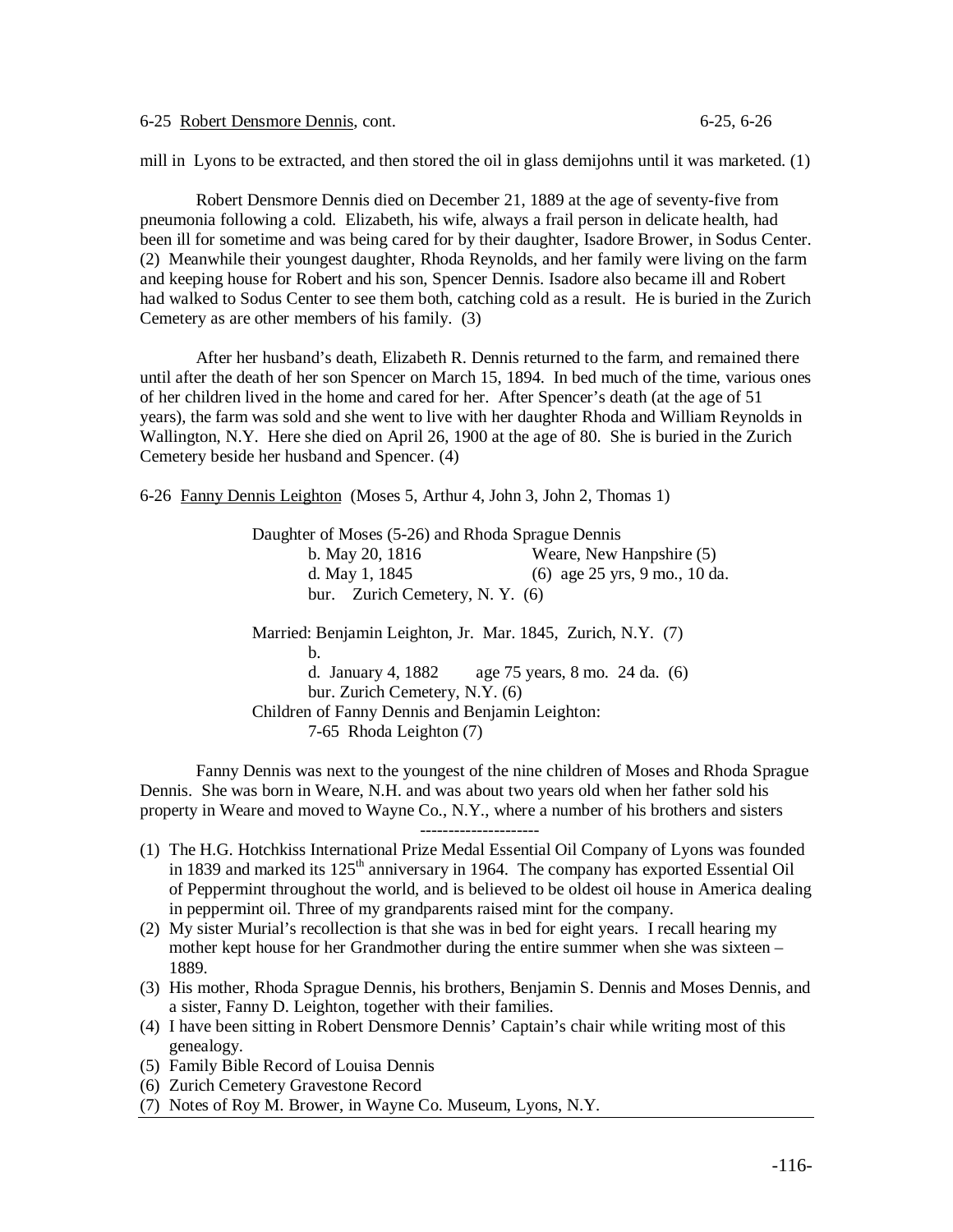6-25 Robert Densmore Dennis, cont.

mill in Lyons to be extracted, and then stored the oil in glass demijohns until it was marketed. (1)

Robert Densmore Dennis died on December 21, 1889 at the age of seventy-five from pneumonia following a cold. Elizabeth, his wife, always a frail person in delicate health, had been ill for sometime and was being cared for by their daughter, Isadore Brower, in Sodus Center. (2) Meanwhile their youngest daughter, Rhoda Reynolds, and her family were living on the farm and keeping house for Robert and his son, Spencer Dennis. Isadore also became ill and Robert had walked to Sodus Center to see them both, catching cold as a result. He is buried in the Zurich Cemetery as are other members of his family. (3)

After her husband's death, Elizabeth R. Dennis returned to the farm, and remained there until after the death of her son Spencer on March 15, 1894. In bed much of the time, various ones of her children lived in the home and cared for her. After Spencer's death (at the age of 51 years), the farm was sold and she went to live with her daughter Rhoda and William Reynolds in Wallington, N.Y. Here she died on April 26, 1900 at the age of 80. She is buried in the Zurich Cemetery beside her husband and Spencer. (4)

6-26 Fanny Dennis Leighton (Moses 5, Arthur 4, John 3, John 2, Thomas 1)

Daughter of Moses (5-26) and Rhoda Sprague Dennis
- b. May 20, 1816 — Weare, New Hanpshire (5)
- d. May 1, 1845 — (6) age 25 yrs, 9 mo., 10 da.
- bur. Zurich Cemetery, N. Y. (6)

Married: Benjamin Leighton, Jr. Mar. 1845, Zurich, N.Y. (7)
- b.
- d. January 4, 1882 — age 75 years, 8 mo. 24 da. (6)
- bur. Zurich Cemetery, N.Y. (6)

Children of Fanny Dennis and Benjamin Leighton:
- 7-65 Rhoda Leighton (7)

Fanny Dennis was next to the youngest of the nine children of Moses and Rhoda Sprague Dennis. She was born in Weare, N.H. and was about two years old when her father sold his property in Weare and moved to Wayne Co., N.Y., where a number of his brothers and sisters

---

(1) The H.G. Hotchkiss International Prize Medal Essential Oil Company of Lyons was founded in 1839 and marked its 125th anniversary in 1964. The company has exported Essential Oil of Peppermint throughout the world, and is believed to be oldest oil house in America dealing in peppermint oil. Three of my grandparents raised mint for the company.

(2) My sister Murial's recollection is that she was in bed for eight years. I recall hearing my mother kept house for her Grandmother during the entire summer when she was sixteen – 1889.

(3) His mother, Rhoda Sprague Dennis, his brothers, Benjamin S. Dennis and Moses Dennis, and a sister, Fanny D. Leighton, together with their families.

(4) I have been sitting in Robert Densmore Dennis' Captain's chair while writing most of this genealogy.

(5) Family Bible Record of Louisa Dennis

(6) Zurich Cemetery Gravestone Record

(7) Notes of Roy M. Brower, in Wayne Co. Museum, Lyons, N.Y.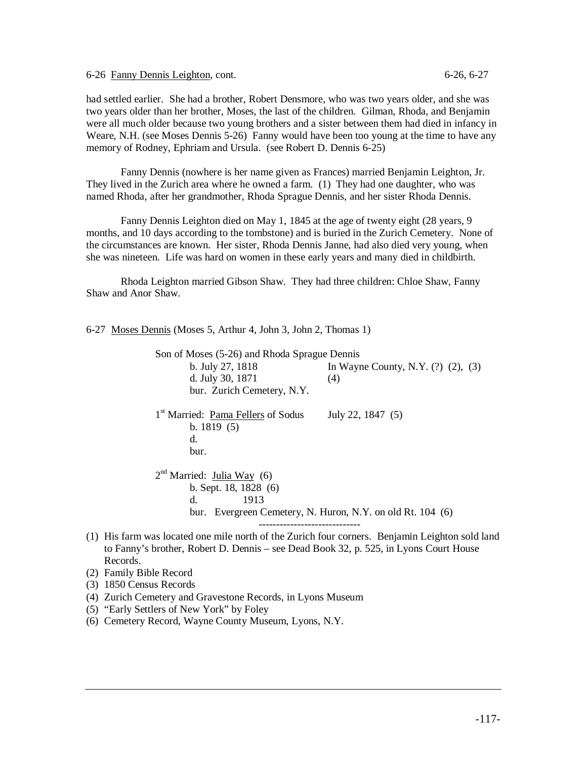had settled earlier. She had a brother, Robert Densmore, who was two years older, and she was two years older than her brother, Moses, the last of the children. Gilman, Rhoda, and Benjamin were all much older because two young brothers and a sister between them had died in infancy in Weare, N.H. (see Moses Dennis 5-26) Fanny would have been too young at the time to have any memory of Rodney, Ephriam and Ursula. (see Robert D. Dennis 6-25)

Fanny Dennis (nowhere is her name given as Frances) married Benjamin Leighton, Jr. They lived in the Zurich area where he owned a farm. (1) They had one daughter, who was named Rhoda, after her grandmother, Rhoda Sprague Dennis, and her sister Rhoda Dennis.

Fanny Dennis Leighton died on May 1, 1845 at the age of twenty eight (28 years, 9 months, and 10 days according to the tombstone) and is buried in the Zurich Cemetery. None of the circumstances are known. Her sister, Rhoda Dennis Janne, had also died very young, when she was nineteen. Life was hard on women in these early years and many died in childbirth.

Rhoda Leighton married Gibson Shaw. They had three children: Chloe Shaw, Fanny Shaw and Anor Shaw.

6-27 <u>Moses Dennis</u> (Moses 5, Arthur 4, John 3, John 2, Thomas 1)

Son of Moses (5-26) and Rhoda Sprague Dennis
b. July 27, 1818 — In Wayne County, N.Y. (?) (2), (3)
d. July 30, 1871 — (4)
bur. Zurich Cemetery, N.Y.

1st Married: <u>Pama Fellers</u> of Sodus — July 22, 1847 (5)
b. 1819 (5)
d.
bur.

2nd Married: <u>Julia Way</u> (6)
b. Sept. 18, 1828 (6)
d. 1913
bur. Evergreen Cemetery, N. Huron, N.Y. on old Rt. 104 (6)

-----------------------------

(1) His farm was located one mile north of the Zurich four corners. Benjamin Leighton sold land to Fanny's brother, Robert D. Dennis – see Dead Book 32, p. 525, in Lyons Court House Records.
(2) Family Bible Record
(3) 1850 Census Records
(4) Zurich Cemetery and Gravestone Records, in Lyons Museum
(5) "Early Settlers of New York" by Foley
(6) Cemetery Record, Wayne County Museum, Lyons, N.Y.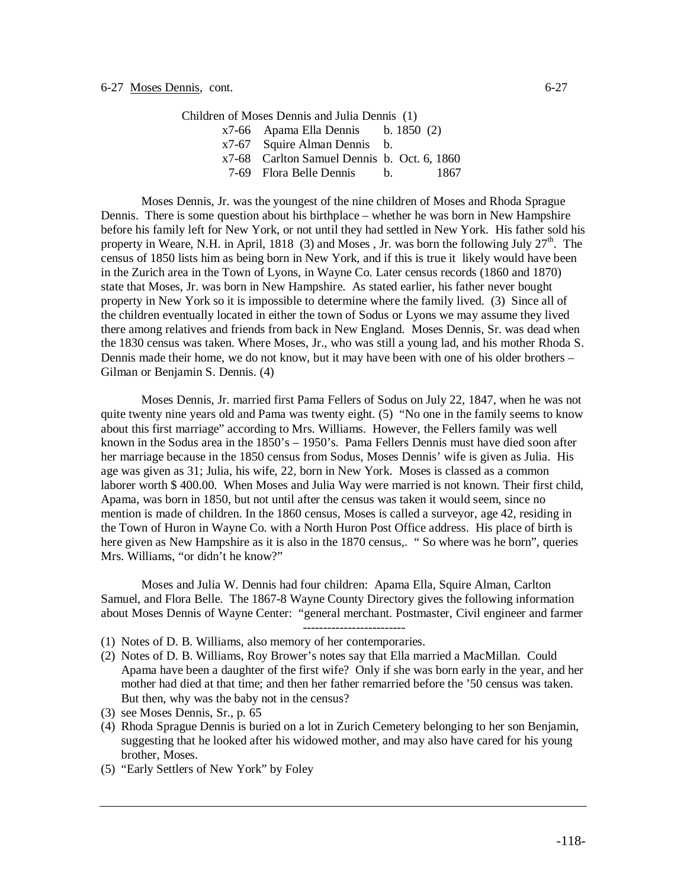6-27 Moses Dennis, cont. 6-27

Children of Moses Dennis and Julia Dennis (1)

| | | |
|---|---|---|
| x7-66 | Apama Ella Dennis | b. 1850 (2) |
| x7-67 | Squire Alman Dennis | b. |
| x7-68 | Carlton Samuel Dennis | b. Oct. 6, 1860 |
| 7-69 | Flora Belle Dennis | b. 1867 |

Moses Dennis, Jr. was the youngest of the nine children of Moses and Rhoda Sprague Dennis. There is some question about his birthplace – whether he was born in New Hampshire before his family left for New York, or not until they had settled in New York. His father sold his property in Weare, N.H. in April, 1818 (3) and Moses , Jr. was born the following July 27th. The census of 1850 lists him as being born in New York, and if this is true it likely would have been in the Zurich area in the Town of Lyons, in Wayne Co. Later census records (1860 and 1870) state that Moses, Jr. was born in New Hampshire. As stated earlier, his father never bought property in New York so it is impossible to determine where the family lived. (3) Since all of the children eventually located in either the town of Sodus or Lyons we may assume they lived there among relatives and friends from back in New England. Moses Dennis, Sr. was dead when the 1830 census was taken. Where Moses, Jr., who was still a young lad, and his mother Rhoda S. Dennis made their home, we do not know, but it may have been with one of his older brothers – Gilman or Benjamin S. Dennis. (4)

Moses Dennis, Jr. married first Pama Fellers of Sodus on July 22, 1847, when he was not quite twenty nine years old and Pama was twenty eight. (5) "No one in the family seems to know about this first marriage" according to Mrs. Williams. However, the Fellers family was well known in the Sodus area in the 1850's – 1950's. Pama Fellers Dennis must have died soon after her marriage because in the 1850 census from Sodus, Moses Dennis' wife is given as Julia. His age was given as 31; Julia, his wife, 22, born in New York. Moses is classed as a common laborer worth $ 400.00. When Moses and Julia Way were married is not known. Their first child, Apama, was born in 1850, but not until after the census was taken it would seem, since no mention is made of children. In the 1860 census, Moses is called a surveyor, age 42, residing in the Town of Huron in Wayne Co. with a North Huron Post Office address. His place of birth is here given as New Hampshire as it is also in the 1870 census,. " So where was he born", queries Mrs. Williams, "or didn't he know?"

Moses and Julia W. Dennis had four children: Apama Ella, Squire Alman, Carlton Samuel, and Flora Belle. The 1867-8 Wayne County Directory gives the following information about Moses Dennis of Wayne Center: "general merchant. Postmaster, Civil engineer and farmer

-------------------------

(1) Notes of D. B. Williams, also memory of her contemporaries.
(2) Notes of D. B. Williams, Roy Brower's notes say that Ella married a MacMillan. Could Apama have been a daughter of the first wife? Only if she was born early in the year, and her mother had died at that time; and then her father remarried before the '50 census was taken. But then, why was the baby not in the census?
(3) see Moses Dennis, Sr., p. 65
(4) Rhoda Sprague Dennis is buried on a lot in Zurich Cemetery belonging to her son Benjamin, suggesting that he looked after his widowed mother, and may also have cared for his young brother, Moses.
(5) "Early Settlers of New York" by Foley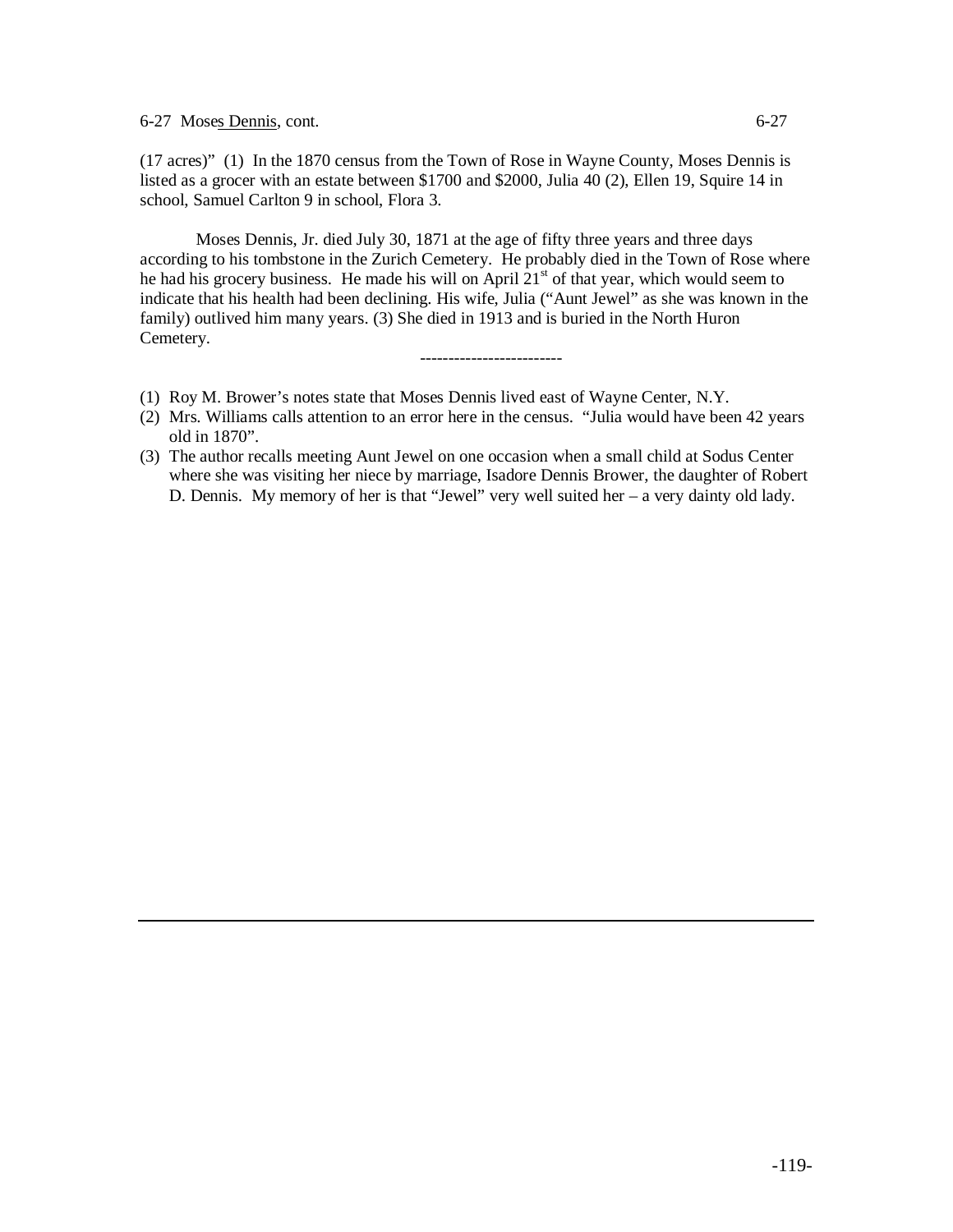(17 acres)" (1) In the 1870 census from the Town of Rose in Wayne County, Moses Dennis is listed as a grocer with an estate between \$1700 and \$2000, Julia 40 (2), Ellen 19, Squire 14 in school, Samuel Carlton 9 in school, Flora 3.

Moses Dennis, Jr. died July 30, 1871 at the age of fifty three years and three days according to his tombstone in the Zurich Cemetery. He probably died in the Town of Rose where he had his grocery business. He made his will on April 21st of that year, which would seem to indicate that his health had been declining. His wife, Julia ("Aunt Jewel" as she was known in the family) outlived him many years. (3) She died in 1913 and is buried in the North Huron Cemetery.

-------------------------

(1) Roy M. Brower's notes state that Moses Dennis lived east of Wayne Center, N.Y.
(2) Mrs. Williams calls attention to an error here in the census. "Julia would have been 42 years old in 1870".
(3) The author recalls meeting Aunt Jewel on one occasion when a small child at Sodus Center where she was visiting her niece by marriage, Isadore Dennis Brower, the daughter of Robert D. Dennis. My memory of her is that "Jewel" very well suited her – a very dainty old lady.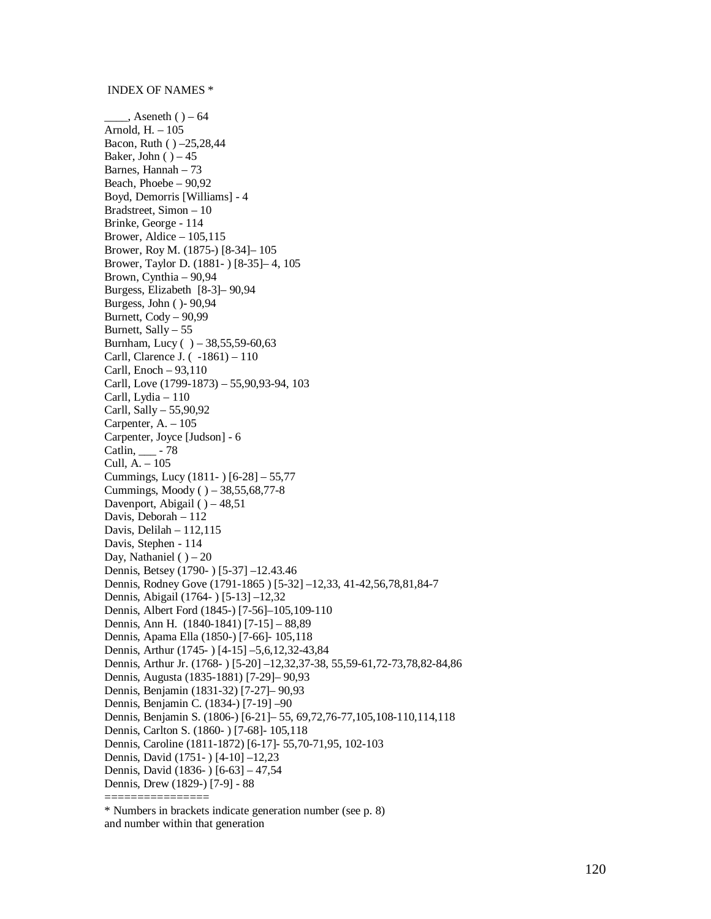INDEX OF NAMES *

____, Aseneth ( ) – 64
Arnold, H. – 105
Bacon, Ruth ( ) –25,28,44
Baker, John ( ) – 45
Barnes, Hannah – 73
Beach, Phoebe – 90,92
Boyd, Demorris [Williams] - 4
Bradstreet, Simon – 10
Brinke, George - 114
Brower, Aldice – 105,115
Brower, Roy M. (1875-) [8-34]– 105
Brower, Taylor D. (1881- ) [8-35]– 4, 105
Brown, Cynthia – 90,94
Burgess, Elizabeth [8-3]– 90,94
Burgess, John ( )- 90,94
Burnett, Cody – 90,99
Burnett, Sally – 55
Burnham, Lucy ( ) – 38,55,59-60,63
Carll, Clarence J. ( -1861) – 110
Carll, Enoch – 93,110
Carll, Love (1799-1873) – 55,90,93-94, 103
Carll, Lydia – 110
Carll, Sally – 55,90,92
Carpenter, A. – 105
Carpenter, Joyce [Judson] - 6
Catlin, ___ - 78
Cull, A. – 105
Cummings, Lucy (1811- ) [6-28] – 55,77
Cummings, Moody ( ) – 38,55,68,77-8
Davenport, Abigail ( ) – 48,51
Davis, Deborah – 112
Davis, Delilah – 112,115
Davis, Stephen - 114
Day, Nathaniel ( ) – 20
Dennis, Betsey (1790- ) [5-37] –12.43.46
Dennis, Rodney Gove (1791-1865 ) [5-32] –12,33, 41-42,56,78,81,84-7
Dennis, Abigail (1764- ) [5-13] –12,32
Dennis, Albert Ford (1845-) [7-56]–105,109-110
Dennis, Ann H. (1840-1841) [7-15] – 88,89
Dennis, Apama Ella (1850-) [7-66]- 105,118
Dennis, Arthur (1745- ) [4-15] –5,6,12,32-43,84
Dennis, Arthur Jr. (1768- ) [5-20] –12,32,37-38, 55,59-61,72-73,78,82-84,86
Dennis, Augusta (1835-1881) [7-29]– 90,93
Dennis, Benjamin (1831-32) [7-27]– 90,93
Dennis, Benjamin C. (1834-) [7-19] –90
Dennis, Benjamin S. (1806-) [6-21]– 55, 69,72,76-77,105,108-110,114,118
Dennis, Carlton S. (1860- ) [7-68]- 105,118
Dennis, Caroline (1811-1872) [6-17]- 55,70-71,95, 102-103
Dennis, David (1751- ) [4-10] –12,23
Dennis, David (1836- ) [6-63] – 47,54
Dennis, Drew (1829-) [7-9] - 88

===============

* Numbers in brackets indicate generation number (see p. 8) and number within that generation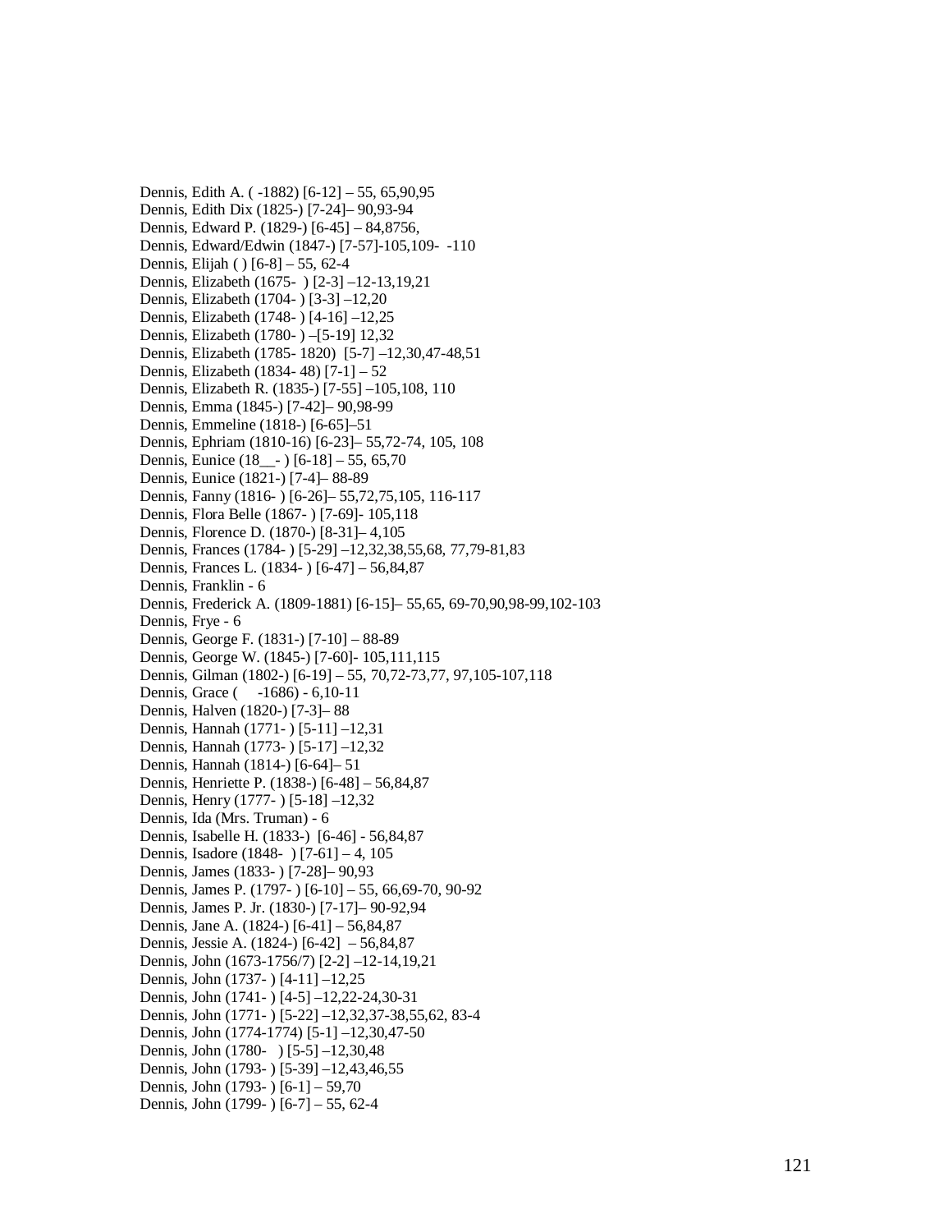Dennis, Edith A. ( -1882) [6-12] – 55, 65,90,95
Dennis, Edith Dix (1825-) [7-24]– 90,93-94
Dennis, Edward P. (1829-) [6-45] – 84,8756,
Dennis, Edward/Edwin (1847-) [7-57]-105,109- -110
Dennis, Elijah ( ) [6-8] – 55, 62-4
Dennis, Elizabeth (1675- ) [2-3] –12-13,19,21
Dennis, Elizabeth (1704- ) [3-3] –12,20
Dennis, Elizabeth (1748- ) [4-16] –12,25
Dennis, Elizabeth (1780- ) –[5-19] 12,32
Dennis, Elizabeth (1785- 1820) [5-7] –12,30,47-48,51
Dennis, Elizabeth (1834- 48) [7-1] – 52
Dennis, Elizabeth R. (1835-) [7-55] –105,108, 110
Dennis, Emma (1845-) [7-42]– 90,98-99
Dennis, Emmeline (1818-) [6-65]–51
Dennis, Ephriam (1810-16) [6-23]– 55,72-74, 105, 108
Dennis, Eunice (18__- ) [6-18] – 55, 65,70
Dennis, Eunice (1821-) [7-4]– 88-89
Dennis, Fanny (1816- ) [6-26]– 55,72,75,105, 116-117
Dennis, Flora Belle (1867- ) [7-69]- 105,118
Dennis, Florence D. (1870-) [8-31]– 4,105
Dennis, Frances (1784- ) [5-29] –12,32,38,55,68, 77,79-81,83
Dennis, Frances L. (1834- ) [6-47] – 56,84,87
Dennis, Franklin - 6
Dennis, Frederick A. (1809-1881) [6-15]– 55,65, 69-70,90,98-99,102-103
Dennis, Frye - 6
Dennis, George F. (1831-) [7-10] – 88-89
Dennis, George W. (1845-) [7-60]- 105,111,115
Dennis, Gilman (1802-) [6-19] – 55, 70,72-73,77, 97,105-107,118
Dennis, Grace ( -1686) - 6,10-11
Dennis, Halven (1820-) [7-3]– 88
Dennis, Hannah (1771- ) [5-11] –12,31
Dennis, Hannah (1773- ) [5-17] –12,32
Dennis, Hannah (1814-) [6-64]– 51
Dennis, Henriette P. (1838-) [6-48] – 56,84,87
Dennis, Henry (1777- ) [5-18] –12,32
Dennis, Ida (Mrs. Truman) - 6
Dennis, Isabelle H. (1833-) [6-46] - 56,84,87
Dennis, Isadore (1848- ) [7-61] – 4, 105
Dennis, James (1833- ) [7-28]– 90,93
Dennis, James P. (1797- ) [6-10] – 55, 66,69-70, 90-92
Dennis, James P. Jr. (1830-) [7-17]– 90-92,94
Dennis, Jane A. (1824-) [6-41] – 56,84,87
Dennis, Jessie A. (1824-) [6-42] – 56,84,87
Dennis, John (1673-1756/7) [2-2] –12-14,19,21
Dennis, John (1737- ) [4-11] –12,25
Dennis, John (1741- ) [4-5] –12,22-24,30-31
Dennis, John (1771- ) [5-22] –12,32,37-38,55,62, 83-4
Dennis, John (1774-1774) [5-1] –12,30,47-50
Dennis, John (1780- ) [5-5] –12,30,48
Dennis, John (1793- ) [5-39] –12,43,46,55
Dennis, John (1793- ) [6-1] – 59,70
Dennis, John (1799- ) [6-7] – 55, 62-4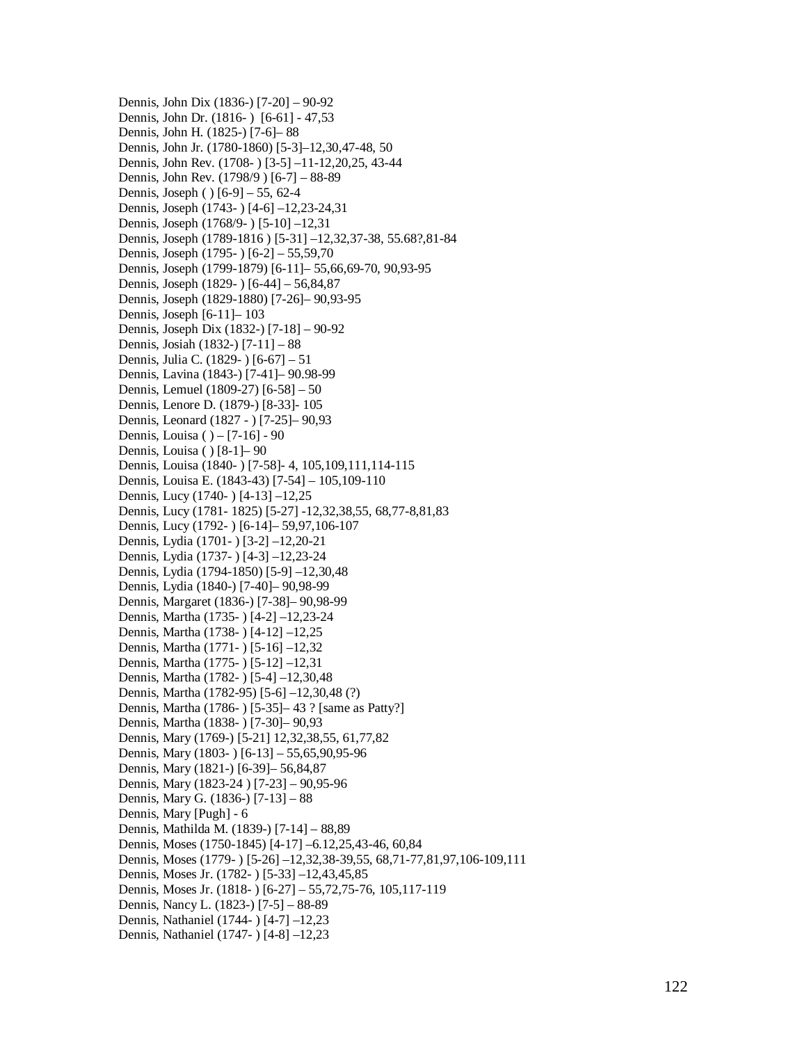Dennis, John Dix (1836-) [7-20] – 90-92
Dennis, John Dr. (1816- ) [6-61] - 47,53
Dennis, John H. (1825-) [7-6]– 88
Dennis, John Jr. (1780-1860) [5-3]–12,30,47-48, 50
Dennis, John Rev. (1708- ) [3-5] –11-12,20,25, 43-44
Dennis, John Rev. (1798/9 ) [6-7] – 88-89
Dennis, Joseph ( ) [6-9] – 55, 62-4
Dennis, Joseph (1743- ) [4-6] –12,23-24,31
Dennis, Joseph (1768/9- ) [5-10] –12,31
Dennis, Joseph (1789-1816 ) [5-31] –12,32,37-38, 55.68?,81-84
Dennis, Joseph (1795- ) [6-2] – 55,59,70
Dennis, Joseph (1799-1879) [6-11]– 55,66,69-70, 90,93-95
Dennis, Joseph (1829- ) [6-44] – 56,84,87
Dennis, Joseph (1829-1880) [7-26]– 90,93-95
Dennis, Joseph [6-11]– 103
Dennis, Joseph Dix (1832-) [7-18] – 90-92
Dennis, Josiah (1832-) [7-11] – 88
Dennis, Julia C. (1829- ) [6-67] – 51
Dennis, Lavina (1843-) [7-41]– 90.98-99
Dennis, Lemuel (1809-27) [6-58] – 50
Dennis, Lenore D. (1879-) [8-33]- 105
Dennis, Leonard (1827 - ) [7-25]– 90,93
Dennis, Louisa ( ) – [7-16] - 90
Dennis, Louisa ( ) [8-1]– 90
Dennis, Louisa (1840- ) [7-58]- 4, 105,109,111,114-115
Dennis, Louisa E. (1843-43) [7-54] – 105,109-110
Dennis, Lucy (1740- ) [4-13] –12,25
Dennis, Lucy (1781- 1825) [5-27] -12,32,38,55, 68,77-8,81,83
Dennis, Lucy (1792- ) [6-14]– 59,97,106-107
Dennis, Lydia (1701- ) [3-2] –12,20-21
Dennis, Lydia (1737- ) [4-3] –12,23-24
Dennis, Lydia (1794-1850) [5-9] –12,30,48
Dennis, Lydia (1840-) [7-40]– 90,98-99
Dennis, Margaret (1836-) [7-38]– 90,98-99
Dennis, Martha (1735- ) [4-2] –12,23-24
Dennis, Martha (1738- ) [4-12] –12,25
Dennis, Martha (1771- ) [5-16] –12,32
Dennis, Martha (1775- ) [5-12] –12,31
Dennis, Martha (1782- ) [5-4] –12,30,48
Dennis, Martha (1782-95) [5-6] –12,30,48 (?)
Dennis, Martha (1786- ) [5-35]– 43 ? [same as Patty?]
Dennis, Martha (1838- ) [7-30]– 90,93
Dennis, Mary (1769-) [5-21] 12,32,38,55, 61,77,82
Dennis, Mary (1803- ) [6-13] – 55,65,90,95-96
Dennis, Mary (1821-) [6-39]– 56,84,87
Dennis, Mary (1823-24 ) [7-23] – 90,95-96
Dennis, Mary G. (1836-) [7-13] – 88
Dennis, Mary [Pugh] - 6
Dennis, Mathilda M. (1839-) [7-14] – 88,89
Dennis, Moses (1750-1845) [4-17] –6.12,25,43-46, 60,84
Dennis, Moses (1779- ) [5-26] –12,32,38-39,55, 68,71-77,81,97,106-109,111
Dennis, Moses Jr. (1782- ) [5-33] –12,43,45,85
Dennis, Moses Jr. (1818- ) [6-27] – 55,72,75-76, 105,117-119
Dennis, Nancy L. (1823-) [7-5] – 88-89
Dennis, Nathaniel (1744- ) [4-7] –12,23
Dennis, Nathaniel (1747- ) [4-8] –12,23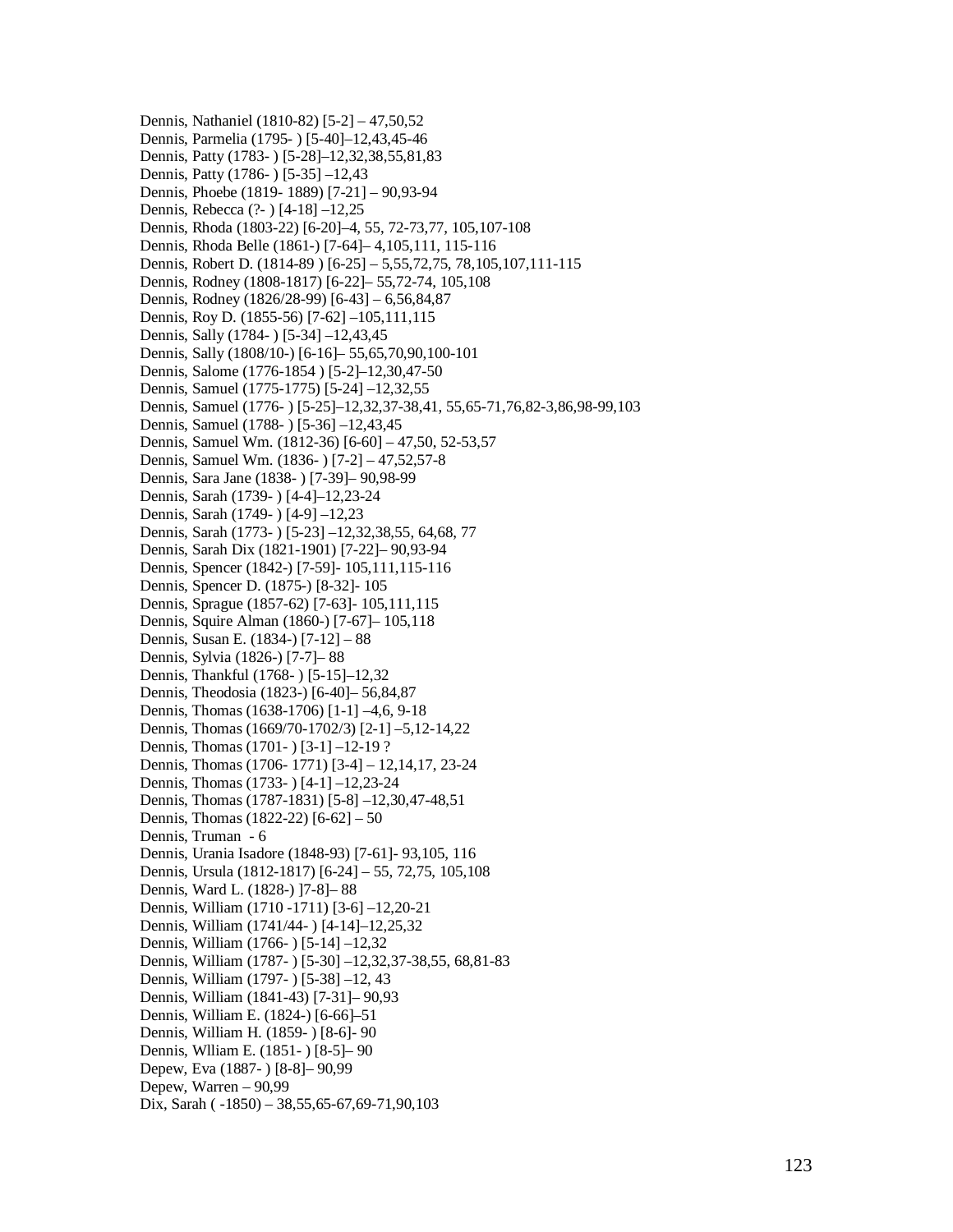Dennis, Nathaniel (1810-82) [5-2] – 47,50,52
Dennis, Parmelia (1795- ) [5-40]–12,43,45-46
Dennis, Patty (1783- ) [5-28]–12,32,38,55,81,83
Dennis, Patty (1786- ) [5-35] –12,43
Dennis, Phoebe (1819- 1889) [7-21] – 90,93-94
Dennis, Rebecca (?- ) [4-18] –12,25
Dennis, Rhoda (1803-22) [6-20]–4, 55, 72-73,77, 105,107-108
Dennis, Rhoda Belle (1861-) [7-64]– 4,105,111, 115-116
Dennis, Robert D. (1814-89 ) [6-25] – 5,55,72,75, 78,105,107,111-115
Dennis, Rodney (1808-1817) [6-22]– 55,72-74, 105,108
Dennis, Rodney (1826/28-99) [6-43] – 6,56,84,87
Dennis, Roy D. (1855-56) [7-62] –105,111,115
Dennis, Sally (1784- ) [5-34] –12,43,45
Dennis, Sally (1808/10-) [6-16]– 55,65,70,90,100-101
Dennis, Salome (1776-1854 ) [5-2]–12,30,47-50
Dennis, Samuel (1775-1775) [5-24] –12,32,55
Dennis, Samuel (1776- ) [5-25]–12,32,37-38,41, 55,65-71,76,82-3,86,98-99,103
Dennis, Samuel (1788- ) [5-36] –12,43,45
Dennis, Samuel Wm. (1812-36) [6-60] – 47,50, 52-53,57
Dennis, Samuel Wm. (1836- ) [7-2] – 47,52,57-8
Dennis, Sara Jane (1838- ) [7-39]– 90,98-99
Dennis, Sarah (1739- ) [4-4]–12,23-24
Dennis, Sarah (1749- ) [4-9] –12,23
Dennis, Sarah (1773- ) [5-23] –12,32,38,55, 64,68, 77
Dennis, Sarah Dix (1821-1901) [7-22]– 90,93-94
Dennis, Spencer (1842-) [7-59]- 105,111,115-116
Dennis, Spencer D. (1875-) [8-32]- 105
Dennis, Sprague (1857-62) [7-63]- 105,111,115
Dennis, Squire Alman (1860-) [7-67]– 105,118
Dennis, Susan E. (1834-) [7-12] – 88
Dennis, Sylvia (1826-) [7-7]– 88
Dennis, Thankful (1768- ) [5-15]–12,32
Dennis, Theodosia (1823-) [6-40]– 56,84,87
Dennis, Thomas (1638-1706) [1-1] –4,6, 9-18
Dennis, Thomas (1669/70-1702/3) [2-1] –5,12-14,22
Dennis, Thomas (1701- ) [3-1] –12-19 ?
Dennis, Thomas (1706- 1771) [3-4] – 12,14,17, 23-24
Dennis, Thomas (1733- ) [4-1] –12,23-24
Dennis, Thomas (1787-1831) [5-8] –12,30,47-48,51
Dennis, Thomas (1822-22) [6-62] – 50
Dennis, Truman - 6
Dennis, Urania Isadore (1848-93) [7-61]- 93,105, 116
Dennis, Ursula (1812-1817) [6-24] – 55, 72,75, 105,108
Dennis, Ward L. (1828-) ]7-8]– 88
Dennis, William (1710 -1711) [3-6] –12,20-21
Dennis, William (1741/44- ) [4-14]–12,25,32
Dennis, William (1766- ) [5-14] –12,32
Dennis, William (1787- ) [5-30] –12,32,37-38,55, 68,81-83
Dennis, William (1797- ) [5-38] –12, 43
Dennis, William (1841-43) [7-31]– 90,93
Dennis, William E. (1824-) [6-66]–51
Dennis, William H. (1859- ) [8-6]- 90
Dennis, Wlliam E. (1851- ) [8-5]– 90
Depew, Eva (1887- ) [8-8]– 90,99
Depew, Warren – 90,99
Dix, Sarah ( -1850) – 38,55,65-67,69-71,90,103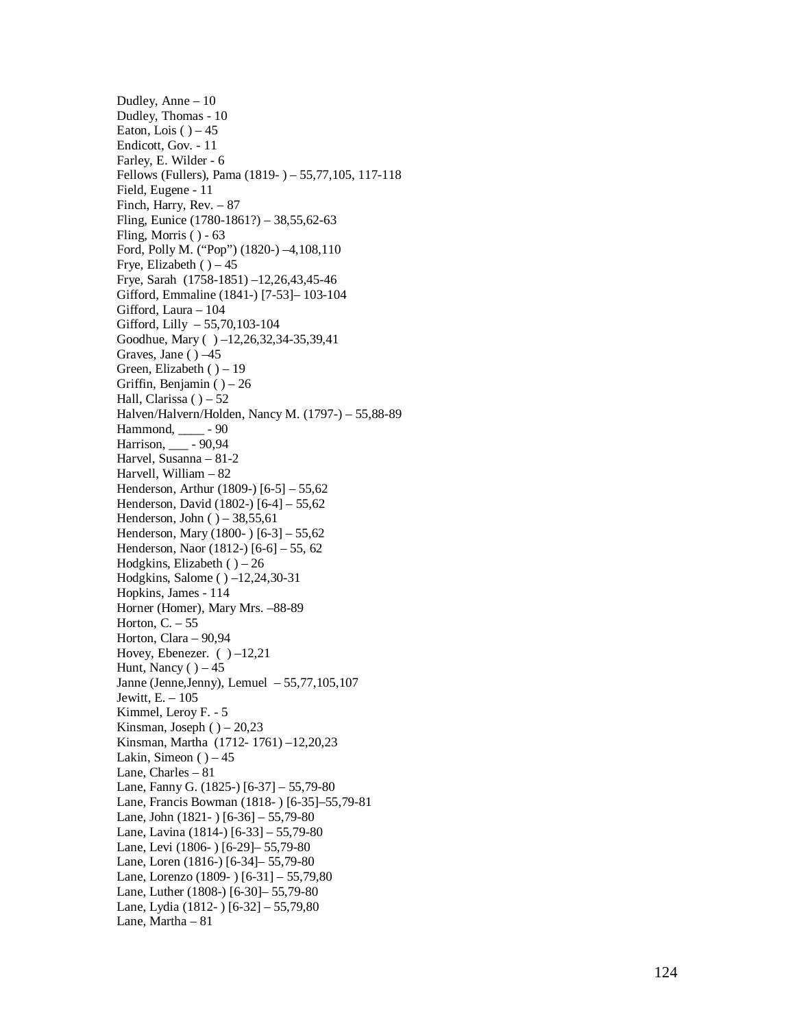Dudley, Anne – 10
Dudley, Thomas - 10
Eaton, Lois ( ) – 45
Endicott, Gov. - 11
Farley, E. Wilder - 6
Fellows (Fullers), Pama (1819- ) – 55,77,105, 117-118
Field, Eugene - 11
Finch, Harry, Rev. – 87
Fling, Eunice (1780-1861?) – 38,55,62-63
Fling, Morris ( ) - 63
Ford, Polly M. ("Pop") (1820-) –4,108,110
Frye, Elizabeth ( ) – 45
Frye, Sarah (1758-1851) –12,26,43,45-46
Gifford, Emmaline (1841-) [7-53]– 103-104
Gifford, Laura – 104
Gifford, Lilly – 55,70,103-104
Goodhue, Mary ( ) –12,26,32,34-35,39,41
Graves, Jane ( ) –45
Green, Elizabeth ( ) – 19
Griffin, Benjamin ( ) – 26
Hall, Clarissa ( ) – 52
Halven/Halvern/Holden, Nancy M. (1797-) – 55,88-89
Hammond, ____ - 90
Harrison, ___ - 90,94
Harvel, Susanna – 81-2
Harvell, William – 82
Henderson, Arthur (1809-) [6-5] – 55,62
Henderson, David (1802-) [6-4] – 55,62
Henderson, John ( ) – 38,55,61
Henderson, Mary (1800- ) [6-3] – 55,62
Henderson, Naor (1812-) [6-6] – 55, 62
Hodgkins, Elizabeth ( ) – 26
Hodgkins, Salome ( ) –12,24,30-31
Hopkins, James - 114
Horner (Homer), Mary Mrs. –88-89
Horton, C. – 55
Horton, Clara – 90,94
Hovey, Ebenezer. ( ) –12,21
Hunt, Nancy ( ) – 45
Janne (Jenne,Jenny), Lemuel – 55,77,105,107
Jewitt, E. – 105
Kimmel, Leroy F. - 5
Kinsman, Joseph ( ) – 20,23
Kinsman, Martha (1712- 1761) –12,20,23
Lakin, Simeon ( ) – 45
Lane, Charles – 81
Lane, Fanny G. (1825-) [6-37] – 55,79-80
Lane, Francis Bowman (1818- ) [6-35]–55,79-81
Lane, John (1821- ) [6-36] – 55,79-80
Lane, Lavina (1814-) [6-33] – 55,79-80
Lane, Levi (1806- ) [6-29]– 55,79-80
Lane, Loren (1816-) [6-34]– 55,79-80
Lane, Lorenzo (1809- ) [6-31] – 55,79,80
Lane, Luther (1808-) [6-30]– 55,79-80
Lane, Lydia (1812- ) [6-32] – 55,79,80
Lane, Martha – 81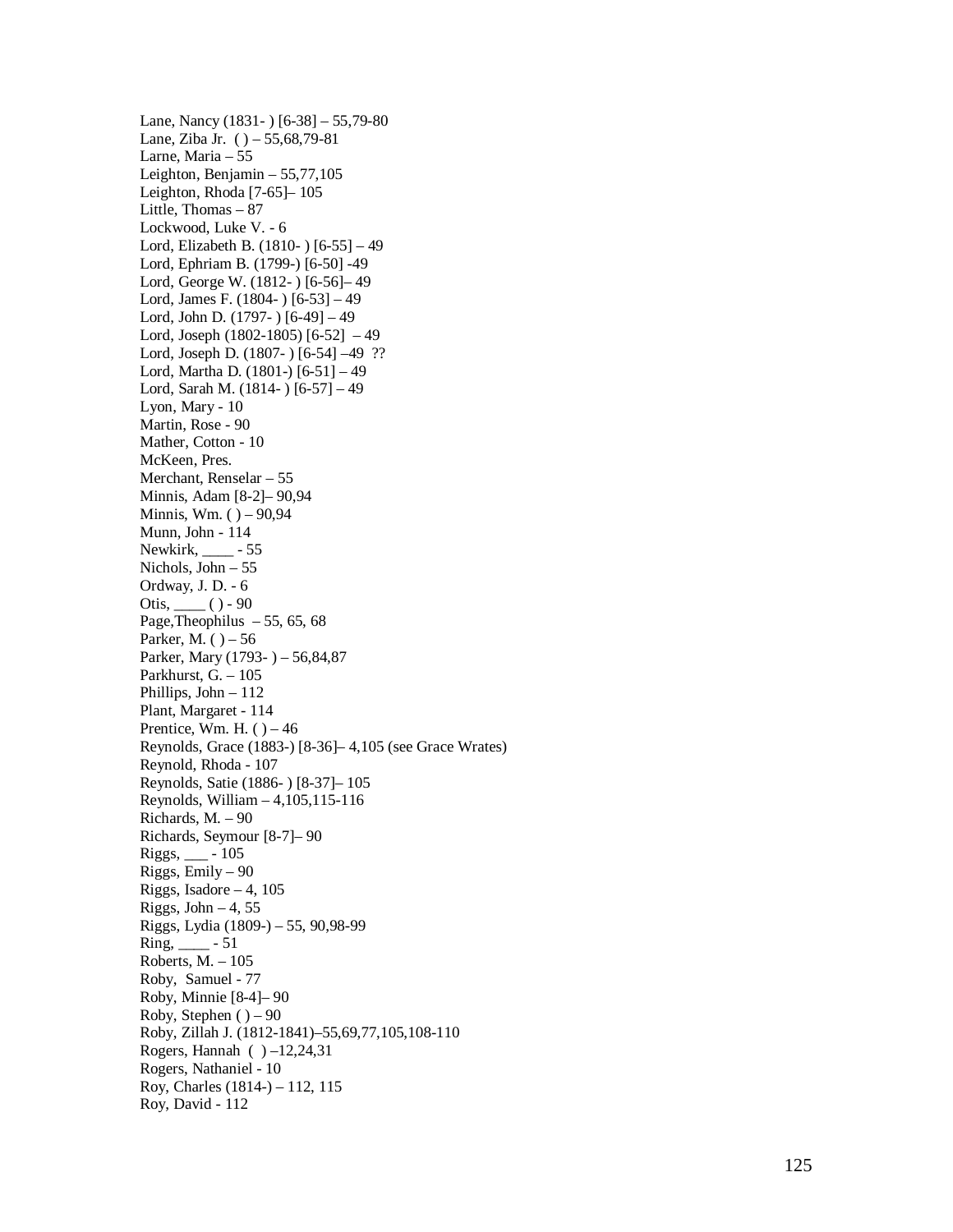Lane, Nancy (1831- ) [6-38] – 55,79-80
Lane, Ziba Jr.  ( ) – 55,68,79-81
Larne, Maria – 55
Leighton, Benjamin – 55,77,105
Leighton, Rhoda [7-65]– 105
Little, Thomas – 87
Lockwood, Luke V. - 6
Lord, Elizabeth B. (1810- ) [6-55] – 49
Lord, Ephriam B. (1799-) [6-50] -49
Lord, George W. (1812- ) [6-56]– 49
Lord, James F. (1804- ) [6-53] – 49
Lord, John D. (1797- ) [6-49] – 49
Lord, Joseph (1802-1805) [6-52]  – 49
Lord, Joseph D. (1807- ) [6-54] –49  ??
Lord, Martha D. (1801-) [6-51] – 49
Lord, Sarah M. (1814- ) [6-57] – 49
Lyon, Mary - 10
Martin, Rose - 90
Mather, Cotton - 10
McKeen, Pres.
Merchant, Renselar – 55
Minnis, Adam [8-2]– 90,94
Minnis, Wm. ( ) – 90,94
Munn, John - 114
Newkirk, ____ - 55
Nichols, John – 55
Ordway, J. D. - 6
Otis, ____ ( ) - 90
Page,Theophilus  – 55, 65, 68
Parker, M. ( ) – 56
Parker, Mary (1793- ) – 56,84,87
Parkhurst, G. – 105
Phillips, John – 112
Plant, Margaret - 114
Prentice, Wm. H. ( ) – 46
Reynolds, Grace (1883-) [8-36]– 4,105 (see Grace Wrates)
Reynold, Rhoda - 107
Reynolds, Satie (1886- ) [8-37]– 105
Reynolds, William – 4,105,115-116
Richards, M. – 90
Richards, Seymour [8-7]– 90
Riggs, ___ - 105
Riggs, Emily – 90
Riggs, Isadore – 4, 105
Riggs, John – 4, 55
Riggs, Lydia (1809-) – 55, 90,98-99
Ring, ____ - 51
Roberts, M. – 105
Roby,  Samuel - 77
Roby, Minnie [8-4]– 90
Roby, Stephen ( ) – 90
Roby, Zillah J. (1812-1841)–55,69,77,105,108-110
Rogers, Hannah  ( ) –12,24,31
Rogers, Nathaniel - 10
Roy, Charles (1814-) – 112, 115
Roy, David - 112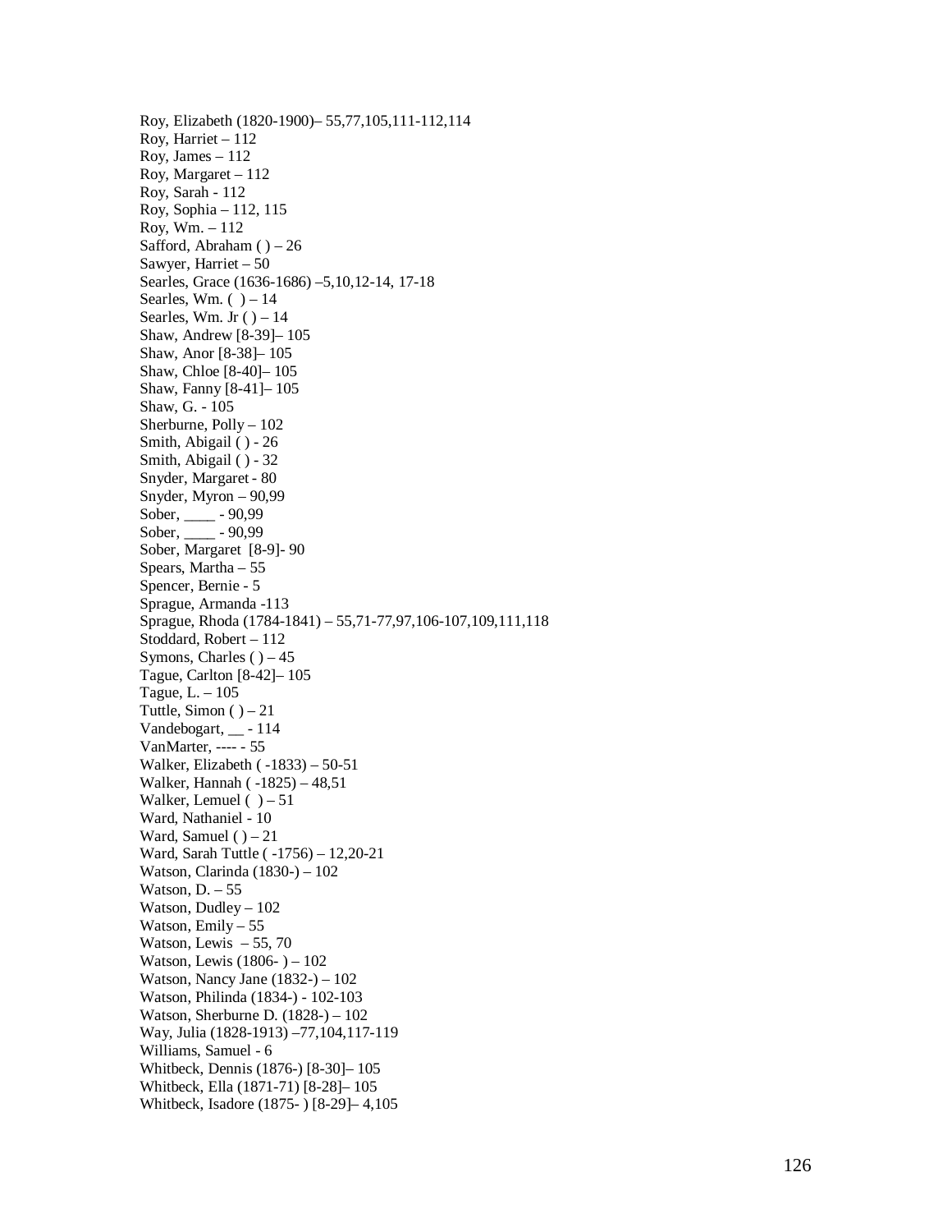Roy, Elizabeth (1820-1900)– 55,77,105,111-112,114
Roy, Harriet – 112
Roy, James – 112
Roy, Margaret – 112
Roy, Sarah - 112
Roy, Sophia – 112, 115
Roy, Wm. – 112
Safford, Abraham ( ) – 26
Sawyer, Harriet – 50
Searles, Grace (1636-1686) –5,10,12-14, 17-18
Searles, Wm. ( ) – 14
Searles, Wm. Jr ( ) – 14
Shaw, Andrew [8-39]– 105
Shaw, Anor [8-38]– 105
Shaw, Chloe [8-40]– 105
Shaw, Fanny [8-41]– 105
Shaw, G. - 105
Sherburne, Polly – 102
Smith, Abigail ( ) - 26
Smith, Abigail ( ) - 32
Snyder, Margaret - 80
Snyder, Myron – 90,99
Sober, ____ - 90,99
Sober, ____ - 90,99
Sober, Margaret [8-9]- 90
Spears, Martha – 55
Spencer, Bernie - 5
Sprague, Armanda -113
Sprague, Rhoda (1784-1841) – 55,71-77,97,106-107,109,111,118
Stoddard, Robert – 112
Symons, Charles ( ) – 45
Tague, Carlton [8-42]– 105
Tague, L. – 105
Tuttle, Simon ( ) – 21
Vandebogart, __ - 114
VanMarter, ---- - 55
Walker, Elizabeth ( -1833) – 50-51
Walker, Hannah ( -1825) – 48,51
Walker, Lemuel ( ) – 51
Ward, Nathaniel - 10
Ward, Samuel ( ) – 21
Ward, Sarah Tuttle ( -1756) – 12,20-21
Watson, Clarinda (1830-) – 102
Watson, D. – 55
Watson, Dudley – 102
Watson, Emily – 55
Watson, Lewis – 55, 70
Watson, Lewis (1806- ) – 102
Watson, Nancy Jane (1832-) – 102
Watson, Philinda (1834-) - 102-103
Watson, Sherburne D. (1828-) – 102
Way, Julia (1828-1913) –77,104,117-119
Williams, Samuel - 6
Whitbeck, Dennis (1876-) [8-30]– 105
Whitbeck, Ella (1871-71) [8-28]– 105
Whitbeck, Isadore (1875- ) [8-29]– 4,105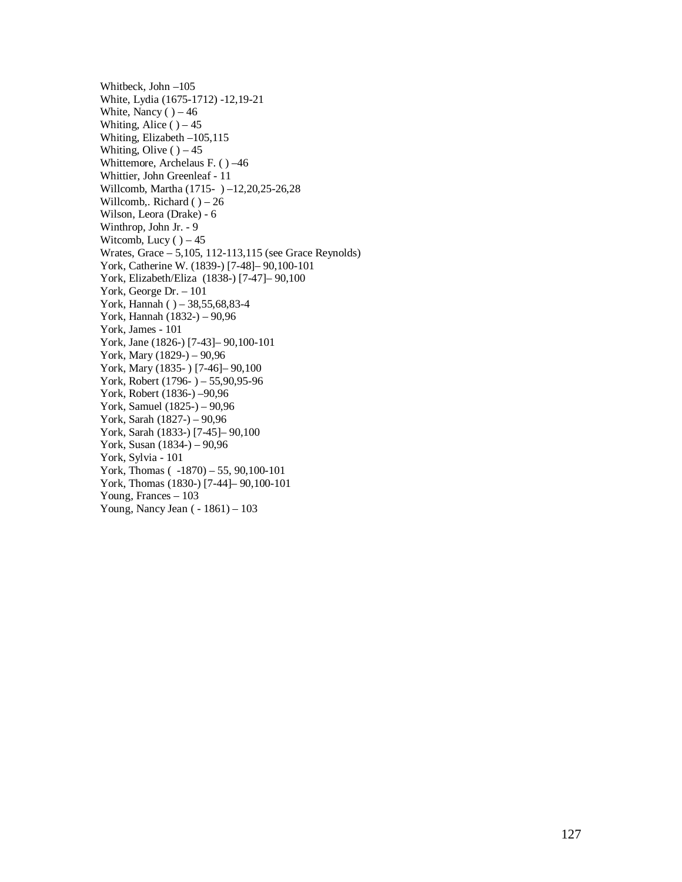Whitbeck, John –105
White, Lydia (1675-1712) -12,19-21
White, Nancy ( ) – 46
Whiting, Alice ( ) – 45
Whiting, Elizabeth –105,115
Whiting, Olive ( ) – 45
Whittemore, Archelaus F. ( ) –46
Whittier, John Greenleaf - 11
Willcomb, Martha (1715- ) –12,20,25-26,28
Willcomb,. Richard ( ) – 26
Wilson, Leora (Drake) - 6
Winthrop, John Jr. - 9
Witcomb, Lucy ( ) – 45
Wrates, Grace – 5,105, 112-113,115 (see Grace Reynolds)
York, Catherine W. (1839-) [7-48]– 90,100-101
York, Elizabeth/Eliza (1838-) [7-47]– 90,100
York, George Dr. – 101
York, Hannah ( ) – 38,55,68,83-4
York, Hannah (1832-) – 90,96
York, James - 101
York, Jane (1826-) [7-43]– 90,100-101
York, Mary (1829-) – 90,96
York, Mary (1835- ) [7-46]– 90,100
York, Robert (1796- ) – 55,90,95-96
York, Robert (1836-) –90,96
York, Samuel (1825-) – 90,96
York, Sarah (1827-) – 90,96
York, Sarah (1833-) [7-45]– 90,100
York, Susan (1834-) – 90,96
York, Sylvia - 101
York, Thomas ( -1870) – 55, 90,100-101
York, Thomas (1830-) [7-44]– 90,100-101
Young, Frances – 103
Young, Nancy Jean ( - 1861) – 103